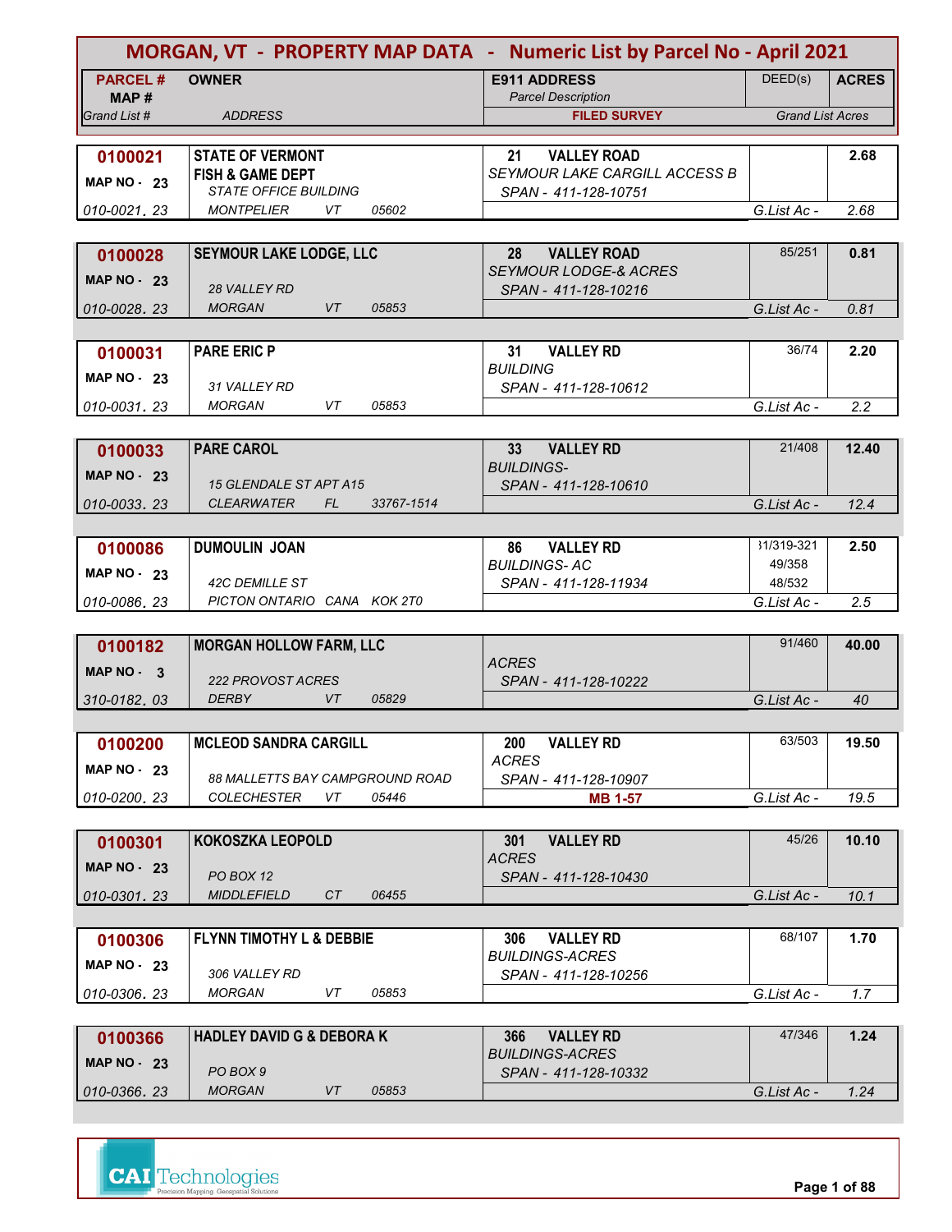# MORGAN, VT - PROPERTY MAP DATA - Numeric List by Parcel No - April 2021

| PARCEL # / MAP # / Grand List # | OWNER / ADDRESS | E911 ADDRESS / Parcel Description / FILED SURVEY | DEED(s) | ACRES / Grand List Acres |
|---|---|---|---|---|
| **0100021** MAP NO - 23 010-0021. 23 | **STATE OF VERMONT** **FISH & GAME DEPT** STATE OFFICE BUILDING MONTPELIER VT 05602 | **21 VALLEY ROAD** SEYMOUR LAKE CARGILL ACCESS B SPAN - 411-128-10751 | | **2.68** G.List Ac - 2.68 |
| **0100028** MAP NO - 23 010-0028. 23 | **SEYMOUR LAKE LODGE, LLC** 28 VALLEY RD MORGAN VT 05853 | **28 VALLEY ROAD** SEYMOUR LODGE-& ACRES SPAN - 411-128-10216 | 85/251 | **0.81** G.List Ac - 0.81 |
| **0100031** MAP NO - 23 010-0031. 23 | **PARE ERIC P** 31 VALLEY RD MORGAN VT 05853 | **31 VALLEY RD** BUILDING SPAN - 411-128-10612 | 36/74 | **2.20** G.List Ac - 2.2 |
| **0100033** MAP NO - 23 010-0033. 23 | **PARE CAROL** 15 GLENDALE ST APT A15 CLEARWATER FL 33767-1514 | **33 VALLEY RD** BUILDINGS- SPAN - 411-128-10610 | 21/408 | **12.40** G.List Ac - 12.4 |
| **0100086** MAP NO - 23 010-0086. 23 | **DUMOULIN JOAN** 42C DEMILLE ST PICTON ONTARIO CANA KOK 2T0 | **86 VALLEY RD** BUILDINGS- AC SPAN - 411-128-11934 | 31/319-321 49/358 48/532 | **2.50** G.List Ac - 2.5 |
| **0100182** MAP NO - 3 310-0182. 03 | **MORGAN HOLLOW FARM, LLC** 222 PROVOST ACRES DERBY VT 05829 | ACRES SPAN - 411-128-10222 | 91/460 | **40.00** G.List Ac - 40 |
| **0100200** MAP NO - 23 010-0200. 23 | **MCLEOD SANDRA CARGILL** 88 MALLETTS BAY CAMPGROUND ROAD COLECHESTER VT 05446 | **200 VALLEY RD** ACRES SPAN - 411-128-10907 **MB 1-57** | 63/503 | **19.50** G.List Ac - 19.5 |
| **0100301** MAP NO - 23 010-0301. 23 | **KOKOSZKA LEOPOLD** PO BOX 12 MIDDLEFIELD CT 06455 | **301 VALLEY RD** ACRES SPAN - 411-128-10430 | 45/26 | **10.10** G.List Ac - 10.1 |
| **0100306** MAP NO - 23 010-0306. 23 | **FLYNN TIMOTHY L & DEBBIE** 306 VALLEY RD MORGAN VT 05853 | **306 VALLEY RD** BUILDINGS-ACRES SPAN - 411-128-10256 | 68/107 | **1.70** G.List Ac - 1.7 |
| **0100366** MAP NO - 23 010-0366. 23 | **HADLEY DAVID G & DEBORA K** PO BOX 9 MORGAN VT 05853 | **366 VALLEY RD** BUILDINGS-ACRES SPAN - 411-128-10332 | 47/346 | **1.24** G.List Ac - 1.24 |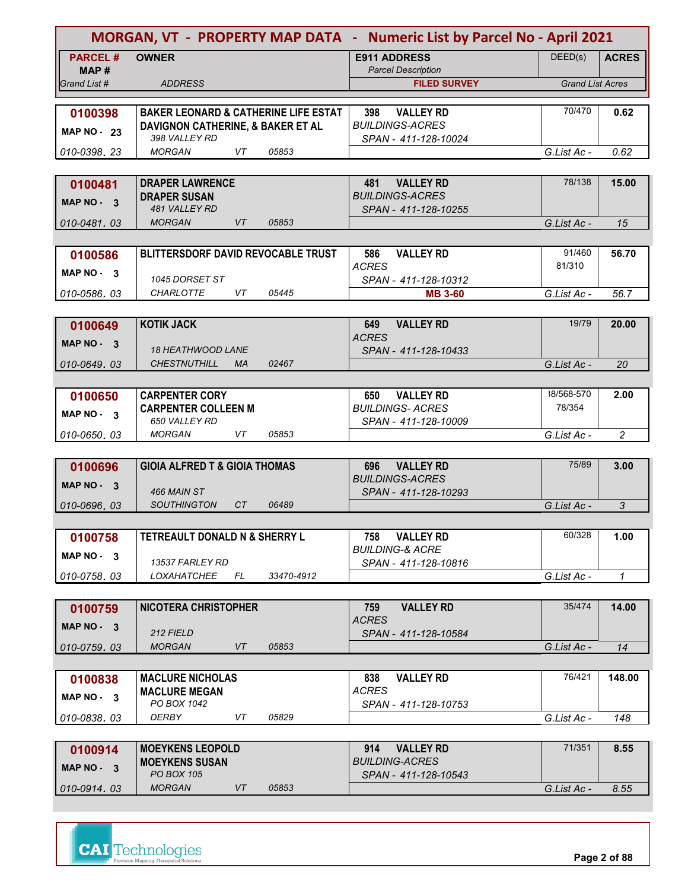# MORGAN, VT - PROPERTY MAP DATA - Numeric List by Parcel No - April 2021

| PARCEL # / MAP # / Grand List # | OWNER / ADDRESS | E911 ADDRESS / Parcel Description / FILED SURVEY | DEED(s) | ACRES / Grand List Acres |
|---|---|---|---|---|
| **0100398** MAP NO - 23 / 010-0398. 23 | **BAKER LEONARD & CATHERINE LIFE ESTAT** / **DAVIGNON CATHERINE, & BAKER ET AL** / 398 VALLEY RD / MORGAN VT 05853 | 398 VALLEY RD / BUILDINGS-ACRES / SPAN - 411-128-10024 | 70/470 | **0.62** / G.List Ac - 0.62 |
| **0100481** MAP NO - 3 / 010-0481. 03 | **DRAPER LAWRENCE** / **DRAPER SUSAN** / 481 VALLEY RD / MORGAN VT 05853 | 481 VALLEY RD / BUILDINGS-ACRES / SPAN - 411-128-10255 | 78/138 | **15.00** / G.List Ac - 15 |
| **0100586** MAP NO - 3 / 010-0586. 03 | **BLITTERSDORF DAVID REVOCABLE TRUST** / 1045 DORSET ST / CHARLOTTE VT 05445 | 586 VALLEY RD / ACRES / SPAN - 411-128-10312 / **MB 3-60** | 91/460 81/310 | **56.70** / G.List Ac - 56.7 |
| **0100649** MAP NO - 3 / 010-0649. 03 | **KOTIK JACK** / 18 HEATHWOOD LANE / CHESTNUTHILL MA 02467 | 649 VALLEY RD / ACRES / SPAN - 411-128-10433 | 19/79 | **20.00** / G.List Ac - 20 |
| **0100650** MAP NO - 3 / 010-0650. 03 | **CARPENTER CORY** / **CARPENTER COLLEEN M** / 650 VALLEY RD / MORGAN VT 05853 | 650 VALLEY RD / BUILDINGS- ACRES / SPAN - 411-128-10009 | 38/568-570 78/354 | **2.00** / G.List Ac - 2 |
| **0100696** MAP NO - 3 / 010-0696. 03 | **GIOIA ALFRED T & GIOIA THOMAS** / 466 MAIN ST / SOUTHINGTON CT 06489 | 696 VALLEY RD / BUILDINGS-ACRES / SPAN - 411-128-10293 | 75/89 | **3.00** / G.List Ac - 3 |
| **0100758** MAP NO - 3 / 010-0758. 03 | **TETREAULT DONALD N & SHERRY L** / 13537 FARLEY RD / LOXAHATCHEE FL 33470-4912 | 758 VALLEY RD / BUILDING-& ACRE / SPAN - 411-128-10816 | 60/328 | **1.00** / G.List Ac - 1 |
| **0100759** MAP NO - 3 / 010-0759. 03 | **NICOTERA CHRISTOPHER** / 212 FIELD / MORGAN VT 05853 | 759 VALLEY RD / ACRES / SPAN - 411-128-10584 | 35/474 | **14.00** / G.List Ac - 14 |
| **0100838** MAP NO - 3 / 010-0838. 03 | **MACLURE NICHOLAS** / **MACLURE MEGAN** / PO BOX 1042 / DERBY VT 05829 | 838 VALLEY RD / ACRES / SPAN - 411-128-10753 | 76/421 | **148.00** / G.List Ac - 148 |
| **0100914** MAP NO - 3 / 010-0914. 03 | **MOEYKENS LEOPOLD** / **MOEYKENS SUSAN** / PO BOX 105 / MORGAN VT 05853 | 914 VALLEY RD / BUILDING-ACRES / SPAN - 411-128-10543 | 71/351 | **8.55** / G.List Ac - 8.55 |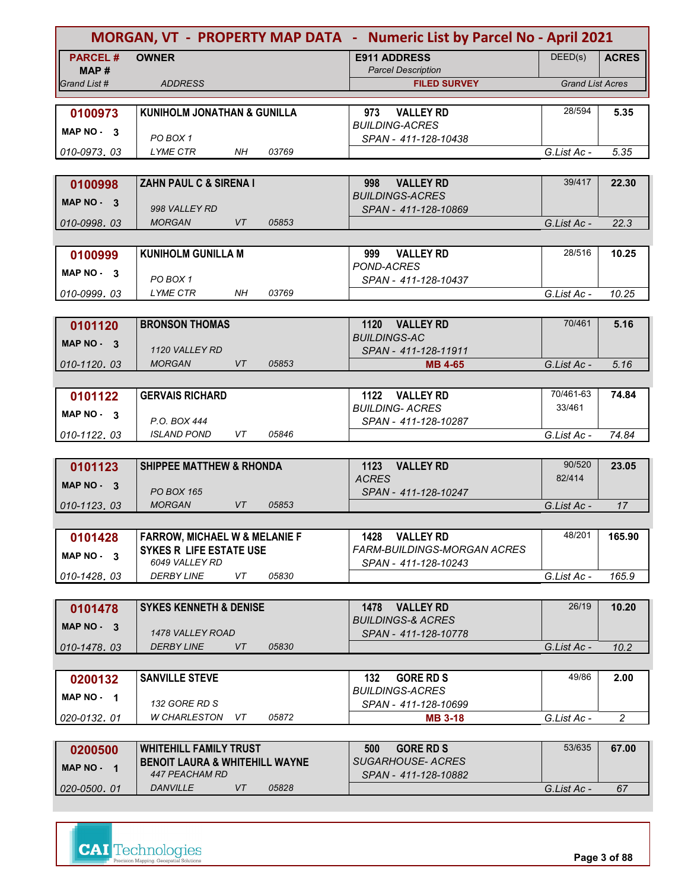# MORGAN, VT - PROPERTY MAP DATA - Numeric List by Parcel No - April 2021

| PARCEL # / MAP # / Grand List # | OWNER / ADDRESS | E911 ADDRESS / Parcel Description / FILED SURVEY | DEED(s) | ACRES / Grand List Acres |
|---|---|---|---|---|
| **0100973** / MAP NO - 3 / 010-0973. 03 | **KUNIHOLM JONATHAN & GUNILLA** / PO BOX 1 / LYME CTR NH 03769 | **973 VALLEY RD** / *BUILDING-ACRES* / SPAN - 411-128-10438 | 28/594 | **5.35** / G.List Ac - 5.35 |
| **0100998** / MAP NO - 3 / 010-0998. 03 | **ZAHN PAUL C & SIRENA I** / 998 VALLEY RD / MORGAN VT 05853 | **998 VALLEY RD** / *BUILDINGS-ACRES* / SPAN - 411-128-10869 | 39/417 | **22.30** / G.List Ac - 22.3 |
| **0100999** / MAP NO - 3 / 010-0999. 03 | **KUNIHOLM GUNILLA M** / PO BOX 1 / LYME CTR NH 03769 | **999 VALLEY RD** / *POND-ACRES* / SPAN - 411-128-10437 | 28/516 | **10.25** / G.List Ac - 10.25 |
| **0101120** / MAP NO - 3 / 010-1120. 03 | **BRONSON THOMAS** / 1120 VALLEY RD / MORGAN VT 05853 | **1120 VALLEY RD** / *BUILDINGS-AC* / SPAN - 411-128-11911 / **MB 4-65** | 70/461 | **5.16** / G.List Ac - 5.16 |
| **0101122** / MAP NO - 3 / 010-1122. 03 | **GERVAIS RICHARD** / P.O. BOX 444 / ISLAND POND VT 05846 | **1122 VALLEY RD** / *BUILDING- ACRES* / SPAN - 411-128-10287 | 70/461-63 33/461 | **74.84** / G.List Ac - 74.84 |
| **0101123** / MAP NO - 3 / 010-1123. 03 | **SHIPPEE MATTHEW & RHONDA** / PO BOX 165 / MORGAN VT 05853 | **1123 VALLEY RD** / *ACRES* / SPAN - 411-128-10247 | 90/520 82/414 | **23.05** / G.List Ac - 17 |
| **0101428** / MAP NO - 3 / 010-1428. 03 | **FARROW, MICHAEL W & MELANIE F** / **SYKES R LIFE ESTATE USE** / 6049 VALLEY RD / DERBY LINE VT 05830 | **1428 VALLEY RD** / *FARM-BUILDINGS-MORGAN ACRES* / SPAN - 411-128-10243 | 48/201 | **165.90** / G.List Ac - 165.9 |
| **0101478** / MAP NO - 3 / 010-1478. 03 | **SYKES KENNETH & DENISE** / 1478 VALLEY ROAD / DERBY LINE VT 05830 | **1478 VALLEY RD** / *BUILDINGS-& ACRES* / SPAN - 411-128-10778 | 26/19 | **10.20** / G.List Ac - 10.2 |
| **0200132** / MAP NO - 1 / 020-0132. 01 | **SANVILLE STEVE** / 132 GORE RD S / W CHARLESTON VT 05872 | **132 GORE RD S** / *BUILDINGS-ACRES* / SPAN - 411-128-10699 / **MB 3-18** | 49/86 | **2.00** / G.List Ac - 2 |
| **0200500** / MAP NO - 1 / 020-0500. 01 | **WHITEHILL FAMILY TRUST** / **BENOIT LAURA & WHITEHILL WAYNE** / 447 PEACHAM RD / DANVILLE VT 05828 | **500 GORE RD S** / *SUGARHOUSE- ACRES* / SPAN - 411-128-10882 | 53/635 | **67.00** / G.List Ac - 67 |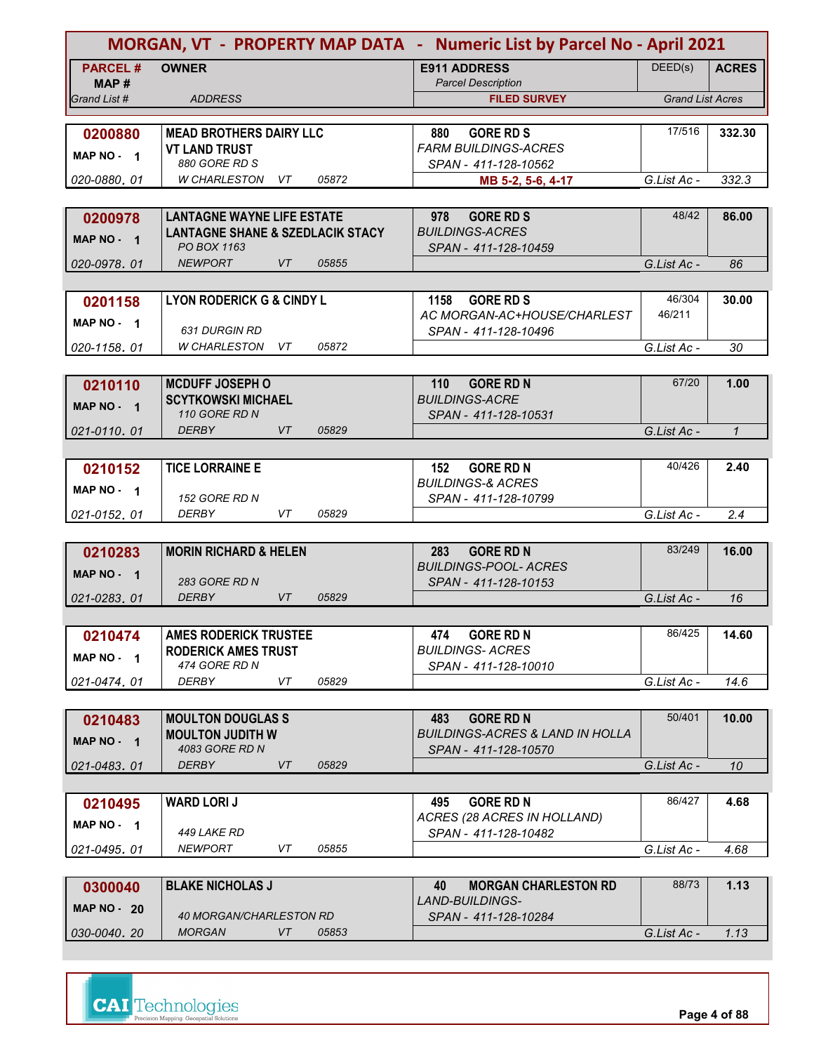# MORGAN, VT - PROPERTY MAP DATA - Numeric List by Parcel No - April 2021

| PARCEL # / MAP # / Grand List # | OWNER / ADDRESS | E911 ADDRESS / Parcel Description / FILED SURVEY | DEED(s) | ACRES / Grand List Acres |
|---|---|---|---|---|
| **0200880** MAP NO - 1 020-0880. 01 | **MEAD BROTHERS DAIRY LLC** **VT LAND TRUST** 880 GORE RD S W CHARLESTON VT 05872 | **880 GORE RD S** *FARM BUILDINGS-ACRES* SPAN - 411-128-10562 **MB 5-2, 5-6, 4-17** | 17/516 | **332.30** G.List Ac - 332.3 |
| **0200978** MAP NO - 1 020-0978. 01 | **LANTAGNE WAYNE LIFE ESTATE** **LANTAGNE SHANE & SZEDLACIK STACY** PO BOX 1163 NEWPORT VT 05855 | **978 GORE RD S** *BUILDINGS-ACRES* SPAN - 411-128-10459 | 48/42 | **86.00** G.List Ac - 86 |
| **0201158** MAP NO - 1 020-1158. 01 | **LYON RODERICK G & CINDY L** 631 DURGIN RD W CHARLESTON VT 05872 | **1158 GORE RD S** *AC MORGAN-AC+HOUSE/CHARLEST* SPAN - 411-128-10496 | 46/304 46/211 | **30.00** G.List Ac - 30 |
| **0210110** MAP NO - 1 021-0110. 01 | **MCDUFF JOSEPH O** **SCYTKOWSKI MICHAEL** 110 GORE RD N DERBY VT 05829 | **110 GORE RD N** *BUILDINGS-ACRE* SPAN - 411-128-10531 | 67/20 | **1.00** G.List Ac - 1 |
| **0210152** MAP NO - 1 021-0152. 01 | **TICE LORRAINE E** 152 GORE RD N DERBY VT 05829 | **152 GORE RD N** *BUILDINGS-& ACRES* SPAN - 411-128-10799 | 40/426 | **2.40** G.List Ac - 2.4 |
| **0210283** MAP NO - 1 021-0283. 01 | **MORIN RICHARD & HELEN** 283 GORE RD N DERBY VT 05829 | **283 GORE RD N** *BUILDINGS-POOL- ACRES* SPAN - 411-128-10153 | 83/249 | **16.00** G.List Ac - 16 |
| **0210474** MAP NO - 1 021-0474. 01 | **AMES RODERICK TRUSTEE** **RODERICK AMES TRUST** 474 GORE RD N DERBY VT 05829 | **474 GORE RD N** *BUILDINGS- ACRES* SPAN - 411-128-10010 | 86/425 | **14.60** G.List Ac - 14.6 |
| **0210483** MAP NO - 1 021-0483. 01 | **MOULTON DOUGLAS S** **MOULTON JUDITH W** 4083 GORE RD N DERBY VT 05829 | **483 GORE RD N** *BUILDINGS-ACRES & LAND IN HOLLA* SPAN - 411-128-10570 | 50/401 | **10.00** G.List Ac - 10 |
| **0210495** MAP NO - 1 021-0495. 01 | **WARD LORI J** 449 LAKE RD NEWPORT VT 05855 | **495 GORE RD N** *ACRES (28 ACRES IN HOLLAND)* SPAN - 411-128-10482 | 86/427 | **4.68** G.List Ac - 4.68 |
| **0300040** MAP NO - 20 030-0040. 20 | **BLAKE NICHOLAS J** 40 MORGAN/CHARLESTON RD MORGAN VT 05853 | **40 MORGAN CHARLESTON RD** *LAND-BUILDINGS-* SPAN - 411-128-10284 | 88/73 | **1.13** G.List Ac - 1.13 |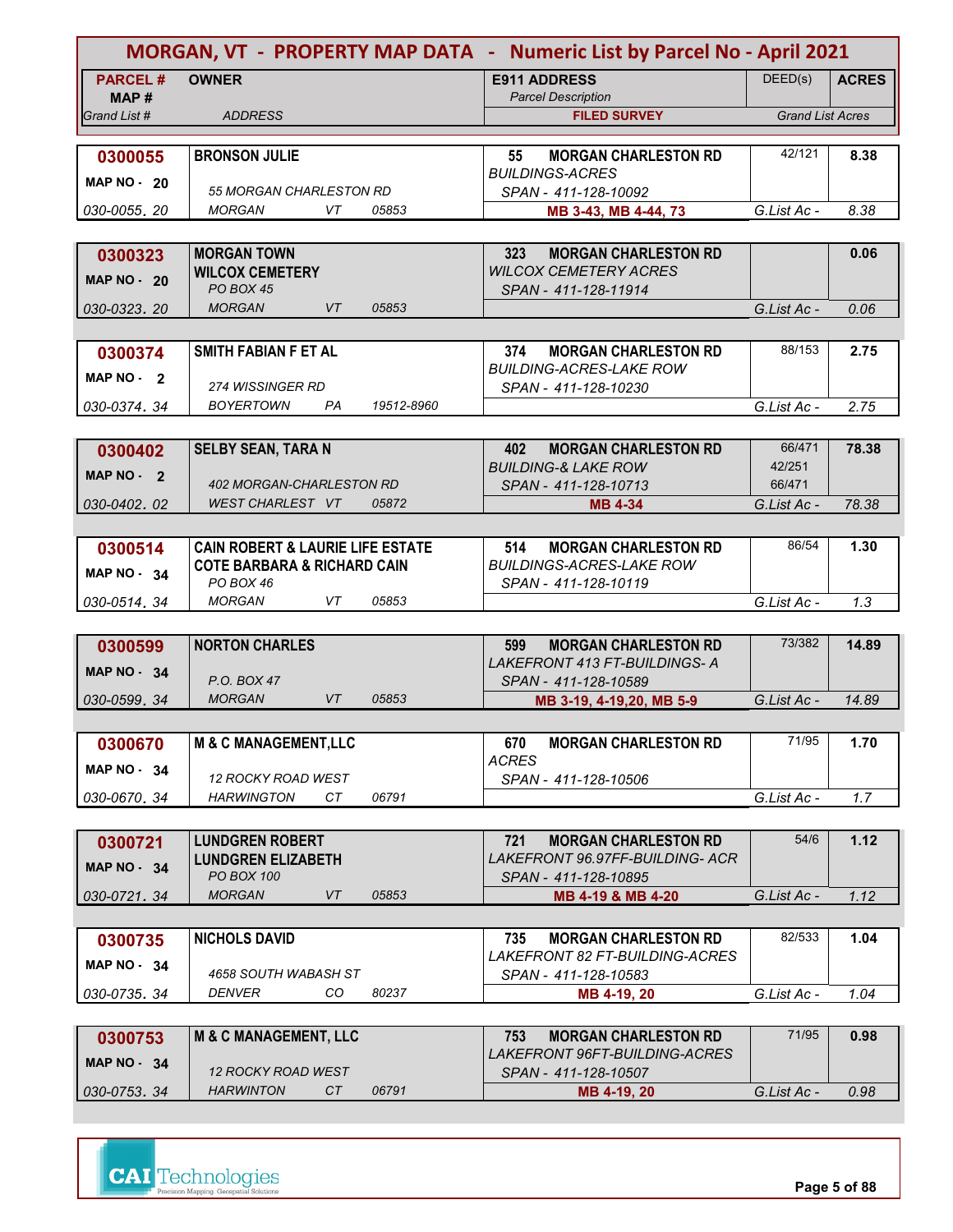# MORGAN, VT - PROPERTY MAP DATA - Numeric List by Parcel No - April 2021

| PARCEL # / MAP # / Grand List # | OWNER / ADDRESS | E911 ADDRESS / Parcel Description / FILED SURVEY | DEED(s) | ACRES / Grand List Acres |
|---|---|---|---|---|
| **0300055** MAP NO - 20 030-0055. 20 | **BRONSON JULIE** 55 MORGAN CHARLESTON RD MORGAN VT 05853 | **55 MORGAN CHARLESTON RD** BUILDINGS-ACRES SPAN - 411-128-10092 **MB 3-43, MB 4-44, 73** | 42/121 | **8.38** G.List Ac - 8.38 |
| **0300323** MAP NO - 20 030-0323. 20 | **MORGAN TOWN WILCOX CEMETERY** PO BOX 45 MORGAN VT 05853 | **323 MORGAN CHARLESTON RD** WILCOX CEMETERY ACRES SPAN - 411-128-11914 | | **0.06** G.List Ac - 0.06 |
| **0300374** MAP NO - 2 030-0374. 34 | **SMITH FABIAN F ET AL** 274 WISSINGER RD BOYERTOWN PA 19512-8960 | **374 MORGAN CHARLESTON RD** BUILDING-ACRES-LAKE ROW SPAN - 411-128-10230 | 88/153 | **2.75** G.List Ac - 2.75 |
| **0300402** MAP NO - 2 030-0402. 02 | **SELBY SEAN, TARA N** 402 MORGAN-CHARLESTON RD WEST CHARLEST VT 05872 | **402 MORGAN CHARLESTON RD** BUILDING-& LAKE ROW SPAN - 411-128-10713 **MB 4-34** | 66/471 42/251 66/471 | **78.38** G.List Ac - 78.38 |
| **0300514** MAP NO - 34 030-0514. 34 | **CAIN ROBERT & LAURIE LIFE ESTATE COTE BARBARA & RICHARD CAIN** PO BOX 46 MORGAN VT 05853 | **514 MORGAN CHARLESTON RD** BUILDINGS-ACRES-LAKE ROW SPAN - 411-128-10119 | 86/54 | **1.30** G.List Ac - 1.3 |
| **0300599** MAP NO - 34 030-0599. 34 | **NORTON CHARLES** P.O. BOX 47 MORGAN VT 05853 | **599 MORGAN CHARLESTON RD** LAKEFRONT 413 FT-BUILDINGS- A SPAN - 411-128-10589 **MB 3-19, 4-19,20, MB 5-9** | 73/382 | **14.89** G.List Ac - 14.89 |
| **0300670** MAP NO - 34 030-0670. 34 | **M & C MANAGEMENT,LLC** 12 ROCKY ROAD WEST HARWINGTON CT 06791 | **670 MORGAN CHARLESTON RD** ACRES SPAN - 411-128-10506 | 71/95 | **1.70** G.List Ac - 1.7 |
| **0300721** MAP NO - 34 030-0721. 34 | **LUNDGREN ROBERT LUNDGREN ELIZABETH** PO BOX 100 MORGAN VT 05853 | **721 MORGAN CHARLESTON RD** LAKEFRONT 96.97FF-BUILDING- ACR SPAN - 411-128-10895 **MB 4-19 & MB 4-20** | 54/6 | **1.12** G.List Ac - 1.12 |
| **0300735** MAP NO - 34 030-0735. 34 | **NICHOLS DAVID** 4658 SOUTH WABASH ST DENVER CO 80237 | **735 MORGAN CHARLESTON RD** LAKEFRONT 82 FT-BUILDING-ACRES SPAN - 411-128-10583 **MB 4-19, 20** | 82/533 | **1.04** G.List Ac - 1.04 |
| **0300753** MAP NO - 34 030-0753. 34 | **M & C MANAGEMENT, LLC** 12 ROCKY ROAD WEST HARWINTON CT 06791 | **753 MORGAN CHARLESTON RD** LAKEFRONT 96FT-BUILDING-ACRES SPAN - 411-128-10507 **MB 4-19, 20** | 71/95 | **0.98** G.List Ac - 0.98 |

CAI Technologies — Precision Mapping. Geospatial Solutions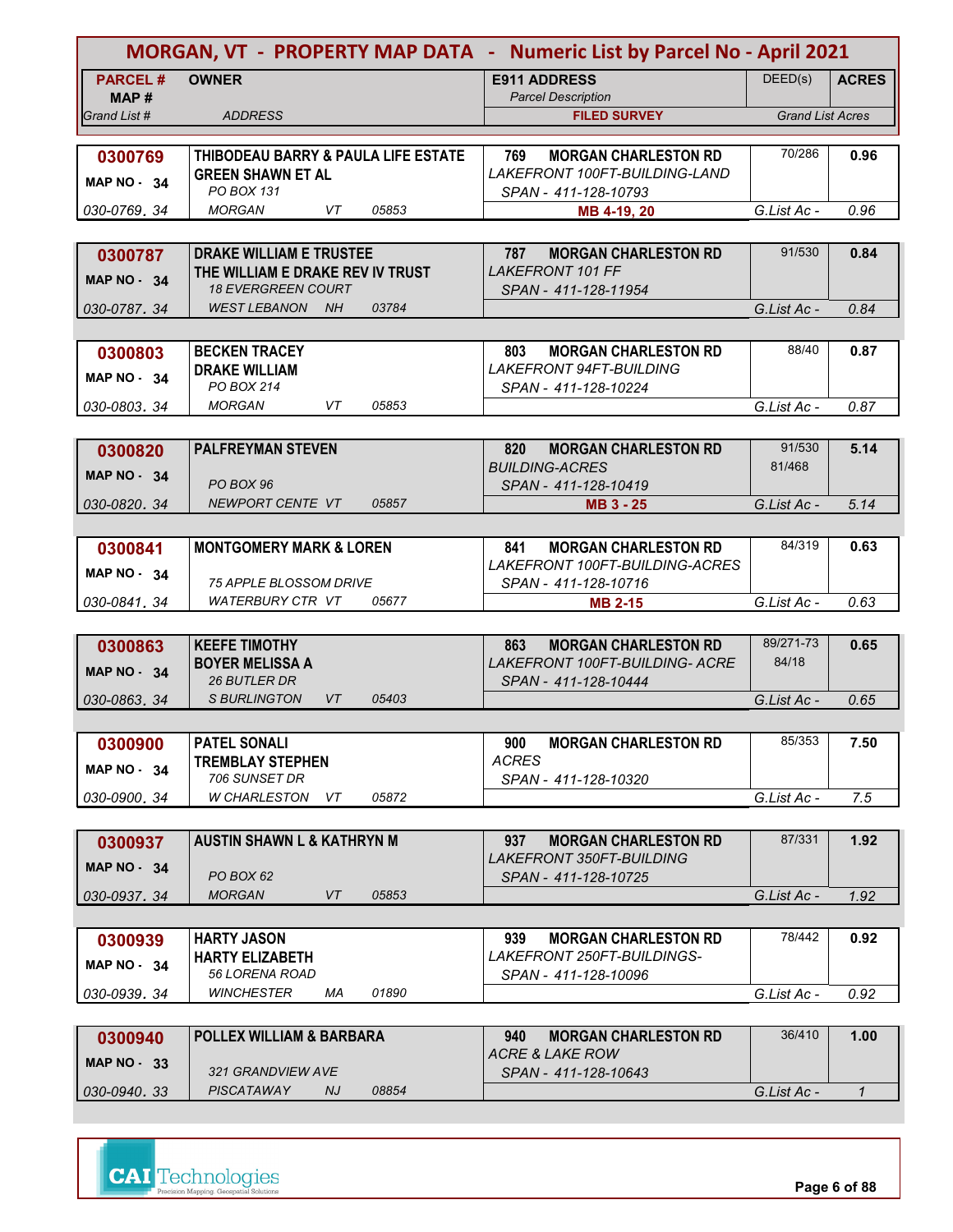# MORGAN, VT - PROPERTY MAP DATA - Numeric List by Parcel No - April 2021

| PARCEL # / MAP # / Grand List # | OWNER / ADDRESS | E911 ADDRESS / Parcel Description / FILED SURVEY | DEED(s) | ACRES / Grand List Acres |
|---|---|---|---|---|
| **0300769** MAP NO - 34 030-0769. 34 | **THIBODEAU BARRY & PAULA LIFE ESTATE** **GREEN SHAWN ET AL** PO BOX 131 MORGAN VT 05853 | 769 MORGAN CHARLESTON RD *LAKEFRONT 100FT-BUILDING-LAND* SPAN - 411-128-10793 **MB 4-19, 20** | 70/286 | **0.96** G.List Ac - 0.96 |
| **0300787** MAP NO - 34 030-0787. 34 | **DRAKE WILLIAM E TRUSTEE** **THE WILLIAM E DRAKE REV IV TRUST** 18 EVERGREEN COURT WEST LEBANON NH 03784 | 787 MORGAN CHARLESTON RD *LAKEFRONT 101 FF* SPAN - 411-128-11954 | 91/530 | **0.84** G.List Ac - 0.84 |
| **0300803** MAP NO - 34 030-0803. 34 | **BECKEN TRACEY** **DRAKE WILLIAM** PO BOX 214 MORGAN VT 05853 | 803 MORGAN CHARLESTON RD *LAKEFRONT 94FT-BUILDING* SPAN - 411-128-10224 | 88/40 | **0.87** G.List Ac - 0.87 |
| **0300820** MAP NO - 34 030-0820. 34 | **PALFREYMAN STEVEN** PO BOX 96 NEWPORT CENTE VT 05857 | 820 MORGAN CHARLESTON RD *BUILDING-ACRES* SPAN - 411-128-10419 **MB 3 - 25** | 91/530 81/468 | **5.14** G.List Ac - 5.14 |
| **0300841** MAP NO - 34 030-0841. 34 | **MONTGOMERY MARK & LOREN** 75 APPLE BLOSSOM DRIVE WATERBURY CTR VT 05677 | 841 MORGAN CHARLESTON RD *LAKEFRONT 100FT-BUILDING-ACRES* SPAN - 411-128-10716 **MB 2-15** | 84/319 | **0.63** G.List Ac - 0.63 |
| **0300863** MAP NO - 34 030-0863. 34 | **KEEFE TIMOTHY** **BOYER MELISSA A** 26 BUTLER DR S BURLINGTON VT 05403 | 863 MORGAN CHARLESTON RD *LAKEFRONT 100FT-BUILDING- ACRE* SPAN - 411-128-10444 | 89/271-73 84/18 | **0.65** G.List Ac - 0.65 |
| **0300900** MAP NO - 34 030-0900. 34 | **PATEL SONALI** **TREMBLAY STEPHEN** 706 SUNSET DR W CHARLESTON VT 05872 | 900 MORGAN CHARLESTON RD *ACRES* SPAN - 411-128-10320 | 85/353 | **7.50** G.List Ac - 7.5 |
| **0300937** MAP NO - 34 030-0937. 34 | **AUSTIN SHAWN L & KATHRYN M** PO BOX 62 MORGAN VT 05853 | 937 MORGAN CHARLESTON RD *LAKEFRONT 350FT-BUILDING* SPAN - 411-128-10725 | 87/331 | **1.92** G.List Ac - 1.92 |
| **0300939** MAP NO - 34 030-0939. 34 | **HARTY JASON** **HARTY ELIZABETH** 56 LORENA ROAD WINCHESTER MA 01890 | 939 MORGAN CHARLESTON RD *LAKEFRONT 250FT-BUILDINGS-* SPAN - 411-128-10096 | 78/442 | **0.92** G.List Ac - 0.92 |
| **0300940** MAP NO - 33 030-0940. 33 | **POLLEX WILLIAM & BARBARA** 321 GRANDVIEW AVE PISCATAWAY NJ 08854 | 940 MORGAN CHARLESTON RD *ACRE & LAKE ROW* SPAN - 411-128-10643 | 36/410 | **1.00** G.List Ac - 1 |

CAI Technologies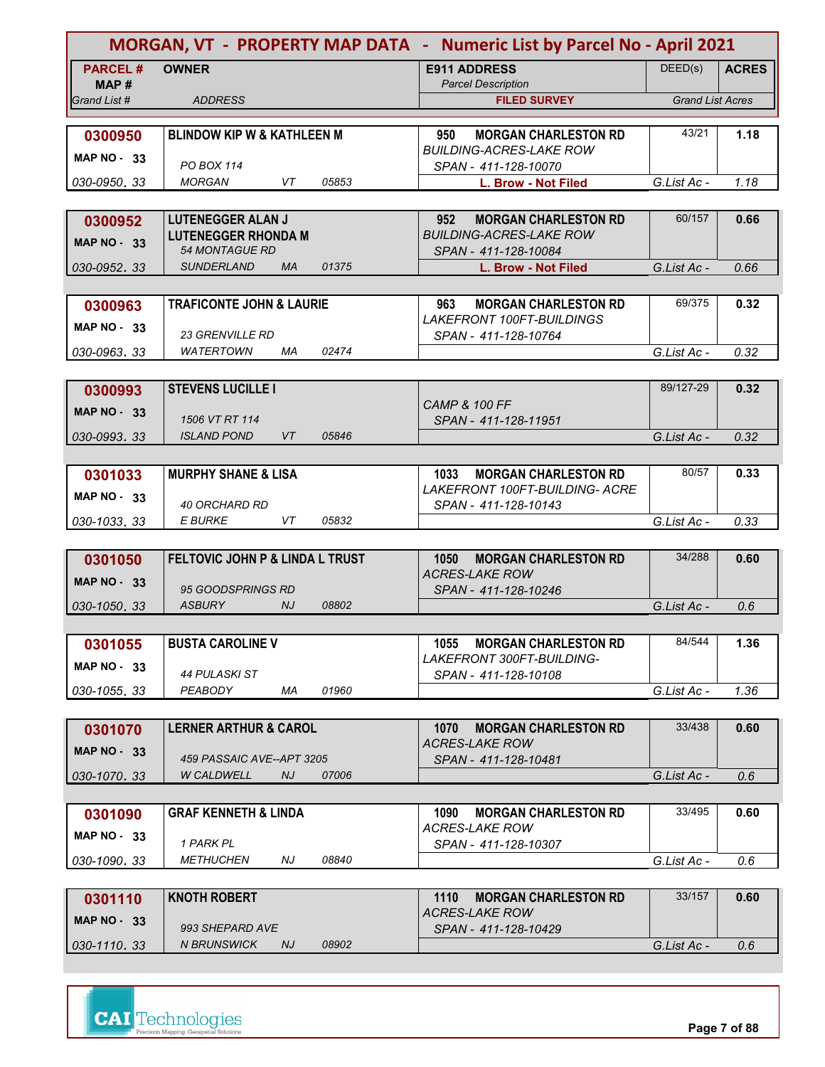# MORGAN, VT - PROPERTY MAP DATA - Numeric List by Parcel No - April 2021

| PARCEL # / MAP # / Grand List # | OWNER / ADDRESS | E911 ADDRESS / Parcel Description / FILED SURVEY | DEED(s) | ACRES / Grand List Acres |
|---|---|---|---|---|
| 0300950 / MAP NO - 33 / 030-0950. 33 | BLINDOW KIP W & KATHLEEN M / PO BOX 114 / MORGAN VT 05853 | 950 MORGAN CHARLESTON RD / BUILDING-ACRES-LAKE ROW / SPAN - 411-128-10070 / L. Brow - Not Filed | 43/21 | 1.18 / G.List Ac - 1.18 |
| 0300952 / MAP NO - 33 / 030-0952. 33 | LUTENEGGER ALAN J / LUTENEGGER RHONDA M / 54 MONTAGUE RD / SUNDERLAND MA 01375 | 952 MORGAN CHARLESTON RD / BUILDING-ACRES-LAKE ROW / SPAN - 411-128-10084 / L. Brow - Not Filed | 60/157 | 0.66 / G.List Ac - 0.66 |
| 0300963 / MAP NO - 33 / 030-0963. 33 | TRAFICONTE JOHN & LAURIE / 23 GRENVILLE RD / WATERTOWN MA 02474 | 963 MORGAN CHARLESTON RD / LAKEFRONT 100FT-BUILDINGS / SPAN - 411-128-10764 | 69/375 | 0.32 / G.List Ac - 0.32 |
| 0300993 / MAP NO - 33 / 030-0993. 33 | STEVENS LUCILLE I / 1506 VT RT 114 / ISLAND POND VT 05846 | CAMP & 100 FF / SPAN - 411-128-11951 | 89/127-29 | 0.32 / G.List Ac - 0.32 |
| 0301033 / MAP NO - 33 / 030-1033. 33 | MURPHY SHANE & LISA / 40 ORCHARD RD / E BURKE VT 05832 | 1033 MORGAN CHARLESTON RD / LAKEFRONT 100FT-BUILDING- ACRE / SPAN - 411-128-10143 | 80/57 | 0.33 / G.List Ac - 0.33 |
| 0301050 / MAP NO - 33 / 030-1050. 33 | FELTOVIC JOHN P & LINDA L TRUST / 95 GOODSPRINGS RD / ASBURY NJ 08802 | 1050 MORGAN CHARLESTON RD / ACRES-LAKE ROW / SPAN - 411-128-10246 | 34/288 | 0.60 / G.List Ac - 0.6 |
| 0301055 / MAP NO - 33 / 030-1055. 33 | BUSTA CAROLINE V / 44 PULASKI ST / PEABODY MA 01960 | 1055 MORGAN CHARLESTON RD / LAKEFRONT 300FT-BUILDING- / SPAN - 411-128-10108 | 84/544 | 1.36 / G.List Ac - 1.36 |
| 0301070 / MAP NO - 33 / 030-1070. 33 | LERNER ARTHUR & CAROL / 459 PASSAIC AVE--APT 3205 / W CALDWELL NJ 07006 | 1070 MORGAN CHARLESTON RD / ACRES-LAKE ROW / SPAN - 411-128-10481 | 33/438 | 0.60 / G.List Ac - 0.6 |
| 0301090 / MAP NO - 33 / 030-1090. 33 | GRAF KENNETH & LINDA / 1 PARK PL / METHUCHEN NJ 08840 | 1090 MORGAN CHARLESTON RD / ACRES-LAKE ROW / SPAN - 411-128-10307 | 33/495 | 0.60 / G.List Ac - 0.6 |
| 0301110 / MAP NO - 33 / 030-1110. 33 | KNOTH ROBERT / 993 SHEPARD AVE / N BRUNSWICK NJ 08902 | 1110 MORGAN CHARLESTON RD / ACRES-LAKE ROW / SPAN - 411-128-10429 | 33/157 | 0.60 / G.List Ac - 0.6 |

CAI Technologies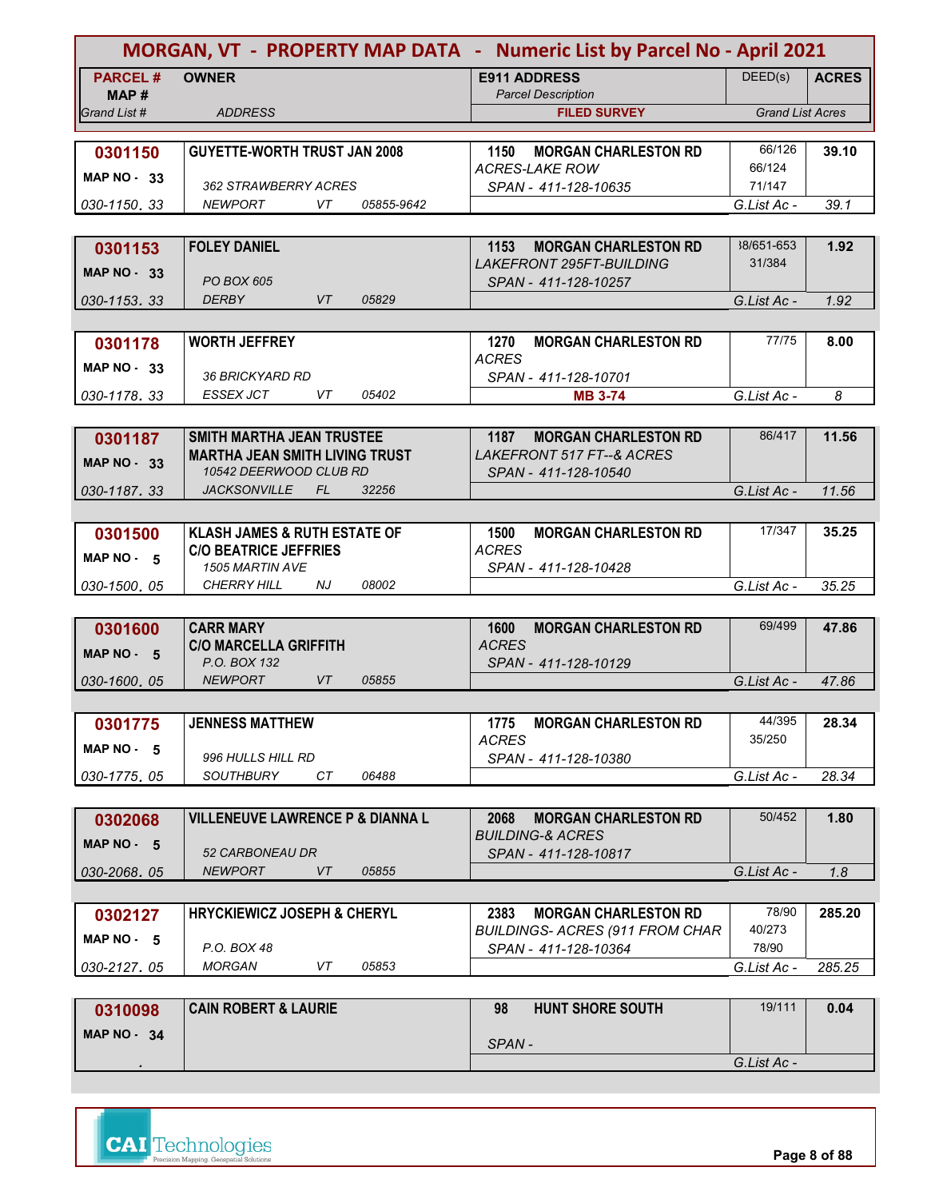# MORGAN, VT - PROPERTY MAP DATA - Numeric List by Parcel No - April 2021

| PARCEL # / MAP # / Grand List # | OWNER / ADDRESS | E911 ADDRESS / Parcel Description / FILED SURVEY | DEED(s) | ACRES / Grand List Acres |
|---|---|---|---|---|
| **0301150** MAP NO - 33 030-1150. 33 | **GUYETTE-WORTH TRUST JAN 2008** 362 STRAWBERRY ACRES NEWPORT VT 05855-9642 | **1150 MORGAN CHARLESTON RD** ACRES-LAKE ROW SPAN - 411-128-10635 | 66/126 66/124 71/147 | **39.10** G.List Ac - 39.1 |
| **0301153** MAP NO - 33 030-1153. 33 | **FOLEY DANIEL** PO BOX 605 DERBY VT 05829 | **1153 MORGAN CHARLESTON RD** LAKEFRONT 295FT-BUILDING SPAN - 411-128-10257 | 38/651-653 31/384 | **1.92** G.List Ac - 1.92 |
| **0301178** MAP NO - 33 030-1178. 33 | **WORTH JEFFREY** 36 BRICKYARD RD ESSEX JCT VT 05402 | **1270 MORGAN CHARLESTON RD** ACRES SPAN - 411-128-10701 MB 3-74 | 77/75 | **8.00** G.List Ac - 8 |
| **0301187** MAP NO - 33 030-1187. 33 | **SMITH MARTHA JEAN TRUSTEE** **MARTHA JEAN SMITH LIVING TRUST** 10542 DEERWOOD CLUB RD JACKSONVILLE FL 32256 | **1187 MORGAN CHARLESTON RD** LAKEFRONT 517 FT--& ACRES SPAN - 411-128-10540 | 86/417 | **11.56** G.List Ac - 11.56 |
| **0301500** MAP NO - 5 030-1500. 05 | **KLASH JAMES & RUTH ESTATE OF** **C/O BEATRICE JEFFRIES** 1505 MARTIN AVE CHERRY HILL NJ 08002 | **1500 MORGAN CHARLESTON RD** ACRES SPAN - 411-128-10428 | 17/347 | **35.25** G.List Ac - 35.25 |
| **0301600** MAP NO - 5 030-1600. 05 | **CARR MARY** **C/O MARCELLA GRIFFITH** P.O. BOX 132 NEWPORT VT 05855 | **1600 MORGAN CHARLESTON RD** ACRES SPAN - 411-128-10129 | 69/499 | **47.86** G.List Ac - 47.86 |
| **0301775** MAP NO - 5 030-1775. 05 | **JENNESS MATTHEW** 996 HULLS HILL RD SOUTHBURY CT 06488 | **1775 MORGAN CHARLESTON RD** ACRES SPAN - 411-128-10380 | 44/395 35/250 | **28.34** G.List Ac - 28.34 |
| **0302068** MAP NO - 5 030-2068. 05 | **VILLENEUVE LAWRENCE P & DIANNA L** 52 CARBONEAU DR NEWPORT VT 05855 | **2068 MORGAN CHARLESTON RD** BUILDING-& ACRES SPAN - 411-128-10817 | 50/452 | **1.80** G.List Ac - 1.8 |
| **0302127** MAP NO - 5 030-2127. 05 | **HRYCKIEWICZ JOSEPH & CHERYL** P.O. BOX 48 MORGAN VT 05853 | **2383 MORGAN CHARLESTON RD** BUILDINGS- ACRES (911 FROM CHAR SPAN - 411-128-10364 | 78/90 40/273 78/90 | **285.20** G.List Ac - 285.25 |
| **0310098** MAP NO - 34 . | **CAIN ROBERT & LAURIE** | **98 HUNT SHORE SOUTH** SPAN - | 19/111 | **0.04** G.List Ac - |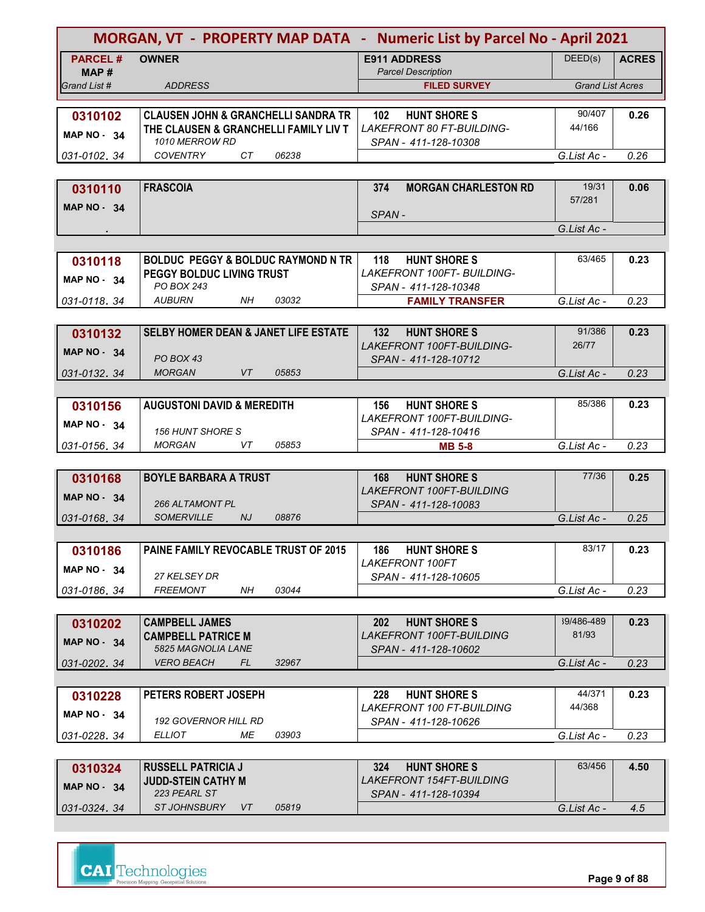# MORGAN, VT - PROPERTY MAP DATA - Numeric List by Parcel No - April 2021

| PARCEL # / MAP # / Grand List # | OWNER / ADDRESS | E911 ADDRESS / Parcel Description / FILED SURVEY | DEED(s) | ACRES / Grand List Acres |
|---|---|---|---|---|
| **0310102** / MAP NO - 34 / 031-0102. 34 | **CLAUSEN JOHN & GRANCHELLI SANDRA TR** / **THE CLAUSEN & GRANCHELLI FAMILY LIV T** / 1010 MERROW RD / COVENTRY CT 06238 | **102 HUNT SHORE S** / LAKEFRONT 80 FT-BUILDING- / SPAN - 411-128-10308 | 90/407, 44/166 | **0.26** / G.List Ac - 0.26 |
| **0310110** / MAP NO - 34 / . | **FRASCOIA** | **374 MORGAN CHARLESTON RD** / SPAN - | 19/31, 57/281 | **0.06** / G.List Ac - |
| **0310118** / MAP NO - 34 / 031-0118. 34 | **BOLDUC PEGGY & BOLDUC RAYMOND N TR** / **PEGGY BOLDUC LIVING TRUST** / PO BOX 243 / AUBURN NH 03032 | **118 HUNT SHORE S** / LAKEFRONT 100FT- BUILDING- / SPAN - 411-128-10348 / **FAMILY TRANSFER** | 63/465 | **0.23** / G.List Ac - 0.23 |
| **0310132** / MAP NO - 34 / 031-0132. 34 | **SELBY HOMER DEAN & JANET LIFE ESTATE** / PO BOX 43 / MORGAN VT 05853 | **132 HUNT SHORE S** / LAKEFRONT 100FT-BUILDING- / SPAN - 411-128-10712 | 91/386, 26/77 | **0.23** / G.List Ac - 0.23 |
| **0310156** / MAP NO - 34 / 031-0156. 34 | **AUGUSTONI DAVID & MEREDITH** / 156 HUNT SHORE S / MORGAN VT 05853 | **156 HUNT SHORE S** / LAKEFRONT 100FT-BUILDING- / SPAN - 411-128-10416 / **MB 5-8** | 85/386 | **0.23** / G.List Ac - 0.23 |
| **0310168** / MAP NO - 34 / 031-0168. 34 | **BOYLE BARBARA A TRUST** / 266 ALTAMONT PL / SOMERVILLE NJ 08876 | **168 HUNT SHORE S** / LAKEFRONT 100FT-BUILDING / SPAN - 411-128-10083 | 77/36 | **0.25** / G.List Ac - 0.25 |
| **0310186** / MAP NO - 34 / 031-0186. 34 | **PAINE FAMILY REVOCABLE TRUST OF 2015** / 27 KELSEY DR / FREEMONT NH 03044 | **186 HUNT SHORE S** / LAKEFRONT 100FT / SPAN - 411-128-10605 | 83/17 | **0.23** / G.List Ac - 0.23 |
| **0310202** / MAP NO - 34 / 031-0202. 34 | **CAMPBELL JAMES** / **CAMPBELL PATRICE M** / 5825 MAGNOLIA LANE / VERO BEACH FL 32967 | **202 HUNT SHORE S** / LAKEFRONT 100FT-BUILDING / SPAN - 411-128-10602 | 39/486-489, 81/93 | **0.23** / G.List Ac - 0.23 |
| **0310228** / MAP NO - 34 / 031-0228. 34 | **PETERS ROBERT JOSEPH** / 192 GOVERNOR HILL RD / ELLIOT ME 03903 | **228 HUNT SHORE S** / LAKEFRONT 100 FT-BUILDING / SPAN - 411-128-10626 | 44/371, 44/368 | **0.23** / G.List Ac - 0.23 |
| **0310324** / MAP NO - 34 / 031-0324. 34 | **RUSSELL PATRICIA J** / **JUDD-STEIN CATHY M** / 223 PEARL ST / ST JOHNSBURY VT 05819 | **324 HUNT SHORE S** / LAKEFRONT 154FT-BUILDING / SPAN - 411-128-10394 | 63/456 | **4.50** / G.List Ac - 4.5 |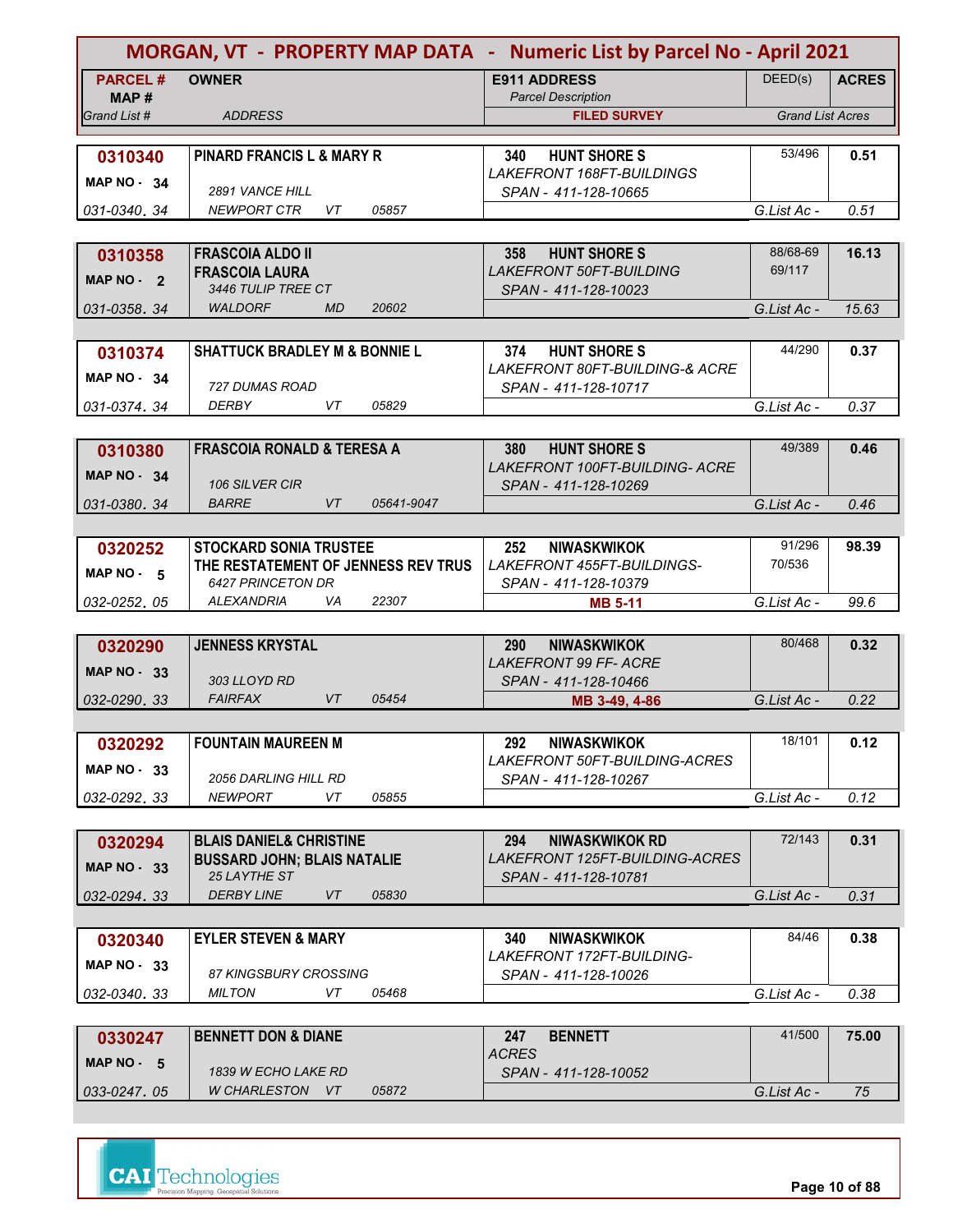# MORGAN, VT - PROPERTY MAP DATA - Numeric List by Parcel No - April 2021

| PARCEL # / MAP # / Grand List # | OWNER / ADDRESS | E911 ADDRESS / Parcel Description / FILED SURVEY | DEED(s) | ACRES / Grand List Acres |
|---|---|---|---|---|
| **0310340** / MAP NO - 34 / 031-0340. 34 | **PINARD FRANCIS L & MARY R** / 2891 VANCE HILL / NEWPORT CTR VT 05857 | **340 HUNT SHORE S** / LAKEFRONT 168FT-BUILDINGS / SPAN - 411-128-10665 | 53/496 | **0.51** / G.List Ac - 0.51 |
| **0310358** / MAP NO - 2 / 031-0358. 34 | **FRASCOIA ALDO II** / **FRASCOIA LAURA** / 3446 TULIP TREE CT / WALDORF MD 20602 | **358 HUNT SHORE S** / LAKEFRONT 50FT-BUILDING / SPAN - 411-128-10023 | 88/68-69 / 69/117 | **16.13** / G.List Ac - 15.63 |
| **0310374** / MAP NO - 34 / 031-0374. 34 | **SHATTUCK BRADLEY M & BONNIE L** / 727 DUMAS ROAD / DERBY VT 05829 | **374 HUNT SHORE S** / LAKEFRONT 80FT-BUILDING-& ACRE / SPAN - 411-128-10717 | 44/290 | **0.37** / G.List Ac - 0.37 |
| **0310380** / MAP NO - 34 / 031-0380. 34 | **FRASCOIA RONALD & TERESA A** / 106 SILVER CIR / BARRE VT 05641-9047 | **380 HUNT SHORE S** / LAKEFRONT 100FT-BUILDING- ACRE / SPAN - 411-128-10269 | 49/389 | **0.46** / G.List Ac - 0.46 |
| **0320252** / MAP NO - 5 / 032-0252. 05 | **STOCKARD SONIA TRUSTEE** / **THE RESTATEMENT OF JENNESS REV TRUS** / 6427 PRINCETON DR / ALEXANDRIA VA 22307 | **252 NIWASKWIKOK** / LAKEFRONT 455FT-BUILDINGS- / SPAN - 411-128-10379 / **MB 5-11** | 91/296 / 70/536 | **98.39** / G.List Ac - 99.6 |
| **0320290** / MAP NO - 33 / 032-0290. 33 | **JENNESS KRYSTAL** / 303 LLOYD RD / FAIRFAX VT 05454 | **290 NIWASKWIKOK** / LAKEFRONT 99 FF- ACRE / SPAN - 411-128-10466 / **MB 3-49, 4-86** | 80/468 | **0.32** / G.List Ac - 0.22 |
| **0320292** / MAP NO - 33 / 032-0292. 33 | **FOUNTAIN MAUREEN M** / 2056 DARLING HILL RD / NEWPORT VT 05855 | **292 NIWASKWIKOK** / LAKEFRONT 50FT-BUILDING-ACRES / SPAN - 411-128-10267 | 18/101 | **0.12** / G.List Ac - 0.12 |
| **0320294** / MAP NO - 33 / 032-0294. 33 | **BLAIS DANIEL& CHRISTINE** / **BUSSARD JOHN; BLAIS NATALIE** / 25 LAYTHE ST / DERBY LINE VT 05830 | **294 NIWASKWIKOK RD** / LAKEFRONT 125FT-BUILDING-ACRES / SPAN - 411-128-10781 | 72/143 | **0.31** / G.List Ac - 0.31 |
| **0320340** / MAP NO - 33 / 032-0340. 33 | **EYLER STEVEN & MARY** / 87 KINGSBURY CROSSING / MILTON VT 05468 | **340 NIWASKWIKOK** / LAKEFRONT 172FT-BUILDING- / SPAN - 411-128-10026 | 84/46 | **0.38** / G.List Ac - 0.38 |
| **0330247** / MAP NO - 5 / 033-0247. 05 | **BENNETT DON & DIANE** / 1839 W ECHO LAKE RD / W CHARLESTON VT 05872 | **247 BENNETT** / ACRES / SPAN - 411-128-10052 | 41/500 | **75.00** / G.List Ac - 75 |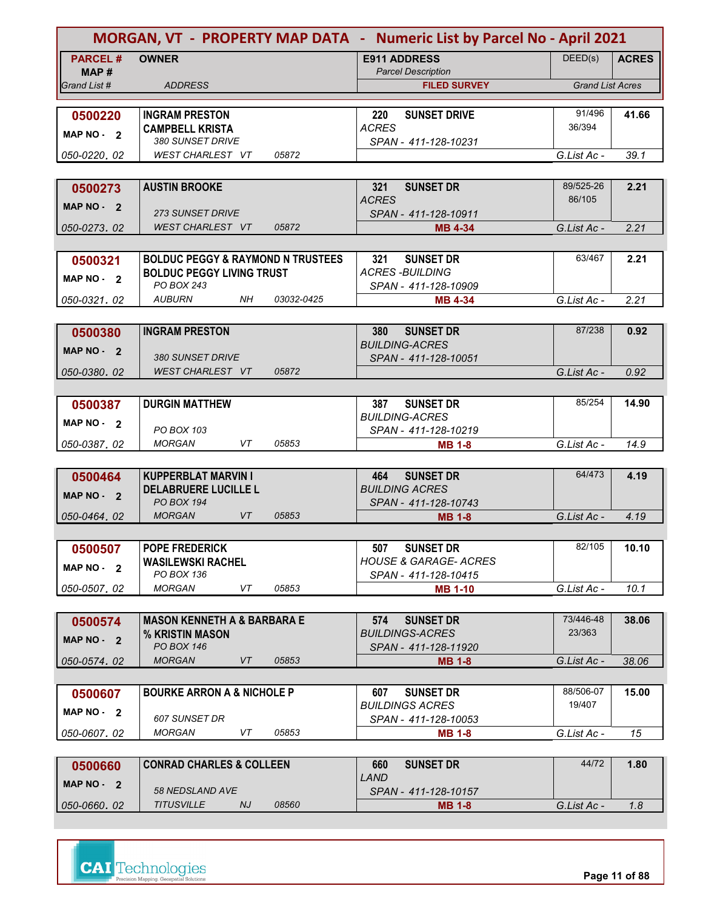# MORGAN, VT - PROPERTY MAP DATA - Numeric List by Parcel No - April 2021

| PARCEL # / MAP # / Grand List # | OWNER / ADDRESS | E911 ADDRESS / Parcel Description / FILED SURVEY | DEED(s) | ACRES / Grand List Acres |
|---|---|---|---|---|
| **0500220** MAP NO - 2 050-0220. 02 | **INGRAM PRESTON** **CAMPBELL KRISTA** 380 SUNSET DRIVE WEST CHARLEST VT 05872 | **220 SUNSET DRIVE** ACRES SPAN - 411-128-10231 | 91/496 36/394 | **41.66** G.List Ac - 39.1 |
| **0500273** MAP NO - 2 050-0273. 02 | **AUSTIN BROOKE** 273 SUNSET DRIVE WEST CHARLEST VT 05872 | **321 SUNSET DR** ACRES SPAN - 411-128-10911 **MB 4-34** | 89/525-26 86/105 | **2.21** G.List Ac - 2.21 |
| **0500321** MAP NO - 2 050-0321. 02 | **BOLDUC PEGGY & RAYMOND N TRUSTEES** **BOLDUC PEGGY LIVING TRUST** PO BOX 243 AUBURN NH 03032-0425 | **321 SUNSET DR** ACRES -BUILDING SPAN - 411-128-10909 **MB 4-34** | 63/467 | **2.21** G.List Ac - 2.21 |
| **0500380** MAP NO - 2 050-0380. 02 | **INGRAM PRESTON** 380 SUNSET DRIVE WEST CHARLEST VT 05872 | **380 SUNSET DR** BUILDING-ACRES SPAN - 411-128-10051 | 87/238 | **0.92** G.List Ac - 0.92 |
| **0500387** MAP NO - 2 050-0387. 02 | **DURGIN MATTHEW** PO BOX 103 MORGAN VT 05853 | **387 SUNSET DR** BUILDING-ACRES SPAN - 411-128-10219 **MB 1-8** | 85/254 | **14.90** G.List Ac - 14.9 |
| **0500464** MAP NO - 2 050-0464. 02 | **KUPPERBLAT MARVIN I** **DELABRUERE LUCILLE L** PO BOX 194 MORGAN VT 05853 | **464 SUNSET DR** BUILDING ACRES SPAN - 411-128-10743 **MB 1-8** | 64/473 | **4.19** G.List Ac - 4.19 |
| **0500507** MAP NO - 2 050-0507. 02 | **POPE FREDERICK** **WASILEWSKI RACHEL** PO BOX 136 MORGAN VT 05853 | **507 SUNSET DR** HOUSE & GARAGE- ACRES SPAN - 411-128-10415 **MB 1-10** | 82/105 | **10.10** G.List Ac - 10.1 |
| **0500574** MAP NO - 2 050-0574. 02 | **MASON KENNETH A & BARBARA E** **% KRISTIN MASON** PO BOX 146 MORGAN VT 05853 | **574 SUNSET DR** BUILDINGS-ACRES SPAN - 411-128-11920 **MB 1-8** | 73/446-48 23/363 | **38.06** G.List Ac - 38.06 |
| **0500607** MAP NO - 2 050-0607. 02 | **BOURKE ARRON A & NICHOLE P** 607 SUNSET DR MORGAN VT 05853 | **607 SUNSET DR** BUILDINGS ACRES SPAN - 411-128-10053 **MB 1-8** | 88/506-07 19/407 | **15.00** G.List Ac - 15 |
| **0500660** MAP NO - 2 050-0660. 02 | **CONRAD CHARLES & COLLEEN** 58 NEDSLAND AVE TITUSVILLE NJ 08560 | **660 SUNSET DR** LAND SPAN - 411-128-10157 **MB 1-8** | 44/72 | **1.80** G.List Ac - 1.8 |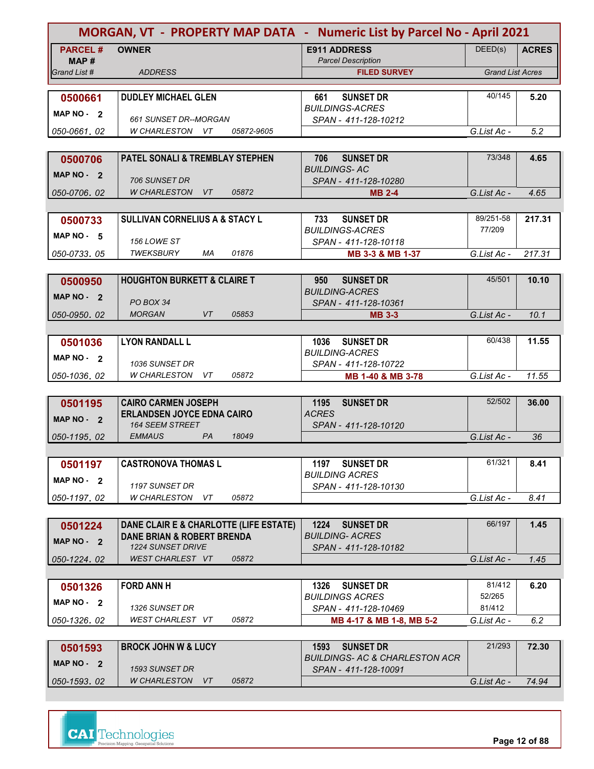# MORGAN, VT - PROPERTY MAP DATA - Numeric List by Parcel No - April 2021

| PARCEL # / MAP # / Grand List # | OWNER / ADDRESS | E911 ADDRESS / Parcel Description / FILED SURVEY | DEED(s) | ACRES / Grand List Acres |
|---|---|---|---|---|
| 0500661 / MAP NO - 2 / 050-0661. 02 | DUDLEY MICHAEL GLEN / 661 SUNSET DR--MORGAN / W CHARLESTON VT 05872-9605 | 661 SUNSET DR / BUILDINGS-ACRES / SPAN - 411-128-10212 | 40/145 | 5.20 / G.List Ac - 5.2 |
| 0500706 / MAP NO - 2 / 050-0706. 02 | PATEL SONALI & TREMBLAY STEPHEN / 706 SUNSET DR / W CHARLESTON VT 05872 | 706 SUNSET DR / BUILDINGS- AC / SPAN - 411-128-10280 / MB 2-4 | 73/348 | 4.65 / G.List Ac - 4.65 |
| 0500733 / MAP NO - 5 / 050-0733. 05 | SULLIVAN CORNELIUS A & STACY L / 156 LOWE ST / TWEKSBURY MA 01876 | 733 SUNSET DR / BUILDINGS-ACRES / SPAN - 411-128-10118 / MB 3-3 & MB 1-37 | 89/251-58 / 77/209 | 217.31 / G.List Ac - 217.31 |
| 0500950 / MAP NO - 2 / 050-0950. 02 | HOUGHTON BURKETT & CLAIRE T / PO BOX 34 / MORGAN VT 05853 | 950 SUNSET DR / BUILDING-ACRES / SPAN - 411-128-10361 / MB 3-3 | 45/501 | 10.10 / G.List Ac - 10.1 |
| 0501036 / MAP NO - 2 / 050-1036. 02 | LYON RANDALL L / 1036 SUNSET DR / W CHARLESTON VT 05872 | 1036 SUNSET DR / BUILDING-ACRES / SPAN - 411-128-10722 / MB 1-40 & MB 3-78 | 60/438 | 11.55 / G.List Ac - 11.55 |
| 0501195 / MAP NO - 2 / 050-1195. 02 | CAIRO CARMEN JOSEPH / ERLANDSEN JOYCE EDNA CAIRO / 164 SEEM STREET / EMMAUS PA 18049 | 1195 SUNSET DR / ACRES / SPAN - 411-128-10120 | 52/502 | 36.00 / G.List Ac - 36 |
| 0501197 / MAP NO - 2 / 050-1197. 02 | CASTRONOVA THOMAS L / 1197 SUNSET DR / W CHARLESTON VT 05872 | 1197 SUNSET DR / BUILDING ACRES / SPAN - 411-128-10130 | 61/321 | 8.41 / G.List Ac - 8.41 |
| 0501224 / MAP NO - 2 / 050-1224. 02 | DANE CLAIR E & CHARLOTTE (LIFE ESTATE) / DANE BRIAN & ROBERT BRENDA / 1224 SUNSET DRIVE / WEST CHARLEST VT 05872 | 1224 SUNSET DR / BUILDING- ACRES / SPAN - 411-128-10182 | 66/197 | 1.45 / G.List Ac - 1.45 |
| 0501326 / MAP NO - 2 / 050-1326. 02 | FORD ANN H / 1326 SUNSET DR / WEST CHARLEST VT 05872 | 1326 SUNSET DR / BUILDINGS ACRES / SPAN - 411-128-10469 / MB 4-17 & MB 1-8, MB 5-2 | 81/412 / 52/265 / 81/412 | 6.20 / G.List Ac - 6.2 |
| 0501593 / MAP NO - 2 / 050-1593. 02 | BROCK JOHN W & LUCY / 1593 SUNSET DR / W CHARLESTON VT 05872 | 1593 SUNSET DR / BUILDINGS- AC & CHARLESTON ACR / SPAN - 411-128-10091 | 21/293 | 72.30 / G.List Ac - 74.94 |

CAI Technologies
Precision Mapping. Geospatial Solutions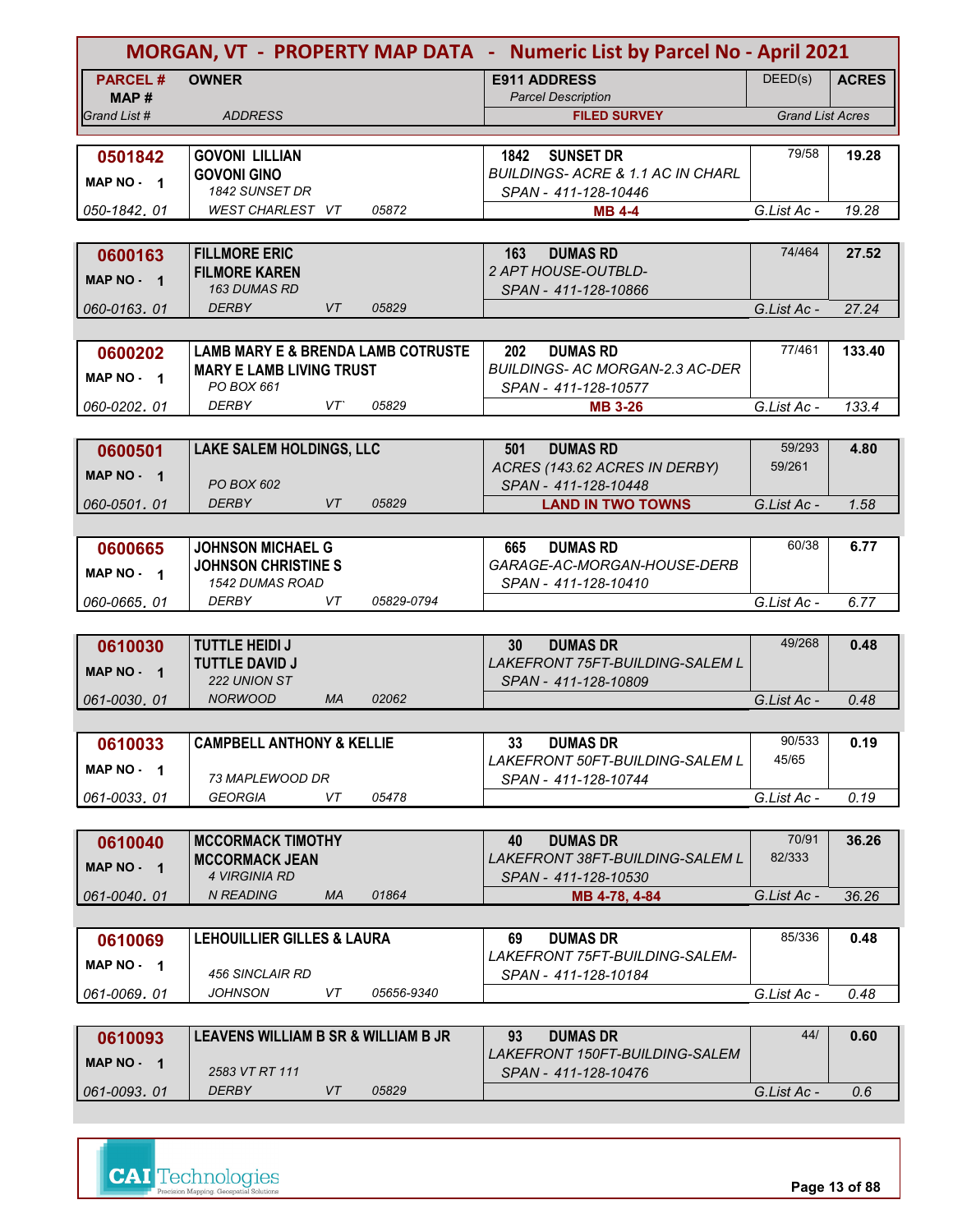# MORGAN, VT - PROPERTY MAP DATA - Numeric List by Parcel No - April 2021

| PARCEL # / MAP # / Grand List # | OWNER / ADDRESS | E911 ADDRESS / Parcel Description / FILED SURVEY | DEED(s) | ACRES / Grand List Acres |
|---|---|---|---|---|
| **0501842** MAP NO - 1 050-1842. 01 | **GOVONI LILLIAN** **GOVONI GINO** 1842 SUNSET DR WEST CHARLEST VT 05872 | **1842 SUNSET DR** BUILDINGS- ACRE & 1.1 AC IN CHARL SPAN - 411-128-10446 **MB 4-4** | 79/58 | **19.28** G.List Ac - 19.28 |
| **0600163** MAP NO - 1 060-0163. 01 | **FILLMORE ERIC** **FILMORE KAREN** 163 DUMAS RD DERBY VT 05829 | **163 DUMAS RD** 2 APT HOUSE-OUTBLD- SPAN - 411-128-10866 | 74/464 | **27.52** G.List Ac - 27.24 |
| **0600202** MAP NO - 1 060-0202. 01 | **LAMB MARY E & BRENDA LAMB COTRUSTE** **MARY E LAMB LIVING TRUST** PO BOX 661 DERBY VT` 05829 | **202 DUMAS RD** BUILDINGS- AC MORGAN-2.3 AC-DER SPAN - 411-128-10577 **MB 3-26** | 77/461 | **133.40** G.List Ac - 133.4 |
| **0600501** MAP NO - 1 060-0501. 01 | **LAKE SALEM HOLDINGS, LLC** PO BOX 602 DERBY VT 05829 | **501 DUMAS RD** ACRES (143.62 ACRES IN DERBY) SPAN - 411-128-10448 **LAND IN TWO TOWNS** | 59/293 59/261 | **4.80** G.List Ac - 1.58 |
| **0600665** MAP NO - 1 060-0665. 01 | **JOHNSON MICHAEL G** **JOHNSON CHRISTINE S** 1542 DUMAS ROAD DERBY VT 05829-0794 | **665 DUMAS RD** GARAGE-AC-MORGAN-HOUSE-DERB SPAN - 411-128-10410 | 60/38 | **6.77** G.List Ac - 6.77 |
| **0610030** MAP NO - 1 061-0030. 01 | **TUTTLE HEIDI J** **TUTTLE DAVID J** 222 UNION ST NORWOOD MA 02062 | **30 DUMAS DR** LAKEFRONT 75FT-BUILDING-SALEM L SPAN - 411-128-10809 | 49/268 | **0.48** G.List Ac - 0.48 |
| **0610033** MAP NO - 1 061-0033. 01 | **CAMPBELL ANTHONY & KELLIE** 73 MAPLEWOOD DR GEORGIA VT 05478 | **33 DUMAS DR** LAKEFRONT 50FT-BUILDING-SALEM L SPAN - 411-128-10744 | 90/533 45/65 | **0.19** G.List Ac - 0.19 |
| **0610040** MAP NO - 1 061-0040. 01 | **MCCORMACK TIMOTHY** **MCCORMACK JEAN** 4 VIRGINIA RD N READING MA 01864 | **40 DUMAS DR** LAKEFRONT 38FT-BUILDING-SALEM L SPAN - 411-128-10530 **MB 4-78, 4-84** | 70/91 82/333 | **36.26** G.List Ac - 36.26 |
| **0610069** MAP NO - 1 061-0069. 01 | **LEHOUILLIER GILLES & LAURA** 456 SINCLAIR RD JOHNSON VT 05656-9340 | **69 DUMAS DR** LAKEFRONT 75FT-BUILDING-SALEM- SPAN - 411-128-10184 | 85/336 | **0.48** G.List Ac - 0.48 |
| **0610093** MAP NO - 1 061-0093. 01 | **LEAVENS WILLIAM B SR & WILLIAM B JR** 2583 VT RT 111 DERBY VT 05829 | **93 DUMAS DR** LAKEFRONT 150FT-BUILDING-SALEM SPAN - 411-128-10476 | 44/ | **0.60** G.List Ac - 0.6 |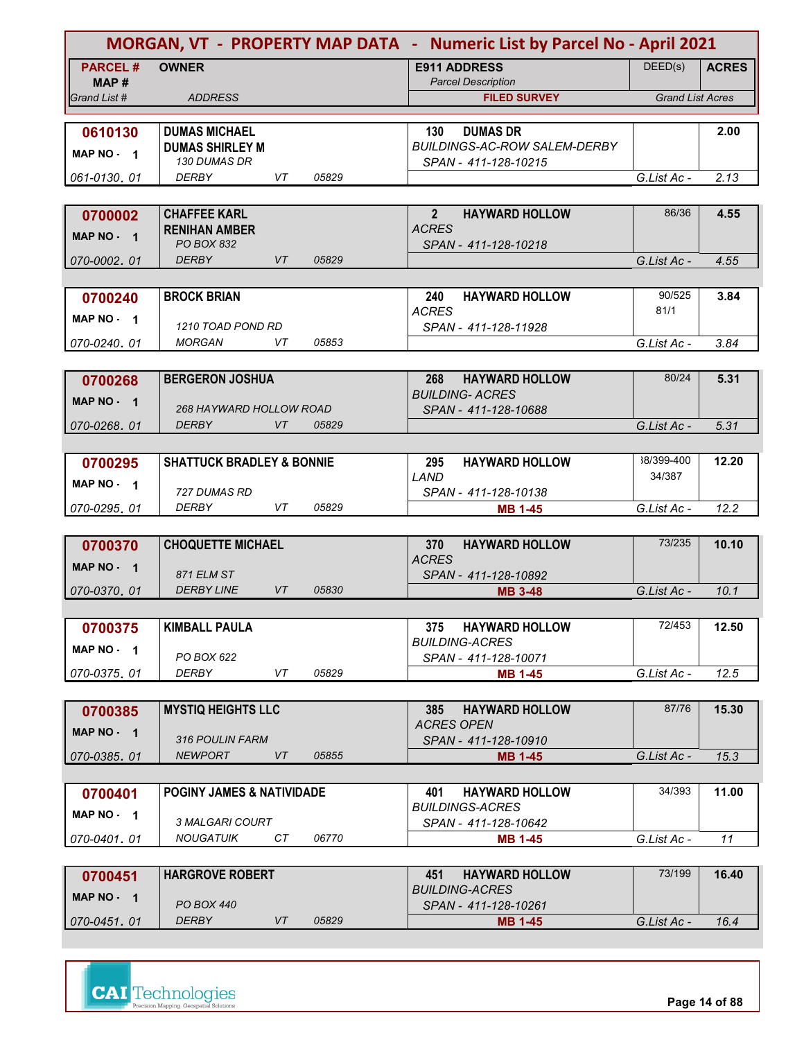# MORGAN, VT - PROPERTY MAP DATA - Numeric List by Parcel No - April 2021

| PARCEL # / MAP # / Grand List # | OWNER / ADDRESS | E911 ADDRESS / Parcel Description / FILED SURVEY | DEED(s) | ACRES / Grand List Acres |
|---|---|---|---|---|
| **0610130** / MAP NO - 1 / 061-0130. 01 | **DUMAS MICHAEL** / **DUMAS SHIRLEY M** / 130 DUMAS DR / DERBY VT 05829 | 130 DUMAS DR / BUILDINGS-AC-ROW SALEM-DERBY / SPAN - 411-128-10215 | | **2.00** / G.List Ac - 2.13 |
| **0700002** / MAP NO - 1 / 070-0002. 01 | **CHAFFEE KARL** / **RENIHAN AMBER** / PO BOX 832 / DERBY VT 05829 | 2 HAYWARD HOLLOW / ACRES / SPAN - 411-128-10218 | 86/36 | **4.55** / G.List Ac - 4.55 |
| **0700240** / MAP NO - 1 / 070-0240. 01 | **BROCK BRIAN** / 1210 TOAD POND RD / MORGAN VT 05853 | 240 HAYWARD HOLLOW / ACRES / SPAN - 411-128-11928 | 90/525 81/1 | **3.84** / G.List Ac - 3.84 |
| **0700268** / MAP NO - 1 / 070-0268. 01 | **BERGERON JOSHUA** / 268 HAYWARD HOLLOW ROAD / DERBY VT 05829 | 268 HAYWARD HOLLOW / BUILDING- ACRES / SPAN - 411-128-10688 | 80/24 | **5.31** / G.List Ac - 5.31 |
| **0700295** / MAP NO - 1 / 070-0295. 01 | **SHATTUCK BRADLEY & BONNIE** / 727 DUMAS RD / DERBY VT 05829 | 295 HAYWARD HOLLOW / LAND / SPAN - 411-128-10138 / **MB 1-45** | 38/399-400 34/387 | **12.20** / G.List Ac - 12.2 |
| **0700370** / MAP NO - 1 / 070-0370. 01 | **CHOQUETTE MICHAEL** / 871 ELM ST / DERBY LINE VT 05830 | 370 HAYWARD HOLLOW / ACRES / SPAN - 411-128-10892 / **MB 3-48** | 73/235 | **10.10** / G.List Ac - 10.1 |
| **0700375** / MAP NO - 1 / 070-0375. 01 | **KIMBALL PAULA** / PO BOX 622 / DERBY VT 05829 | 375 HAYWARD HOLLOW / BUILDING-ACRES / SPAN - 411-128-10071 / **MB 1-45** | 72/453 | **12.50** / G.List Ac - 12.5 |
| **0700385** / MAP NO - 1 / 070-0385. 01 | **MYSTIQ HEIGHTS LLC** / 316 POULIN FARM / NEWPORT VT 05855 | 385 HAYWARD HOLLOW / ACRES OPEN / SPAN - 411-128-10910 / **MB 1-45** | 87/76 | **15.30** / G.List Ac - 15.3 |
| **0700401** / MAP NO - 1 / 070-0401. 01 | **POGINY JAMES & NATIVIDADE** / 3 MALGARI COURT / NOUGATUIK CT 06770 | 401 HAYWARD HOLLOW / BUILDINGS-ACRES / SPAN - 411-128-10642 / **MB 1-45** | 34/393 | **11.00** / G.List Ac - 11 |
| **0700451** / MAP NO - 1 / 070-0451. 01 | **HARGROVE ROBERT** / PO BOX 440 / DERBY VT 05829 | 451 HAYWARD HOLLOW / BUILDING-ACRES / SPAN - 411-128-10261 / **MB 1-45** | 73/199 | **16.40** / G.List Ac - 16.4 |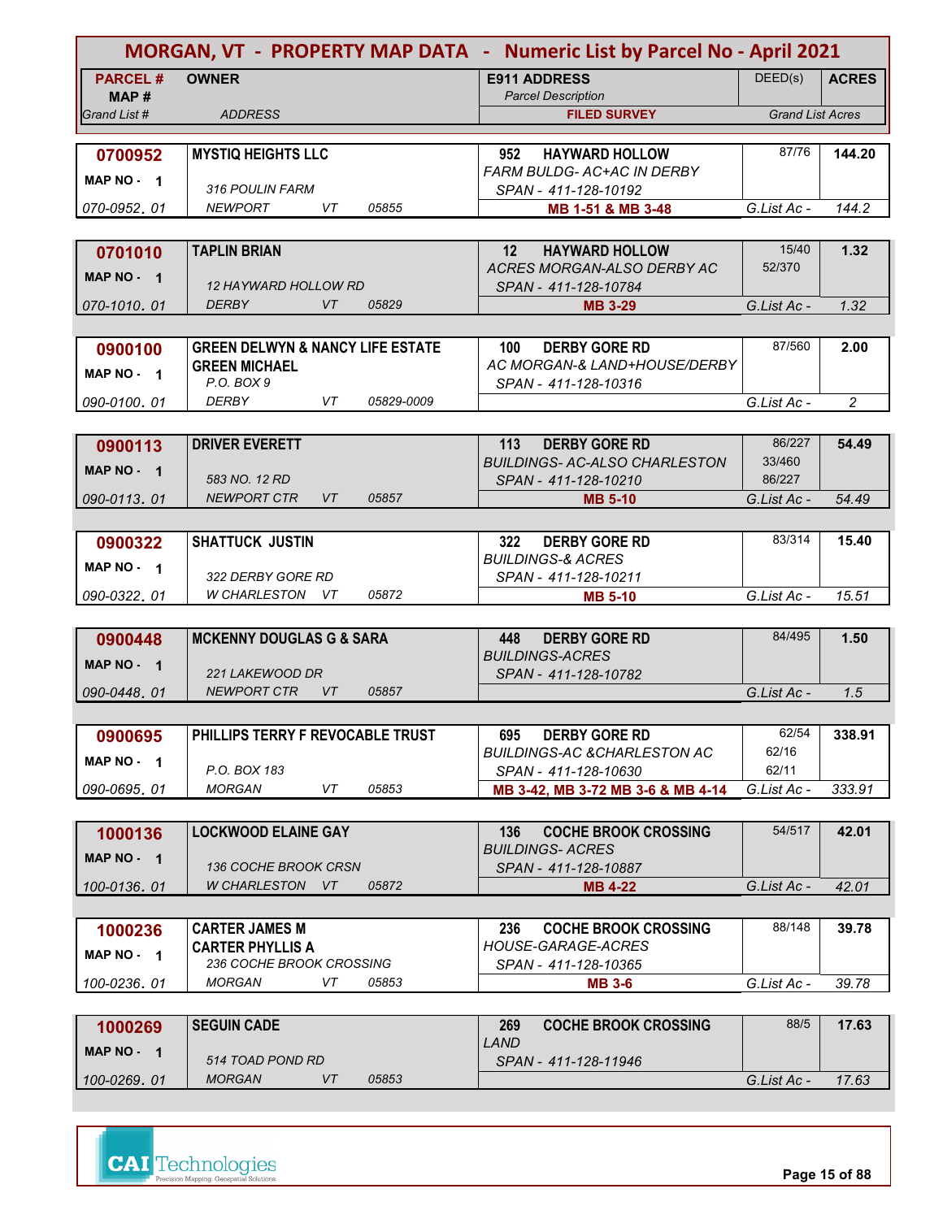# MORGAN, VT - PROPERTY MAP DATA - Numeric List by Parcel No - April 2021

| PARCEL # / MAP # / Grand List # | OWNER / ADDRESS | E911 ADDRESS / Parcel Description / FILED SURVEY | DEED(s) | ACRES / Grand List Acres |
|---|---|---|---|---|
| **0700952** MAP NO - 1 070-0952. 01 | **MYSTIQ HEIGHTS LLC** 316 POULIN FARM NEWPORT VT 05855 | 952 HAYWARD HOLLOW FARM BULDG- AC+AC IN DERBY SPAN - 411-128-10192 **MB 1-51 & MB 3-48** | 87/76 | **144.20** G.List Ac - 144.2 |
| **0701010** MAP NO - 1 070-1010. 01 | **TAPLIN BRIAN** 12 HAYWARD HOLLOW RD DERBY VT 05829 | 12 HAYWARD HOLLOW ACRES MORGAN-ALSO DERBY AC SPAN - 411-128-10784 **MB 3-29** | 15/40 52/370 | **1.32** G.List Ac - 1.32 |
| **0900100** MAP NO - 1 090-0100. 01 | **GREEN DELWYN & NANCY LIFE ESTATE** **GREEN MICHAEL** P.O. BOX 9 DERBY VT 05829-0009 | 100 DERBY GORE RD AC MORGAN-& LAND+HOUSE/DERBY SPAN - 411-128-10316 | 87/560 | **2.00** G.List Ac - 2 |
| **0900113** MAP NO - 1 090-0113. 01 | **DRIVER EVERETT** 583 NO. 12 RD NEWPORT CTR VT 05857 | 113 DERBY GORE RD BUILDINGS- AC-ALSO CHARLESTON SPAN - 411-128-10210 **MB 5-10** | 86/227 33/460 86/227 | **54.49** G.List Ac - 54.49 |
| **0900322** MAP NO - 1 090-0322. 01 | **SHATTUCK JUSTIN** 322 DERBY GORE RD W CHARLESTON VT 05872 | 322 DERBY GORE RD BUILDINGS-& ACRES SPAN - 411-128-10211 **MB 5-10** | 83/314 | **15.40** G.List Ac - 15.51 |
| **0900448** MAP NO - 1 090-0448. 01 | **MCKENNY DOUGLAS G & SARA** 221 LAKEWOOD DR NEWPORT CTR VT 05857 | 448 DERBY GORE RD BUILDINGS-ACRES SPAN - 411-128-10782 | 84/495 | **1.50** G.List Ac - 1.5 |
| **0900695** MAP NO - 1 090-0695. 01 | **PHILLIPS TERRY F REVOCABLE TRUST** P.O. BOX 183 MORGAN VT 05853 | 695 DERBY GORE RD BUILDINGS-AC &CHARLESTON AC SPAN - 411-128-10630 **MB 3-42, MB 3-72 MB 3-6 & MB 4-14** | 62/54 62/16 62/11 | **338.91** G.List Ac - 333.91 |
| **1000136** MAP NO - 1 100-0136. 01 | **LOCKWOOD ELAINE GAY** 136 COCHE BROOK CRSN W CHARLESTON VT 05872 | 136 COCHE BROOK CROSSING BUILDINGS- ACRES SPAN - 411-128-10887 **MB 4-22** | 54/517 | **42.01** G.List Ac - 42.01 |
| **1000236** MAP NO - 1 100-0236. 01 | **CARTER JAMES M** **CARTER PHYLLIS A** 236 COCHE BROOK CROSSING MORGAN VT 05853 | 236 COCHE BROOK CROSSING HOUSE-GARAGE-ACRES SPAN - 411-128-10365 **MB 3-6** | 88/148 | **39.78** G.List Ac - 39.78 |
| **1000269** MAP NO - 1 100-0269. 01 | **SEGUIN CADE** 514 TOAD POND RD MORGAN VT 05853 | 269 COCHE BROOK CROSSING LAND SPAN - 411-128-11946 | 88/5 | **17.63** G.List Ac - 17.63 |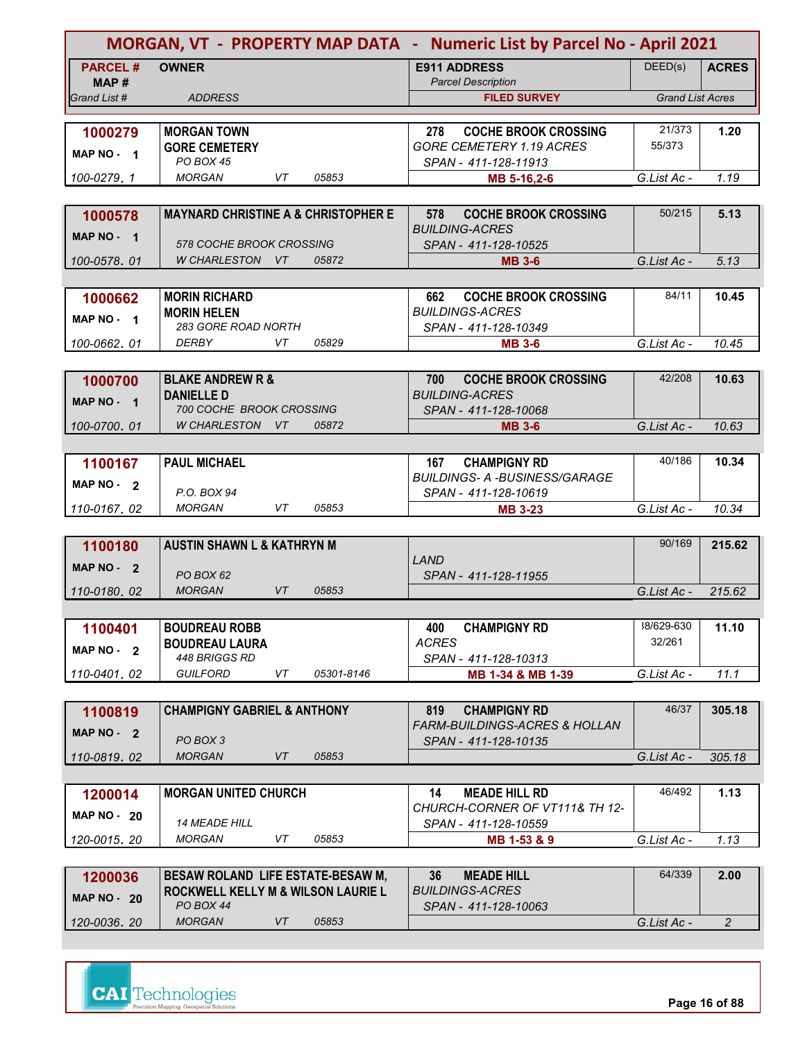# MORGAN, VT - PROPERTY MAP DATA - Numeric List by Parcel No - April 2021

| PARCEL # / MAP # / Grand List # | OWNER / ADDRESS | E911 ADDRESS / Parcel Description / FILED SURVEY | DEED(s) | ACRES / Grand List Acres |
|---|---|---|---|---|
| **1000279** / MAP NO - 1 / 100-0279. 1 | **MORGAN TOWN** **GORE CEMETERY** PO BOX 45 MORGAN VT 05853 | **278 COCHE BROOK CROSSING** GORE CEMETERY 1.19 ACRES SPAN - 411-128-11913 **MB 5-16,2-6** | 21/373 55/373 | **1.20** G.List Ac - 1.19 |
| **1000578** / MAP NO - 1 / 100-0578. 01 | **MAYNARD CHRISTINE A & CHRISTOPHER E** 578 COCHE BROOK CROSSING W CHARLESTON VT 05872 | **578 COCHE BROOK CROSSING** BUILDING-ACRES SPAN - 411-128-10525 **MB 3-6** | 50/215 | **5.13** G.List Ac - 5.13 |
| **1000662** / MAP NO - 1 / 100-0662. 01 | **MORIN RICHARD** **MORIN HELEN** 283 GORE ROAD NORTH DERBY VT 05829 | **662 COCHE BROOK CROSSING** BUILDINGS-ACRES SPAN - 411-128-10349 **MB 3-6** | 84/11 | **10.45** G.List Ac - 10.45 |
| **1000700** / MAP NO - 1 / 100-0700. 01 | **BLAKE ANDREW R &** **DANIELLE D** 700 COCHE BROOK CROSSING W CHARLESTON VT 05872 | **700 COCHE BROOK CROSSING** BUILDING-ACRES SPAN - 411-128-10068 **MB 3-6** | 42/208 | **10.63** G.List Ac - 10.63 |
| **1100167** / MAP NO - 2 / 110-0167. 02 | **PAUL MICHAEL** P.O. BOX 94 MORGAN VT 05853 | **167 CHAMPIGNY RD** BUILDINGS- A -BUSINESS/GARAGE SPAN - 411-128-10619 **MB 3-23** | 40/186 | **10.34** G.List Ac - 10.34 |
| **1100180** / MAP NO - 2 / 110-0180. 02 | **AUSTIN SHAWN L & KATHRYN M** PO BOX 62 MORGAN VT 05853 | LAND SPAN - 411-128-11955 | 90/169 | **215.62** G.List Ac - 215.62 |
| **1100401** / MAP NO - 2 / 110-0401. 02 | **BOUDREAU ROBB** **BOUDREAU LAURA** 448 BRIGGS RD GUILFORD VT 05301-8146 | **400 CHAMPIGNY RD** ACRES SPAN - 411-128-10313 **MB 1-34 & MB 1-39** | 38/629-630 32/261 | **11.10** G.List Ac - 11.1 |
| **1100819** / MAP NO - 2 / 110-0819. 02 | **CHAMPIGNY GABRIEL & ANTHONY** PO BOX 3 MORGAN VT 05853 | **819 CHAMPIGNY RD** FARM-BUILDINGS-ACRES & HOLLAN SPAN - 411-128-10135 | 46/37 | **305.18** G.List Ac - 305.18 |
| **1200014** / MAP NO - 20 / 120-0015. 20 | **MORGAN UNITED CHURCH** 14 MEADE HILL MORGAN VT 05853 | **14 MEADE HILL RD** CHURCH-CORNER OF VT111& TH 12- SPAN - 411-128-10559 **MB 1-53 & 9** | 46/492 | **1.13** G.List Ac - 1.13 |
| **1200036** / MAP NO - 20 / 120-0036. 20 | **BESAW ROLAND LIFE ESTATE-BESAW M,** **ROCKWELL KELLY M & WILSON LAURIE L** PO BOX 44 MORGAN VT 05853 | **36 MEADE HILL** BUILDINGS-ACRES SPAN - 411-128-10063 | 64/339 | **2.00** G.List Ac - 2 |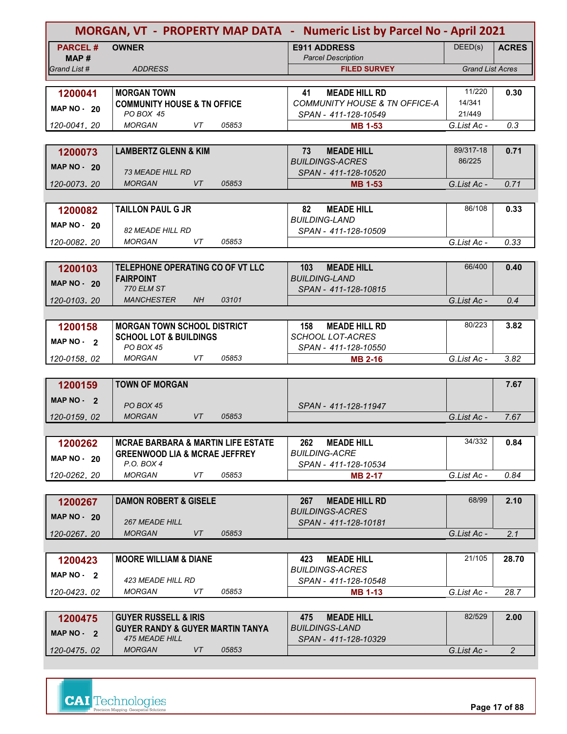# MORGAN, VT - PROPERTY MAP DATA - Numeric List by Parcel No - April 2021

| PARCEL # / MAP # / Grand List # | OWNER / ADDRESS | E911 ADDRESS / Parcel Description / FILED SURVEY | DEED(s) | ACRES / Grand List Acres |
|---|---|---|---|---|
| **1200041** MAP NO - 20 120-0041. 20 | **MORGAN TOWN** **COMMUNITY HOUSE & TN OFFICE** PO BOX 45 MORGAN VT 05853 | **41 MEADE HILL RD** *COMMUNITY HOUSE & TN OFFICE-A* SPAN - 411-128-10549 **MB 1-53** | 11/220 14/341 21/449 | **0.30** G.List Ac - 0.3 |
| **1200073** MAP NO - 20 120-0073. 20 | **LAMBERTZ GLENN & KIM** 73 MEADE HILL RD MORGAN VT 05853 | **73 MEADE HILL** *BUILDINGS-ACRES* SPAN - 411-128-10520 **MB 1-53** | 89/317-18 86/225 | **0.71** G.List Ac - 0.71 |
| **1200082** MAP NO - 20 120-0082. 20 | **TAILLON PAUL G JR** 82 MEADE HILL RD MORGAN VT 05853 | **82 MEADE HILL** *BUILDING-LAND* SPAN - 411-128-10509 | 86/108 | **0.33** G.List Ac - 0.33 |
| **1200103** MAP NO - 20 120-0103. 20 | **TELEPHONE OPERATING CO OF VT LLC** **FAIRPOINT** 770 ELM ST MANCHESTER NH 03101 | **103 MEADE HILL** *BUILDING-LAND* SPAN - 411-128-10815 | 66/400 | **0.40** G.List Ac - 0.4 |
| **1200158** MAP NO - 2 120-0158. 02 | **MORGAN TOWN SCHOOL DISTRICT** **SCHOOL LOT & BUILDINGS** PO BOX 45 MORGAN VT 05853 | **158 MEADE HILL RD** *SCHOOL LOT-ACRES* SPAN - 411-128-10550 **MB 2-16** | 80/223 | **3.82** G.List Ac - 3.82 |
| **1200159** MAP NO - 2 120-0159. 02 | **TOWN OF MORGAN** PO BOX 45 MORGAN VT 05853 | SPAN - 411-128-11947 | | **7.67** G.List Ac - 7.67 |
| **1200262** MAP NO - 20 120-0262. 20 | **MCRAE BARBARA & MARTIN LIFE ESTATE** **GREENWOOD LIA & MCRAE JEFFREY** P.O. BOX 4 MORGAN VT 05853 | **262 MEADE HILL** *BUILDING-ACRE* SPAN - 411-128-10534 **MB 2-17** | 34/332 | **0.84** G.List Ac - 0.84 |
| **1200267** MAP NO - 20 120-0267. 20 | **DAMON ROBERT & GISELE** 267 MEADE HILL MORGAN VT 05853 | **267 MEADE HILL RD** *BUILDINGS-ACRES* SPAN - 411-128-10181 | 68/99 | **2.10** G.List Ac - 2.1 |
| **1200423** MAP NO - 2 120-0423. 02 | **MOORE WILLIAM & DIANE** 423 MEADE HILL RD MORGAN VT 05853 | **423 MEADE HILL** *BUILDINGS-ACRES* SPAN - 411-128-10548 **MB 1-13** | 21/105 | **28.70** G.List Ac - 28.7 |
| **1200475** MAP NO - 2 120-0475. 02 | **GUYER RUSSELL & IRIS** **GUYER RANDY & GUYER MARTIN TANYA** 475 MEADE HILL MORGAN VT 05853 | **475 MEADE HILL** *BUILDINGS-LAND* SPAN - 411-128-10329 | 82/529 | **2.00** G.List Ac - 2 |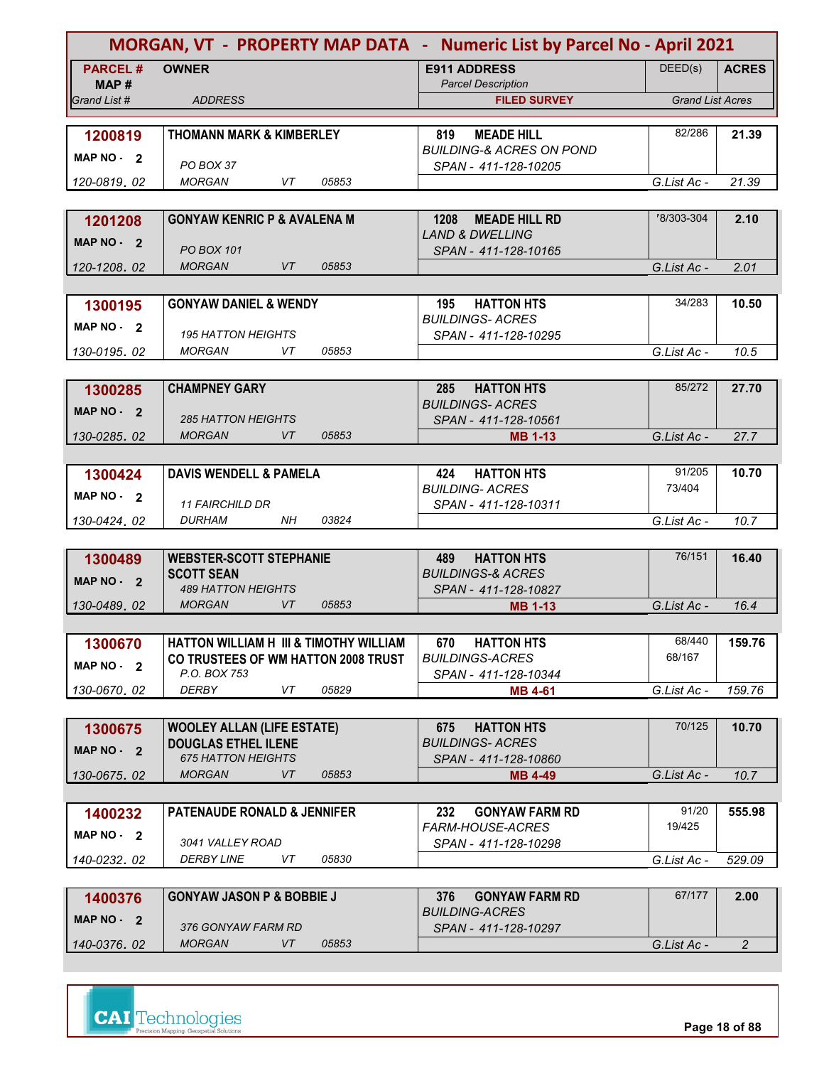# MORGAN, VT - PROPERTY MAP DATA - Numeric List by Parcel No - April 2021

| PARCEL # / MAP # / Grand List # | OWNER / ADDRESS | E911 ADDRESS / Parcel Description / FILED SURVEY | DEED(s) | ACRES / Grand List Acres |
|---|---|---|---|---|
| **1200819** MAP NO - 2 / 120-0819. 02 | **THOMANN MARK & KIMBERLEY** / PO BOX 37 / MORGAN VT 05853 | **819 MEADE HILL** / BUILDING-& ACRES ON POND / SPAN - 411-128-10205 | 82/286 | **21.39** / G.List Ac - 21.39 |
| **1201208** MAP NO - 2 / 120-1208. 02 | **GONYAW KENRIC P & AVALENA M** / PO BOX 101 / MORGAN VT 05853 | **1208 MEADE HILL RD** / LAND & DWELLING / SPAN - 411-128-10165 | '8/303-304 | **2.10** / G.List Ac - 2.01 |
| **1300195** MAP NO - 2 / 130-0195. 02 | **GONYAW DANIEL & WENDY** / 195 HATTON HEIGHTS / MORGAN VT 05853 | **195 HATTON HTS** / BUILDINGS- ACRES / SPAN - 411-128-10295 | 34/283 | **10.50** / G.List Ac - 10.5 |
| **1300285** MAP NO - 2 / 130-0285. 02 | **CHAMPNEY GARY** / 285 HATTON HEIGHTS / MORGAN VT 05853 | **285 HATTON HTS** / BUILDINGS- ACRES / SPAN - 411-128-10561 / **MB 1-13** | 85/272 | **27.70** / G.List Ac - 27.7 |
| **1300424** MAP NO - 2 / 130-0424. 02 | **DAVIS WENDELL & PAMELA** / 11 FAIRCHILD DR / DURHAM NH 03824 | **424 HATTON HTS** / BUILDING- ACRES / SPAN - 411-128-10311 | 91/205, 73/404 | **10.70** / G.List Ac - 10.7 |
| **1300489** MAP NO - 2 / 130-0489. 02 | **WEBSTER-SCOTT STEPHANIE** / **SCOTT SEAN** / 489 HATTON HEIGHTS / MORGAN VT 05853 | **489 HATTON HTS** / BUILDINGS-& ACRES / SPAN - 411-128-10827 / **MB 1-13** | 76/151 | **16.40** / G.List Ac - 16.4 |
| **1300670** MAP NO - 2 / 130-0670. 02 | **HATTON WILLIAM H III & TIMOTHY WILLIAM** / **CO TRUSTEES OF WM HATTON 2008 TRUST** / P.O. BOX 753 / DERBY VT 05829 | **670 HATTON HTS** / BUILDINGS-ACRES / SPAN - 411-128-10344 / **MB 4-61** | 68/440, 68/167 | **159.76** / G.List Ac - 159.76 |
| **1300675** MAP NO - 2 / 130-0675. 02 | **WOOLEY ALLAN (LIFE ESTATE)** / **DOUGLAS ETHEL ILENE** / 675 HATTON HEIGHTS / MORGAN VT 05853 | **675 HATTON HTS** / BUILDINGS- ACRES / SPAN - 411-128-10860 / **MB 4-49** | 70/125 | **10.70** / G.List Ac - 10.7 |
| **1400232** MAP NO - 2 / 140-0232. 02 | **PATENAUDE RONALD & JENNIFER** / 3041 VALLEY ROAD / DERBY LINE VT 05830 | **232 GONYAW FARM RD** / FARM-HOUSE-ACRES / SPAN - 411-128-10298 | 91/20, 19/425 | **555.98** / G.List Ac - 529.09 |
| **1400376** MAP NO - 2 / 140-0376. 02 | **GONYAW JASON P & BOBBIE J** / 376 GONYAW FARM RD / MORGAN VT 05853 | **376 GONYAW FARM RD** / BUILDING-ACRES / SPAN - 411-128-10297 | 67/177 | **2.00** / G.List Ac - 2 |

CAI Technologies — Precision Mapping. Geospatial Solutions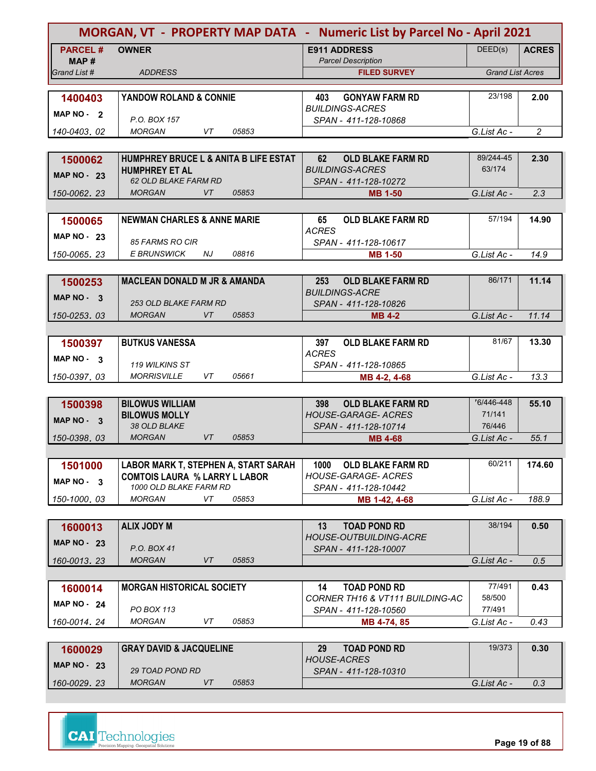# MORGAN, VT - PROPERTY MAP DATA - Numeric List by Parcel No - April 2021

| PARCEL # / MAP # / Grand List # | OWNER / ADDRESS | E911 ADDRESS / Parcel Description / FILED SURVEY | DEED(s) | ACRES / Grand List Acres |
|---|---|---|---|---|
| **1400403** MAP NO - 2 140-0403. 02 | **YANDOW ROLAND & CONNIE** P.O. BOX 157 MORGAN VT 05853 | **403 GONYAW FARM RD** BUILDINGS-ACRES SPAN - 411-128-10868 | 23/198 | **2.00** G.List Ac - 2 |
| **1500062** MAP NO - 23 150-0062. 23 | **HUMPHREY BRUCE L & ANITA B LIFE ESTAT HUMPHREY ET AL** 62 OLD BLAKE FARM RD MORGAN VT 05853 | **62 OLD BLAKE FARM RD** BUILDINGS-ACRES SPAN - 411-128-10272 **MB 1-50** | 89/244-45 63/174 | **2.30** G.List Ac - 2.3 |
| **1500065** MAP NO - 23 150-0065. 23 | **NEWMAN CHARLES & ANNE MARIE** 85 FARMS RO CIR E BRUNSWICK NJ 08816 | **65 OLD BLAKE FARM RD** ACRES SPAN - 411-128-10617 **MB 1-50** | 57/194 | **14.90** G.List Ac - 14.9 |
| **1500253** MAP NO - 3 150-0253. 03 | **MACLEAN DONALD M JR & AMANDA** 253 OLD BLAKE FARM RD MORGAN VT 05853 | **253 OLD BLAKE FARM RD** BUILDINGS-ACRE SPAN - 411-128-10826 **MB 4-2** | 86/171 | **11.14** G.List Ac - 11.14 |
| **1500397** MAP NO - 3 150-0397. 03 | **BUTKUS VANESSA** 119 WILKINS ST MORRISVILLE VT 05661 | **397 OLD BLAKE FARM RD** ACRES SPAN - 411-128-10865 **MB 4-2, 4-68** | 81/67 | **13.30** G.List Ac - 13.3 |
| **1500398** MAP NO - 3 150-0398. 03 | **BILOWUS WILLIAM BILOWUS MOLLY** 38 OLD BLAKE MORGAN VT 05853 | **398 OLD BLAKE FARM RD** HOUSE-GARAGE- ACRES SPAN - 411-128-10714 **MB 4-68** | 76/446-448 71/141 76/446 | **55.10** G.List Ac - 55.1 |
| **1501000** MAP NO - 3 150-1000. 03 | **LABOR MARK T, STEPHEN A, START SARAH COMTOIS LAURA % LARRY L LABOR** 1000 OLD BLAKE FARM RD MORGAN VT 05853 | **1000 OLD BLAKE FARM RD** HOUSE-GARAGE- ACRES SPAN - 411-128-10442 **MB 1-42, 4-68** | 60/211 | **174.60** G.List Ac - 188.9 |
| **1600013** MAP NO - 23 160-0013. 23 | **ALIX JODY M** P.O. BOX 41 MORGAN VT 05853 | **13 TOAD POND RD** HOUSE-OUTBUILDING-ACRE SPAN - 411-128-10007 | 38/194 | **0.50** G.List Ac - 0.5 |
| **1600014** MAP NO - 24 160-0014. 24 | **MORGAN HISTORICAL SOCIETY** PO BOX 113 MORGAN VT 05853 | **14 TOAD POND RD** CORNER TH16 & VT111 BUILDING-AC SPAN - 411-128-10560 **MB 4-74, 85** | 77/491 58/500 77/491 | **0.43** G.List Ac - 0.43 |
| **1600029** MAP NO - 23 160-0029. 23 | **GRAY DAVID & JACQUELINE** 29 TOAD POND RD MORGAN VT 05853 | **29 TOAD POND RD** HOUSE-ACRES SPAN - 411-128-10310 | 19/373 | **0.30** G.List Ac - 0.3 |

CAI Technologies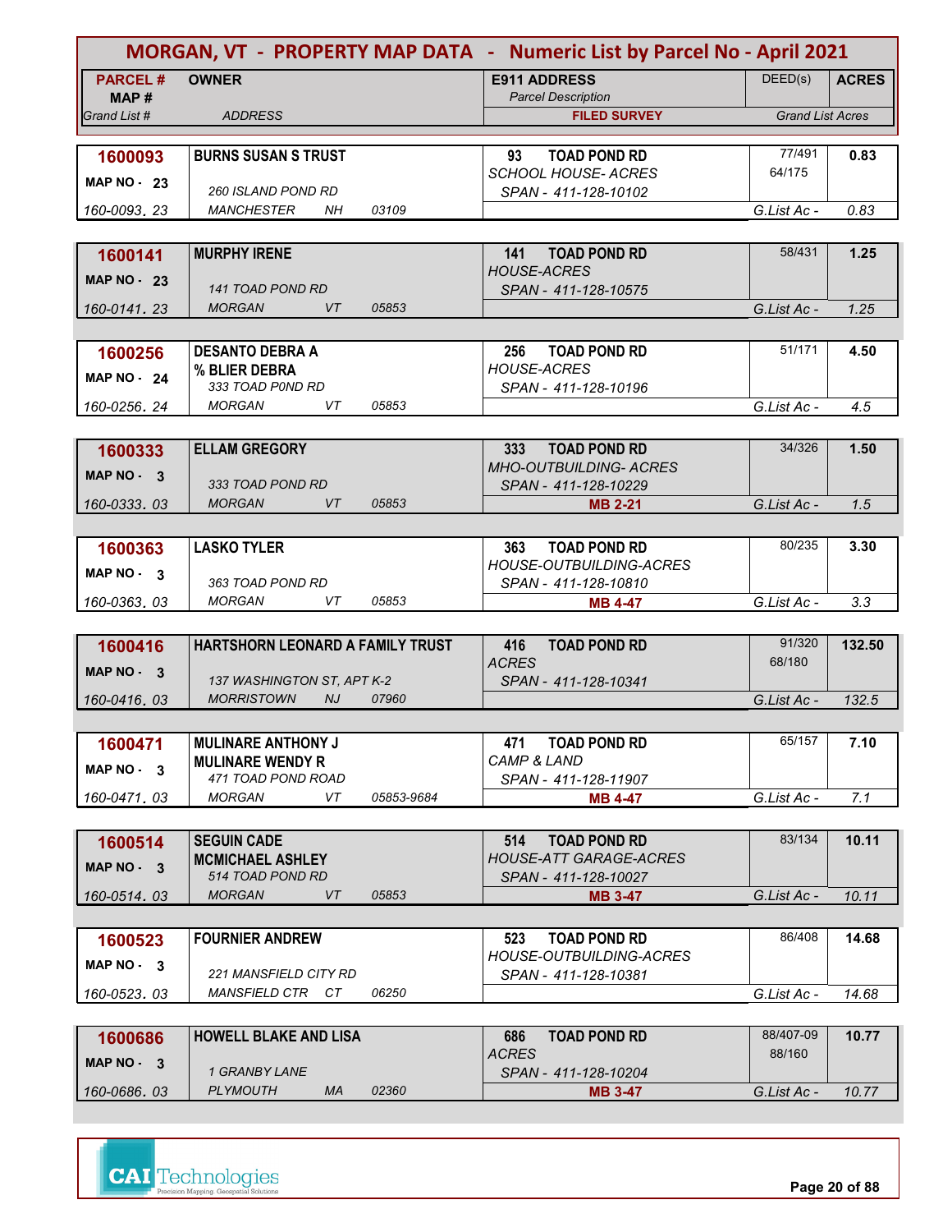# MORGAN, VT - PROPERTY MAP DATA - Numeric List by Parcel No - April 2021

| PARCEL # / MAP # / Grand List # | OWNER / ADDRESS | E911 ADDRESS / Parcel Description / FILED SURVEY | DEED(s) | ACRES / Grand List Acres |
|---|---|---|---|---|
| **1600093** MAP NO - 23 160-0093. 23 | **BURNS SUSAN S TRUST** 260 ISLAND POND RD MANCHESTER NH 03109 | **93 TOAD POND RD** SCHOOL HOUSE- ACRES SPAN - 411-128-10102 | 77/491 64/175 | **0.83** G.List Ac - 0.83 |
| **1600141** MAP NO - 23 160-0141. 23 | **MURPHY IRENE** 141 TOAD POND RD MORGAN VT 05853 | **141 TOAD POND RD** HOUSE-ACRES SPAN - 411-128-10575 | 58/431 | **1.25** G.List Ac - 1.25 |
| **1600256** MAP NO - 24 160-0256. 24 | **DESANTO DEBRA A** **% BLIER DEBRA** 333 TOAD POND RD MORGAN VT 05853 | **256 TOAD POND RD** HOUSE-ACRES SPAN - 411-128-10196 | 51/171 | **4.50** G.List Ac - 4.5 |
| **1600333** MAP NO - 3 160-0333. 03 | **ELLAM GREGORY** 333 TOAD POND RD MORGAN VT 05853 | **333 TOAD POND RD** MHO-OUTBUILDING- ACRES SPAN - 411-128-10229 **MB 2-21** | 34/326 | **1.50** G.List Ac - 1.5 |
| **1600363** MAP NO - 3 160-0363. 03 | **LASKO TYLER** 363 TOAD POND RD MORGAN VT 05853 | **363 TOAD POND RD** HOUSE-OUTBUILDING-ACRES SPAN - 411-128-10810 **MB 4-47** | 80/235 | **3.30** G.List Ac - 3.3 |
| **1600416** MAP NO - 3 160-0416. 03 | **HARTSHORN LEONARD A FAMILY TRUST** 137 WASHINGTON ST, APT K-2 MORRISTOWN NJ 07960 | **416 TOAD POND RD** ACRES SPAN - 411-128-10341 | 91/320 68/180 | **132.50** G.List Ac - 132.5 |
| **1600471** MAP NO - 3 160-0471. 03 | **MULINARE ANTHONY J** **MULINARE WENDY R** 471 TOAD POND ROAD MORGAN VT 05853-9684 | **471 TOAD POND RD** CAMP & LAND SPAN - 411-128-11907 **MB 4-47** | 65/157 | **7.10** G.List Ac - 7.1 |
| **1600514** MAP NO - 3 160-0514. 03 | **SEGUIN CADE** **MCMICHAEL ASHLEY** 514 TOAD POND RD MORGAN VT 05853 | **514 TOAD POND RD** HOUSE-ATT GARAGE-ACRES SPAN - 411-128-10027 **MB 3-47** | 83/134 | **10.11** G.List Ac - 10.11 |
| **1600523** MAP NO - 3 160-0523. 03 | **FOURNIER ANDREW** 221 MANSFIELD CITY RD MANSFIELD CTR CT 06250 | **523 TOAD POND RD** HOUSE-OUTBUILDING-ACRES SPAN - 411-128-10381 | 86/408 | **14.68** G.List Ac - 14.68 |
| **1600686** MAP NO - 3 160-0686. 03 | **HOWELL BLAKE AND LISA** 1 GRANBY LANE PLYMOUTH MA 02360 | **686 TOAD POND RD** ACRES SPAN - 411-128-10204 **MB 3-47** | 88/407-09 88/160 | **10.77** G.List Ac - 10.77 |

CAI Technologies — Precision Mapping. Geospatial Solutions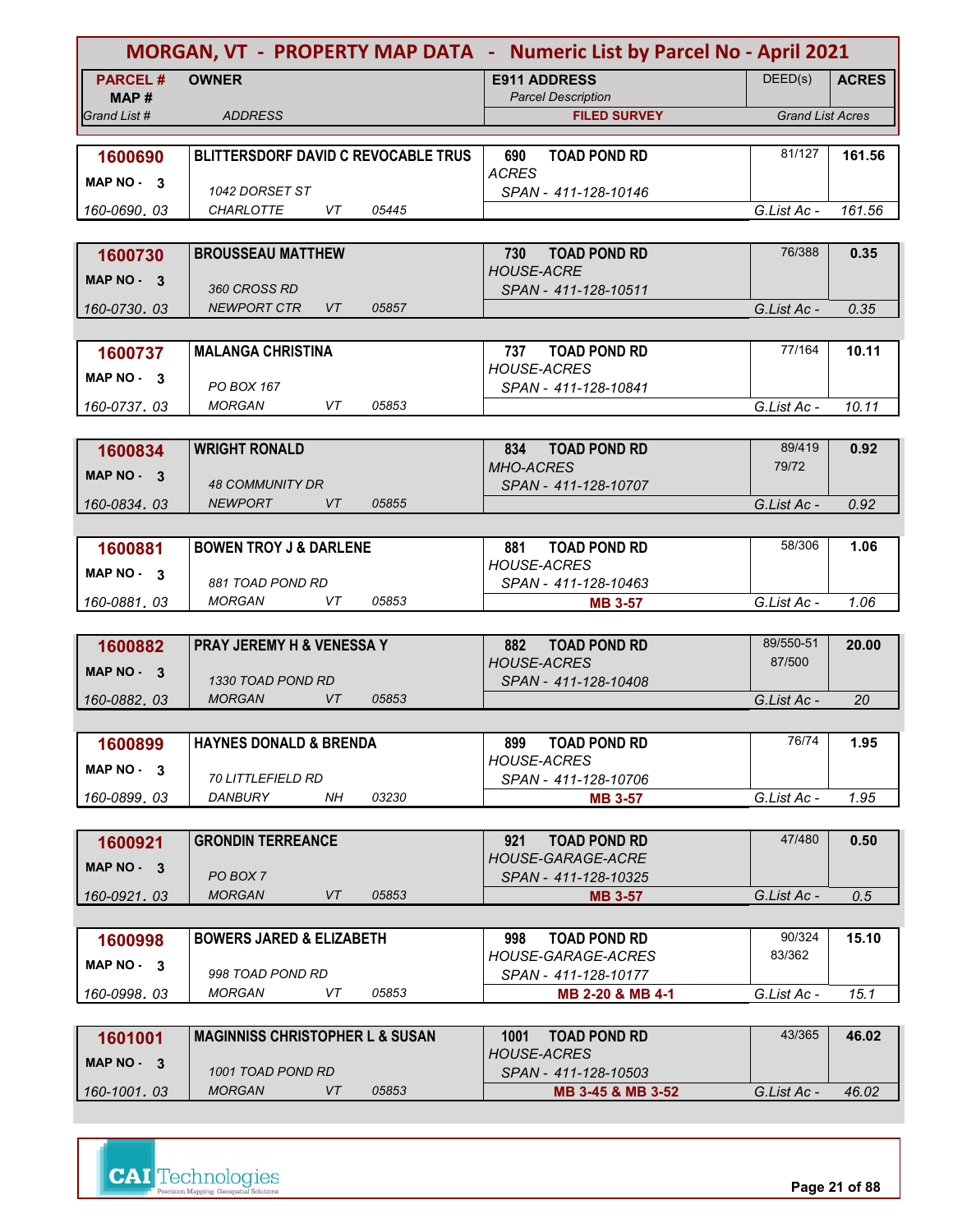# MORGAN, VT - PROPERTY MAP DATA - Numeric List by Parcel No - April 2021

| PARCEL # / MAP # / Grand List # | OWNER / ADDRESS | E911 ADDRESS / Parcel Description / FILED SURVEY | DEED(s) | ACRES / Grand List Acres |
|---|---|---|---|---|
| **1600690** MAP NO - 3 160-0690. 03 | **BLITTERSDORF DAVID C REVOCABLE TRUS** 1042 DORSET ST CHARLOTTE VT 05445 | 690 TOAD POND RD ACRES SPAN - 411-128-10146 | 81/127 | **161.56** G.List Ac - 161.56 |
| **1600730** MAP NO - 3 160-0730. 03 | **BROUSSEAU MATTHEW** 360 CROSS RD NEWPORT CTR VT 05857 | 730 TOAD POND RD HOUSE-ACRE SPAN - 411-128-10511 | 76/388 | **0.35** G.List Ac - 0.35 |
| **1600737** MAP NO - 3 160-0737. 03 | **MALANGA CHRISTINA** PO BOX 167 MORGAN VT 05853 | 737 TOAD POND RD HOUSE-ACRES SPAN - 411-128-10841 | 77/164 | **10.11** G.List Ac - 10.11 |
| **1600834** MAP NO - 3 160-0834. 03 | **WRIGHT RONALD** 48 COMMUNITY DR NEWPORT VT 05855 | 834 TOAD POND RD MHO-ACRES SPAN - 411-128-10707 | 89/419 79/72 | **0.92** G.List Ac - 0.92 |
| **1600881** MAP NO - 3 160-0881. 03 | **BOWEN TROY J & DARLENE** 881 TOAD POND RD MORGAN VT 05853 | 881 TOAD POND RD HOUSE-ACRES SPAN - 411-128-10463 **MB 3-57** | 58/306 | **1.06** G.List Ac - 1.06 |
| **1600882** MAP NO - 3 160-0882. 03 | **PRAY JEREMY H & VENESSA Y** 1330 TOAD POND RD MORGAN VT 05853 | 882 TOAD POND RD HOUSE-ACRES SPAN - 411-128-10408 | 89/550-51 87/500 | **20.00** G.List Ac - 20 |
| **1600899** MAP NO - 3 160-0899. 03 | **HAYNES DONALD & BRENDA** 70 LITTLEFIELD RD DANBURY NH 03230 | 899 TOAD POND RD HOUSE-ACRES SPAN - 411-128-10706 **MB 3-57** | 76/74 | **1.95** G.List Ac - 1.95 |
| **1600921** MAP NO - 3 160-0921. 03 | **GRONDIN TERREANCE** PO BOX 7 MORGAN VT 05853 | 921 TOAD POND RD HOUSE-GARAGE-ACRE SPAN - 411-128-10325 **MB 3-57** | 47/480 | **0.50** G.List Ac - 0.5 |
| **1600998** MAP NO - 3 160-0998. 03 | **BOWERS JARED & ELIZABETH** 998 TOAD POND RD MORGAN VT 05853 | 998 TOAD POND RD HOUSE-GARAGE-ACRES SPAN - 411-128-10177 **MB 2-20 & MB 4-1** | 90/324 83/362 | **15.10** G.List Ac - 15.1 |
| **1601001** MAP NO - 3 160-1001. 03 | **MAGINNISS CHRISTOPHER L & SUSAN** 1001 TOAD POND RD MORGAN VT 05853 | 1001 TOAD POND RD HOUSE-ACRES SPAN - 411-128-10503 **MB 3-45 & MB 3-52** | 43/365 | **46.02** G.List Ac - 46.02 |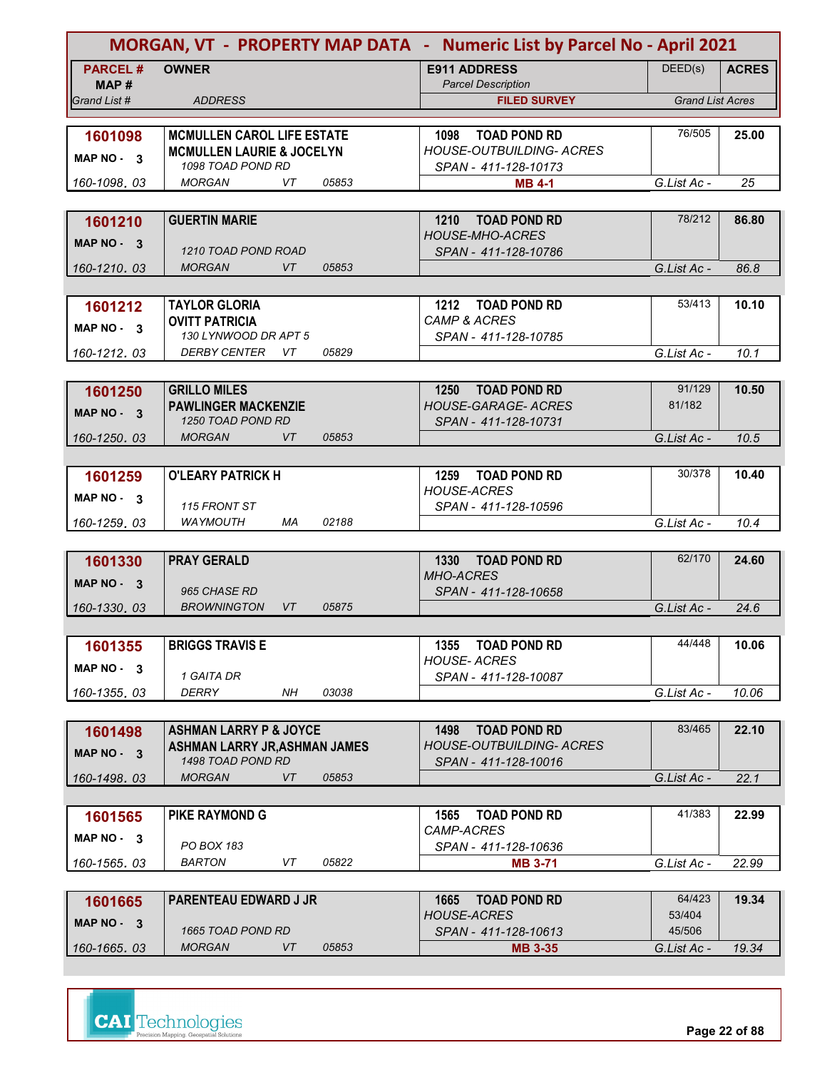# MORGAN, VT - PROPERTY MAP DATA - Numeric List by Parcel No - April 2021

| PARCEL # / MAP # / Grand List # | OWNER / ADDRESS | E911 ADDRESS / Parcel Description / FILED SURVEY | DEED(s) | ACRES / Grand List Acres |
|---|---|---|---|---|
| 1601098 / MAP NO - 3 / 160-1098. 03 | MCMULLEN CAROL LIFE ESTATE; MCMULLEN LAURIE & JOCELYN; 1098 TOAD POND RD; MORGAN VT 05853 | 1098 TOAD POND RD; HOUSE-OUTBUILDING- ACRES; SPAN - 411-128-10173; MB 4-1 | 76/505 | 25.00 / G.List Ac - 25 |
| 1601210 / MAP NO - 3 / 160-1210. 03 | GUERTIN MARIE; 1210 TOAD POND ROAD; MORGAN VT 05853 | 1210 TOAD POND RD; HOUSE-MHO-ACRES; SPAN - 411-128-10786 | 78/212 | 86.80 / G.List Ac - 86.8 |
| 1601212 / MAP NO - 3 / 160-1212. 03 | TAYLOR GLORIA; OVITT PATRICIA; 130 LYNWOOD DR APT 5; DERBY CENTER VT 05829 | 1212 TOAD POND RD; CAMP & ACRES; SPAN - 411-128-10785 | 53/413 | 10.10 / G.List Ac - 10.1 |
| 1601250 / MAP NO - 3 / 160-1250. 03 | GRILLO MILES; PAWLINGER MACKENZIE; 1250 TOAD POND RD; MORGAN VT 05853 | 1250 TOAD POND RD; HOUSE-GARAGE- ACRES; SPAN - 411-128-10731 | 91/129; 81/182 | 10.50 / G.List Ac - 10.5 |
| 1601259 / MAP NO - 3 / 160-1259. 03 | O'LEARY PATRICK H; 115 FRONT ST; WAYMOUTH MA 02188 | 1259 TOAD POND RD; HOUSE-ACRES; SPAN - 411-128-10596 | 30/378 | 10.40 / G.List Ac - 10.4 |
| 1601330 / MAP NO - 3 / 160-1330. 03 | PRAY GERALD; 965 CHASE RD; BROWNINGTON VT 05875 | 1330 TOAD POND RD; MHO-ACRES; SPAN - 411-128-10658 | 62/170 | 24.60 / G.List Ac - 24.6 |
| 1601355 / MAP NO - 3 / 160-1355. 03 | BRIGGS TRAVIS E; 1 GAITA DR; DERRY NH 03038 | 1355 TOAD POND RD; HOUSE- ACRES; SPAN - 411-128-10087 | 44/448 | 10.06 / G.List Ac - 10.06 |
| 1601498 / MAP NO - 3 / 160-1498. 03 | ASHMAN LARRY P & JOYCE; ASHMAN LARRY JR,ASHMAN JAMES; 1498 TOAD POND RD; MORGAN VT 05853 | 1498 TOAD POND RD; HOUSE-OUTBUILDING- ACRES; SPAN - 411-128-10016 | 83/465 | 22.10 / G.List Ac - 22.1 |
| 1601565 / MAP NO - 3 / 160-1565. 03 | PIKE RAYMOND G; PO BOX 183; BARTON VT 05822 | 1565 TOAD POND RD; CAMP-ACRES; SPAN - 411-128-10636; MB 3-71 | 41/383 | 22.99 / G.List Ac - 22.99 |
| 1601665 / MAP NO - 3 / 160-1665. 03 | PARENTEAU EDWARD J JR; 1665 TOAD POND RD; MORGAN VT 05853 | 1665 TOAD POND RD; HOUSE-ACRES; SPAN - 411-128-10613; MB 3-35 | 64/423; 53/404; 45/506 | 19.34 / G.List Ac - 19.34 |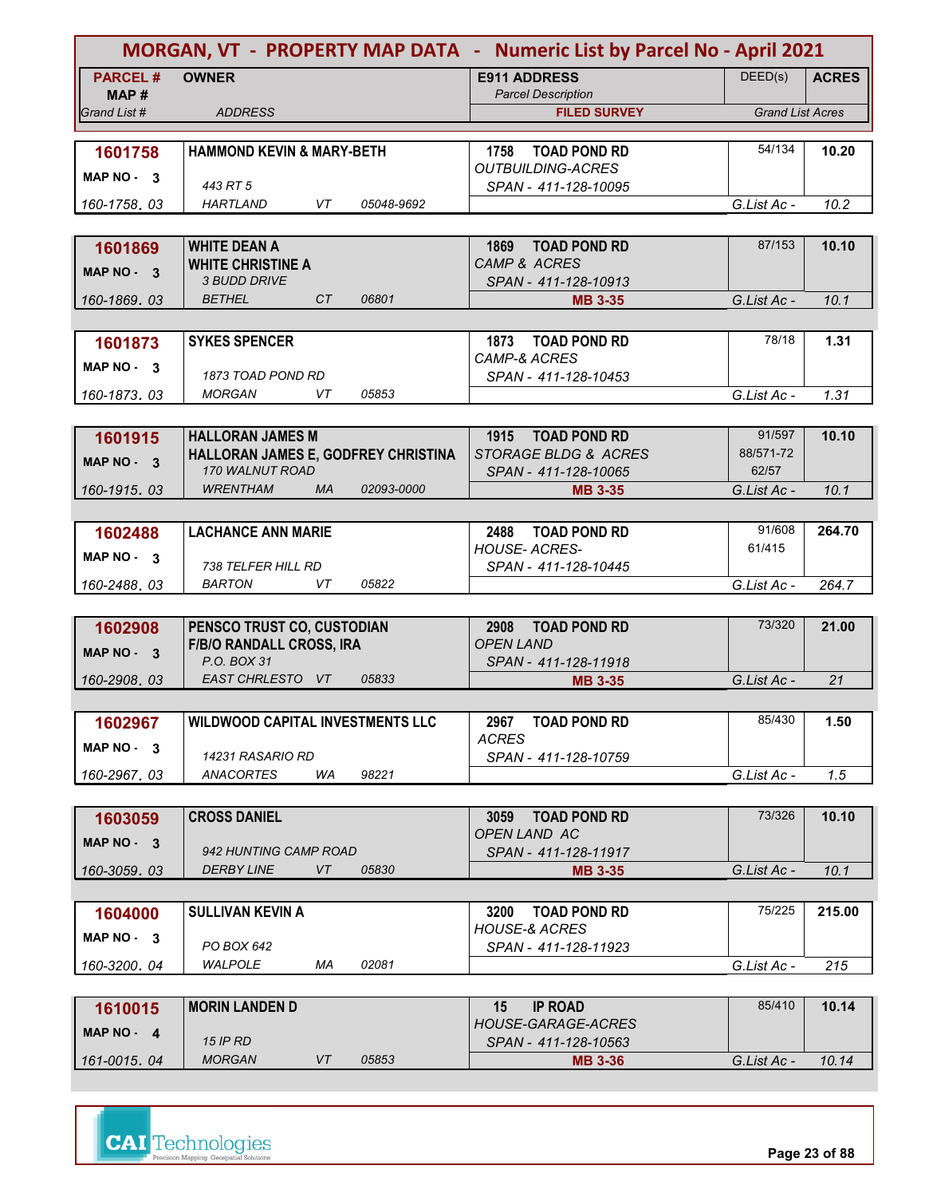# MORGAN, VT - PROPERTY MAP DATA - Numeric List by Parcel No - April 2021

| PARCEL # / MAP # / Grand List # | OWNER / ADDRESS | E911 ADDRESS / Parcel Description / FILED SURVEY | DEED(s) | ACRES / Grand List Acres |
|---|---|---|---|---|
| **1601758** MAP NO - 3 160-1758. 03 | **HAMMOND KEVIN & MARY-BETH** 443 RT 5 HARTLAND VT 05048-9692 | 1758 TOAD POND RD OUTBUILDING-ACRES SPAN - 411-128-10095 | 54/134 | **10.20** G.List Ac - 10.2 |
| **1601869** MAP NO - 3 160-1869. 03 | **WHITE DEAN A** **WHITE CHRISTINE A** 3 BUDD DRIVE BETHEL CT 06801 | 1869 TOAD POND RD CAMP & ACRES SPAN - 411-128-10913 MB 3-35 | 87/153 | **10.10** G.List Ac - 10.1 |
| **1601873** MAP NO - 3 160-1873. 03 | **SYKES SPENCER** 1873 TOAD POND RD MORGAN VT 05853 | 1873 TOAD POND RD CAMP-& ACRES SPAN - 411-128-10453 | 78/18 | **1.31** G.List Ac - 1.31 |
| **1601915** MAP NO - 3 160-1915. 03 | **HALLORAN JAMES M** **HALLORAN JAMES E, GODFREY CHRISTINA** 170 WALNUT ROAD WRENTHAM MA 02093-0000 | 1915 TOAD POND RD STORAGE BLDG & ACRES SPAN - 411-128-10065 MB 3-35 | 91/597 88/571-72 62/57 | **10.10** G.List Ac - 10.1 |
| **1602488** MAP NO - 3 160-2488. 03 | **LACHANCE ANN MARIE** 738 TELFER HILL RD BARTON VT 05822 | 2488 TOAD POND RD HOUSE- ACRES- SPAN - 411-128-10445 | 91/608 61/415 | **264.70** G.List Ac - 264.7 |
| **1602908** MAP NO - 3 160-2908. 03 | **PENSCO TRUST CO, CUSTODIAN** **F/B/O RANDALL CROSS, IRA** P.O. BOX 31 EAST CHRLESTO VT 05833 | 2908 TOAD POND RD OPEN LAND SPAN - 411-128-11918 MB 3-35 | 73/320 | **21.00** G.List Ac - 21 |
| **1602967** MAP NO - 3 160-2967. 03 | **WILDWOOD CAPITAL INVESTMENTS LLC** 14231 RASARIO RD ANACORTES WA 98221 | 2967 TOAD POND RD ACRES SPAN - 411-128-10759 | 85/430 | **1.50** G.List Ac - 1.5 |
| **1603059** MAP NO - 3 160-3059. 03 | **CROSS DANIEL** 942 HUNTING CAMP ROAD DERBY LINE VT 05830 | 3059 TOAD POND RD OPEN LAND AC SPAN - 411-128-11917 MB 3-35 | 73/326 | **10.10** G.List Ac - 10.1 |
| **1604000** MAP NO - 3 160-3200. 04 | **SULLIVAN KEVIN A** PO BOX 642 WALPOLE MA 02081 | 3200 TOAD POND RD HOUSE-& ACRES SPAN - 411-128-11923 | 75/225 | **215.00** G.List Ac - 215 |
| **1610015** MAP NO - 4 161-0015. 04 | **MORIN LANDEN D** 15 IP RD MORGAN VT 05853 | 15 IP ROAD HOUSE-GARAGE-ACRES SPAN - 411-128-10563 MB 3-36 | 85/410 | **10.14** G.List Ac - 10.14 |

CAI Technologies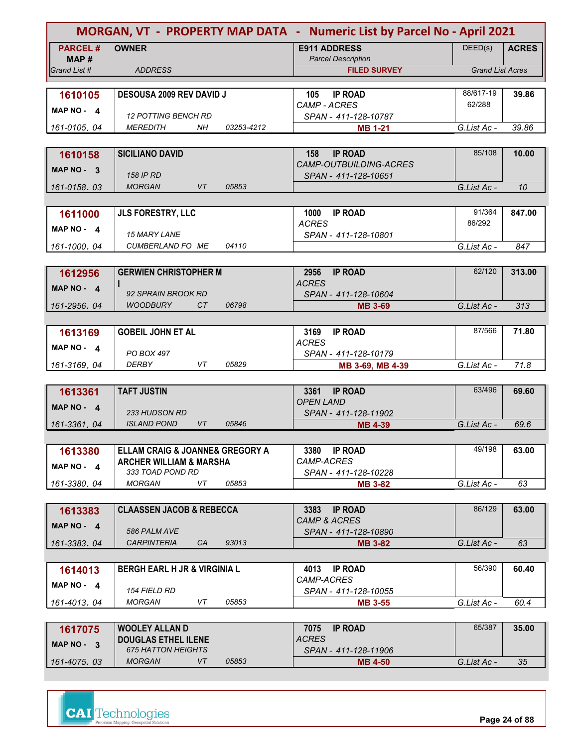# MORGAN, VT - PROPERTY MAP DATA - Numeric List by Parcel No - April 2021

| PARCEL # / MAP # / Grand List # | OWNER / ADDRESS | E911 ADDRESS / Parcel Description / FILED SURVEY | DEED(s) | ACRES / Grand List Acres |
|---|---|---|---|---|
| **1610105** MAP NO - 4 161-0105. 04 | **DESOUSA 2009 REV DAVID J** 12 POTTING BENCH RD MEREDITH NH 03253-4212 | **105 IP ROAD** CAMP - ACRES SPAN - 411-128-10787 **MB 1-21** | 88/617-19 62/288 | **39.86** G.List Ac - 39.86 |
| **1610158** MAP NO - 3 161-0158. 03 | **SICILIANO DAVID** 158 IP RD MORGAN VT 05853 | **158 IP ROAD** CAMP-OUTBUILDING-ACRES SPAN - 411-128-10651 | 85/108 | **10.00** G.List Ac - 10 |
| **1611000** MAP NO - 4 161-1000. 04 | **JLS FORESTRY, LLC** 15 MARY LANE CUMBERLAND FO ME 04110 | **1000 IP ROAD** ACRES SPAN - 411-128-10801 | 91/364 86/292 | **847.00** G.List Ac - 847 |
| **1612956** MAP NO - 4 161-2956. 04 | **GERWIEN CHRISTOPHER M I** 92 SPRAIN BROOK RD WOODBURY CT 06798 | **2956 IP ROAD** ACRES SPAN - 411-128-10604 **MB 3-69** | 62/120 | **313.00** G.List Ac - 313 |
| **1613169** MAP NO - 4 161-3169. 04 | **GOBEIL JOHN ET AL** PO BOX 497 DERBY VT 05829 | **3169 IP ROAD** ACRES SPAN - 411-128-10179 **MB 3-69, MB 4-39** | 87/566 | **71.80** G.List Ac - 71.8 |
| **1613361** MAP NO - 4 161-3361. 04 | **TAFT JUSTIN** 233 HUDSON RD ISLAND POND VT 05846 | **3361 IP ROAD** OPEN LAND SPAN - 411-128-11902 **MB 4-39** | 63/496 | **69.60** G.List Ac - 69.6 |
| **1613380** MAP NO - 4 161-3380. 04 | **ELLAM CRAIG & JOANNE& GREGORY A ARCHER WILLIAM & MARSHA** 333 TOAD POND RD MORGAN VT 05853 | **3380 IP ROAD** CAMP-ACRES SPAN - 411-128-10228 **MB 3-82** | 49/198 | **63.00** G.List Ac - 63 |
| **1613383** MAP NO - 4 161-3383. 04 | **CLAASSEN JACOB & REBECCA** 586 PALM AVE CARPINTERIA CA 93013 | **3383 IP ROAD** CAMP & ACRES SPAN - 411-128-10890 **MB 3-82** | 86/129 | **63.00** G.List Ac - 63 |
| **1614013** MAP NO - 4 161-4013. 04 | **BERGH EARL H JR & VIRGINIA L** 154 FIELD RD MORGAN VT 05853 | **4013 IP ROAD** CAMP-ACRES SPAN - 411-128-10055 **MB 3-55** | 56/390 | **60.40** G.List Ac - 60.4 |
| **1617075** MAP NO - 3 161-4075. 03 | **WOOLEY ALLAN D DOUGLAS ETHEL ILENE** 675 HATTON HEIGHTS MORGAN VT 05853 | **7075 IP ROAD** ACRES SPAN - 411-128-11906 **MB 4-50** | 65/387 | **35.00** G.List Ac - 35 |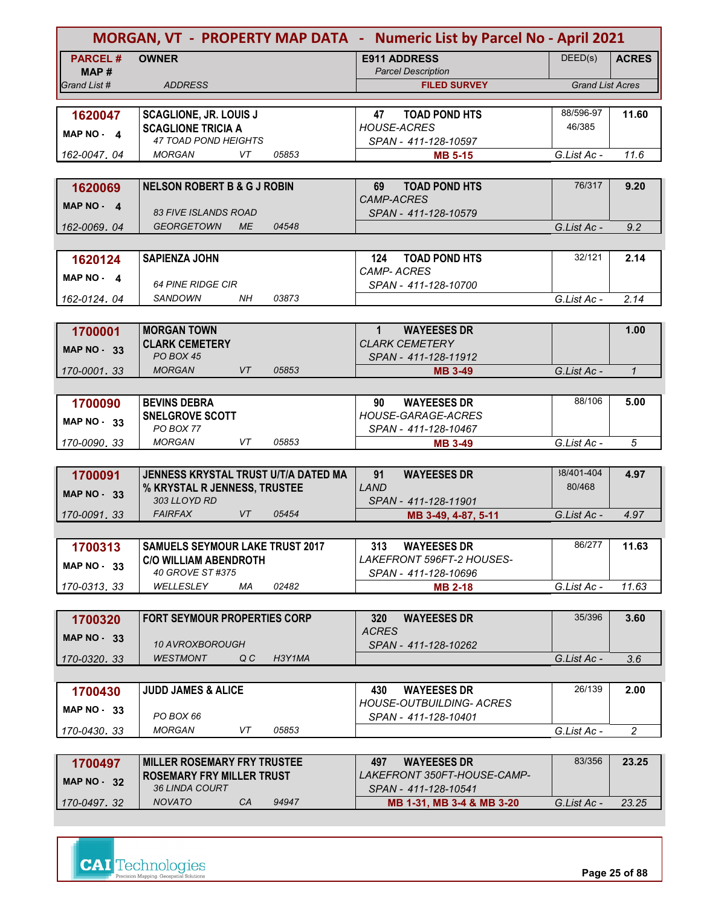# MORGAN, VT - PROPERTY MAP DATA - Numeric List by Parcel No - April 2021

| PARCEL # / MAP # / Grand List # | OWNER / ADDRESS | E911 ADDRESS / Parcel Description / FILED SURVEY | DEED(s) | ACRES / Grand List Acres |
|---|---|---|---|---|
| **1620047** MAP NO - 4 162-0047. 04 | **SCAGLIONE, JR. LOUIS J** **SCAGLIONE TRICIA A** 47 TOAD POND HEIGHTS MORGAN VT 05853 | **47 TOAD POND HTS** HOUSE-ACRES SPAN - 411-128-10597 **MB 5-15** | 88/596-97 46/385 | **11.60** G.List Ac - 11.6 |
| **1620069** MAP NO - 4 162-0069. 04 | **NELSON ROBERT B & G J ROBIN** 83 FIVE ISLANDS ROAD GEORGETOWN ME 04548 | **69 TOAD POND HTS** CAMP-ACRES SPAN - 411-128-10579 | 76/317 | **9.20** G.List Ac - 9.2 |
| **1620124** MAP NO - 4 162-0124. 04 | **SAPIENZA JOHN** 64 PINE RIDGE CIR SANDOWN NH 03873 | **124 TOAD POND HTS** CAMP- ACRES SPAN - 411-128-10700 | 32/121 | **2.14** G.List Ac - 2.14 |
| **1700001** MAP NO - 33 170-0001. 33 | **MORGAN TOWN** **CLARK CEMETERY** PO BOX 45 MORGAN VT 05853 | **1 WAYEESES DR** CLARK CEMETERY SPAN - 411-128-11912 **MB 3-49** | | **1.00** G.List Ac - 1 |
| **1700090** MAP NO - 33 170-0090. 33 | **BEVINS DEBRA** **SNELGROVE SCOTT** PO BOX 77 MORGAN VT 05853 | **90 WAYEESES DR** HOUSE-GARAGE-ACRES SPAN - 411-128-10467 **MB 3-49** | 88/106 | **5.00** G.List Ac - 5 |
| **1700091** MAP NO - 33 170-0091. 33 | **JENNESS KRYSTAL TRUST U/T/A DATED MA** **% KRYSTAL R JENNESS, TRUSTEE** 303 LLOYD RD FAIRFAX VT 05454 | **91 WAYEESES DR** LAND SPAN - 411-128-11901 **MB 3-49, 4-87, 5-11** | 38/401-404 80/468 | **4.97** G.List Ac - 4.97 |
| **1700313** MAP NO - 33 170-0313. 33 | **SAMUELS SEYMOUR LAKE TRUST 2017** **C/O WILLIAM ABENDROTH** 40 GROVE ST #375 WELLESLEY MA 02482 | **313 WAYEESES DR** LAKEFRONT 596FT-2 HOUSES- SPAN - 411-128-10696 **MB 2-18** | 86/277 | **11.63** G.List Ac - 11.63 |
| **1700320** MAP NO - 33 170-0320. 33 | **FORT SEYMOUR PROPERTIES CORP** 10 AVROXBOROUGH WESTMONT Q C H3Y1MA | **320 WAYEESES DR** ACRES SPAN - 411-128-10262 | 35/396 | **3.60** G.List Ac - 3.6 |
| **1700430** MAP NO - 33 170-0430. 33 | **JUDD JAMES & ALICE** PO BOX 66 MORGAN VT 05853 | **430 WAYEESES DR** HOUSE-OUTBUILDING- ACRES SPAN - 411-128-10401 | 26/139 | **2.00** G.List Ac - 2 |
| **1700497** MAP NO - 32 170-0497. 32 | **MILLER ROSEMARY FRY TRUSTEE** **ROSEMARY FRY MILLER TRUST** 36 LINDA COURT NOVATO CA 94947 | **497 WAYEESES DR** LAKEFRONT 350FT-HOUSE-CAMP- SPAN - 411-128-10541 **MB 1-31, MB 3-4 & MB 3-20** | 83/356 | **23.25** G.List Ac - 23.25 |

CAI Technologies — Precision Mapping. Geospatial Solutions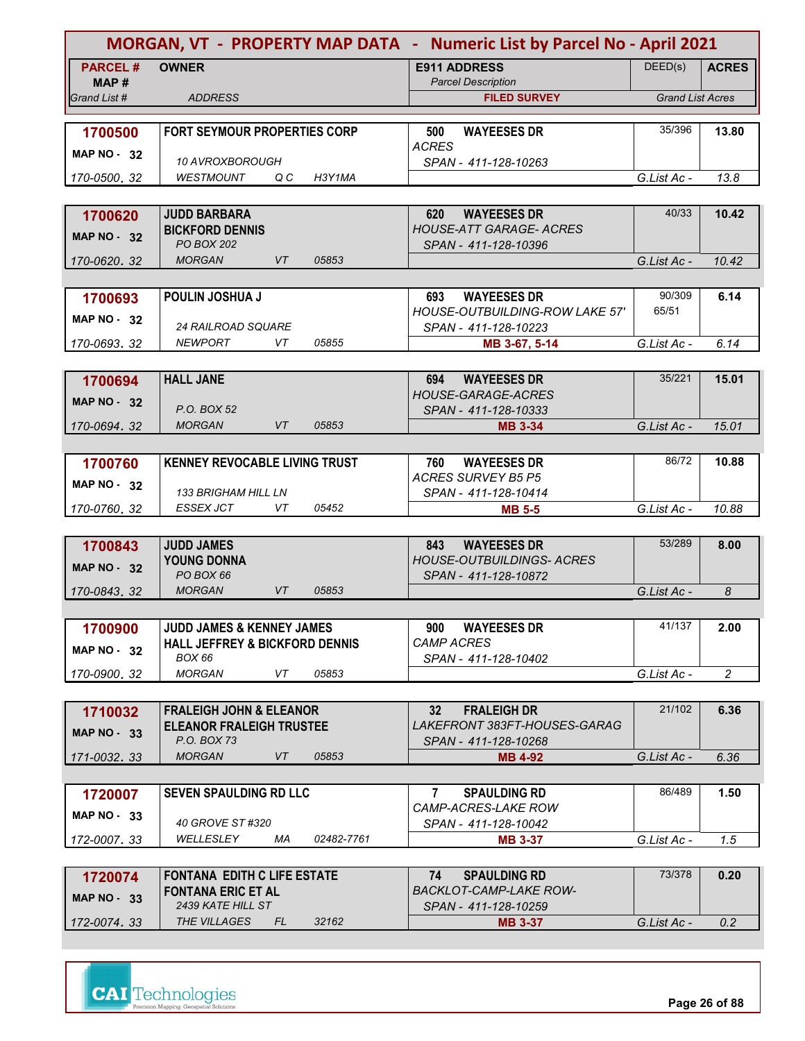# MORGAN, VT - PROPERTY MAP DATA - Numeric List by Parcel No - April 2021

| PARCEL # / MAP # / Grand List # | OWNER / ADDRESS | E911 ADDRESS / Parcel Description / FILED SURVEY | DEED(s) | ACRES / Grand List Acres |
|---|---|---|---|---|
| 1700500 / MAP NO - 32 / 170-0500. 32 | FORT SEYMOUR PROPERTIES CORP / 10 AVROXBOROUGH / WESTMOUNT Q C H3Y1MA | 500 WAYEESES DR / ACRES / SPAN - 411-128-10263 | 35/396 | 13.80 / G.List Ac - 13.8 |
| 1700620 / MAP NO - 32 / 170-0620. 32 | JUDD BARBARA / BICKFORD DENNIS / PO BOX 202 / MORGAN VT 05853 | 620 WAYEESES DR / HOUSE-ATT GARAGE- ACRES / SPAN - 411-128-10396 | 40/33 | 10.42 / G.List Ac - 10.42 |
| 1700693 / MAP NO - 32 / 170-0693. 32 | POULIN JOSHUA J / 24 RAILROAD SQUARE / NEWPORT VT 05855 | 693 WAYEESES DR / HOUSE-OUTBUILDING-ROW LAKE 57' / SPAN - 411-128-10223 / MB 3-67, 5-14 | 90/309, 65/51 | 6.14 / G.List Ac - 6.14 |
| 1700694 / MAP NO - 32 / 170-0694. 32 | HALL JANE / P.O. BOX 52 / MORGAN VT 05853 | 694 WAYEESES DR / HOUSE-GARAGE-ACRES / SPAN - 411-128-10333 / MB 3-34 | 35/221 | 15.01 / G.List Ac - 15.01 |
| 1700760 / MAP NO - 32 / 170-0760. 32 | KENNEY REVOCABLE LIVING TRUST / 133 BRIGHAM HILL LN / ESSEX JCT VT 05452 | 760 WAYEESES DR / ACRES SURVEY B5 P5 / SPAN - 411-128-10414 / MB 5-5 | 86/72 | 10.88 / G.List Ac - 10.88 |
| 1700843 / MAP NO - 32 / 170-0843. 32 | JUDD JAMES / YOUNG DONNA / PO BOX 66 / MORGAN VT 05853 | 843 WAYEESES DR / HOUSE-OUTBUILDINGS- ACRES / SPAN - 411-128-10872 | 53/289 | 8.00 / G.List Ac - 8 |
| 1700900 / MAP NO - 32 / 170-0900. 32 | JUDD JAMES & KENNEY JAMES / HALL JEFFREY & BICKFORD DENNIS / BOX 66 / MORGAN VT 05853 | 900 WAYEESES DR / CAMP ACRES / SPAN - 411-128-10402 | 41/137 | 2.00 / G.List Ac - 2 |
| 1710032 / MAP NO - 33 / 171-0032. 33 | FRALEIGH JOHN & ELEANOR / ELEANOR FRALEIGH TRUSTEE / P.O. BOX 73 / MORGAN VT 05853 | 32 FRALEIGH DR / LAKEFRONT 383FT-HOUSES-GARAG / SPAN - 411-128-10268 / MB 4-92 | 21/102 | 6.36 / G.List Ac - 6.36 |
| 1720007 / MAP NO - 33 / 172-0007. 33 | SEVEN SPAULDING RD LLC / 40 GROVE ST #320 / WELLESLEY MA 02482-7761 | 7 SPAULDING RD / CAMP-ACRES-LAKE ROW / SPAN - 411-128-10042 / MB 3-37 | 86/489 | 1.50 / G.List Ac - 1.5 |
| 1720074 / MAP NO - 33 / 172-0074. 33 | FONTANA EDITH C LIFE ESTATE / FONTANA ERIC ET AL / 2439 KATE HILL ST / THE VILLAGES FL 32162 | 74 SPAULDING RD / BACKLOT-CAMP-LAKE ROW- / SPAN - 411-128-10259 / MB 3-37 | 73/378 | 0.20 / G.List Ac - 0.2 |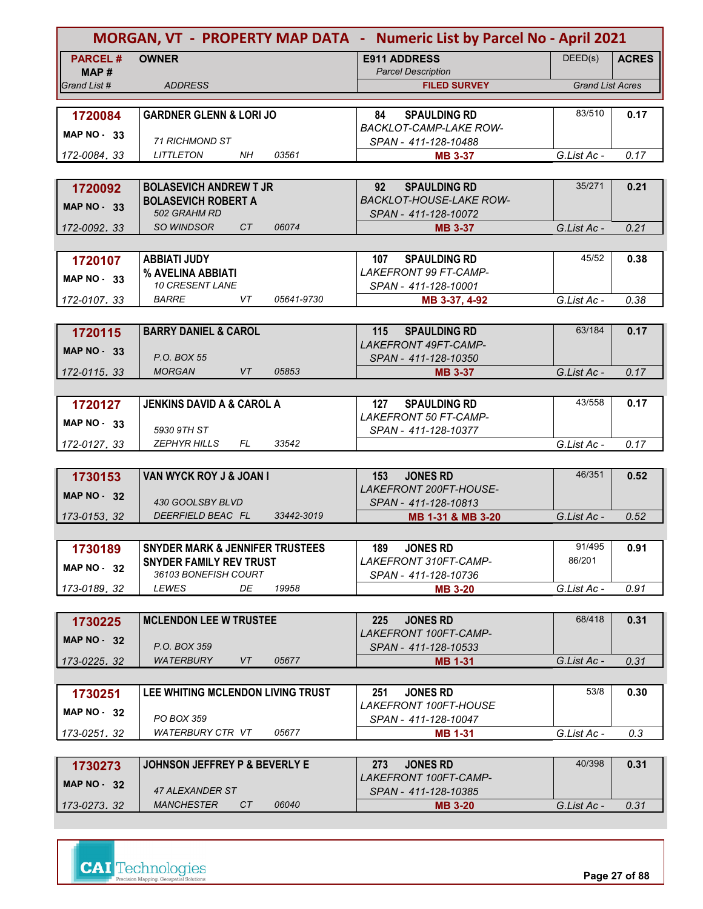# MORGAN, VT - PROPERTY MAP DATA - Numeric List by Parcel No - April 2021

| PARCEL # / MAP # / Grand List # | OWNER / ADDRESS | E911 ADDRESS / Parcel Description / FILED SURVEY | DEED(s) | ACRES / Grand List Acres |
|---|---|---|---|---|
| 1720084 / MAP NO - 33 / 172-0084. 33 | GARDNER GLENN & LORI JO / 71 RICHMOND ST / LITTLETON NH 03561 | 84 SPAULDING RD / BACKLOT-CAMP-LAKE ROW- / SPAN - 411-128-10488 / MB 3-37 | 83/510 | 0.17 / G.List Ac - 0.17 |
| 1720092 / MAP NO - 33 / 172-0092. 33 | BOLASEVICH ANDREW T JR / BOLASEVICH ROBERT A / 502 GRAHM RD / SO WINDSOR CT 06074 | 92 SPAULDING RD / BACKLOT-HOUSE-LAKE ROW- / SPAN - 411-128-10072 / MB 3-37 | 35/271 | 0.21 / G.List Ac - 0.21 |
| 1720107 / MAP NO - 33 / 172-0107. 33 | ABBIATI JUDY / % AVELINA ABBIATI / 10 CRESENT LANE / BARRE VT 05641-9730 | 107 SPAULDING RD / LAKEFRONT 99 FT-CAMP- / SPAN - 411-128-10001 / MB 3-37, 4-92 | 45/52 | 0.38 / G.List Ac - 0.38 |
| 1720115 / MAP NO - 33 / 172-0115. 33 | BARRY DANIEL & CAROL / P.O. BOX 55 / MORGAN VT 05853 | 115 SPAULDING RD / LAKEFRONT 49FT-CAMP- / SPAN - 411-128-10350 / MB 3-37 | 63/184 | 0.17 / G.List Ac - 0.17 |
| 1720127 / MAP NO - 33 / 172-0127. 33 | JENKINS DAVID A & CAROL A / 5930 9TH ST / ZEPHYR HILLS FL 33542 | 127 SPAULDING RD / LAKEFRONT 50 FT-CAMP- / SPAN - 411-128-10377 | 43/558 | 0.17 / G.List Ac - 0.17 |
| 1730153 / MAP NO - 32 / 173-0153. 32 | VAN WYCK ROY J & JOAN I / 430 GOOLSBY BLVD / DEERFIELD BEAC FL 33442-3019 | 153 JONES RD / LAKEFRONT 200FT-HOUSE- / SPAN - 411-128-10813 / MB 1-31 & MB 3-20 | 46/351 | 0.52 / G.List Ac - 0.52 |
| 1730189 / MAP NO - 32 / 173-0189. 32 | SNYDER MARK & JENNIFER TRUSTEES / SNYDER FAMILY REV TRUST / 36103 BONEFISH COURT / LEWES DE 19958 | 189 JONES RD / LAKEFRONT 310FT-CAMP- / SPAN - 411-128-10736 / MB 3-20 | 91/495, 86/201 | 0.91 / G.List Ac - 0.91 |
| 1730225 / MAP NO - 32 / 173-0225. 32 | MCLENDON LEE W TRUSTEE / P.O. BOX 359 / WATERBURY VT 05677 | 225 JONES RD / LAKEFRONT 100FT-CAMP- / SPAN - 411-128-10533 / MB 1-31 | 68/418 | 0.31 / G.List Ac - 0.31 |
| 1730251 / MAP NO - 32 / 173-0251. 32 | LEE WHITING MCLENDON LIVING TRUST / PO BOX 359 / WATERBURY CTR VT 05677 | 251 JONES RD / LAKEFRONT 100FT-HOUSE / SPAN - 411-128-10047 / MB 1-31 | 53/8 | 0.30 / G.List Ac - 0.3 |
| 1730273 / MAP NO - 32 / 173-0273. 32 | JOHNSON JEFFREY P & BEVERLY E / 47 ALEXANDER ST / MANCHESTER CT 06040 | 273 JONES RD / LAKEFRONT 100FT-CAMP- / SPAN - 411-128-10385 / MB 3-20 | 40/398 | 0.31 / G.List Ac - 0.31 |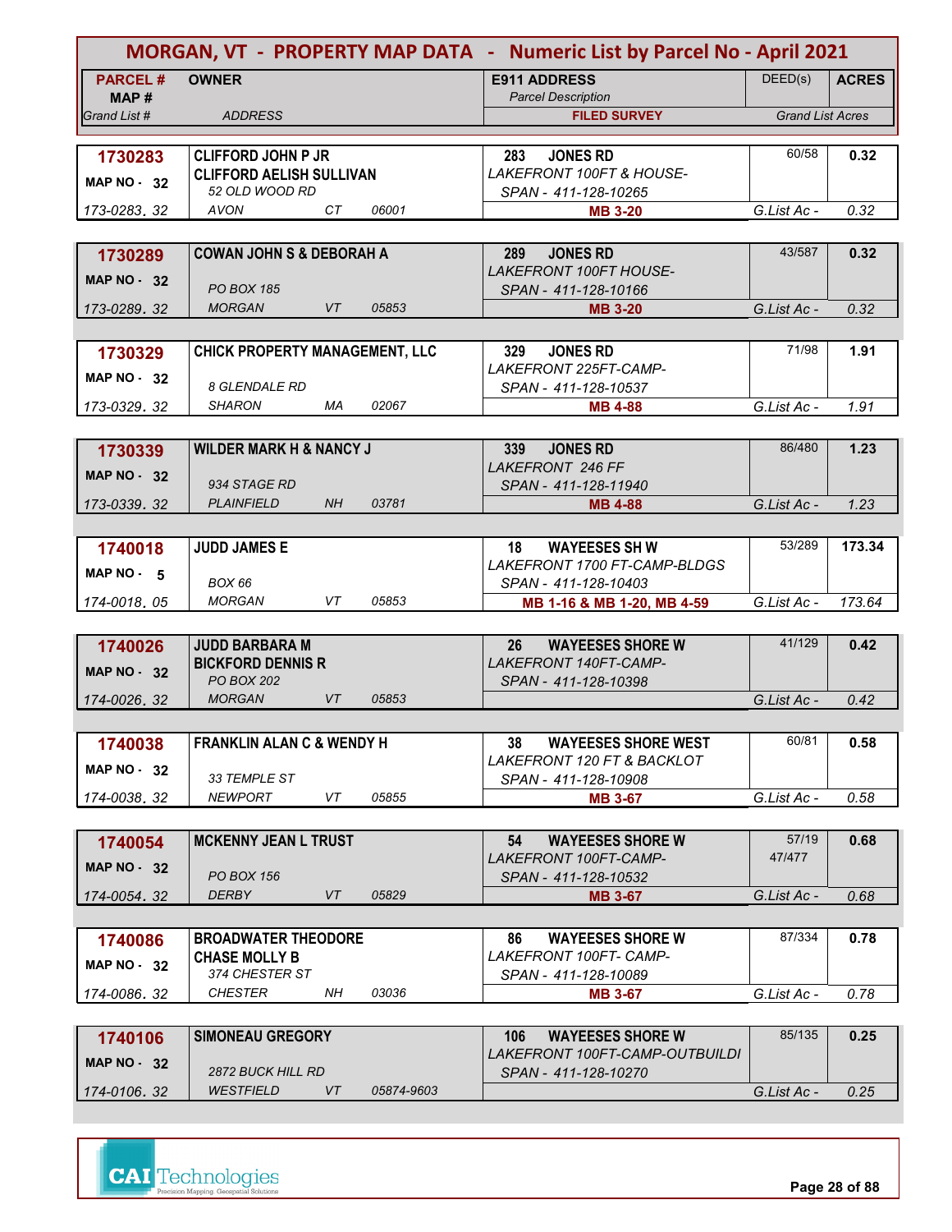# MORGAN, VT - PROPERTY MAP DATA - Numeric List by Parcel No - April 2021

| PARCEL # / MAP # / Grand List # | OWNER / ADDRESS | E911 ADDRESS / Parcel Description / FILED SURVEY | DEED(s) | ACRES / Grand List Acres |
|---|---|---|---|---|
| **1730283** MAP NO - 32 173-0283. 32 | **CLIFFORD JOHN P JR** **CLIFFORD AELISH SULLIVAN** 52 OLD WOOD RD AVON CT 06001 | **283 JONES RD** LAKEFRONT 100FT & HOUSE- SPAN - 411-128-10265 **MB 3-20** | 60/58 | **0.32** G.List Ac - 0.32 |
| **1730289** MAP NO - 32 173-0289. 32 | **COWAN JOHN S & DEBORAH A** PO BOX 185 MORGAN VT 05853 | **289 JONES RD** LAKEFRONT 100FT HOUSE- SPAN - 411-128-10166 **MB 3-20** | 43/587 | **0.32** G.List Ac - 0.32 |
| **1730329** MAP NO - 32 173-0329. 32 | **CHICK PROPERTY MANAGEMENT, LLC** 8 GLENDALE RD SHARON MA 02067 | **329 JONES RD** LAKEFRONT 225FT-CAMP- SPAN - 411-128-10537 **MB 4-88** | 71/98 | **1.91** G.List Ac - 1.91 |
| **1730339** MAP NO - 32 173-0339. 32 | **WILDER MARK H & NANCY J** 934 STAGE RD PLAINFIELD NH 03781 | **339 JONES RD** LAKEFRONT 246 FF SPAN - 411-128-11940 **MB 4-88** | 86/480 | **1.23** G.List Ac - 1.23 |
| **1740018** MAP NO - 5 174-0018. 05 | **JUDD JAMES E** BOX 66 MORGAN VT 05853 | **18 WAYEESES SH W** LAKEFRONT 1700 FT-CAMP-BLDGS SPAN - 411-128-10403 **MB 1-16 & MB 1-20, MB 4-59** | 53/289 | **173.34** G.List Ac - 173.64 |
| **1740026** MAP NO - 32 174-0026. 32 | **JUDD BARBARA M** **BICKFORD DENNIS R** PO BOX 202 MORGAN VT 05853 | **26 WAYEESES SHORE W** LAKEFRONT 140FT-CAMP- SPAN - 411-128-10398 | 41/129 | **0.42** G.List Ac - 0.42 |
| **1740038** MAP NO - 32 174-0038. 32 | **FRANKLIN ALAN C & WENDY H** 33 TEMPLE ST NEWPORT VT 05855 | **38 WAYEESES SHORE WEST** LAKEFRONT 120 FT & BACKLOT SPAN - 411-128-10908 **MB 3-67** | 60/81 | **0.58** G.List Ac - 0.58 |
| **1740054** MAP NO - 32 174-0054. 32 | **MCKENNY JEAN L TRUST** PO BOX 156 DERBY VT 05829 | **54 WAYEESES SHORE W** LAKEFRONT 100FT-CAMP- SPAN - 411-128-10532 **MB 3-67** | 57/19 47/477 | **0.68** G.List Ac - 0.68 |
| **1740086** MAP NO - 32 174-0086. 32 | **BROADWATER THEODORE** **CHASE MOLLY B** 374 CHESTER ST CHESTER NH 03036 | **86 WAYEESES SHORE W** LAKEFRONT 100FT- CAMP- SPAN - 411-128-10089 **MB 3-67** | 87/334 | **0.78** G.List Ac - 0.78 |
| **1740106** MAP NO - 32 174-0106. 32 | **SIMONEAU GREGORY** 2872 BUCK HILL RD WESTFIELD VT 05874-9603 | **106 WAYEESES SHORE W** LAKEFRONT 100FT-CAMP-OUTBUILDI SPAN - 411-128-10270 | 85/135 | **0.25** G.List Ac - 0.25 |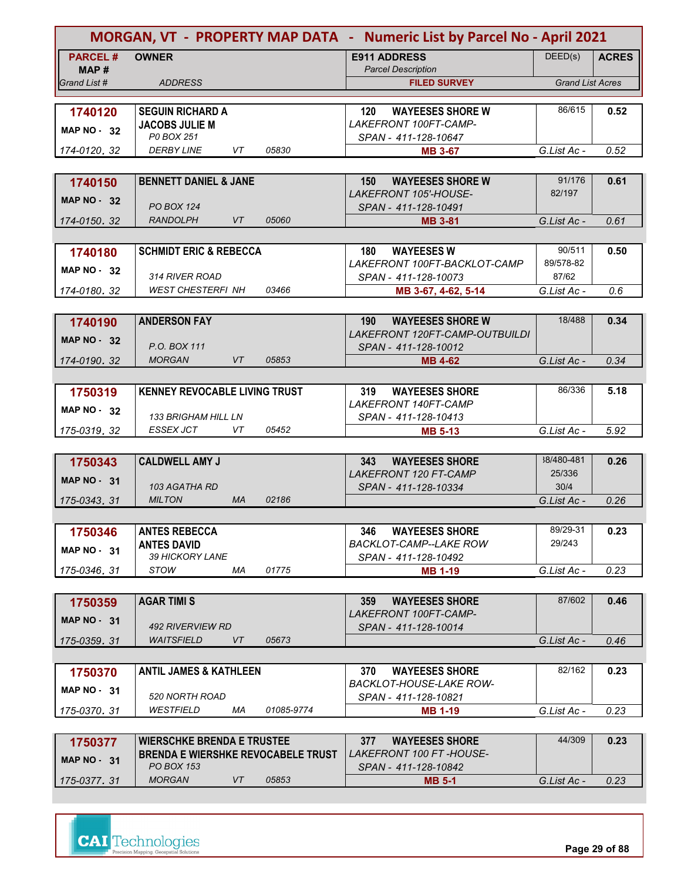# MORGAN, VT - PROPERTY MAP DATA - Numeric List by Parcel No - April 2021

| PARCEL # / MAP # / Grand List # | OWNER / ADDRESS | E911 ADDRESS / Parcel Description / FILED SURVEY | DEED(s) | ACRES / Grand List Acres |
|---|---|---|---|---|
| 1740120 / MAP NO - 32 / 174-0120. 32 | SEGUIN RICHARD A / JACOBS JULIE M / P0 BOX 251 / DERBY LINE VT 05830 | 120 WAYEESES SHORE W / LAKEFRONT 100FT-CAMP- / SPAN - 411-128-10647 / MB 3-67 | 86/615 | 0.52 / G.List Ac - 0.52 |
| 1740150 / MAP NO - 32 / 174-0150. 32 | BENNETT DANIEL & JANE / PO BOX 124 / RANDOLPH VT 05060 | 150 WAYEESES SHORE W / LAKEFRONT 105'-HOUSE- / SPAN - 411-128-10491 / MB 3-81 | 91/176, 82/197 | 0.61 / G.List Ac - 0.61 |
| 1740180 / MAP NO - 32 / 174-0180. 32 | SCHMIDT ERIC & REBECCA / 314 RIVER ROAD / WEST CHESTERFI NH 03466 | 180 WAYEESES W / LAKEFRONT 100FT-BACKLOT-CAMP / SPAN - 411-128-10073 / MB 3-67, 4-62, 5-14 | 90/511, 89/578-82, 87/62 | 0.50 / G.List Ac - 0.6 |
| 1740190 / MAP NO - 32 / 174-0190. 32 | ANDERSON FAY / P.O. BOX 111 / MORGAN VT 05853 | 190 WAYEESES SHORE W / LAKEFRONT 120FT-CAMP-OUTBUILDI / SPAN - 411-128-10012 / MB 4-62 | 18/488 | 0.34 / G.List Ac - 0.34 |
| 1750319 / MAP NO - 32 / 175-0319. 32 | KENNEY REVOCABLE LIVING TRUST / 133 BRIGHAM HILL LN / ESSEX JCT VT 05452 | 319 WAYEESES SHORE / LAKEFRONT 140FT-CAMP / SPAN - 411-128-10413 / MB 5-13 | 86/336 | 5.18 / G.List Ac - 5.92 |
| 1750343 / MAP NO - 31 / 175-0343. 31 | CALDWELL AMY J / 103 AGATHA RD / MILTON MA 02186 | 343 WAYEESES SHORE / LAKEFRONT 120 FT-CAMP / SPAN - 411-128-10334 | 38/480-481, 25/336, 30/4 | 0.26 / G.List Ac - 0.26 |
| 1750346 / MAP NO - 31 / 175-0346. 31 | ANTES REBECCA / ANTES DAVID / 39 HICKORY LANE / STOW MA 01775 | 346 WAYEESES SHORE / BACKLOT-CAMP--LAKE ROW / SPAN - 411-128-10492 / MB 1-19 | 89/29-31, 29/243 | 0.23 / G.List Ac - 0.23 |
| 1750359 / MAP NO - 31 / 175-0359. 31 | AGAR TIMI S / 492 RIVERVIEW RD / WAITSFIELD VT 05673 | 359 WAYEESES SHORE / LAKEFRONT 100FT-CAMP- / SPAN - 411-128-10014 | 87/602 | 0.46 / G.List Ac - 0.46 |
| 1750370 / MAP NO - 31 / 175-0370. 31 | ANTIL JAMES & KATHLEEN / 520 NORTH ROAD / WESTFIELD MA 01085-9774 | 370 WAYEESES SHORE / BACKLOT-HOUSE-LAKE ROW- / SPAN - 411-128-10821 / MB 1-19 | 82/162 | 0.23 / G.List Ac - 0.23 |
| 1750377 / MAP NO - 31 / 175-0377. 31 | WIERSCHKE BRENDA E TRUSTEE / BRENDA E WIERSHKE REVOCABELE TRUST / PO BOX 153 / MORGAN VT 05853 | 377 WAYEESES SHORE / LAKEFRONT 100 FT -HOUSE- / SPAN - 411-128-10842 / MB 5-1 | 44/309 | 0.23 / G.List Ac - 0.23 |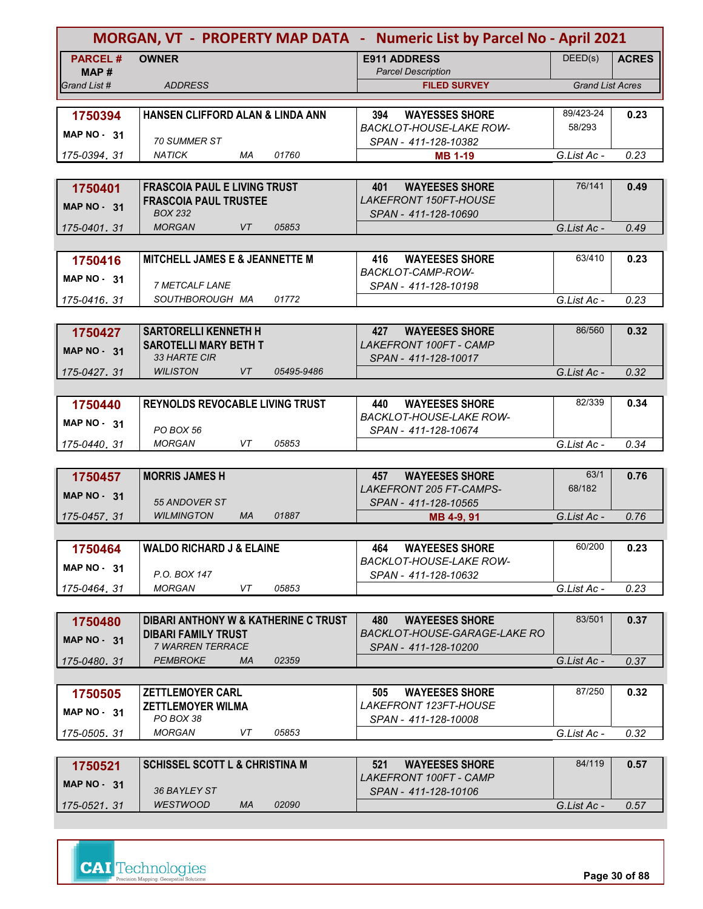# MORGAN, VT - PROPERTY MAP DATA - Numeric List by Parcel No - April 2021

| PARCEL # / MAP # / Grand List # | OWNER / ADDRESS | E911 ADDRESS / Parcel Description / FILED SURVEY | DEED(s) | ACRES / Grand List Acres |
|---|---|---|---|---|
| **1750394** MAP NO - 31 175-0394. 31 | **HANSEN CLIFFORD ALAN & LINDA ANN** 70 SUMMER ST NATICK MA 01760 | **394 WAYESSES SHORE** BACKLOT-HOUSE-LAKE ROW- SPAN - 411-128-10382 **MB 1-19** | 89/423-24 58/293 | **0.23** G.List Ac - 0.23 |
| **1750401** MAP NO - 31 175-0401. 31 | **FRASCOIA PAUL E LIVING TRUST** **FRASCOIA PAUL TRUSTEE** BOX 232 MORGAN VT 05853 | **401 WAYEESES SHORE** LAKEFRONT 150FT-HOUSE SPAN - 411-128-10690 | 76/141 | **0.49** G.List Ac - 0.49 |
| **1750416** MAP NO - 31 175-0416. 31 | **MITCHELL JAMES E & JEANNETTE M** 7 METCALF LANE SOUTHBOROUGH MA 01772 | **416 WAYEESES SHORE** BACKLOT-CAMP-ROW- SPAN - 411-128-10198 | 63/410 | **0.23** G.List Ac - 0.23 |
| **1750427** MAP NO - 31 175-0427. 31 | **SARTORELLI KENNETH H** **SAROTELLI MARY BETH T** 33 HARTE CIR WILISTON VT 05495-9486 | **427 WAYEESES SHORE** LAKEFRONT 100FT - CAMP SPAN - 411-128-10017 | 86/560 | **0.32** G.List Ac - 0.32 |
| **1750440** MAP NO - 31 175-0440. 31 | **REYNOLDS REVOCABLE LIVING TRUST** PO BOX 56 MORGAN VT 05853 | **440 WAYEESES SHORE** BACKLOT-HOUSE-LAKE ROW- SPAN - 411-128-10674 | 82/339 | **0.34** G.List Ac - 0.34 |
| **1750457** MAP NO - 31 175-0457. 31 | **MORRIS JAMES H** 55 ANDOVER ST WILMINGTON MA 01887 | **457 WAYEESES SHORE** LAKEFRONT 205 FT-CAMPS- SPAN - 411-128-10565 **MB 4-9, 91** | 63/1 68/182 | **0.76** G.List Ac - 0.76 |
| **1750464** MAP NO - 31 175-0464. 31 | **WALDO RICHARD J & ELAINE** P.O. BOX 147 MORGAN VT 05853 | **464 WAYEESES SHORE** BACKLOT-HOUSE-LAKE ROW- SPAN - 411-128-10632 | 60/200 | **0.23** G.List Ac - 0.23 |
| **1750480** MAP NO - 31 175-0480. 31 | **DIBARI ANTHONY W & KATHERINE C TRUST** **DIBARI FAMILY TRUST** 7 WARREN TERRACE PEMBROKE MA 02359 | **480 WAYEESES SHORE** BACKLOT-HOUSE-GARAGE-LAKE RO SPAN - 411-128-10200 | 83/501 | **0.37** G.List Ac - 0.37 |
| **1750505** MAP NO - 31 175-0505. 31 | **ZETTLEMOYER CARL** **ZETTLEMOYER WILMA** PO BOX 38 MORGAN VT 05853 | **505 WAYEESES SHORE** LAKEFRONT 123FT-HOUSE SPAN - 411-128-10008 | 87/250 | **0.32** G.List Ac - 0.32 |
| **1750521** MAP NO - 31 175-0521. 31 | **SCHISSEL SCOTT L & CHRISTINA M** 36 BAYLEY ST WESTWOOD MA 02090 | **521 WAYEESES SHORE** LAKEFRONT 100FT - CAMP SPAN - 411-128-10106 | 84/119 | **0.57** G.List Ac - 0.57 |

CAI Technologies — Precision Mapping. Geospatial Solutions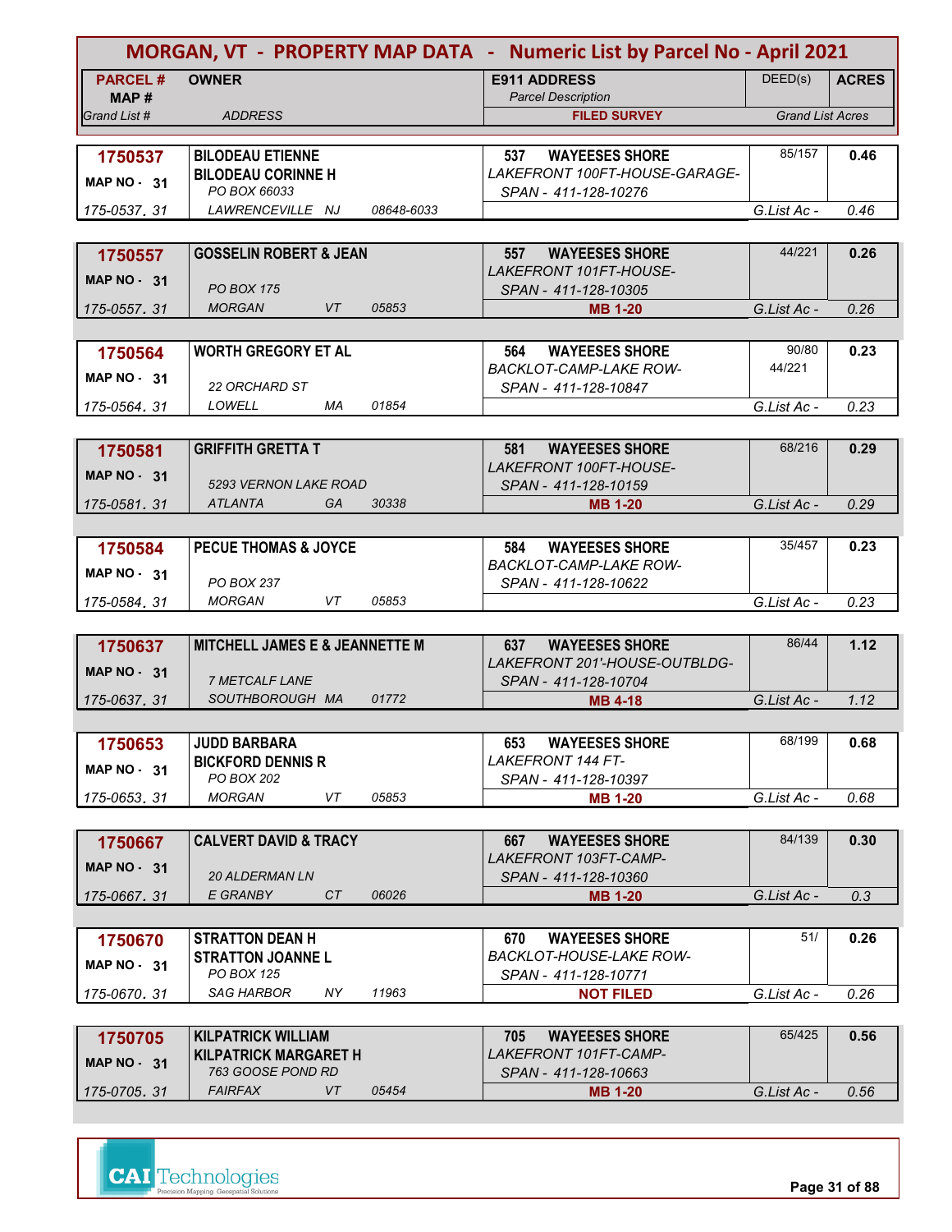# MORGAN, VT - PROPERTY MAP DATA - Numeric List by Parcel No - April 2021

| PARCEL # / MAP # / Grand List # | OWNER / ADDRESS | E911 ADDRESS / Parcel Description / FILED SURVEY | DEED(s) | ACRES / Grand List Acres |
|---|---|---|---|---|
| 1750537 / MAP NO - 31 / 175-0537. 31 | BILODEAU ETIENNE; BILODEAU CORINNE H; PO BOX 66033; LAWRENCEVILLE NJ 08648-6033 | 537 WAYEESES SHORE; LAKEFRONT 100FT-HOUSE-GARAGE-SPAN - 411-128-10276 | 85/157 | 0.46; G.List Ac - 0.46 |
| 1750557 / MAP NO - 31 / 175-0557. 31 | GOSSELIN ROBERT & JEAN; PO BOX 175; MORGAN VT 05853 | 557 WAYEESES SHORE; LAKEFRONT 101FT-HOUSE-SPAN - 411-128-10305; MB 1-20 | 44/221 | 0.26; G.List Ac - 0.26 |
| 1750564 / MAP NO - 31 / 175-0564. 31 | WORTH GREGORY ET AL; 22 ORCHARD ST; LOWELL MA 01854 | 564 WAYEESES SHORE; BACKLOT-CAMP-LAKE ROW-SPAN - 411-128-10847 | 90/80; 44/221 | 0.23; G.List Ac - 0.23 |
| 1750581 / MAP NO - 31 / 175-0581. 31 | GRIFFITH GRETTA T; 5293 VERNON LAKE ROAD; ATLANTA GA 30338 | 581 WAYEESES SHORE; LAKEFRONT 100FT-HOUSE-SPAN - 411-128-10159; MB 1-20 | 68/216 | 0.29; G.List Ac - 0.29 |
| 1750584 / MAP NO - 31 / 175-0584. 31 | PECUE THOMAS & JOYCE; PO BOX 237; MORGAN VT 05853 | 584 WAYEESES SHORE; BACKLOT-CAMP-LAKE ROW-SPAN - 411-128-10622 | 35/457 | 0.23; G.List Ac - 0.23 |
| 1750637 / MAP NO - 31 / 175-0637. 31 | MITCHELL JAMES E & JEANNETTE M; 7 METCALF LANE; SOUTHBOROUGH MA 01772 | 637 WAYEESES SHORE; LAKEFRONT 201'-HOUSE-OUTBLDG-SPAN - 411-128-10704; MB 4-18 | 86/44 | 1.12; G.List Ac - 1.12 |
| 1750653 / MAP NO - 31 / 175-0653. 31 | JUDD BARBARA; BICKFORD DENNIS R; PO BOX 202; MORGAN VT 05853 | 653 WAYEESES SHORE; LAKEFRONT 144 FT-SPAN - 411-128-10397; MB 1-20 | 68/199 | 0.68; G.List Ac - 0.68 |
| 1750667 / MAP NO - 31 / 175-0667. 31 | CALVERT DAVID & TRACY; 20 ALDERMAN LN; E GRANBY CT 06026 | 667 WAYEESES SHORE; LAKEFRONT 103FT-CAMP-SPAN - 411-128-10360; MB 1-20 | 84/139 | 0.30; G.List Ac - 0.3 |
| 1750670 / MAP NO - 31 / 175-0670. 31 | STRATTON DEAN H; STRATTON JOANNE L; PO BOX 125; SAG HARBOR NY 11963 | 670 WAYEESES SHORE; BACKLOT-HOUSE-LAKE ROW-SPAN - 411-128-10771; NOT FILED | 51/ | 0.26; G.List Ac - 0.26 |
| 1750705 / MAP NO - 31 / 175-0705. 31 | KILPATRICK WILLIAM; KILPATRICK MARGARET H; 763 GOOSE POND RD; FAIRFAX VT 05454 | 705 WAYEESES SHORE; LAKEFRONT 101FT-CAMP-SPAN - 411-128-10663; MB 1-20 | 65/425 | 0.56; G.List Ac - 0.56 |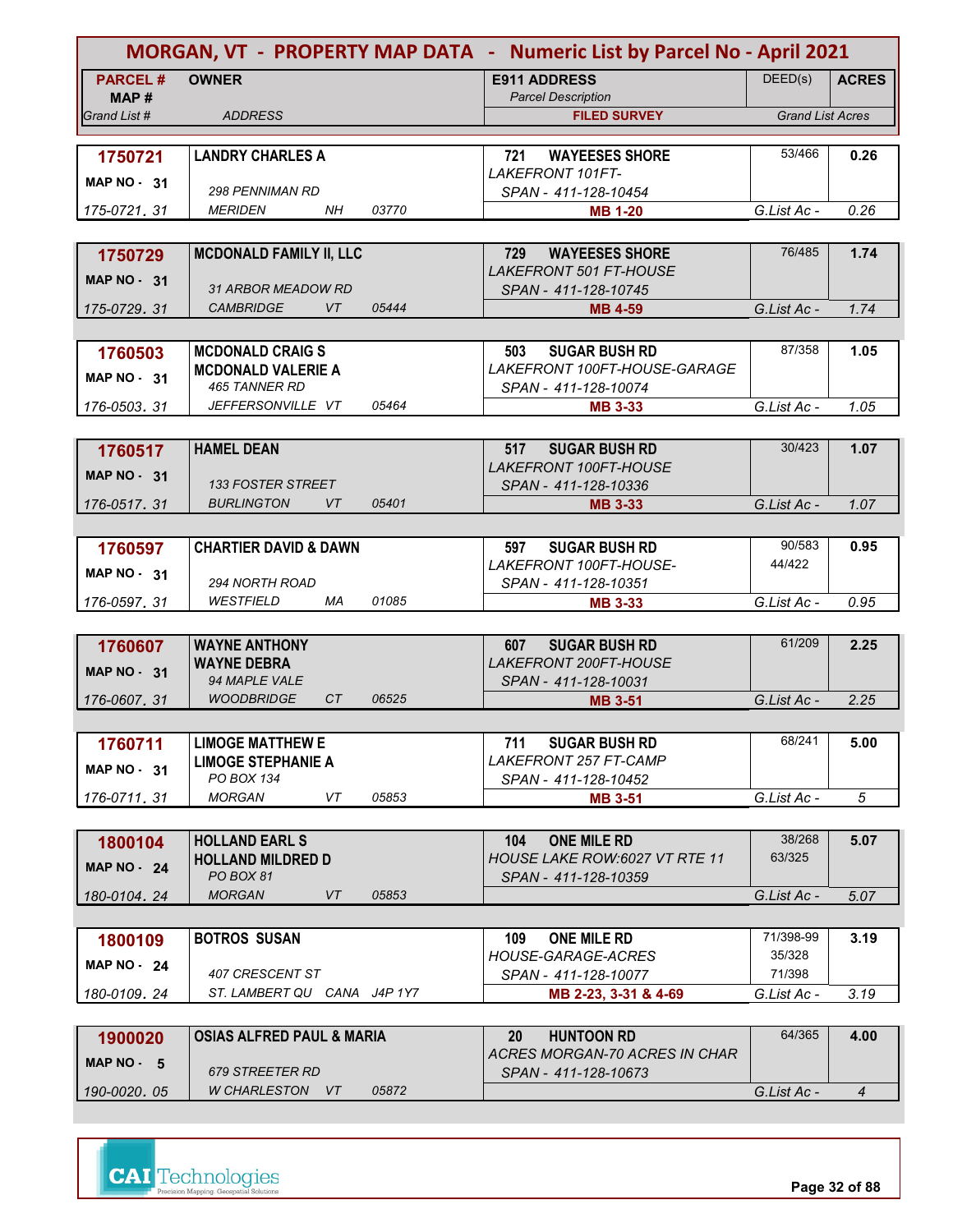# MORGAN, VT - PROPERTY MAP DATA - Numeric List by Parcel No - April 2021

| PARCEL # / MAP # / Grand List # | OWNER / ADDRESS | E911 ADDRESS / Parcel Description / FILED SURVEY | DEED(s) | ACRES / Grand List Acres |
|---|---|---|---|---|
| **1750721** MAP NO - 31 175-0721. 31 | **LANDRY CHARLES A** 298 PENNIMAN RD MERIDEN NH 03770 | **721 WAYEESES SHORE** LAKEFRONT 101FT- SPAN - 411-128-10454 **MB 1-20** | 53/466 | **0.26** G.List Ac - 0.26 |
| **1750729** MAP NO - 31 175-0729. 31 | **MCDONALD FAMILY II, LLC** 31 ARBOR MEADOW RD CAMBRIDGE VT 05444 | **729 WAYEESES SHORE** LAKEFRONT 501 FT-HOUSE SPAN - 411-128-10745 **MB 4-59** | 76/485 | **1.74** G.List Ac - 1.74 |
| **1760503** MAP NO - 31 176-0503. 31 | **MCDONALD CRAIG S** **MCDONALD VALERIE A** 465 TANNER RD JEFFERSONVILLE VT 05464 | **503 SUGAR BUSH RD** LAKEFRONT 100FT-HOUSE-GARAGE SPAN - 411-128-10074 **MB 3-33** | 87/358 | **1.05** G.List Ac - 1.05 |
| **1760517** MAP NO - 31 176-0517. 31 | **HAMEL DEAN** 133 FOSTER STREET BURLINGTON VT 05401 | **517 SUGAR BUSH RD** LAKEFRONT 100FT-HOUSE SPAN - 411-128-10336 **MB 3-33** | 30/423 | **1.07** G.List Ac - 1.07 |
| **1760597** MAP NO - 31 176-0597. 31 | **CHARTIER DAVID & DAWN** 294 NORTH ROAD WESTFIELD MA 01085 | **597 SUGAR BUSH RD** LAKEFRONT 100FT-HOUSE- SPAN - 411-128-10351 **MB 3-33** | 90/583 44/422 | **0.95** G.List Ac - 0.95 |
| **1760607** MAP NO - 31 176-0607. 31 | **WAYNE ANTHONY** **WAYNE DEBRA** 94 MAPLE VALE WOODBRIDGE CT 06525 | **607 SUGAR BUSH RD** LAKEFRONT 200FT-HOUSE SPAN - 411-128-10031 **MB 3-51** | 61/209 | **2.25** G.List Ac - 2.25 |
| **1760711** MAP NO - 31 176-0711. 31 | **LIMOGE MATTHEW E** **LIMOGE STEPHANIE A** PO BOX 134 MORGAN VT 05853 | **711 SUGAR BUSH RD** LAKEFRONT 257 FT-CAMP SPAN - 411-128-10452 **MB 3-51** | 68/241 | **5.00** G.List Ac - 5 |
| **1800104** MAP NO - 24 180-0104. 24 | **HOLLAND EARL S** **HOLLAND MILDRED D** PO BOX 81 MORGAN VT 05853 | **104 ONE MILE RD** HOUSE LAKE ROW:6027 VT RTE 11 SPAN - 411-128-10359 | 38/268 63/325 | **5.07** G.List Ac - 5.07 |
| **1800109** MAP NO - 24 180-0109. 24 | **BOTROS SUSAN** 407 CRESCENT ST ST. LAMBERT QU CANA J4P 1Y7 | **109 ONE MILE RD** HOUSE-GARAGE-ACRES SPAN - 411-128-10077 **MB 2-23, 3-31 & 4-69** | 71/398-99 35/328 71/398 | **3.19** G.List Ac - 3.19 |
| **1900020** MAP NO - 5 190-0020. 05 | **OSIAS ALFRED PAUL & MARIA** 679 STREETER RD W CHARLESTON VT 05872 | **20 HUNTOON RD** ACRES MORGAN-70 ACRES IN CHAR SPAN - 411-128-10673 | 64/365 | **4.00** G.List Ac - 4 |

CAI Technologies — Precision Mapping. Geospatial Solutions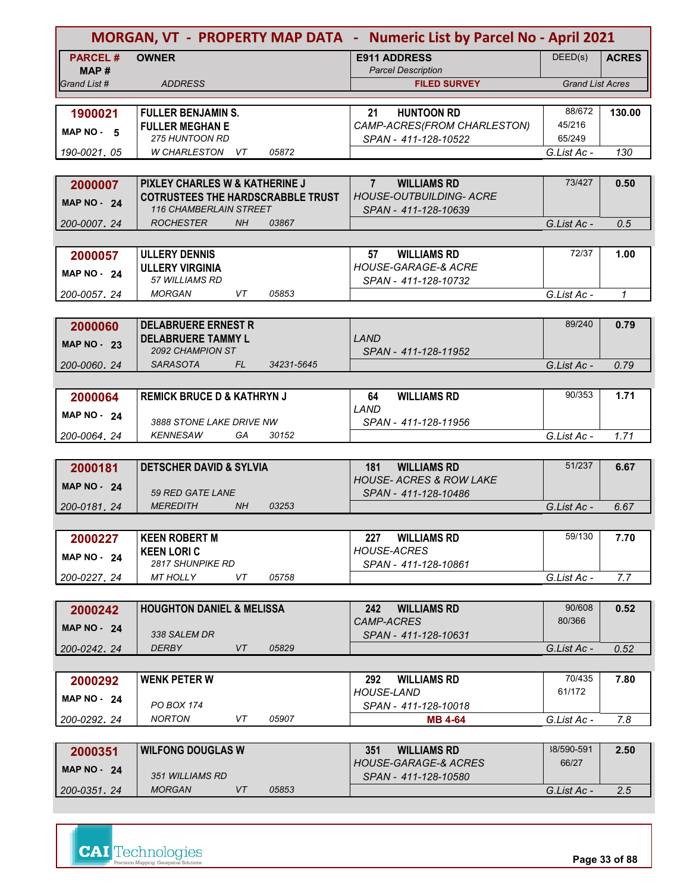# MORGAN, VT - PROPERTY MAP DATA - Numeric List by Parcel No - April 2021

| PARCEL # / MAP # / Grand List # | OWNER / ADDRESS | E911 ADDRESS / Parcel Description / FILED SURVEY | DEED(s) | ACRES / Grand List Acres |
|---|---|---|---|---|
| **1900021** MAP NO - 5 190-0021. 05 | **FULLER BENJAMIN S.** **FULLER MEGHAN E** 275 HUNTOON RD W CHARLESTON VT 05872 | **21 HUNTOON RD** CAMP-ACRES(FROM CHARLESTON) SPAN - 411-128-10522 | 88/672 45/216 65/249 | **130.00** G.List Ac - 130 |
| **2000007** MAP NO - 24 200-0007. 24 | **PIXLEY CHARLES W & KATHERINE J** **COTRUSTEES THE HARDSCRABBLE TRUST** 116 CHAMBERLAIN STREET ROCHESTER NH 03867 | **7 WILLIAMS RD** HOUSE-OUTBUILDING- ACRE SPAN - 411-128-10639 | 73/427 | **0.50** G.List Ac - 0.5 |
| **2000057** MAP NO - 24 200-0057. 24 | **ULLERY DENNIS** **ULLERY VIRGINIA** 57 WILLIAMS RD MORGAN VT 05853 | **57 WILLIAMS RD** HOUSE-GARAGE-& ACRE SPAN - 411-128-10732 | 72/37 | **1.00** G.List Ac - 1 |
| **2000060** MAP NO - 23 200-0060. 24 | **DELABRUERE ERNEST R** **DELABRUERE TAMMY L** 2092 CHAMPION ST SARASOTA FL 34231-5645 | LAND SPAN - 411-128-11952 | 89/240 | **0.79** G.List Ac - 0.79 |
| **2000064** MAP NO - 24 200-0064. 24 | **REMICK BRUCE D & KATHRYN J** 3888 STONE LAKE DRIVE NW KENNESAW GA 30152 | **64 WILLIAMS RD** LAND SPAN - 411-128-11956 | 90/353 | **1.71** G.List Ac - 1.71 |
| **2000181** MAP NO - 24 200-0181. 24 | **DETSCHER DAVID & SYLVIA** 59 RED GATE LANE MEREDITH NH 03253 | **181 WILLIAMS RD** HOUSE- ACRES & ROW LAKE SPAN - 411-128-10486 | 51/237 | **6.67** G.List Ac - 6.67 |
| **2000227** MAP NO - 24 200-0227. 24 | **KEEN ROBERT M** **KEEN LORI C** 2817 SHUNPIKE RD MT HOLLY VT 05758 | **227 WILLIAMS RD** HOUSE-ACRES SPAN - 411-128-10861 | 59/130 | **7.70** G.List Ac - 7.7 |
| **2000242** MAP NO - 24 200-0242. 24 | **HOUGHTON DANIEL & MELISSA** 338 SALEM DR DERBY VT 05829 | **242 WILLIAMS RD** CAMP-ACRES SPAN - 411-128-10631 | 90/608 80/366 | **0.52** G.List Ac - 0.52 |
| **2000292** MAP NO - 24 200-0292. 24 | **WENK PETER W** PO BOX 174 NORTON VT 05907 | **292 WILLIAMS RD** HOUSE-LAND SPAN - 411-128-10018 **MB 4-64** | 70/435 61/172 | **7.80** G.List Ac - 7.8 |
| **2000351** MAP NO - 24 200-0351. 24 | **WILFONG DOUGLAS W** 351 WILLIAMS RD MORGAN VT 05853 | **351 WILLIAMS RD** HOUSE-GARAGE-& ACRES SPAN - 411-128-10580 | 38/590-591 66/27 | **2.50** G.List Ac - 2.5 |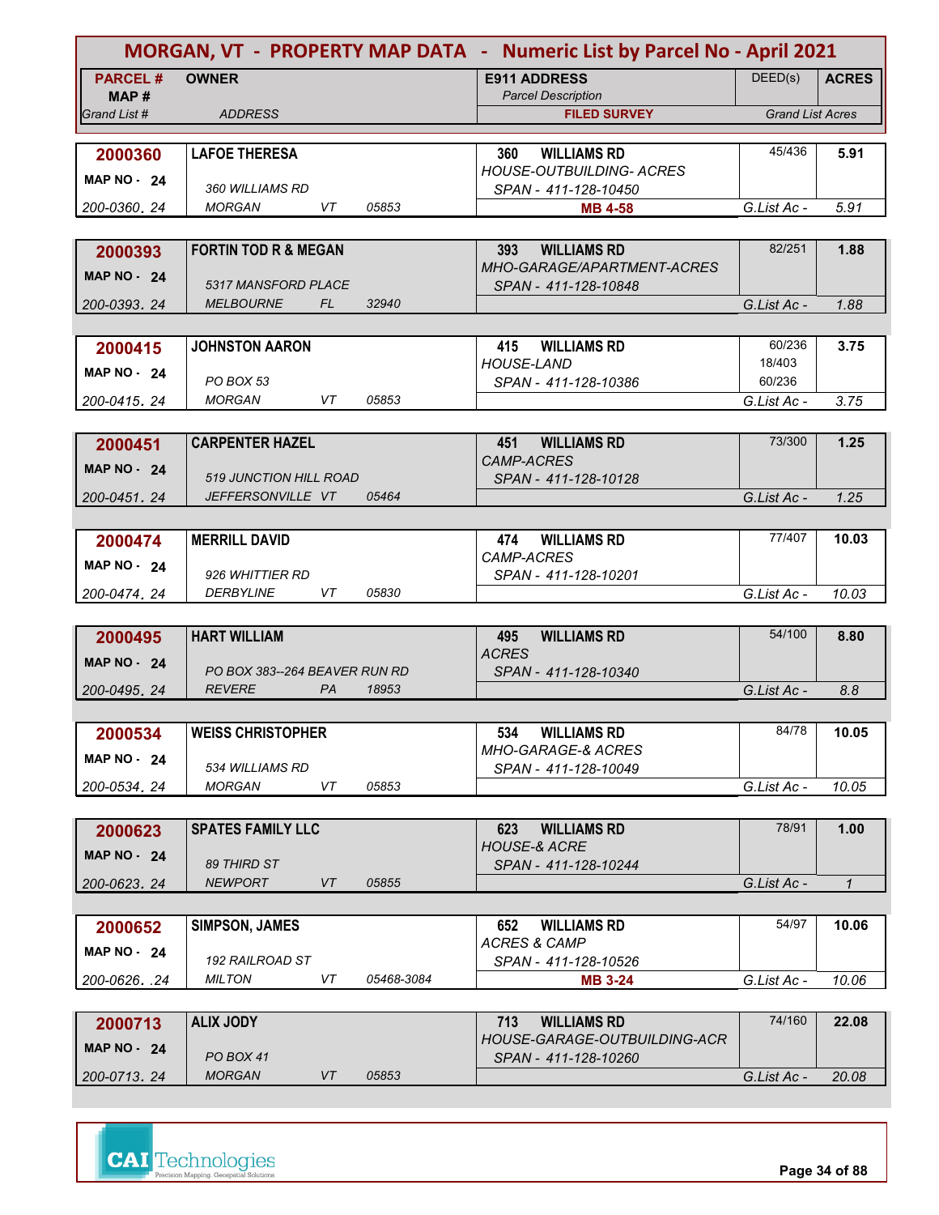# MORGAN, VT - PROPERTY MAP DATA - Numeric List by Parcel No - April 2021

| PARCEL # / MAP # / Grand List # | OWNER / ADDRESS | E911 ADDRESS / Parcel Description / FILED SURVEY | DEED(s) | ACRES / Grand List Acres |
|---|---|---|---|---|
| **2000360** MAP NO - 24 200-0360. 24 | **LAFOE THERESA** 360 WILLIAMS RD MORGAN VT 05853 | 360 WILLIAMS RD HOUSE-OUTBUILDING- ACRES SPAN - 411-128-10450 **MB 4-58** | 45/436 | **5.91** G.List Ac - 5.91 |
| **2000393** MAP NO - 24 200-0393. 24 | **FORTIN TOD R & MEGAN** 5317 MANSFORD PLACE MELBOURNE FL 32940 | 393 WILLIAMS RD MHO-GARAGE/APARTMENT-ACRES SPAN - 411-128-10848 | 82/251 | **1.88** G.List Ac - 1.88 |
| **2000415** MAP NO - 24 200-0415. 24 | **JOHNSTON AARON** PO BOX 53 MORGAN VT 05853 | 415 WILLIAMS RD HOUSE-LAND SPAN - 411-128-10386 | 60/236 18/403 60/236 | **3.75** G.List Ac - 3.75 |
| **2000451** MAP NO - 24 200-0451. 24 | **CARPENTER HAZEL** 519 JUNCTION HILL ROAD JEFFERSONVILLE VT 05464 | 451 WILLIAMS RD CAMP-ACRES SPAN - 411-128-10128 | 73/300 | **1.25** G.List Ac - 1.25 |
| **2000474** MAP NO - 24 200-0474. 24 | **MERRILL DAVID** 926 WHITTIER RD DERBYLINE VT 05830 | 474 WILLIAMS RD CAMP-ACRES SPAN - 411-128-10201 | 77/407 | **10.03** G.List Ac - 10.03 |
| **2000495** MAP NO - 24 200-0495. 24 | **HART WILLIAM** PO BOX 383--264 BEAVER RUN RD REVERE PA 18953 | 495 WILLIAMS RD ACRES SPAN - 411-128-10340 | 54/100 | **8.80** G.List Ac - 8.8 |
| **2000534** MAP NO - 24 200-0534. 24 | **WEISS CHRISTOPHER** 534 WILLIAMS RD MORGAN VT 05853 | 534 WILLIAMS RD MHO-GARAGE-& ACRES SPAN - 411-128-10049 | 84/78 | **10.05** G.List Ac - 10.05 |
| **2000623** MAP NO - 24 200-0623. 24 | **SPATES FAMILY LLC** 89 THIRD ST NEWPORT VT 05855 | 623 WILLIAMS RD HOUSE-& ACRE SPAN - 411-128-10244 | 78/91 | **1.00** G.List Ac - 1 |
| **2000652** MAP NO - 24 200-0626. .24 | **SIMPSON, JAMES** 192 RAILROAD ST MILTON VT 05468-3084 | 652 WILLIAMS RD ACRES & CAMP SPAN - 411-128-10526 **MB 3-24** | 54/97 | **10.06** G.List Ac - 10.06 |
| **2000713** MAP NO - 24 200-0713. 24 | **ALIX JODY** PO BOX 41 MORGAN VT 05853 | 713 WILLIAMS RD HOUSE-GARAGE-OUTBUILDING-ACR SPAN - 411-128-10260 | 74/160 | **22.08** G.List Ac - 20.08 |

CAI Technologies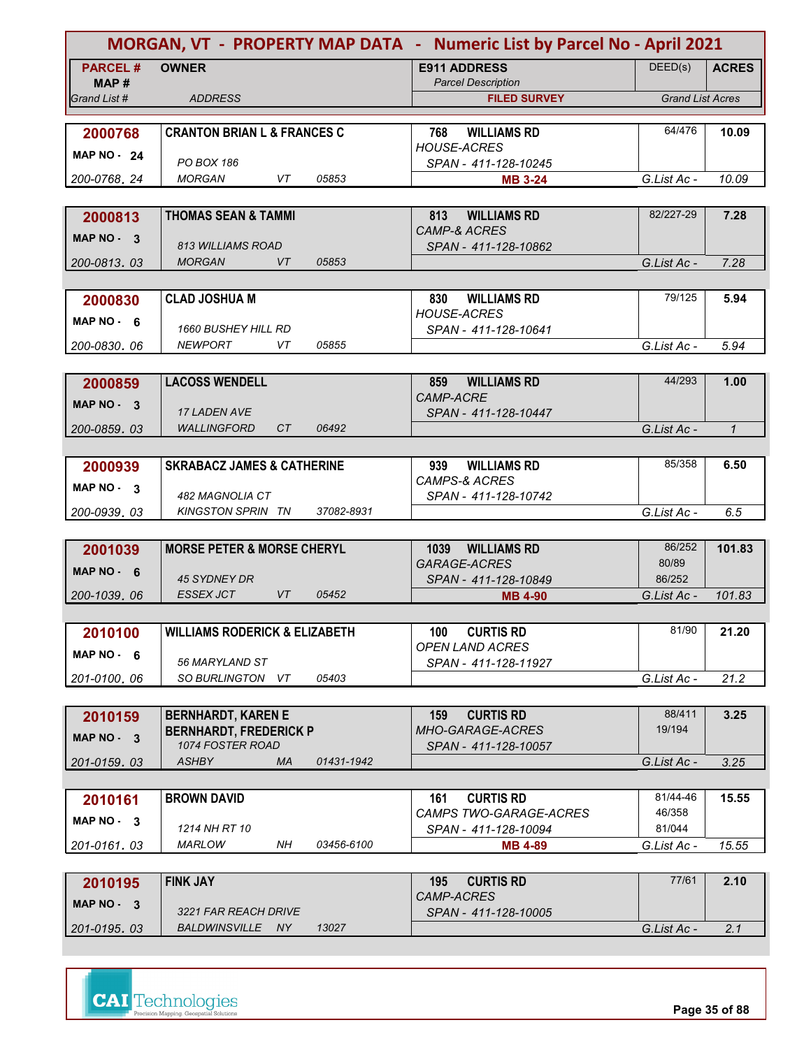# MORGAN, VT - PROPERTY MAP DATA - Numeric List by Parcel No - April 2021

| PARCEL # / MAP # / Grand List # | OWNER / ADDRESS | E911 ADDRESS / Parcel Description / FILED SURVEY | DEED(s) | ACRES / Grand List Acres |
|---|---|---|---|---|
| **2000768** MAP NO - 24 200-0768. 24 | **CRANTON BRIAN L & FRANCES C** PO BOX 186 MORGAN VT 05853 | **768 WILLIAMS RD** *HOUSE-ACRES* SPAN - 411-128-10245 **MB 3-24** | 64/476 | **10.09** G.List Ac - 10.09 |
| **2000813** MAP NO - 3 200-0813. 03 | **THOMAS SEAN & TAMMI** 813 WILLIAMS ROAD MORGAN VT 05853 | **813 WILLIAMS RD** *CAMP-& ACRES* SPAN - 411-128-10862 | 82/227-29 | **7.28** G.List Ac - 7.28 |
| **2000830** MAP NO - 6 200-0830. 06 | **CLAD JOSHUA M** 1660 BUSHEY HILL RD NEWPORT VT 05855 | **830 WILLIAMS RD** *HOUSE-ACRES* SPAN - 411-128-10641 | 79/125 | **5.94** G.List Ac - 5.94 |
| **2000859** MAP NO - 3 200-0859. 03 | **LACOSS WENDELL** 17 LADEN AVE WALLINGFORD CT 06492 | **859 WILLIAMS RD** *CAMP-ACRE* SPAN - 411-128-10447 | 44/293 | **1.00** G.List Ac - 1 |
| **2000939** MAP NO - 3 200-0939. 03 | **SKRABACZ JAMES & CATHERINE** 482 MAGNOLIA CT KINGSTON SPRIN TN 37082-8931 | **939 WILLIAMS RD** *CAMPS-& ACRES* SPAN - 411-128-10742 | 85/358 | **6.50** G.List Ac - 6.5 |
| **2001039** MAP NO - 6 200-1039. 06 | **MORSE PETER & MORSE CHERYL** 45 SYDNEY DR ESSEX JCT VT 05452 | **1039 WILLIAMS RD** *GARAGE-ACRES* SPAN - 411-128-10849 **MB 4-90** | 86/252 80/89 86/252 | **101.83** G.List Ac - 101.83 |
| **2010100** MAP NO - 6 201-0100. 06 | **WILLIAMS RODERICK & ELIZABETH** 56 MARYLAND ST SO BURLINGTON VT 05403 | **100 CURTIS RD** *OPEN LAND ACRES* SPAN - 411-128-11927 | 81/90 | **21.20** G.List Ac - 21.2 |
| **2010159** MAP NO - 3 201-0159. 03 | **BERNHARDT, KAREN E** **BERNHARDT, FREDERICK P** 1074 FOSTER ROAD ASHBY MA 01431-1942 | **159 CURTIS RD** *MHO-GARAGE-ACRES* SPAN - 411-128-10057 | 88/411 19/194 | **3.25** G.List Ac - 3.25 |
| **2010161** MAP NO - 3 201-0161. 03 | **BROWN DAVID** 1214 NH RT 10 MARLOW NH 03456-6100 | **161 CURTIS RD** *CAMPS TWO-GARAGE-ACRES* SPAN - 411-128-10094 **MB 4-89** | 81/44-46 46/358 81/044 | **15.55** G.List Ac - 15.55 |
| **2010195** MAP NO - 3 201-0195. 03 | **FINK JAY** 3221 FAR REACH DRIVE BALDWINSVILLE NY 13027 | **195 CURTIS RD** *CAMP-ACRES* SPAN - 411-128-10005 | 77/61 | **2.10** G.List Ac - 2.1 |

CAI Technologies — Precision Mapping. Geospatial Solutions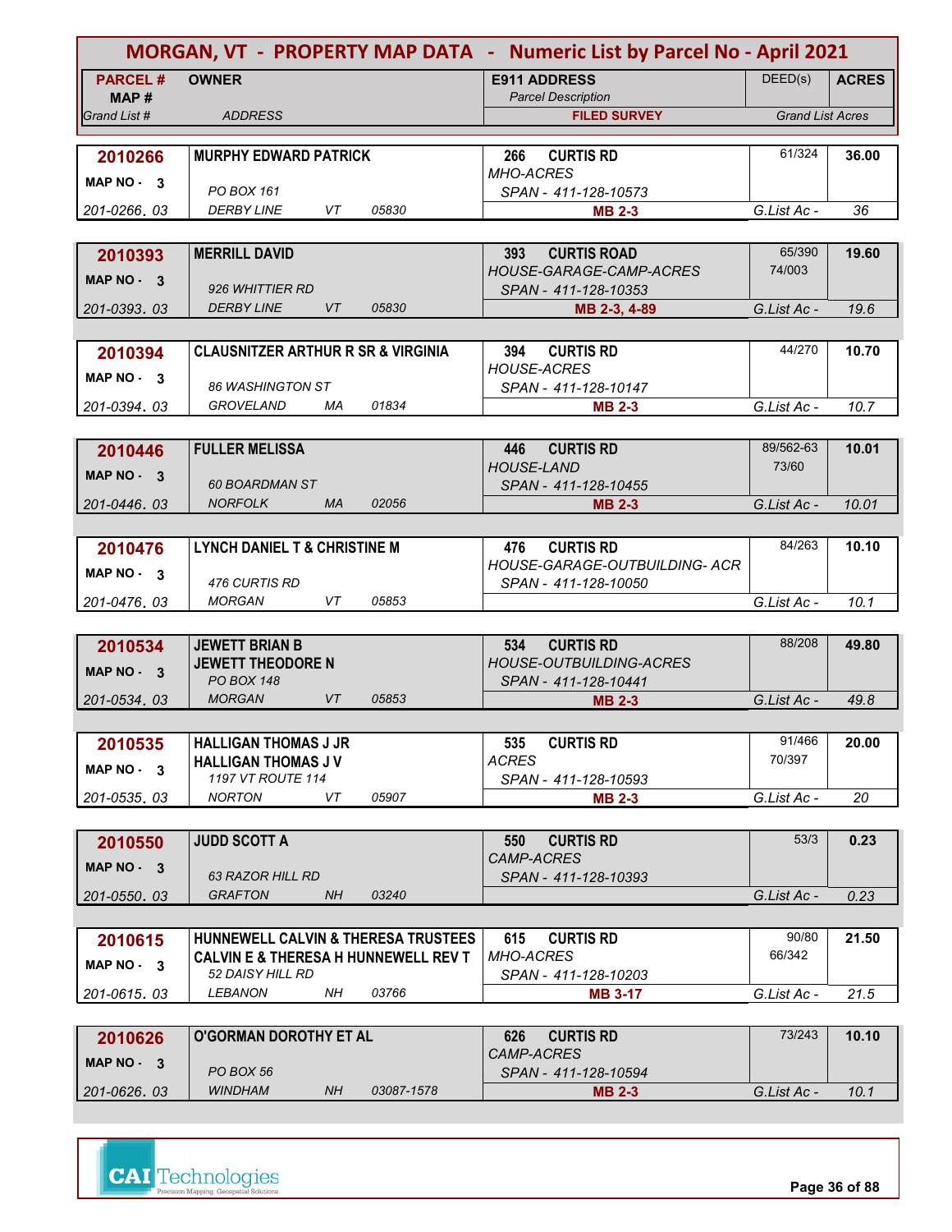# MORGAN, VT - PROPERTY MAP DATA - Numeric List by Parcel No - April 2021

| PARCEL # / MAP # / Grand List # | OWNER / ADDRESS | E911 ADDRESS / Parcel Description / FILED SURVEY | DEED(s) | ACRES / Grand List Acres |
|---|---|---|---|---|
| **2010266** MAP NO - 3 201-0266. 03 | **MURPHY EDWARD PATRICK** PO BOX 161 DERBY LINE VT 05830 | **266 CURTIS RD** MHO-ACRES SPAN - 411-128-10573 **MB 2-3** | 61/324 | **36.00** G.List Ac - 36 |
| **2010393** MAP NO - 3 201-0393. 03 | **MERRILL DAVID** 926 WHITTIER RD DERBY LINE VT 05830 | **393 CURTIS ROAD** HOUSE-GARAGE-CAMP-ACRES SPAN - 411-128-10353 **MB 2-3, 4-89** | 65/390 74/003 | **19.60** G.List Ac - 19.6 |
| **2010394** MAP NO - 3 201-0394. 03 | **CLAUSNITZER ARTHUR R SR & VIRGINIA** 86 WASHINGTON ST GROVELAND MA 01834 | **394 CURTIS RD** HOUSE-ACRES SPAN - 411-128-10147 **MB 2-3** | 44/270 | **10.70** G.List Ac - 10.7 |
| **2010446** MAP NO - 3 201-0446. 03 | **FULLER MELISSA** 60 BOARDMAN ST NORFOLK MA 02056 | **446 CURTIS RD** HOUSE-LAND SPAN - 411-128-10455 **MB 2-3** | 89/562-63 73/60 | **10.01** G.List Ac - 10.01 |
| **2010476** MAP NO - 3 201-0476. 03 | **LYNCH DANIEL T & CHRISTINE M** 476 CURTIS RD MORGAN VT 05853 | **476 CURTIS RD** HOUSE-GARAGE-OUTBUILDING- ACR SPAN - 411-128-10050 | 84/263 | **10.10** G.List Ac - 10.1 |
| **2010534** MAP NO - 3 201-0534. 03 | **JEWETT BRIAN B** **JEWETT THEODORE N** PO BOX 148 MORGAN VT 05853 | **534 CURTIS RD** HOUSE-OUTBUILDING-ACRES SPAN - 411-128-10441 **MB 2-3** | 88/208 | **49.80** G.List Ac - 49.8 |
| **2010535** MAP NO - 3 201-0535. 03 | **HALLIGAN THOMAS J JR** **HALLIGAN THOMAS J V** 1197 VT ROUTE 114 NORTON VT 05907 | **535 CURTIS RD** ACRES SPAN - 411-128-10593 **MB 2-3** | 91/466 70/397 | **20.00** G.List Ac - 20 |
| **2010550** MAP NO - 3 201-0550. 03 | **JUDD SCOTT A** 63 RAZOR HILL RD GRAFTON NH 03240 | **550 CURTIS RD** CAMP-ACRES SPAN - 411-128-10393 | 53/3 | **0.23** G.List Ac - 0.23 |
| **2010615** MAP NO - 3 201-0615. 03 | **HUNNEWELL CALVIN & THERESA TRUSTEES** **CALVIN E & THERESA H HUNNEWELL REV T** 52 DAISY HILL RD LEBANON NH 03766 | **615 CURTIS RD** MHO-ACRES SPAN - 411-128-10203 **MB 3-17** | 90/80 66/342 | **21.50** G.List Ac - 21.5 |
| **2010626** MAP NO - 3 201-0626. 03 | **O'GORMAN DOROTHY ET AL** PO BOX 56 WINDHAM NH 03087-1578 | **626 CURTIS RD** CAMP-ACRES SPAN - 411-128-10594 **MB 2-3** | 73/243 | **10.10** G.List Ac - 10.1 |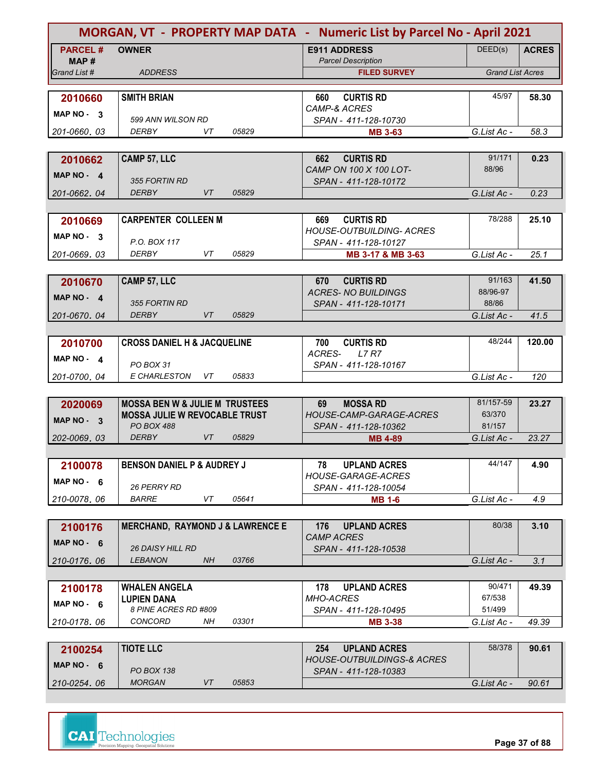# MORGAN, VT - PROPERTY MAP DATA - Numeric List by Parcel No - April 2021

| PARCEL # / MAP # / Grand List # | OWNER / ADDRESS | E911 ADDRESS / Parcel Description / FILED SURVEY | DEED(s) | ACRES / Grand List Acres |
|---|---|---|---|---|
| **2010660** MAP NO - 3 201-0660.03 | **SMITH BRIAN** 599 ANN WILSON RD DERBY VT 05829 | 660 CURTIS RD CAMP-& ACRES SPAN - 411-128-10730 **MB 3-63** | 45/97 | **58.30** G.List Ac - 58.3 |
| **2010662** MAP NO - 4 201-0662.04 | **CAMP 57, LLC** 355 FORTIN RD DERBY VT 05829 | 662 CURTIS RD CAMP ON 100 X 100 LOT- SPAN - 411-128-10172 | 91/171 88/96 | **0.23** G.List Ac - 0.23 |
| **2010669** MAP NO - 3 201-0669.03 | **CARPENTER COLLEEN M** P.O. BOX 117 DERBY VT 05829 | 669 CURTIS RD HOUSE-OUTBUILDING- ACRES SPAN - 411-128-10127 **MB 3-17 & MB 3-63** | 78/288 | **25.10** G.List Ac - 25.1 |
| **2010670** MAP NO - 4 201-0670.04 | **CAMP 57, LLC** 355 FORTIN RD DERBY VT 05829 | 670 CURTIS RD ACRES- NO BUILDINGS SPAN - 411-128-10171 | 91/163 88/96-97 88/86 | **41.50** G.List Ac - 41.5 |
| **2010700** MAP NO - 4 201-0700.04 | **CROSS DANIEL H & JACQUELINE** PO BOX 31 E CHARLESTON VT 05833 | 700 CURTIS RD ACRES- L7 R7 SPAN - 411-128-10167 | 48/244 | **120.00** G.List Ac - 120 |
| **2020069** MAP NO - 3 202-0069.03 | **MOSSA BEN W & JULIE M TRUSTEES** **MOSSA JULIE W REVOCABLE TRUST** PO BOX 488 DERBY VT 05829 | 69 MOSSA RD HOUSE-CAMP-GARAGE-ACRES SPAN - 411-128-10362 **MB 4-89** | 81/157-59 63/370 81/157 | **23.27** G.List Ac - 23.27 |
| **2100078** MAP NO - 6 210-0078.06 | **BENSON DANIEL P & AUDREY J** 26 PERRY RD BARRE VT 05641 | 78 UPLAND ACRES HOUSE-GARAGE-ACRES SPAN - 411-128-10054 **MB 1-6** | 44/147 | **4.90** G.List Ac - 4.9 |
| **2100176** MAP NO - 6 210-0176.06 | **MERCHAND, RAYMOND J & LAWRENCE E** 26 DAISY HILL RD LEBANON NH 03766 | 176 UPLAND ACRES CAMP ACRES SPAN - 411-128-10538 | 80/38 | **3.10** G.List Ac - 3.1 |
| **2100178** MAP NO - 6 210-0178.06 | **WHALEN ANGELA** **LUPIEN DANA** 8 PINE ACRES RD #809 CONCORD NH 03301 | 178 UPLAND ACRES MHO-ACRES SPAN - 411-128-10495 **MB 3-38** | 90/471 67/538 51/499 | **49.39** G.List Ac - 49.39 |
| **2100254** MAP NO - 6 210-0254.06 | **TIOTE LLC** PO BOX 138 MORGAN VT 05853 | 254 UPLAND ACRES HOUSE-OUTBUILDINGS-& ACRES SPAN - 411-128-10383 | 58/378 | **90.61** G.List Ac - 90.61 |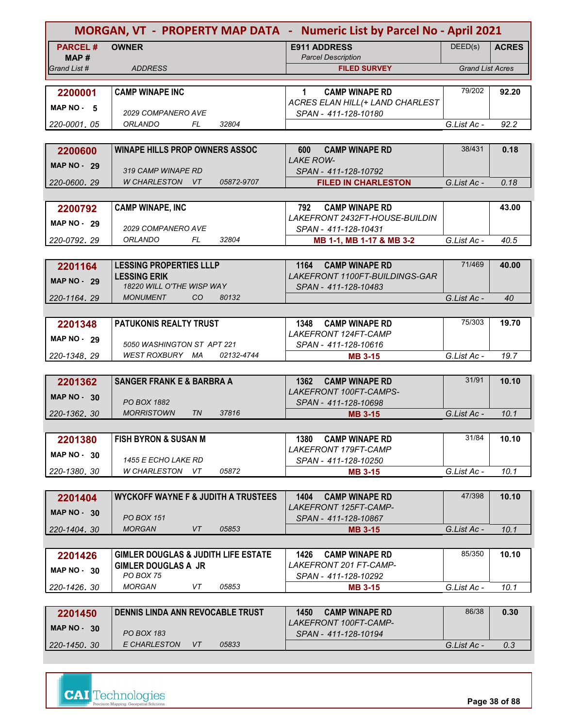# MORGAN, VT - PROPERTY MAP DATA - Numeric List by Parcel No - April 2021

| PARCEL # / MAP # / Grand List # | OWNER / ADDRESS | E911 ADDRESS / Parcel Description / FILED SURVEY | DEED(s) | ACRES / Grand List Acres |
|---|---|---|---|---|
| **2200001** / MAP NO - 5 / 220-0001. 05 | **CAMP WINAPE INC** / 2029 COMPANERO AVE / ORLANDO FL 32804 | **1 CAMP WINAPE RD** / ACRES ELAN HILL(+ LAND CHARLEST / SPAN - 411-128-10180 | 79/202 | **92.20** / G.List Ac - 92.2 |
| **2200600** / MAP NO - 29 / 220-0600. 29 | **WINAPE HILLS PROP OWNERS ASSOC** / 319 CAMP WINAPE RD / W CHARLESTON VT 05872-9707 | **600 CAMP WINAPE RD** / LAKE ROW- / SPAN - 411-128-10792 / **FILED IN CHARLESTON** | 38/431 | **0.18** / G.List Ac - 0.18 |
| **2200792** / MAP NO - 29 / 220-0792. 29 | **CAMP WINAPE, INC** / 2029 COMPANERO AVE / ORLANDO FL 32804 | **792 CAMP WINAPE RD** / LAKEFRONT 2432FT-HOUSE-BUILDIN / SPAN - 411-128-10431 / **MB 1-1, MB 1-17 & MB 3-2** | | **43.00** / G.List Ac - 40.5 |
| **2201164** / MAP NO - 29 / 220-1164. 29 | **LESSING PROPERTIES LLLP** / **LESSING ERIK** / 18220 WILL O'THE WISP WAY / MONUMENT CO 80132 | **1164 CAMP WINAPE RD** / LAKEFRONT 1100FT-BUILDINGS-GAR / SPAN - 411-128-10483 | 71/469 | **40.00** / G.List Ac - 40 |
| **2201348** / MAP NO - 29 / 220-1348. 29 | **PATUKONIS REALTY TRUST** / 5050 WASHINGTON ST APT 221 / WEST ROXBURY MA 02132-4744 | **1348 CAMP WINAPE RD** / LAKEFRONT 124FT-CAMP / SPAN - 411-128-10616 / **MB 3-15** | 75/303 | **19.70** / G.List Ac - 19.7 |
| **2201362** / MAP NO - 30 / 220-1362. 30 | **SANGER FRANK E & BARBRA A** / PO BOX 1882 / MORRISTOWN TN 37816 | **1362 CAMP WINAPE RD** / LAKEFRONT 100FT-CAMPS- / SPAN - 411-128-10698 / **MB 3-15** | 31/91 | **10.10** / G.List Ac - 10.1 |
| **2201380** / MAP NO - 30 / 220-1380. 30 | **FISH BYRON & SUSAN M** / 1455 E ECHO LAKE RD / W CHARLESTON VT 05872 | **1380 CAMP WINAPE RD** / LAKEFRONT 179FT-CAMP / SPAN - 411-128-10250 / **MB 3-15** | 31/84 | **10.10** / G.List Ac - 10.1 |
| **2201404** / MAP NO - 30 / 220-1404. 30 | **WYCKOFF WAYNE F & JUDITH A TRUSTEES** / PO BOX 151 / MORGAN VT 05853 | **1404 CAMP WINAPE RD** / LAKEFRONT 125FT-CAMP- / SPAN - 411-128-10867 / **MB 3-15** | 47/398 | **10.10** / G.List Ac - 10.1 |
| **2201426** / MAP NO - 30 / 220-1426. 30 | **GIMLER DOUGLAS & JUDITH LIFE ESTATE** / **GIMLER DOUGLAS A JR** / PO BOX 75 / MORGAN VT 05853 | **1426 CAMP WINAPE RD** / LAKEFRONT 201 FT-CAMP- / SPAN - 411-128-10292 / **MB 3-15** | 85/350 | **10.10** / G.List Ac - 10.1 |
| **2201450** / MAP NO - 30 / 220-1450. 30 | **DENNIS LINDA ANN REVOCABLE TRUST** / PO BOX 183 / E CHARLESTON VT 05833 | **1450 CAMP WINAPE RD** / LAKEFRONT 100FT-CAMP- / SPAN - 411-128-10194 | 86/38 | **0.30** / G.List Ac - 0.3 |

CAI Technologies — Precision Mapping. Geospatial Solutions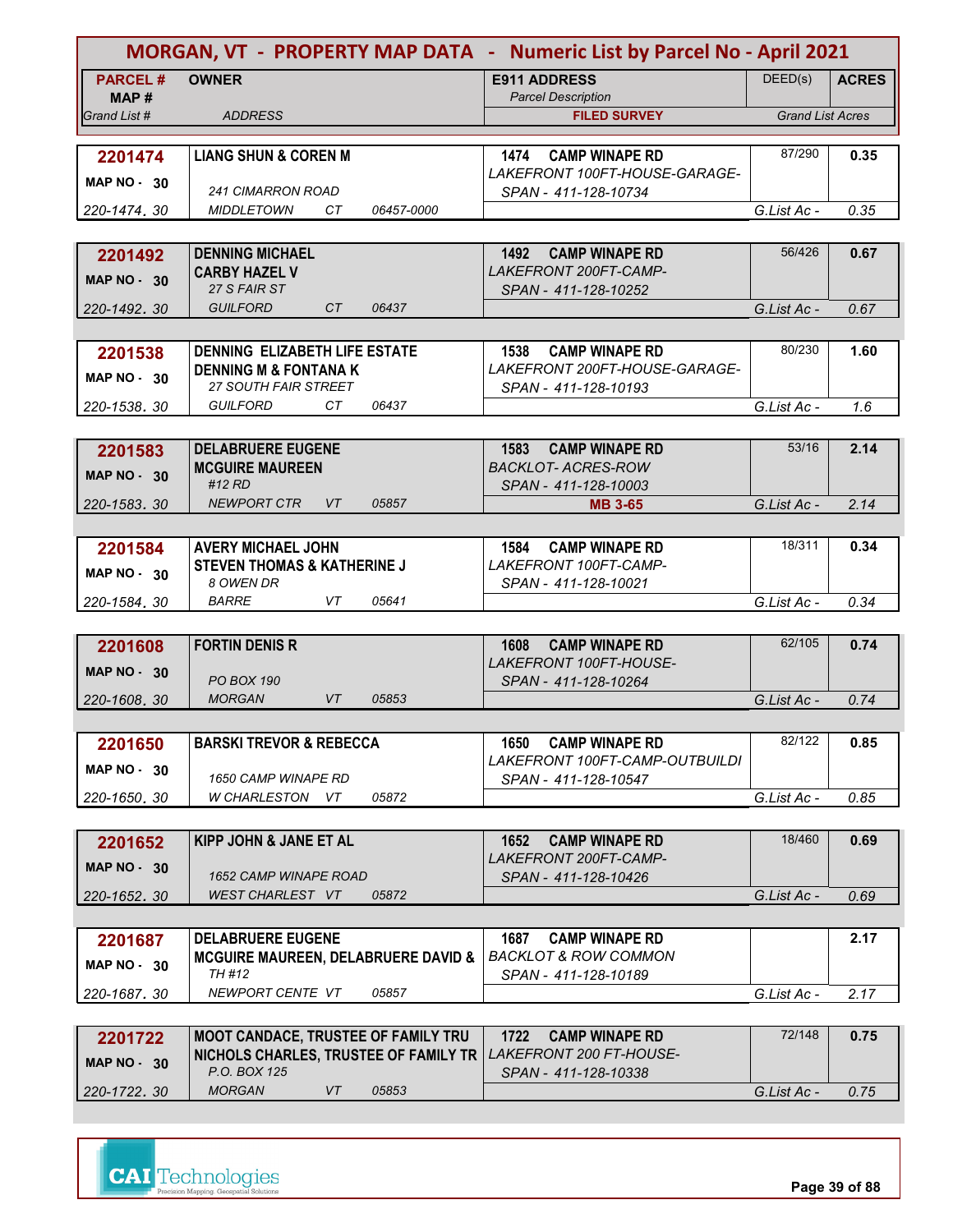# MORGAN, VT - PROPERTY MAP DATA - Numeric List by Parcel No - April 2021

| PARCEL # / MAP # / Grand List # | OWNER / ADDRESS | E911 ADDRESS / Parcel Description / FILED SURVEY | DEED(s) | ACRES / Grand List Acres |
|---|---|---|---|---|
| 2201474 / MAP NO - 30 / 220-1474. 30 | LIANG SHUN & COREN M / 241 CIMARRON ROAD / MIDDLETOWN CT 06457-0000 | 1474 CAMP WINAPE RD / LAKEFRONT 100FT-HOUSE-GARAGE- / SPAN - 411-128-10734 | 87/290 | 0.35 / G.List Ac - 0.35 |
| 2201492 / MAP NO - 30 / 220-1492. 30 | DENNING MICHAEL / CARBY HAZEL V / 27 S FAIR ST / GUILFORD CT 06437 | 1492 CAMP WINAPE RD / LAKEFRONT 200FT-CAMP- / SPAN - 411-128-10252 | 56/426 | 0.67 / G.List Ac - 0.67 |
| 2201538 / MAP NO - 30 / 220-1538. 30 | DENNING ELIZABETH LIFE ESTATE / DENNING M & FONTANA K / 27 SOUTH FAIR STREET / GUILFORD CT 06437 | 1538 CAMP WINAPE RD / LAKEFRONT 200FT-HOUSE-GARAGE- / SPAN - 411-128-10193 | 80/230 | 1.60 / G.List Ac - 1.6 |
| 2201583 / MAP NO - 30 / 220-1583. 30 | DELABRUERE EUGENE / MCGUIRE MAUREEN / #12 RD / NEWPORT CTR VT 05857 | 1583 CAMP WINAPE RD / BACKLOT- ACRES-ROW / SPAN - 411-128-10003 / MB 3-65 | 53/16 | 2.14 / G.List Ac - 2.14 |
| 2201584 / MAP NO - 30 / 220-1584. 30 | AVERY MICHAEL JOHN / STEVEN THOMAS & KATHERINE J / 8 OWEN DR / BARRE VT 05641 | 1584 CAMP WINAPE RD / LAKEFRONT 100FT-CAMP- / SPAN - 411-128-10021 | 18/311 | 0.34 / G.List Ac - 0.34 |
| 2201608 / MAP NO - 30 / 220-1608. 30 | FORTIN DENIS R / PO BOX 190 / MORGAN VT 05853 | 1608 CAMP WINAPE RD / LAKEFRONT 100FT-HOUSE- / SPAN - 411-128-10264 | 62/105 | 0.74 / G.List Ac - 0.74 |
| 2201650 / MAP NO - 30 / 220-1650. 30 | BARSKI TREVOR & REBECCA / 1650 CAMP WINAPE RD / W CHARLESTON VT 05872 | 1650 CAMP WINAPE RD / LAKEFRONT 100FT-CAMP-OUTBUILDI / SPAN - 411-128-10547 | 82/122 | 0.85 / G.List Ac - 0.85 |
| 2201652 / MAP NO - 30 / 220-1652. 30 | KIPP JOHN & JANE ET AL / 1652 CAMP WINAPE ROAD / WEST CHARLEST VT 05872 | 1652 CAMP WINAPE RD / LAKEFRONT 200FT-CAMP- / SPAN - 411-128-10426 | 18/460 | 0.69 / G.List Ac - 0.69 |
| 2201687 / MAP NO - 30 / 220-1687. 30 | DELABRUERE EUGENE / MCGUIRE MAUREEN, DELABRUERE DAVID & / TH #12 / NEWPORT CENTE VT 05857 | 1687 CAMP WINAPE RD / BACKLOT & ROW COMMON / SPAN - 411-128-10189 | | 2.17 / G.List Ac - 2.17 |
| 2201722 / MAP NO - 30 / 220-1722. 30 | MOOT CANDACE, TRUSTEE OF FAMILY TRU / NICHOLS CHARLES, TRUSTEE OF FAMILY TR / P.O. BOX 125 / MORGAN VT 05853 | 1722 CAMP WINAPE RD / LAKEFRONT 200 FT-HOUSE- / SPAN - 411-128-10338 | 72/148 | 0.75 / G.List Ac - 0.75 |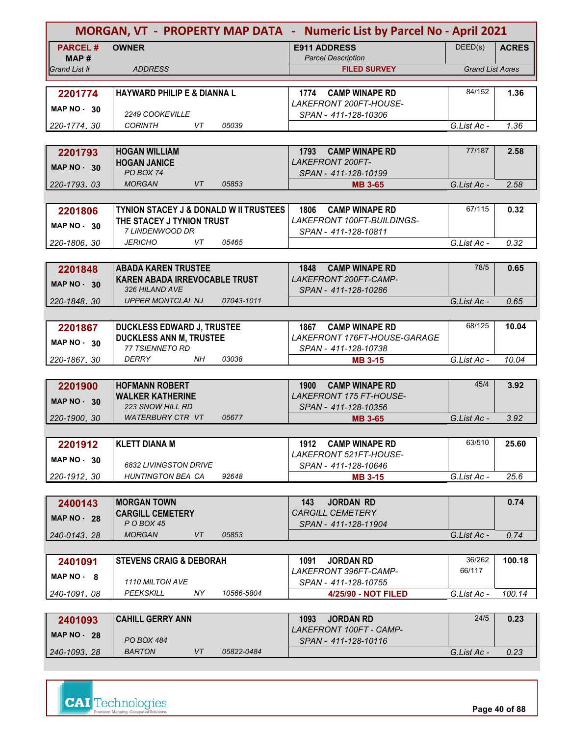# MORGAN, VT - PROPERTY MAP DATA - Numeric List by Parcel No - April 2021

| PARCEL # / MAP # / Grand List # | OWNER / ADDRESS | E911 ADDRESS / Parcel Description / FILED SURVEY | DEED(s) | ACRES / Grand List Acres |
|---|---|---|---|---|
| **2201774** MAP NO - 30 220-1774. 30 | **HAYWARD PHILIP E & DIANNA L** 2249 COOKEVILLE CORINTH VT 05039 | **1774 CAMP WINAPE RD** LAKEFRONT 200FT-HOUSE- SPAN - 411-128-10306 | 84/152 | **1.36** G.List Ac - 1.36 |
| **2201793** MAP NO - 30 220-1793. 03 | **HOGAN WILLIAM** **HOGAN JANICE** PO BOX 74 MORGAN VT 05853 | **1793 CAMP WINAPE RD** LAKEFRONT 200FT- SPAN - 411-128-10199 **MB 3-65** | 77/187 | **2.58** G.List Ac - 2.58 |
| **2201806** MAP NO - 30 220-1806. 30 | **TYNION STACEY J & DONALD W II TRUSTEES** **THE STACEY J TYNION TRUST** 7 LINDENWOOD DR JERICHO VT 05465 | **1806 CAMP WINAPE RD** LAKEFRONT 100FT-BUILDINGS- SPAN - 411-128-10811 | 67/115 | **0.32** G.List Ac - 0.32 |
| **2201848** MAP NO - 30 220-1848. 30 | **ABADA KAREN TRUSTEE** **KAREN ABADA IRREVOCABLE TRUST** 326 HILAND AVE UPPER MONTCLAI NJ 07043-1011 | **1848 CAMP WINAPE RD** LAKEFRONT 200FT-CAMP- SPAN - 411-128-10286 | 78/5 | **0.65** G.List Ac - 0.65 |
| **2201867** MAP NO - 30 220-1867. 30 | **DUCKLESS EDWARD J, TRUSTEE** **DUCKLESS ANN M, TRUSTEE** 77 TSIENNETO RD DERRY NH 03038 | **1867 CAMP WINAPE RD** LAKEFRONT 176FT-HOUSE-GARAGE SPAN - 411-128-10738 **MB 3-15** | 68/125 | **10.04** G.List Ac - 10.04 |
| **2201900** MAP NO - 30 220-1900. 30 | **HOFMANN ROBERT** **WALKER KATHERINE** 223 SNOW HILL RD WATERBURY CTR VT 05677 | **1900 CAMP WINAPE RD** LAKEFRONT 175 FT-HOUSE- SPAN - 411-128-10356 **MB 3-65** | 45/4 | **3.92** G.List Ac - 3.92 |
| **2201912** MAP NO - 30 220-1912. 30 | **KLETT DIANA M** 6832 LIVINGSTON DRIVE HUNTINGTON BEA CA 92648 | **1912 CAMP WINAPE RD** LAKEFRONT 521FT-HOUSE- SPAN - 411-128-10646 **MB 3-15** | 63/510 | **25.60** G.List Ac - 25.6 |
| **2400143** MAP NO - 28 240-0143. 28 | **MORGAN TOWN** **CARGILL CEMETERY** P O BOX 45 MORGAN VT 05853 | **143 JORDAN RD** CARGILL CEMETERY SPAN - 411-128-11904 | | **0.74** G.List Ac - 0.74 |
| **2401091** MAP NO - 8 240-1091. 08 | **STEVENS CRAIG & DEBORAH** 1110 MILTON AVE PEEKSKILL NY 10566-5804 | **1091 JORDAN RD** LAKEFRONT 396FT-CAMP- SPAN - 411-128-10755 **4/25/90 - NOT FILED** | 36/262 66/117 | **100.18** G.List Ac - 100.14 |
| **2401093** MAP NO - 28 240-1093. 28 | **CAHILL GERRY ANN** PO BOX 484 BARTON VT 05822-0484 | **1093 JORDAN RD** LAKEFRONT 100FT - CAMP- SPAN - 411-128-10116 | 24/5 | **0.23** G.List Ac - 0.23 |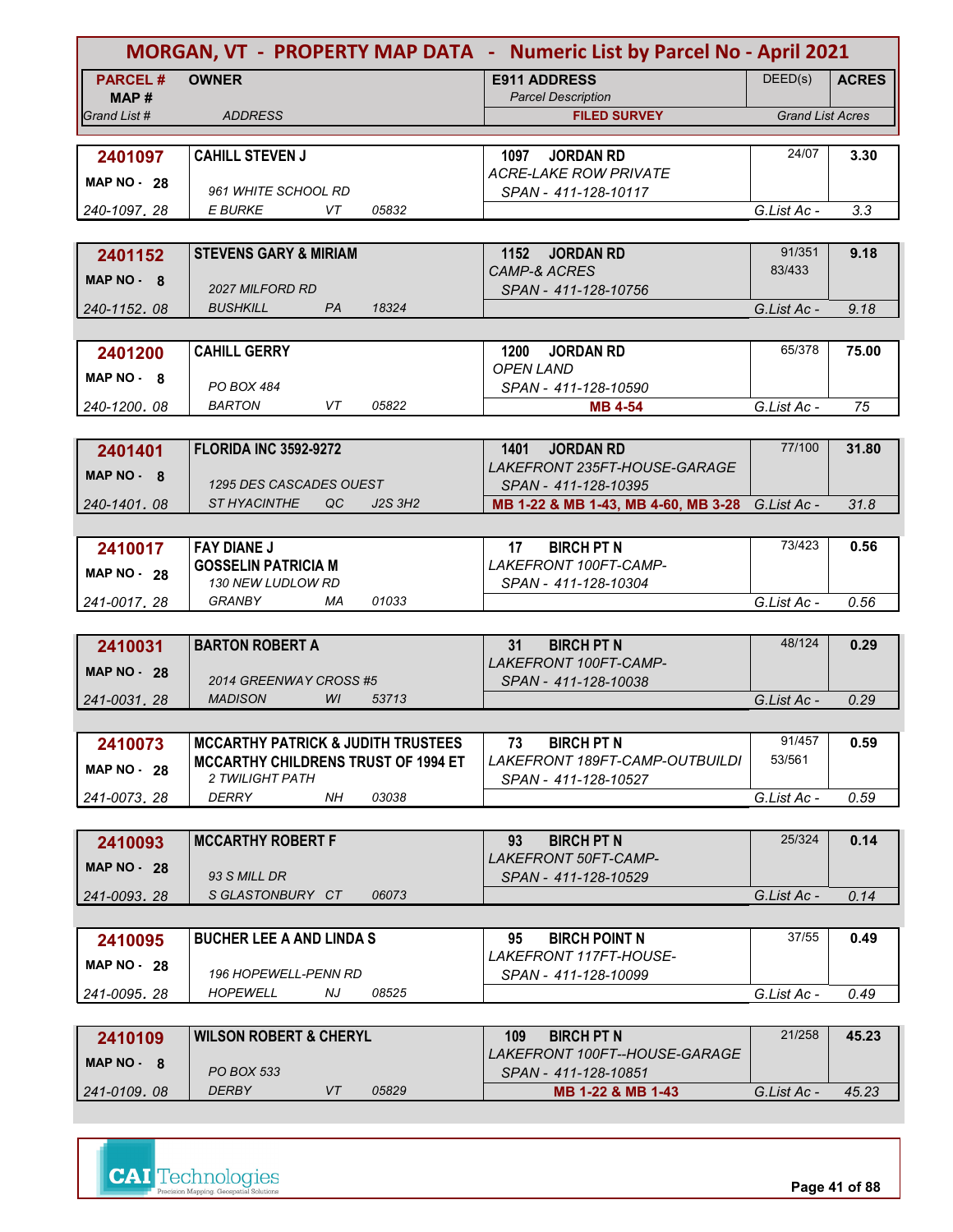# MORGAN, VT - PROPERTY MAP DATA - Numeric List by Parcel No - April 2021

| PARCEL # / MAP # / Grand List # | OWNER / ADDRESS | E911 ADDRESS / Parcel Description / FILED SURVEY | DEED(s) | ACRES / Grand List Acres |
|---|---|---|---|---|
| **2401097** MAP NO - 28 240-1097. 28 | **CAHILL STEVEN J** 961 WHITE SCHOOL RD E BURKE VT 05832 | 1097 JORDAN RD ACRE-LAKE ROW PRIVATE SPAN - 411-128-10117 | 24/07 | **3.30** G.List Ac - 3.3 |
| **2401152** MAP NO - 8 240-1152. 08 | **STEVENS GARY & MIRIAM** 2027 MILFORD RD BUSHKILL PA 18324 | 1152 JORDAN RD CAMP-& ACRES SPAN - 411-128-10756 | 91/351 83/433 | **9.18** G.List Ac - 9.18 |
| **2401200** MAP NO - 8 240-1200. 08 | **CAHILL GERRY** PO BOX 484 BARTON VT 05822 | 1200 JORDAN RD OPEN LAND SPAN - 411-128-10590 MB 4-54 | 65/378 | **75.00** G.List Ac - 75 |
| **2401401** MAP NO - 8 240-1401. 08 | **FLORIDA INC 3592-9272** 1295 DES CASCADES OUEST ST HYACINTHE QC J2S 3H2 | 1401 JORDAN RD LAKEFRONT 235FT-HOUSE-GARAGE SPAN - 411-128-10395 MB 1-22 & MB 1-43, MB 4-60, MB 3-28 | 77/100 | **31.80** G.List Ac - 31.8 |
| **2410017** MAP NO - 28 241-0017. 28 | **FAY DIANE J** **GOSSELIN PATRICIA M** 130 NEW LUDLOW RD GRANBY MA 01033 | 17 BIRCH PT N LAKEFRONT 100FT-CAMP- SPAN - 411-128-10304 | 73/423 | **0.56** G.List Ac - 0.56 |
| **2410031** MAP NO - 28 241-0031. 28 | **BARTON ROBERT A** 2014 GREENWAY CROSS #5 MADISON WI 53713 | 31 BIRCH PT N LAKEFRONT 100FT-CAMP- SPAN - 411-128-10038 | 48/124 | **0.29** G.List Ac - 0.29 |
| **2410073** MAP NO - 28 241-0073. 28 | **MCCARTHY PATRICK & JUDITH TRUSTEES** **MCCARTHY CHILDRENS TRUST OF 1994 ET** 2 TWILIGHT PATH DERRY NH 03038 | 73 BIRCH PT N LAKEFRONT 189FT-CAMP-OUTBUILDI SPAN - 411-128-10527 | 91/457 53/561 | **0.59** G.List Ac - 0.59 |
| **2410093** MAP NO - 28 241-0093. 28 | **MCCARTHY ROBERT F** 93 S MILL DR S GLASTONBURY CT 06073 | 93 BIRCH PT N LAKEFRONT 50FT-CAMP- SPAN - 411-128-10529 | 25/324 | **0.14** G.List Ac - 0.14 |
| **2410095** MAP NO - 28 241-0095. 28 | **BUCHER LEE A AND LINDA S** 196 HOPEWELL-PENN RD HOPEWELL NJ 08525 | 95 BIRCH POINT N LAKEFRONT 117FT-HOUSE- SPAN - 411-128-10099 | 37/55 | **0.49** G.List Ac - 0.49 |
| **2410109** MAP NO - 8 241-0109. 08 | **WILSON ROBERT & CHERYL** PO BOX 533 DERBY VT 05829 | 109 BIRCH PT N LAKEFRONT 100FT--HOUSE-GARAGE SPAN - 411-128-10851 MB 1-22 & MB 1-43 | 21/258 | **45.23** G.List Ac - 45.23 |

CAI Technologies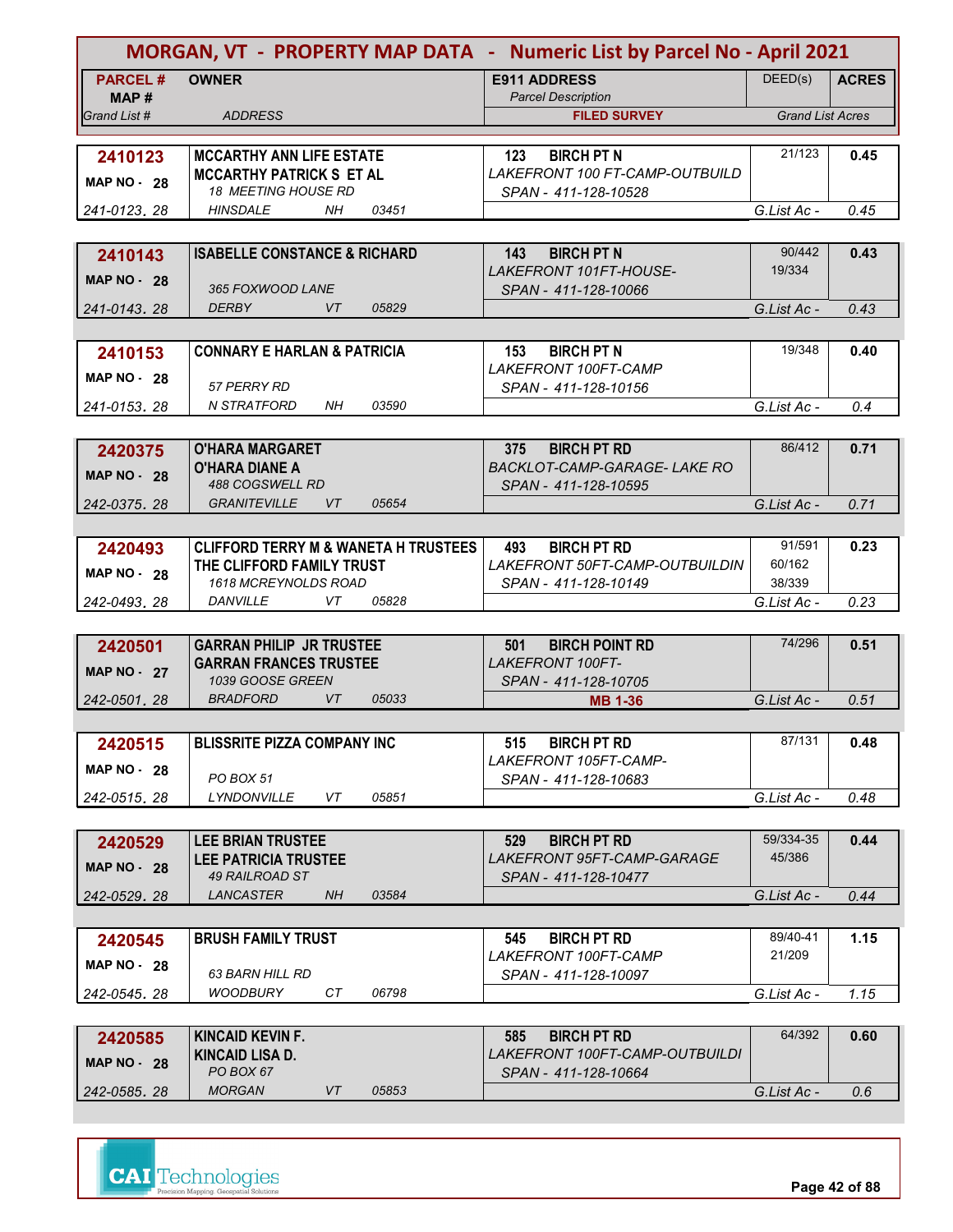# MORGAN, VT - PROPERTY MAP DATA - Numeric List by Parcel No - April 2021

| PARCEL # / MAP # / Grand List # | OWNER / ADDRESS | E911 ADDRESS / Parcel Description / FILED SURVEY | DEED(s) | ACRES / Grand List Acres |
|---|---|---|---|---|
| **2410123** MAP NO - 28 241-0123. 28 | **MCCARTHY ANN LIFE ESTATE** **MCCARTHY PATRICK S ET AL** 18 MEETING HOUSE RD HINSDALE NH 03451 | 123 BIRCH PT N LAKEFRONT 100 FT-CAMP-OUTBUILD SPAN - 411-128-10528 | 21/123 | **0.45** G.List Ac - 0.45 |
| **2410143** MAP NO - 28 241-0143. 28 | **ISABELLE CONSTANCE & RICHARD** 365 FOXWOOD LANE DERBY VT 05829 | 143 BIRCH PT N LAKEFRONT 101FT-HOUSE- SPAN - 411-128-10066 | 90/442 19/334 | **0.43** G.List Ac - 0.43 |
| **2410153** MAP NO - 28 241-0153. 28 | **CONNARY E HARLAN & PATRICIA** 57 PERRY RD N STRATFORD NH 03590 | 153 BIRCH PT N LAKEFRONT 100FT-CAMP SPAN - 411-128-10156 | 19/348 | **0.40** G.List Ac - 0.4 |
| **2420375** MAP NO - 28 242-0375. 28 | **O'HARA MARGARET** **O'HARA DIANE A** 488 COGSWELL RD GRANITEVILLE VT 05654 | 375 BIRCH PT RD BACKLOT-CAMP-GARAGE- LAKE RO SPAN - 411-128-10595 | 86/412 | **0.71** G.List Ac - 0.71 |
| **2420493** MAP NO - 28 242-0493. 28 | **CLIFFORD TERRY M & WANETA H TRUSTEES** **THE CLIFFORD FAMILY TRUST** 1618 MCREYNOLDS ROAD DANVILLE VT 05828 | 493 BIRCH PT RD LAKEFRONT 50FT-CAMP-OUTBUILDIN SPAN - 411-128-10149 | 91/591 60/162 38/339 | **0.23** G.List Ac - 0.23 |
| **2420501** MAP NO - 27 242-0501. 28 | **GARRAN PHILIP JR TRUSTEE** **GARRAN FRANCES TRUSTEE** 1039 GOOSE GREEN BRADFORD VT 05033 | 501 BIRCH POINT RD LAKEFRONT 100FT- SPAN - 411-128-10705 **MB 1-36** | 74/296 | **0.51** G.List Ac - 0.51 |
| **2420515** MAP NO - 28 242-0515. 28 | **BLISSRITE PIZZA COMPANY INC** PO BOX 51 LYNDONVILLE VT 05851 | 515 BIRCH PT RD LAKEFRONT 105FT-CAMP- SPAN - 411-128-10683 | 87/131 | **0.48** G.List Ac - 0.48 |
| **2420529** MAP NO - 28 242-0529. 28 | **LEE BRIAN TRUSTEE** **LEE PATRICIA TRUSTEE** 49 RAILROAD ST LANCASTER NH 03584 | 529 BIRCH PT RD LAKEFRONT 95FT-CAMP-GARAGE SPAN - 411-128-10477 | 59/334-35 45/386 | **0.44** G.List Ac - 0.44 |
| **2420545** MAP NO - 28 242-0545. 28 | **BRUSH FAMILY TRUST** 63 BARN HILL RD WOODBURY CT 06798 | 545 BIRCH PT RD LAKEFRONT 100FT-CAMP SPAN - 411-128-10097 | 89/40-41 21/209 | **1.15** G.List Ac - 1.15 |
| **2420585** MAP NO - 28 242-0585. 28 | **KINCAID KEVIN F.** **KINCAID LISA D.** PO BOX 67 MORGAN VT 05853 | 585 BIRCH PT RD LAKEFRONT 100FT-CAMP-OUTBUILDI SPAN - 411-128-10664 | 64/392 | **0.60** G.List Ac - 0.6 |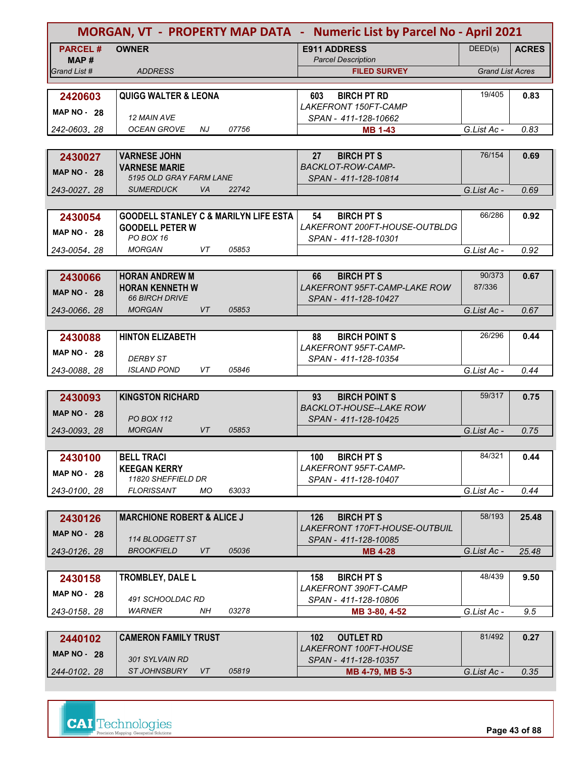# MORGAN, VT - PROPERTY MAP DATA - Numeric List by Parcel No - April 2021

| PARCEL # / MAP # / Grand List # | OWNER / ADDRESS | E911 ADDRESS / Parcel Description / FILED SURVEY | DEED(s) | ACRES / Grand List Acres |
|---|---|---|---|---|
| 2420603 / MAP NO - 28 / 242-0603. 28 | QUIGG WALTER & LEONA / 12 MAIN AVE / OCEAN GROVE NJ 07756 | 603 BIRCH PT RD / LAKEFRONT 150FT-CAMP / SPAN - 411-128-10662 / MB 1-43 | 19/405 | 0.83 / G.List Ac - 0.83 |
| 2430027 / MAP NO - 28 / 243-0027. 28 | VARNESE JOHN / VARNESE MARIE / 5195 OLD GRAY FARM LANE / SUMERDUCK VA 22742 | 27 BIRCH PT S / BACKLOT-ROW-CAMP- / SPAN - 411-128-10814 | 76/154 | 0.69 / G.List Ac - 0.69 |
| 2430054 / MAP NO - 28 / 243-0054. 28 | GOODELL STANLEY C & MARILYN LIFE ESTA / GOODELL PETER W / PO BOX 16 / MORGAN VT 05853 | 54 BIRCH PT S / LAKEFRONT 200FT-HOUSE-OUTBLDG / SPAN - 411-128-10301 | 66/286 | 0.92 / G.List Ac - 0.92 |
| 2430066 / MAP NO - 28 / 243-0066. 28 | HORAN ANDREW M / HORAN KENNETH W / 66 BIRCH DRIVE / MORGAN VT 05853 | 66 BIRCH PT S / LAKEFRONT 95FT-CAMP-LAKE ROW / SPAN - 411-128-10427 | 90/373, 87/336 | 0.67 / G.List Ac - 0.67 |
| 2430088 / MAP NO - 28 / 243-0088. 28 | HINTON ELIZABETH / DERBY ST / ISLAND POND VT 05846 | 88 BIRCH POINT S / LAKEFRONT 95FT-CAMP- / SPAN - 411-128-10354 | 26/296 | 0.44 / G.List Ac - 0.44 |
| 2430093 / MAP NO - 28 / 243-0093. 28 | KINGSTON RICHARD / PO BOX 112 / MORGAN VT 05853 | 93 BIRCH POINT S / BACKLOT-HOUSE--LAKE ROW / SPAN - 411-128-10425 | 59/317 | 0.75 / G.List Ac - 0.75 |
| 2430100 / MAP NO - 28 / 243-0100. 28 | BELL TRACI / KEEGAN KERRY / 11820 SHEFFIELD DR / FLORISSANT MO 63033 | 100 BIRCH PT S / LAKEFRONT 95FT-CAMP- / SPAN - 411-128-10407 | 84/321 | 0.44 / G.List Ac - 0.44 |
| 2430126 / MAP NO - 28 / 243-0126. 28 | MARCHIONE ROBERT & ALICE J / 114 BLODGETT ST / BROOKFIELD VT 05036 | 126 BIRCH PT S / LAKEFRONT 170FT-HOUSE-OUTBUIL / SPAN - 411-128-10085 / MB 4-28 | 58/193 | 25.48 / G.List Ac - 25.48 |
| 2430158 / MAP NO - 28 / 243-0158. 28 | TROMBLEY, DALE L / 491 SCHOOLDAC RD / WARNER NH 03278 | 158 BIRCH PT S / LAKEFRONT 390FT-CAMP / SPAN - 411-128-10806 / MB 3-80, 4-52 | 48/439 | 9.50 / G.List Ac - 9.5 |
| 2440102 / MAP NO - 28 / 244-0102. 28 | CAMERON FAMILY TRUST / 301 SYLVAIN RD / ST JOHNSBURY VT 05819 | 102 OUTLET RD / LAKEFRONT 100FT-HOUSE / SPAN - 411-128-10357 / MB 4-79, MB 5-3 | 81/492 | 0.27 / G.List Ac - 0.35 |

CAI Technologies — Precision Mapping. Geospatial Solutions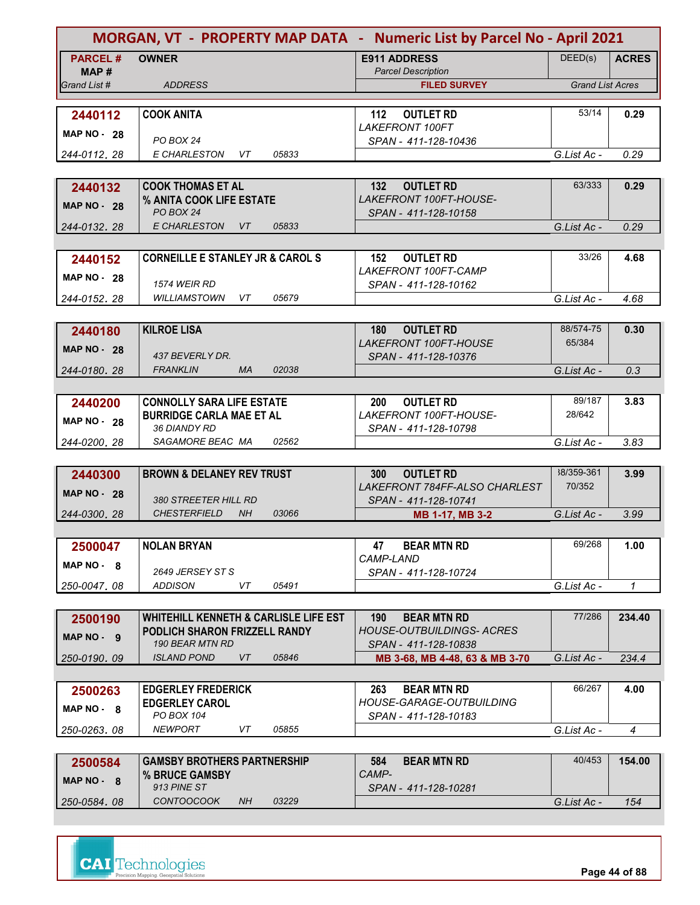# MORGAN, VT - PROPERTY MAP DATA - Numeric List by Parcel No - April 2021

| PARCEL # / MAP # / Grand List # | OWNER / ADDRESS | E911 ADDRESS / Parcel Description / FILED SURVEY | DEED(s) | ACRES / Grand List Acres |
|---|---|---|---|---|
| **2440112** / MAP NO - 28 / 244-0112. 28 | **COOK ANITA** / PO BOX 24 / E CHARLESTON VT 05833 | **112 OUTLET RD** / LAKEFRONT 100FT / SPAN - 411-128-10436 | 53/14 | **0.29** / G.List Ac - 0.29 |
| **2440132** / MAP NO - 28 / 244-0132. 28 | **COOK THOMAS ET AL** / **% ANITA COOK LIFE ESTATE** / PO BOX 24 / E CHARLESTON VT 05833 | **132 OUTLET RD** / LAKEFRONT 100FT-HOUSE- / SPAN - 411-128-10158 | 63/333 | **0.29** / G.List Ac - 0.29 |
| **2440152** / MAP NO - 28 / 244-0152. 28 | **CORNEILLE E STANLEY JR & CAROL S** / 1574 WEIR RD / WILLIAMSTOWN VT 05679 | **152 OUTLET RD** / LAKEFRONT 100FT-CAMP / SPAN - 411-128-10162 | 33/26 | **4.68** / G.List Ac - 4.68 |
| **2440180** / MAP NO - 28 / 244-0180. 28 | **KILROE LISA** / 437 BEVERLY DR. / FRANKLIN MA 02038 | **180 OUTLET RD** / LAKEFRONT 100FT-HOUSE / SPAN - 411-128-10376 | 88/574-75 / 65/384 | **0.30** / G.List Ac - 0.3 |
| **2440200** / MAP NO - 28 / 244-0200. 28 | **CONNOLLY SARA LIFE ESTATE** / **BURRIDGE CARLA MAE ET AL** / 36 DIANDY RD / SAGAMORE BEAC MA 02562 | **200 OUTLET RD** / LAKEFRONT 100FT-HOUSE- / SPAN - 411-128-10798 | 89/187 / 28/642 | **3.83** / G.List Ac - 3.83 |
| **2440300** / MAP NO - 28 / 244-0300. 28 | **BROWN & DELANEY REV TRUST** / 380 STREETER HILL RD / CHESTERFIELD NH 03066 | **300 OUTLET RD** / LAKEFRONT 784FF-ALSO CHARLEST / SPAN - 411-128-10741 / **MB 1-17, MB 3-2** | 38/359-361 / 70/352 | **3.99** / G.List Ac - 3.99 |
| **2500047** / MAP NO - 8 / 250-0047. 08 | **NOLAN BRYAN** / 2649 JERSEY ST S / ADDISON VT 05491 | **47 BEAR MTN RD** / CAMP-LAND / SPAN - 411-128-10724 | 69/268 | **1.00** / G.List Ac - 1 |
| **2500190** / MAP NO - 9 / 250-0190. 09 | **WHITEHILL KENNETH & CARLISLE LIFE EST** / **PODLICH SHARON FRIZZELL RANDY** / 190 BEAR MTN RD / ISLAND POND VT 05846 | **190 BEAR MTN RD** / HOUSE-OUTBUILDINGS- ACRES / SPAN - 411-128-10838 / **MB 3-68, MB 4-48, 63 & MB 3-70** | 77/286 | **234.40** / G.List Ac - 234.4 |
| **2500263** / MAP NO - 8 / 250-0263. 08 | **EDGERLEY FREDERICK** / **EDGERLEY CAROL** / PO BOX 104 / NEWPORT VT 05855 | **263 BEAR MTN RD** / HOUSE-GARAGE-OUTBUILDING / SPAN - 411-128-10183 | 66/267 | **4.00** / G.List Ac - 4 |
| **2500584** / MAP NO - 8 / 250-0584. 08 | **GAMSBY BROTHERS PARTNERSHIP** / **% BRUCE GAMSBY** / 913 PINE ST / CONTOOCOOK NH 03229 | **584 BEAR MTN RD** / CAMP- / SPAN - 411-128-10281 | 40/453 | **154.00** / G.List Ac - 154 |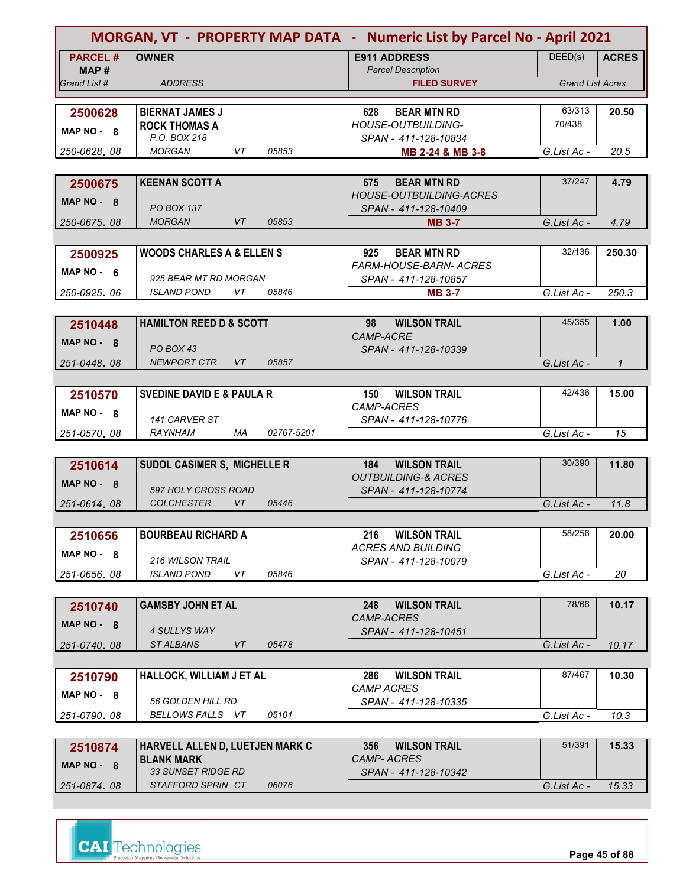# MORGAN, VT - PROPERTY MAP DATA - Numeric List by Parcel No - April 2021

| PARCEL # / MAP # / Grand List # | OWNER / ADDRESS | E911 ADDRESS / Parcel Description / FILED SURVEY | DEED(s) | ACRES / Grand List Acres |
|---|---|---|---|---|
| **2500628** / MAP NO - 8 / 250-0628. 08 | **BIERNAT JAMES J** / **ROCK THOMAS A** / P.O. BOX 218 / MORGAN VT 05853 | 628 BEAR MTN RD / HOUSE-OUTBUILDING- / SPAN - 411-128-10834 / **MB 2-24 & MB 3-8** | 63/313, 70/438 | **20.50** / G.List Ac - 20.5 |
| **2500675** / MAP NO - 8 / 250-0675. 08 | **KEENAN SCOTT A** / PO BOX 137 / MORGAN VT 05853 | 675 BEAR MTN RD / HOUSE-OUTBUILDING-ACRES / SPAN - 411-128-10409 / **MB 3-7** | 37/247 | **4.79** / G.List Ac - 4.79 |
| **2500925** / MAP NO - 6 / 250-0925. 06 | **WOODS CHARLES A & ELLEN S** / 925 BEAR MT RD MORGAN / ISLAND POND VT 05846 | 925 BEAR MTN RD / FARM-HOUSE-BARN- ACRES / SPAN - 411-128-10857 / **MB 3-7** | 32/136 | **250.30** / G.List Ac - 250.3 |
| **2510448** / MAP NO - 8 / 251-0448. 08 | **HAMILTON REED D & SCOTT** / PO BOX 43 / NEWPORT CTR VT 05857 | 98 WILSON TRAIL / CAMP-ACRE / SPAN - 411-128-10339 | 45/355 | **1.00** / G.List Ac - 1 |
| **2510570** / MAP NO - 8 / 251-0570. 08 | **SVEDINE DAVID E & PAULA R** / 141 CARVER ST / RAYNHAM MA 02767-5201 | 150 WILSON TRAIL / CAMP-ACRES / SPAN - 411-128-10776 | 42/436 | **15.00** / G.List Ac - 15 |
| **2510614** / MAP NO - 8 / 251-0614. 08 | **SUDOL CASIMER S, MICHELLE R** / 597 HOLY CROSS ROAD / COLCHESTER VT 05446 | 184 WILSON TRAIL / OUTBUILDING-& ACRES / SPAN - 411-128-10774 | 30/390 | **11.80** / G.List Ac - 11.8 |
| **2510656** / MAP NO - 8 / 251-0656. 08 | **BOURBEAU RICHARD A** / 216 WILSON TRAIL / ISLAND POND VT 05846 | 216 WILSON TRAIL / ACRES AND BUILDING / SPAN - 411-128-10079 | 58/256 | **20.00** / G.List Ac - 20 |
| **2510740** / MAP NO - 8 / 251-0740. 08 | **GAMSBY JOHN ET AL** / 4 SULLYS WAY / ST ALBANS VT 05478 | 248 WILSON TRAIL / CAMP-ACRES / SPAN - 411-128-10451 | 78/66 | **10.17** / G.List Ac - 10.17 |
| **2510790** / MAP NO - 8 / 251-0790. 08 | **HALLOCK, WILLIAM J ET AL** / 56 GOLDEN HILL RD / BELLOWS FALLS VT 05101 | 286 WILSON TRAIL / CAMP ACRES / SPAN - 411-128-10335 | 87/467 | **10.30** / G.List Ac - 10.3 |
| **2510874** / MAP NO - 8 / 251-0874. 08 | **HARVELL ALLEN D, LUETJEN MARK C** / **BLANK MARK** / 33 SUNSET RIDGE RD / STAFFORD SPRIN CT 06076 | 356 WILSON TRAIL / CAMP- ACRES / SPAN - 411-128-10342 | 51/391 | **15.33** / G.List Ac - 15.33 |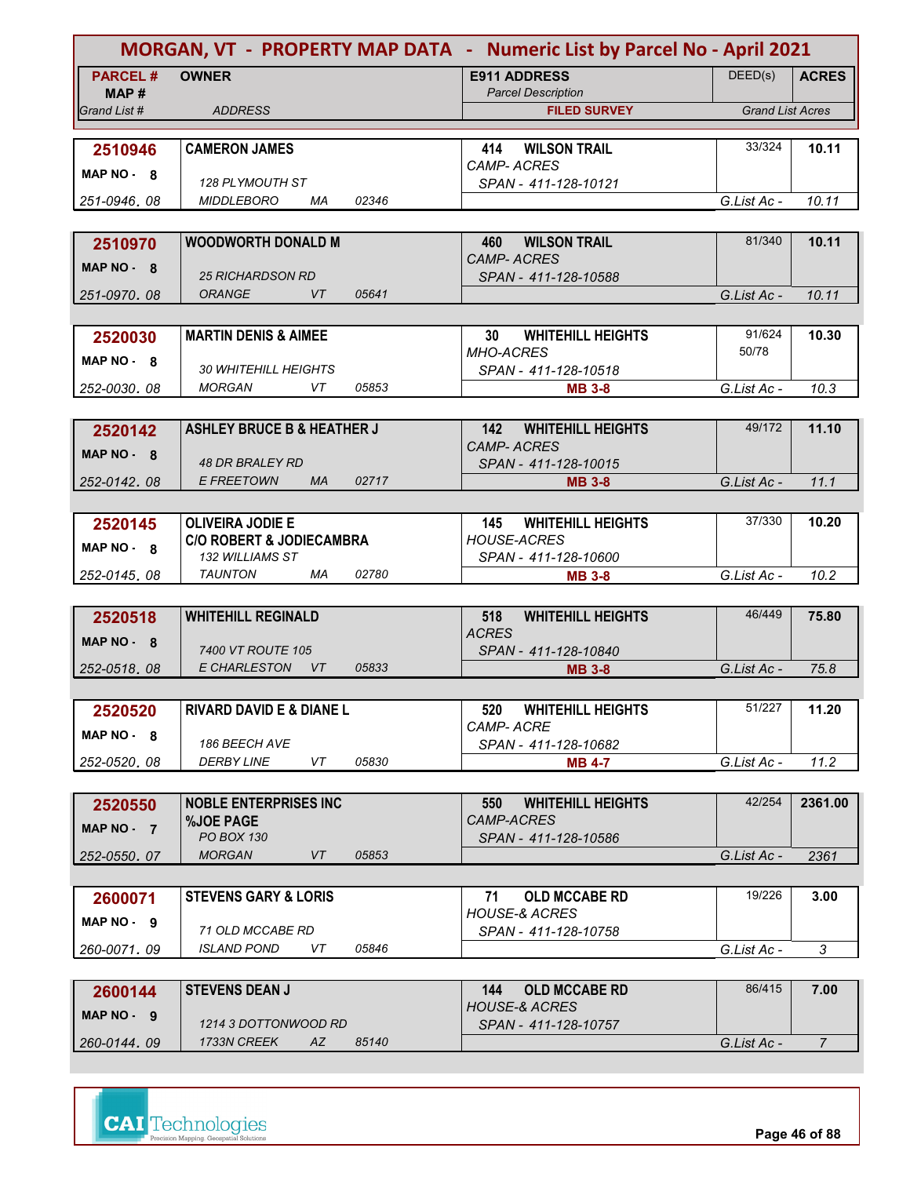# MORGAN, VT - PROPERTY MAP DATA - Numeric List by Parcel No - April 2021

| PARCEL # / MAP # / Grand List # | OWNER / ADDRESS | E911 ADDRESS / Parcel Description / FILED SURVEY | DEED(s) | ACRES / Grand List Acres |
|---|---|---|---|---|
| **2510946** MAP NO - 8 251-0946. 08 | **CAMERON JAMES** 128 PLYMOUTH ST MIDDLEBORO MA 02346 | **414 WILSON TRAIL** CAMP- ACRES SPAN - 411-128-10121 | 33/324 | **10.11** G.List Ac - 10.11 |
| **2510970** MAP NO - 8 251-0970. 08 | **WOODWORTH DONALD M** 25 RICHARDSON RD ORANGE VT 05641 | **460 WILSON TRAIL** CAMP- ACRES SPAN - 411-128-10588 | 81/340 | **10.11** G.List Ac - 10.11 |
| **2520030** MAP NO - 8 252-0030. 08 | **MARTIN DENIS & AIMEE** 30 WHITEHILL HEIGHTS MORGAN VT 05853 | **30 WHITEHILL HEIGHTS** MHO-ACRES SPAN - 411-128-10518 **MB 3-8** | 91/624 50/78 | **10.30** G.List Ac - 10.3 |
| **2520142** MAP NO - 8 252-0142. 08 | **ASHLEY BRUCE B & HEATHER J** 48 DR BRALEY RD E FREETOWN MA 02717 | **142 WHITEHILL HEIGHTS** CAMP- ACRES SPAN - 411-128-10015 **MB 3-8** | 49/172 | **11.10** G.List Ac - 11.1 |
| **2520145** MAP NO - 8 252-0145. 08 | **OLIVEIRA JODIE E** **C/O ROBERT & JODIECAMBRA** 132 WILLIAMS ST TAUNTON MA 02780 | **145 WHITEHILL HEIGHTS** HOUSE-ACRES SPAN - 411-128-10600 **MB 3-8** | 37/330 | **10.20** G.List Ac - 10.2 |
| **2520518** MAP NO - 8 252-0518. 08 | **WHITEHILL REGINALD** 7400 VT ROUTE 105 E CHARLESTON VT 05833 | **518 WHITEHILL HEIGHTS** ACRES SPAN - 411-128-10840 **MB 3-8** | 46/449 | **75.80** G.List Ac - 75.8 |
| **2520520** MAP NO - 8 252-0520. 08 | **RIVARD DAVID E & DIANE L** 186 BEECH AVE DERBY LINE VT 05830 | **520 WHITEHILL HEIGHTS** CAMP- ACRE SPAN - 411-128-10682 **MB 4-7** | 51/227 | **11.20** G.List Ac - 11.2 |
| **2520550** MAP NO - 7 252-0550. 07 | **NOBLE ENTERPRISES INC** **%JOE PAGE** PO BOX 130 MORGAN VT 05853 | **550 WHITEHILL HEIGHTS** CAMP-ACRES SPAN - 411-128-10586 | 42/254 | **2361.00** G.List Ac - 2361 |
| **2600071** MAP NO - 9 260-0071. 09 | **STEVENS GARY & LORIS** 71 OLD MCCABE RD ISLAND POND VT 05846 | **71 OLD MCCABE RD** HOUSE-& ACRES SPAN - 411-128-10758 | 19/226 | **3.00** G.List Ac - 3 |
| **2600144** MAP NO - 9 260-0144. 09 | **STEVENS DEAN J** 1214 3 DOTTONWOOD RD 1733N CREEK AZ 85140 | **144 OLD MCCABE RD** HOUSE-& ACRES SPAN - 411-128-10757 | 86/415 | **7.00** G.List Ac - 7 |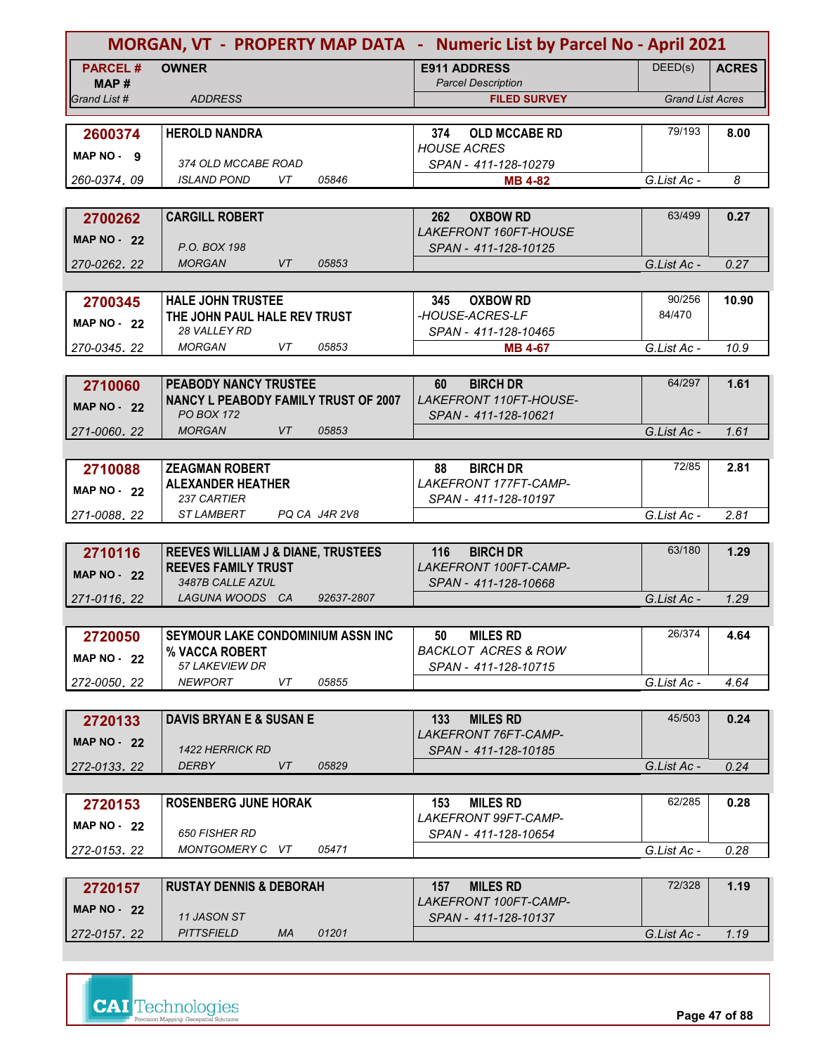# MORGAN, VT - PROPERTY MAP DATA - Numeric List by Parcel No - April 2021

| PARCEL # / MAP # / Grand List # | OWNER / ADDRESS | E911 ADDRESS / Parcel Description / FILED SURVEY | DEED(s) | ACRES / Grand List Acres |
|---|---|---|---|---|
| **2600374** MAP NO - 9 260-0374. 09 | **HEROLD NANDRA** 374 OLD MCCABE ROAD ISLAND POND VT 05846 | **374 OLD MCCABE RD** HOUSE ACRES SPAN - 411-128-10279 **MB 4-82** | 79/193 | **8.00** G.List Ac - 8 |
| **2700262** MAP NO - 22 270-0262. 22 | **CARGILL ROBERT** P.O. BOX 198 MORGAN VT 05853 | **262 OXBOW RD** LAKEFRONT 160FT-HOUSE SPAN - 411-128-10125 | 63/499 | **0.27** G.List Ac - 0.27 |
| **2700345** MAP NO - 22 270-0345. 22 | **HALE JOHN TRUSTEE** **THE JOHN PAUL HALE REV TRUST** 28 VALLEY RD MORGAN VT 05853 | **345 OXBOW RD** -HOUSE-ACRES-LF SPAN - 411-128-10465 **MB 4-67** | 90/256 84/470 | **10.90** G.List Ac - 10.9 |
| **2710060** MAP NO - 22 271-0060. 22 | **PEABODY NANCY TRUSTEE** **NANCY L PEABODY FAMILY TRUST OF 2007** PO BOX 172 MORGAN VT 05853 | **60 BIRCH DR** LAKEFRONT 110FT-HOUSE- SPAN - 411-128-10621 | 64/297 | **1.61** G.List Ac - 1.61 |
| **2710088** MAP NO - 22 271-0088. 22 | **ZEAGMAN ROBERT** **ALEXANDER HEATHER** 237 CARTIER ST LAMBERT PQ CA J4R 2V8 | **88 BIRCH DR** LAKEFRONT 177FT-CAMP- SPAN - 411-128-10197 | 72/85 | **2.81** G.List Ac - 2.81 |
| **2710116** MAP NO - 22 271-0116. 22 | **REEVES WILLIAM J & DIANE, TRUSTEES** **REEVES FAMILY TRUST** 3487B CALLE AZUL LAGUNA WOODS CA 92637-2807 | **116 BIRCH DR** LAKEFRONT 100FT-CAMP- SPAN - 411-128-10668 | 63/180 | **1.29** G.List Ac - 1.29 |
| **2720050** MAP NO - 22 272-0050. 22 | **SEYMOUR LAKE CONDOMINIUM ASSN INC** **% VACCA ROBERT** 57 LAKEVIEW DR NEWPORT VT 05855 | **50 MILES RD** BACKLOT ACRES & ROW SPAN - 411-128-10715 | 26/374 | **4.64** G.List Ac - 4.64 |
| **2720133** MAP NO - 22 272-0133. 22 | **DAVIS BRYAN E & SUSAN E** 1422 HERRICK RD DERBY VT 05829 | **133 MILES RD** LAKEFRONT 76FT-CAMP- SPAN - 411-128-10185 | 45/503 | **0.24** G.List Ac - 0.24 |
| **2720153** MAP NO - 22 272-0153. 22 | **ROSENBERG JUNE HORAK** 650 FISHER RD MONTGOMERY C VT 05471 | **153 MILES RD** LAKEFRONT 99FT-CAMP- SPAN - 411-128-10654 | 62/285 | **0.28** G.List Ac - 0.28 |
| **2720157** MAP NO - 22 272-0157. 22 | **RUSTAY DENNIS & DEBORAH** 11 JASON ST PITTSFIELD MA 01201 | **157 MILES RD** LAKEFRONT 100FT-CAMP- SPAN - 411-128-10137 | 72/328 | **1.19** G.List Ac - 1.19 |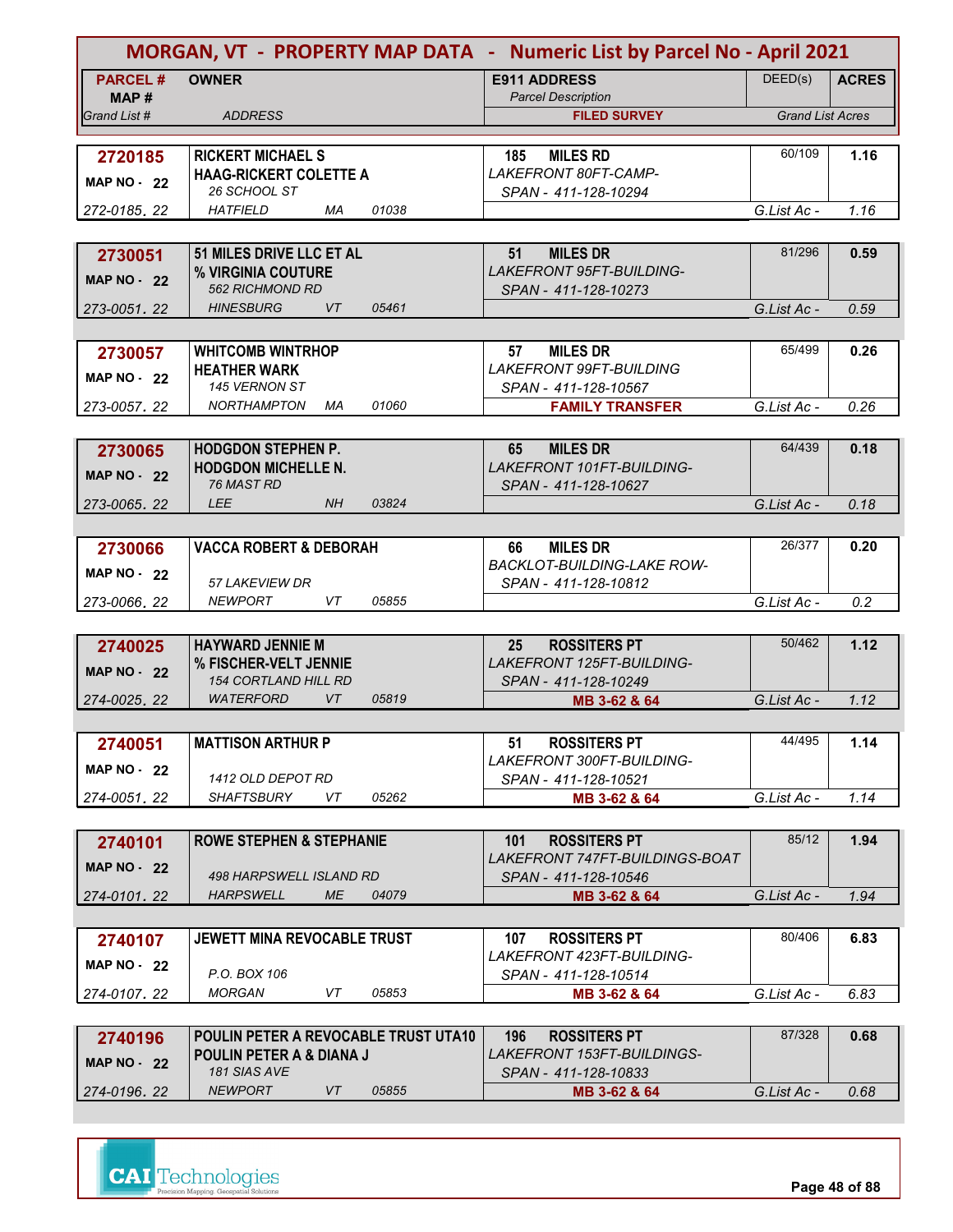# MORGAN, VT - PROPERTY MAP DATA - Numeric List by Parcel No - April 2021

| PARCEL # / MAP # / Grand List # | OWNER / ADDRESS | E911 ADDRESS / Parcel Description / FILED SURVEY | DEED(s) | ACRES / Grand List Acres |
|---|---|---|---|---|
| **2720185** / MAP NO - 22 / 272-0185. 22 | **RICKERT MICHAEL S** / **HAAG-RICKERT COLETTE A** / 26 SCHOOL ST / HATFIELD MA 01038 | **185 MILES RD** / LAKEFRONT 80FT-CAMP- / SPAN - 411-128-10294 | 60/109 | **1.16** / G.List Ac - 1.16 |
| **2730051** / MAP NO - 22 / 273-0051. 22 | **51 MILES DRIVE LLC ET AL** / **% VIRGINIA COUTURE** / 562 RICHMOND RD / HINESBURG VT 05461 | **51 MILES DR** / LAKEFRONT 95FT-BUILDING- / SPAN - 411-128-10273 | 81/296 | **0.59** / G.List Ac - 0.59 |
| **2730057** / MAP NO - 22 / 273-0057. 22 | **WHITCOMB WINTRHOP** / **HEATHER WARK** / 145 VERNON ST / NORTHAMPTON MA 01060 | **57 MILES DR** / LAKEFRONT 99FT-BUILDING / SPAN - 411-128-10567 / **FAMILY TRANSFER** | 65/499 | **0.26** / G.List Ac - 0.26 |
| **2730065** / MAP NO - 22 / 273-0065. 22 | **HODGDON STEPHEN P.** / **HODGDON MICHELLE N.** / 76 MAST RD / LEE NH 03824 | **65 MILES DR** / LAKEFRONT 101FT-BUILDING- / SPAN - 411-128-10627 | 64/439 | **0.18** / G.List Ac - 0.18 |
| **2730066** / MAP NO - 22 / 273-0066. 22 | **VACCA ROBERT & DEBORAH** / 57 LAKEVIEW DR / NEWPORT VT 05855 | **66 MILES DR** / BACKLOT-BUILDING-LAKE ROW- / SPAN - 411-128-10812 | 26/377 | **0.20** / G.List Ac - 0.2 |
| **2740025** / MAP NO - 22 / 274-0025. 22 | **HAYWARD JENNIE M** / **% FISCHER-VELT JENNIE** / 154 CORTLAND HILL RD / WATERFORD VT 05819 | **25 ROSSITERS PT** / LAKEFRONT 125FT-BUILDING- / SPAN - 411-128-10249 / **MB 3-62 & 64** | 50/462 | **1.12** / G.List Ac - 1.12 |
| **2740051** / MAP NO - 22 / 274-0051. 22 | **MATTISON ARTHUR P** / 1412 OLD DEPOT RD / SHAFTSBURY VT 05262 | **51 ROSSITERS PT** / LAKEFRONT 300FT-BUILDING- / SPAN - 411-128-10521 / **MB 3-62 & 64** | 44/495 | **1.14** / G.List Ac - 1.14 |
| **2740101** / MAP NO - 22 / 274-0101. 22 | **ROWE STEPHEN & STEPHANIE** / 498 HARPSWELL ISLAND RD / HARPSWELL ME 04079 | **101 ROSSITERS PT** / LAKEFRONT 747FT-BUILDINGS-BOAT / SPAN - 411-128-10546 / **MB 3-62 & 64** | 85/12 | **1.94** / G.List Ac - 1.94 |
| **2740107** / MAP NO - 22 / 274-0107. 22 | **JEWETT MINA REVOCABLE TRUST** / P.O. BOX 106 / MORGAN VT 05853 | **107 ROSSITERS PT** / LAKEFRONT 423FT-BUILDING- / SPAN - 411-128-10514 / **MB 3-62 & 64** | 80/406 | **6.83** / G.List Ac - 6.83 |
| **2740196** / MAP NO - 22 / 274-0196. 22 | **POULIN PETER A REVOCABLE TRUST UTA10** / **POULIN PETER A & DIANA J** / 181 SIAS AVE / NEWPORT VT 05855 | **196 ROSSITERS PT** / LAKEFRONT 153FT-BUILDINGS- / SPAN - 411-128-10833 / **MB 3-62 & 64** | 87/328 | **0.68** / G.List Ac - 0.68 |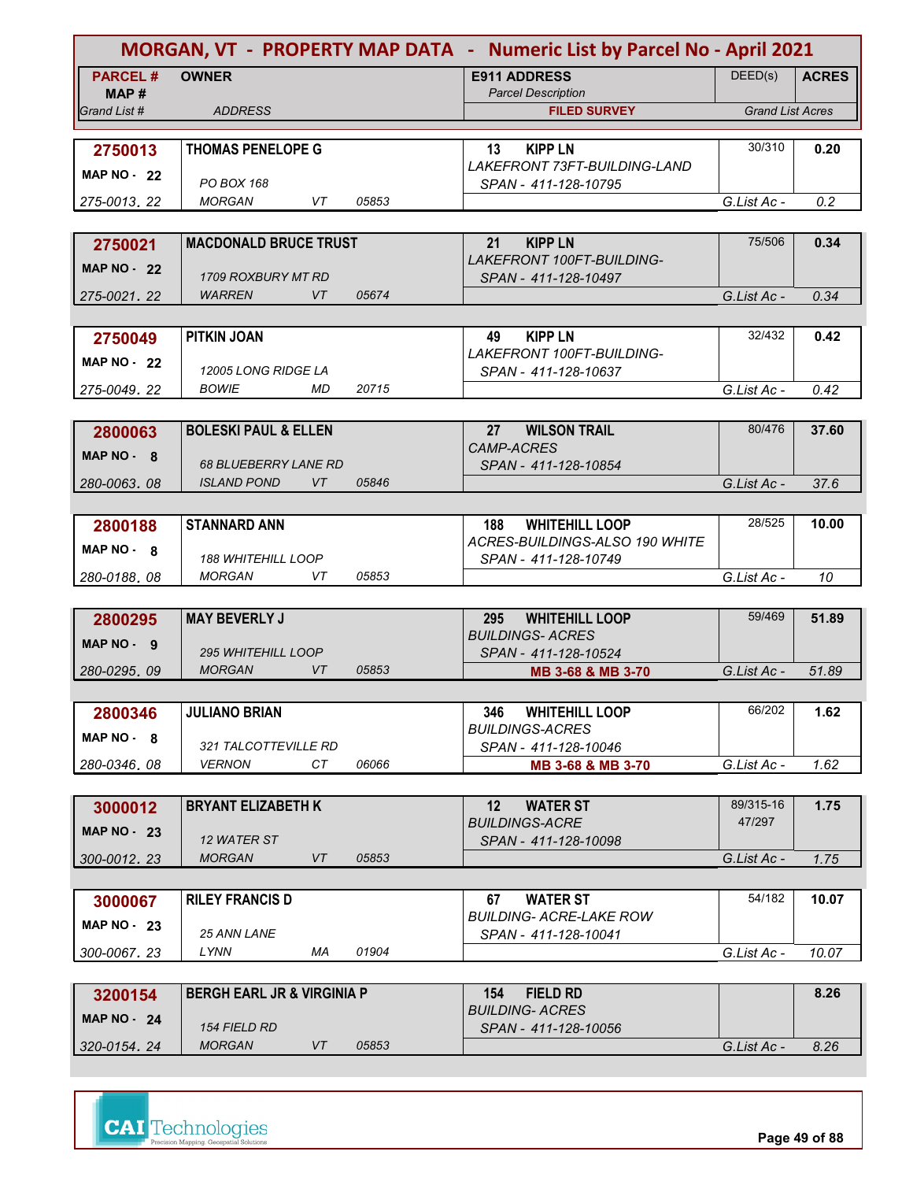# MORGAN, VT - PROPERTY MAP DATA - Numeric List by Parcel No - April 2021

| PARCEL # / MAP # / Grand List # | OWNER / ADDRESS | E911 ADDRESS / Parcel Description / FILED SURVEY | DEED(s) | ACRES / Grand List Acres |
|---|---|---|---|---|
| **2750013** MAP NO - 22 275-0013. 22 | **THOMAS PENELOPE G** PO BOX 168 MORGAN VT 05853 | 13 KIPP LN LAKEFRONT 73FT-BUILDING-LAND SPAN - 411-128-10795 | 30/310 | **0.20** G.List Ac - 0.2 |
| **2750021** MAP NO - 22 275-0021. 22 | **MACDONALD BRUCE TRUST** 1709 ROXBURY MT RD WARREN VT 05674 | 21 KIPP LN LAKEFRONT 100FT-BUILDING- SPAN - 411-128-10497 | 75/506 | **0.34** G.List Ac - 0.34 |
| **2750049** MAP NO - 22 275-0049. 22 | **PITKIN JOAN** 12005 LONG RIDGE LA BOWIE MD 20715 | 49 KIPP LN LAKEFRONT 100FT-BUILDING- SPAN - 411-128-10637 | 32/432 | **0.42** G.List Ac - 0.42 |
| **2800063** MAP NO - 8 280-0063. 08 | **BOLESKI PAUL & ELLEN** 68 BLUEBERRY LANE RD ISLAND POND VT 05846 | 27 WILSON TRAIL CAMP-ACRES SPAN - 411-128-10854 | 80/476 | **37.60** G.List Ac - 37.6 |
| **2800188** MAP NO - 8 280-0188. 08 | **STANNARD ANN** 188 WHITEHILL LOOP MORGAN VT 05853 | 188 WHITEHILL LOOP ACRES-BUILDINGS-ALSO 190 WHITE SPAN - 411-128-10749 | 28/525 | **10.00** G.List Ac - 10 |
| **2800295** MAP NO - 9 280-0295. 09 | **MAY BEVERLY J** 295 WHITEHILL LOOP MORGAN VT 05853 | 295 WHITEHILL LOOP BUILDINGS- ACRES SPAN - 411-128-10524 **MB 3-68 & MB 3-70** | 59/469 | **51.89** G.List Ac - 51.89 |
| **2800346** MAP NO - 8 280-0346. 08 | **JULIANO BRIAN** 321 TALCOTTEVILLE RD VERNON CT 06066 | 346 WHITEHILL LOOP BUILDINGS-ACRES SPAN - 411-128-10046 **MB 3-68 & MB 3-70** | 66/202 | **1.62** G.List Ac - 1.62 |
| **3000012** MAP NO - 23 300-0012. 23 | **BRYANT ELIZABETH K** 12 WATER ST MORGAN VT 05853 | 12 WATER ST BUILDINGS-ACRE SPAN - 411-128-10098 | 89/315-16 47/297 | **1.75** G.List Ac - 1.75 |
| **3000067** MAP NO - 23 300-0067. 23 | **RILEY FRANCIS D** 25 ANN LANE LYNN MA 01904 | 67 WATER ST BUILDING- ACRE-LAKE ROW SPAN - 411-128-10041 | 54/182 | **10.07** G.List Ac - 10.07 |
| **3200154** MAP NO - 24 320-0154. 24 | **BERGH EARL JR & VIRGINIA P** 154 FIELD RD MORGAN VT 05853 | 154 FIELD RD BUILDING- ACRES SPAN - 411-128-10056 | | **8.26** G.List Ac - 8.26 |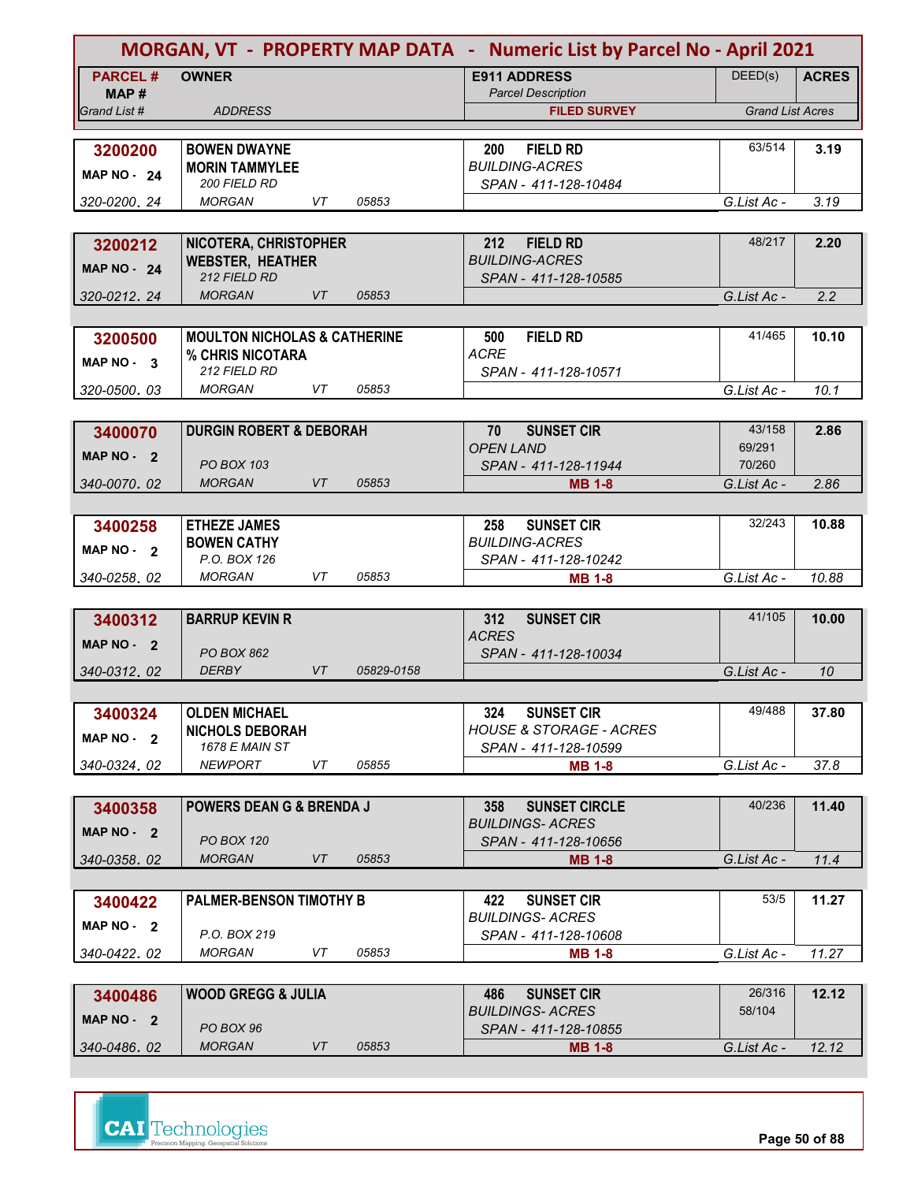# MORGAN, VT - PROPERTY MAP DATA - Numeric List by Parcel No - April 2021

| PARCEL # / MAP # / Grand List # | OWNER / ADDRESS | E911 ADDRESS / Parcel Description / FILED SURVEY | DEED(s) | ACRES / Grand List Acres |
|---|---|---|---|---|
| **3200200** MAP NO - 24 320-0200. 24 | **BOWEN DWAYNE** **MORIN TAMMYLEE** 200 FIELD RD MORGAN VT 05853 | **200 FIELD RD** BUILDING-ACRES SPAN - 411-128-10484 | 63/514 | **3.19** G.List Ac - 3.19 |
| **3200212** MAP NO - 24 320-0212. 24 | **NICOTERA, CHRISTOPHER** **WEBSTER, HEATHER** 212 FIELD RD MORGAN VT 05853 | **212 FIELD RD** BUILDING-ACRES SPAN - 411-128-10585 | 48/217 | **2.20** G.List Ac - 2.2 |
| **3200500** MAP NO - 3 320-0500. 03 | **MOULTON NICHOLAS & CATHERINE** **% CHRIS NICOTARA** 212 FIELD RD MORGAN VT 05853 | **500 FIELD RD** ACRE SPAN - 411-128-10571 | 41/465 | **10.10** G.List Ac - 10.1 |
| **3400070** MAP NO - 2 340-0070. 02 | **DURGIN ROBERT & DEBORAH** PO BOX 103 MORGAN VT 05853 | **70 SUNSET CIR** OPEN LAND SPAN - 411-128-11944 **MB 1-8** | 43/158 69/291 70/260 | **2.86** G.List Ac - 2.86 |
| **3400258** MAP NO - 2 340-0258. 02 | **ETHEZE JAMES** **BOWEN CATHY** P.O. BOX 126 MORGAN VT 05853 | **258 SUNSET CIR** BUILDING-ACRES SPAN - 411-128-10242 **MB 1-8** | 32/243 | **10.88** G.List Ac - 10.88 |
| **3400312** MAP NO - 2 340-0312. 02 | **BARRUP KEVIN R** PO BOX 862 DERBY VT 05829-0158 | **312 SUNSET CIR** ACRES SPAN - 411-128-10034 | 41/105 | **10.00** G.List Ac - 10 |
| **3400324** MAP NO - 2 340-0324. 02 | **OLDEN MICHAEL** **NICHOLS DEBORAH** 1678 E MAIN ST NEWPORT VT 05855 | **324 SUNSET CIR** HOUSE & STORAGE - ACRES SPAN - 411-128-10599 **MB 1-8** | 49/488 | **37.80** G.List Ac - 37.8 |
| **3400358** MAP NO - 2 340-0358. 02 | **POWERS DEAN G & BRENDA J** PO BOX 120 MORGAN VT 05853 | **358 SUNSET CIRCLE** BUILDINGS- ACRES SPAN - 411-128-10656 **MB 1-8** | 40/236 | **11.40** G.List Ac - 11.4 |
| **3400422** MAP NO - 2 340-0422. 02 | **PALMER-BENSON TIMOTHY B** P.O. BOX 219 MORGAN VT 05853 | **422 SUNSET CIR** BUILDINGS- ACRES SPAN - 411-128-10608 **MB 1-8** | 53/5 | **11.27** G.List Ac - 11.27 |
| **3400486** MAP NO - 2 340-0486. 02 | **WOOD GREGG & JULIA** PO BOX 96 MORGAN VT 05853 | **486 SUNSET CIR** BUILDINGS- ACRES SPAN - 411-128-10855 **MB 1-8** | 26/316 58/104 | **12.12** G.List Ac - 12.12 |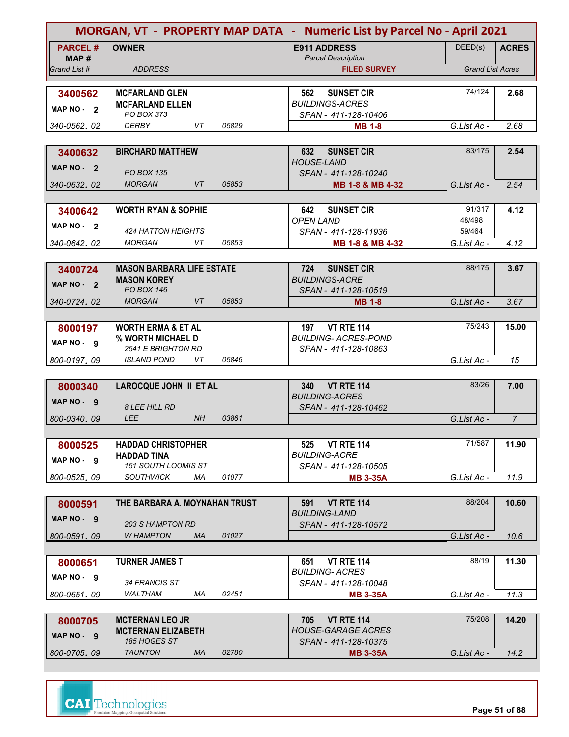# MORGAN, VT - PROPERTY MAP DATA - Numeric List by Parcel No - April 2021

| PARCEL # / MAP # / Grand List # | OWNER / ADDRESS | E911 ADDRESS / Parcel Description / FILED SURVEY | DEED(s) | ACRES / Grand List Acres |
|---|---|---|---|---|
| **3400562** MAP NO - 2 340-0562. 02 | **MCFARLAND GLEN** **MCFARLAND ELLEN** PO BOX 373 DERBY VT 05829 | **562 SUNSET CIR** BUILDINGS-ACRES SPAN - 411-128-10406 **MB 1-8** | 74/124 | **2.68** G.List Ac - 2.68 |
| **3400632** MAP NO - 2 340-0632. 02 | **BIRCHARD MATTHEW** PO BOX 135 MORGAN VT 05853 | **632 SUNSET CIR** HOUSE-LAND SPAN - 411-128-10240 **MB 1-8 & MB 4-32** | 83/175 | **2.54** G.List Ac - 2.54 |
| **3400642** MAP NO - 2 340-0642. 02 | **WORTH RYAN & SOPHIE** 424 HATTON HEIGHTS MORGAN VT 05853 | **642 SUNSET CIR** OPEN LAND SPAN - 411-128-11936 **MB 1-8 & MB 4-32** | 91/317 48/498 59/464 | **4.12** G.List Ac - 4.12 |
| **3400724** MAP NO - 2 340-0724. 02 | **MASON BARBARA LIFE ESTATE** **MASON KOREY** PO BOX 146 MORGAN VT 05853 | **724 SUNSET CIR** BUILDINGS-ACRE SPAN - 411-128-10519 **MB 1-8** | 88/175 | **3.67** G.List Ac - 3.67 |
| **8000197** MAP NO - 9 800-0197. 09 | **WORTH ERMA & ET AL** **% WORTH MICHAEL D** 2541 E BRIGHTON RD ISLAND POND VT 05846 | **197 VT RTE 114** BUILDING- ACRES-POND SPAN - 411-128-10863 | 75/243 | **15.00** G.List Ac - 15 |
| **8000340** MAP NO - 9 800-0340. 09 | **LAROCQUE JOHN II ET AL** 8 LEE HILL RD LEE NH 03861 | **340 VT RTE 114** BUILDING-ACRES SPAN - 411-128-10462 | 83/26 | **7.00** G.List Ac - 7 |
| **8000525** MAP NO - 9 800-0525. 09 | **HADDAD CHRISTOPHER** **HADDAD TINA** 151 SOUTH LOOMIS ST SOUTHWICK MA 01077 | **525 VT RTE 114** BUILDING-ACRE SPAN - 411-128-10505 **MB 3-35A** | 71/587 | **11.90** G.List Ac - 11.9 |
| **8000591** MAP NO - 9 800-0591. 09 | **THE BARBARA A. MOYNAHAN TRUST** 203 S HAMPTON RD W HAMPTON MA 01027 | **591 VT RTE 114** BUILDING-LAND SPAN - 411-128-10572 | 88/204 | **10.60** G.List Ac - 10.6 |
| **8000651** MAP NO - 9 800-0651. 09 | **TURNER JAMES T** 34 FRANCIS ST WALTHAM MA 02451 | **651 VT RTE 114** BUILDING- ACRES SPAN - 411-128-10048 **MB 3-35A** | 88/19 | **11.30** G.List Ac - 11.3 |
| **8000705** MAP NO - 9 800-0705. 09 | **MCTERNAN LEO JR** **MCTERNAN ELIZABETH** 185 HOGES ST TAUNTON MA 02780 | **705 VT RTE 114** HOUSE-GARAGE ACRES SPAN - 411-128-10375 **MB 3-35A** | 75/208 | **14.20** G.List Ac - 14.2 |

CAI Technologies — Precision Mapping. Geospatial Solutions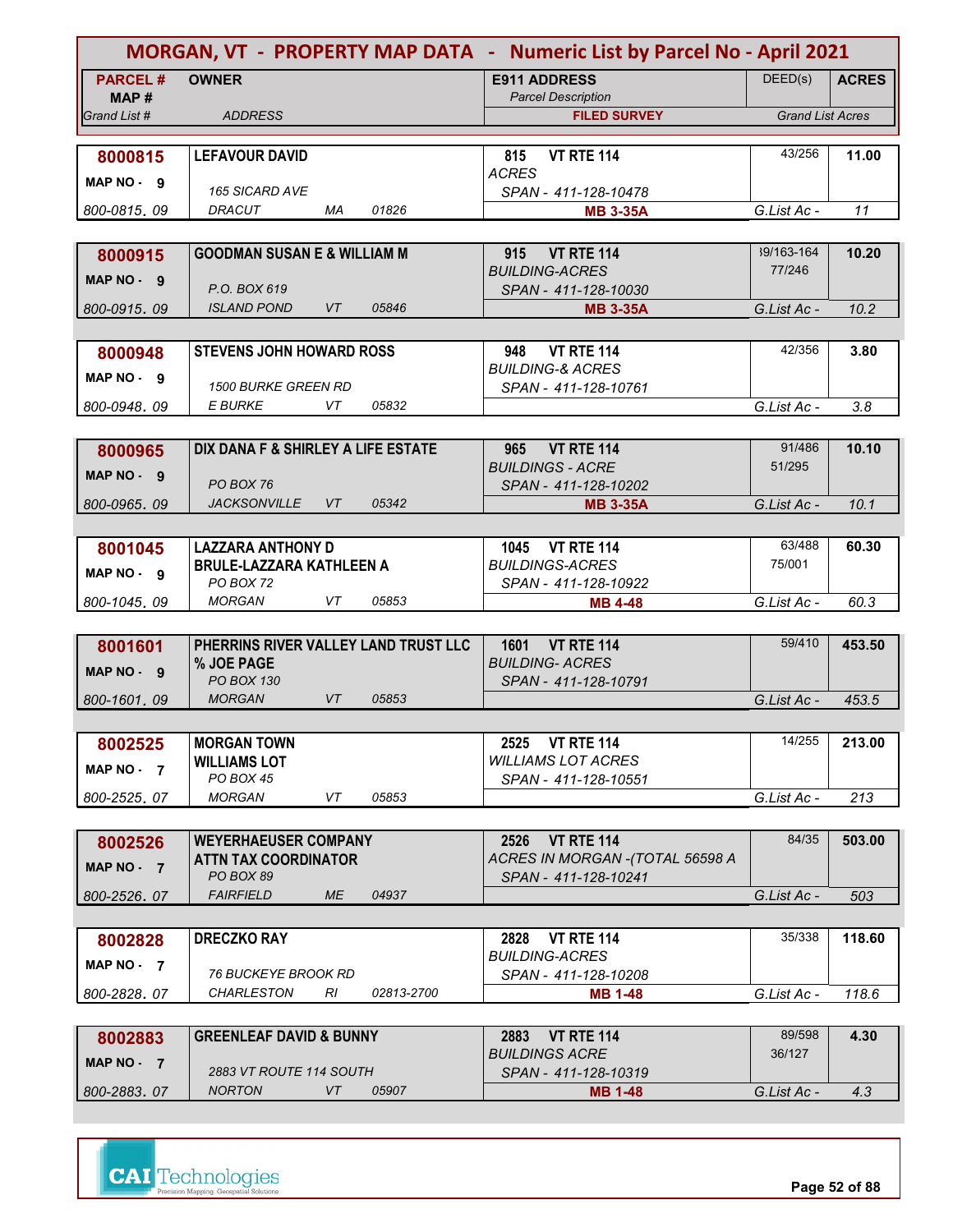# MORGAN, VT - PROPERTY MAP DATA - Numeric List by Parcel No - April 2021

| PARCEL # / MAP # / Grand List # | OWNER / ADDRESS | E911 ADDRESS / Parcel Description / FILED SURVEY | DEED(s) | ACRES / Grand List Acres |
|---|---|---|---|---|
| **8000815** MAP NO - 9 / 800-0815. 09 | **LEFAVOUR DAVID** / 165 SICARD AVE / DRACUT MA 01826 | 815 VT RTE 114 / ACRES / SPAN - 411-128-10478 / **MB 3-35A** | 43/256 | **11.00** / G.List Ac - 11 |
| **8000915** MAP NO - 9 / 800-0915. 09 | **GOODMAN SUSAN E & WILLIAM M** / P.O. BOX 619 / ISLAND POND VT 05846 | 915 VT RTE 114 / BUILDING-ACRES / SPAN - 411-128-10030 / **MB 3-35A** | 39/163-164 77/246 | **10.20** / G.List Ac - 10.2 |
| **8000948** MAP NO - 9 / 800-0948. 09 | **STEVENS JOHN HOWARD ROSS** / 1500 BURKE GREEN RD / E BURKE VT 05832 | 948 VT RTE 114 / BUILDING-& ACRES / SPAN - 411-128-10761 | 42/356 | **3.80** / G.List Ac - 3.8 |
| **8000965** MAP NO - 9 / 800-0965. 09 | **DIX DANA F & SHIRLEY A LIFE ESTATE** / PO BOX 76 / JACKSONVILLE VT 05342 | 965 VT RTE 114 / BUILDINGS - ACRE / SPAN - 411-128-10202 / **MB 3-35A** | 91/486 51/295 | **10.10** / G.List Ac - 10.1 |
| **8001045** MAP NO - 9 / 800-1045. 09 | **LAZZARA ANTHONY D** / **BRULE-LAZZARA KATHLEEN A** / PO BOX 72 / MORGAN VT 05853 | 1045 VT RTE 114 / BUILDINGS-ACRES / SPAN - 411-128-10922 / **MB 4-48** | 63/488 75/001 | **60.30** / G.List Ac - 60.3 |
| **8001601** MAP NO - 9 / 800-1601. 09 | **PHERRINS RIVER VALLEY LAND TRUST LLC** / **% JOE PAGE** / PO BOX 130 / MORGAN VT 05853 | 1601 VT RTE 114 / BUILDING- ACRES / SPAN - 411-128-10791 | 59/410 | **453.50** / G.List Ac - 453.5 |
| **8002525** MAP NO - 7 / 800-2525. 07 | **MORGAN TOWN** / **WILLIAMS LOT** / PO BOX 45 / MORGAN VT 05853 | 2525 VT RTE 114 / WILLIAMS LOT ACRES / SPAN - 411-128-10551 | 14/255 | **213.00** / G.List Ac - 213 |
| **8002526** MAP NO - 7 / 800-2526. 07 | **WEYERHAEUSER COMPANY** / **ATTN TAX COORDINATOR** / PO BOX 89 / FAIRFIELD ME 04937 | 2526 VT RTE 114 / ACRES IN MORGAN -(TOTAL 56598 A / SPAN - 411-128-10241 | 84/35 | **503.00** / G.List Ac - 503 |
| **8002828** MAP NO - 7 / 800-2828. 07 | **DRECZKO RAY** / 76 BUCKEYE BROOK RD / CHARLESTON RI 02813-2700 | 2828 VT RTE 114 / BUILDING-ACRES / SPAN - 411-128-10208 / **MB 1-48** | 35/338 | **118.60** / G.List Ac - 118.6 |
| **8002883** MAP NO - 7 / 800-2883. 07 | **GREENLEAF DAVID & BUNNY** / 2883 VT ROUTE 114 SOUTH / NORTON VT 05907 | 2883 VT RTE 114 / BUILDINGS ACRE / SPAN - 411-128-10319 / **MB 1-48** | 89/598 36/127 | **4.30** / G.List Ac - 4.3 |

CAI Technologies — Precision Mapping. Geospatial Solutions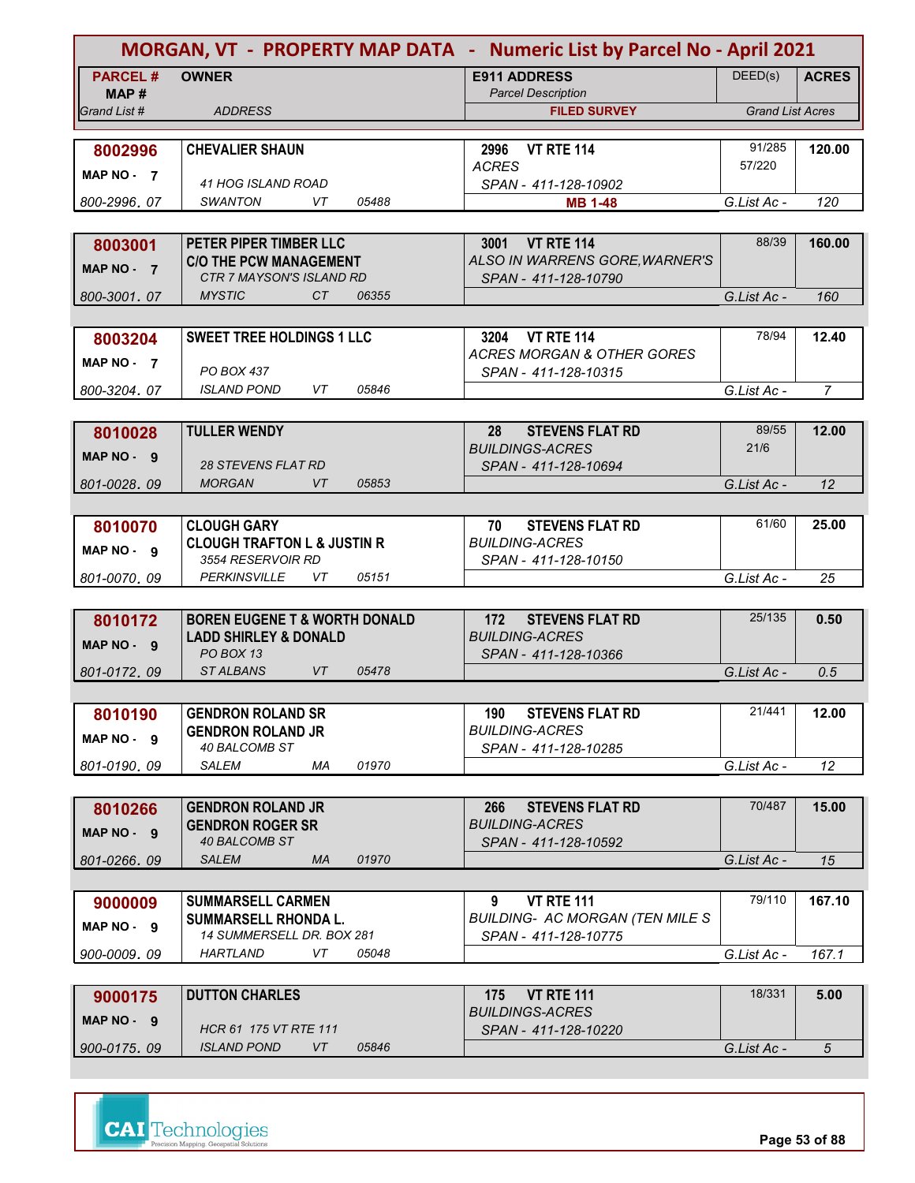# MORGAN, VT - PROPERTY MAP DATA - Numeric List by Parcel No - April 2021

| PARCEL # / MAP # / Grand List # | OWNER / ADDRESS | E911 ADDRESS / Parcel Description / FILED SURVEY | DEED(s) | ACRES / Grand List Acres |
|---|---|---|---|---|
| **8002996** / MAP NO - 7 / 800-2996.07 | **CHEVALIER SHAUN** / 41 HOG ISLAND ROAD / SWANTON VT 05488 | **2996 VT RTE 114** / ACRES / SPAN - 411-128-10902 / **MB 1-48** | 91/285, 57/220 | **120.00** / G.List Ac - 120 |
| **8003001** / MAP NO - 7 / 800-3001.07 | **PETER PIPER TIMBER LLC** / **C/O THE PCW MANAGEMENT** / CTR 7 MAYSON'S ISLAND RD / MYSTIC CT 06355 | **3001 VT RTE 114** / ALSO IN WARRENS GORE,WARNER'S / SPAN - 411-128-10790 | 88/39 | **160.00** / G.List Ac - 160 |
| **8003204** / MAP NO - 7 / 800-3204.07 | **SWEET TREE HOLDINGS 1 LLC** / PO BOX 437 / ISLAND POND VT 05846 | **3204 VT RTE 114** / ACRES MORGAN & OTHER GORES / SPAN - 411-128-10315 | 78/94 | **12.40** / G.List Ac - 7 |
| **8010028** / MAP NO - 9 / 801-0028.09 | **TULLER WENDY** / 28 STEVENS FLAT RD / MORGAN VT 05853 | **28 STEVENS FLAT RD** / BUILDINGS-ACRES / SPAN - 411-128-10694 | 89/55, 21/6 | **12.00** / G.List Ac - 12 |
| **8010070** / MAP NO - 9 / 801-0070.09 | **CLOUGH GARY** / **CLOUGH TRAFTON L & JUSTIN R** / 3554 RESERVOIR RD / PERKINSVILLE VT 05151 | **70 STEVENS FLAT RD** / BUILDING-ACRES / SPAN - 411-128-10150 | 61/60 | **25.00** / G.List Ac - 25 |
| **8010172** / MAP NO - 9 / 801-0172.09 | **BOREN EUGENE T & WORTH DONALD** / **LADD SHIRLEY & DONALD** / PO BOX 13 / ST ALBANS VT 05478 | **172 STEVENS FLAT RD** / BUILDING-ACRES / SPAN - 411-128-10366 | 25/135 | **0.50** / G.List Ac - 0.5 |
| **8010190** / MAP NO - 9 / 801-0190.09 | **GENDRON ROLAND SR** / **GENDRON ROLAND JR** / 40 BALCOMB ST / SALEM MA 01970 | **190 STEVENS FLAT RD** / BUILDING-ACRES / SPAN - 411-128-10285 | 21/441 | **12.00** / G.List Ac - 12 |
| **8010266** / MAP NO - 9 / 801-0266.09 | **GENDRON ROLAND JR** / **GENDRON ROGER SR** / 40 BALCOMB ST / SALEM MA 01970 | **266 STEVENS FLAT RD** / BUILDING-ACRES / SPAN - 411-128-10592 | 70/487 | **15.00** / G.List Ac - 15 |
| **9000009** / MAP NO - 9 / 900-0009.09 | **SUMMARSELL CARMEN** / **SUMMARSELL RHONDA L.** / 14 SUMMERSELL DR. BOX 281 / HARTLAND VT 05048 | **9 VT RTE 111** / BUILDING- AC MORGAN (TEN MILE S / SPAN - 411-128-10775 | 79/110 | **167.10** / G.List Ac - 167.1 |
| **9000175** / MAP NO - 9 / 900-0175.09 | **DUTTON CHARLES** / HCR 61 175 VT RTE 111 / ISLAND POND VT 05846 | **175 VT RTE 111** / BUILDINGS-ACRES / SPAN - 411-128-10220 | 18/331 | **5.00** / G.List Ac - 5 |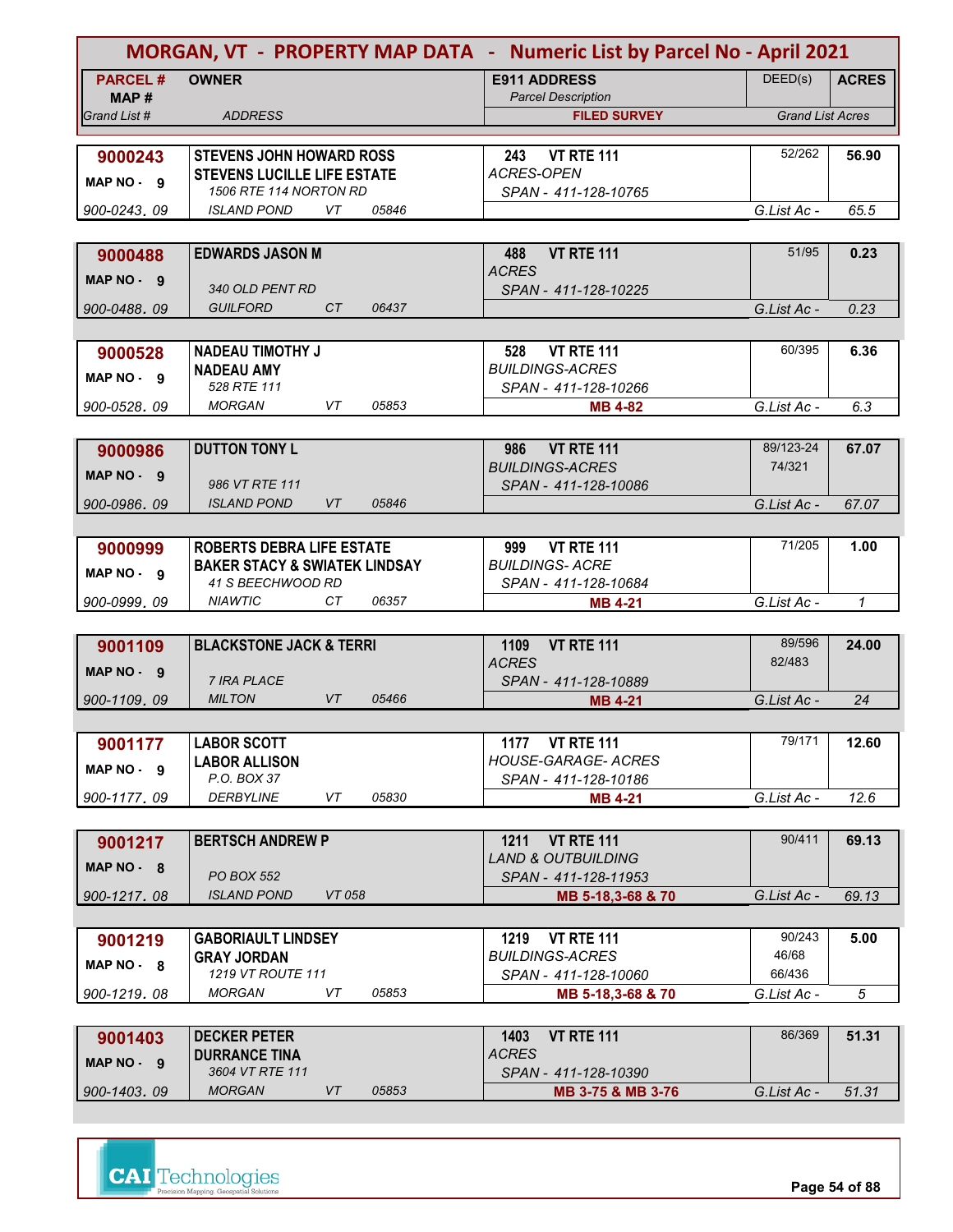# MORGAN, VT - PROPERTY MAP DATA - Numeric List by Parcel No - April 2021

| PARCEL # / MAP # / Grand List # | OWNER / ADDRESS | E911 ADDRESS / Parcel Description / FILED SURVEY | DEED(s) | ACRES / Grand List Acres |
|---|---|---|---|---|
| **9000243** MAP NO - 9 900-0243. 09 | **STEVENS JOHN HOWARD ROSS** **STEVENS LUCILLE LIFE ESTATE** 1506 RTE 114 NORTON RD ISLAND POND VT 05846 | 243 VT RTE 111 ACRES-OPEN SPAN - 411-128-10765 | 52/262 | **56.90** G.List Ac - 65.5 |
| **9000488** MAP NO - 9 900-0488. 09 | **EDWARDS JASON M** 340 OLD PENT RD GUILFORD CT 06437 | 488 VT RTE 111 ACRES SPAN - 411-128-10225 | 51/95 | **0.23** G.List Ac - 0.23 |
| **9000528** MAP NO - 9 900-0528. 09 | **NADEAU TIMOTHY J** **NADEAU AMY** 528 RTE 111 MORGAN VT 05853 | 528 VT RTE 111 BUILDINGS-ACRES SPAN - 411-128-10266 **MB 4-82** | 60/395 | **6.36** G.List Ac - 6.3 |
| **9000986** MAP NO - 9 900-0986. 09 | **DUTTON TONY L** 986 VT RTE 111 ISLAND POND VT 05846 | 986 VT RTE 111 BUILDINGS-ACRES SPAN - 411-128-10086 | 89/123-24 74/321 | **67.07** G.List Ac - 67.07 |
| **9000999** MAP NO - 9 900-0999. 09 | **ROBERTS DEBRA LIFE ESTATE** **BAKER STACY & SWIATEK LINDSAY** 41 S BEECHWOOD RD NIAWTIC CT 06357 | 999 VT RTE 111 BUILDINGS- ACRE SPAN - 411-128-10684 **MB 4-21** | 71/205 | **1.00** G.List Ac - 1 |
| **9001109** MAP NO - 9 900-1109. 09 | **BLACKSTONE JACK & TERRI** 7 IRA PLACE MILTON VT 05466 | 1109 VT RTE 111 ACRES SPAN - 411-128-10889 **MB 4-21** | 89/596 82/483 | **24.00** G.List Ac - 24 |
| **9001177** MAP NO - 9 900-1177. 09 | **LABOR SCOTT** **LABOR ALLISON** P.O. BOX 37 DERBYLINE VT 05830 | 1177 VT RTE 111 HOUSE-GARAGE- ACRES SPAN - 411-128-10186 **MB 4-21** | 79/171 | **12.60** G.List Ac - 12.6 |
| **9001217** MAP NO - 8 900-1217. 08 | **BERTSCH ANDREW P** PO BOX 552 ISLAND POND VT 058 | 1211 VT RTE 111 LAND & OUTBUILDING SPAN - 411-128-11953 **MB 5-18,3-68 & 70** | 90/411 | **69.13** G.List Ac - 69.13 |
| **9001219** MAP NO - 8 900-1219. 08 | **GABORIAULT LINDSEY** **GRAY JORDAN** 1219 VT ROUTE 111 MORGAN VT 05853 | 1219 VT RTE 111 BUILDINGS-ACRES SPAN - 411-128-10060 **MB 5-18,3-68 & 70** | 90/243 46/68 66/436 | **5.00** G.List Ac - 5 |
| **9001403** MAP NO - 9 900-1403. 09 | **DECKER PETER** **DURRANCE TINA** 3604 VT RTE 111 MORGAN VT 05853 | 1403 VT RTE 111 ACRES SPAN - 411-128-10390 **MB 3-75 & MB 3-76** | 86/369 | **51.31** G.List Ac - 51.31 |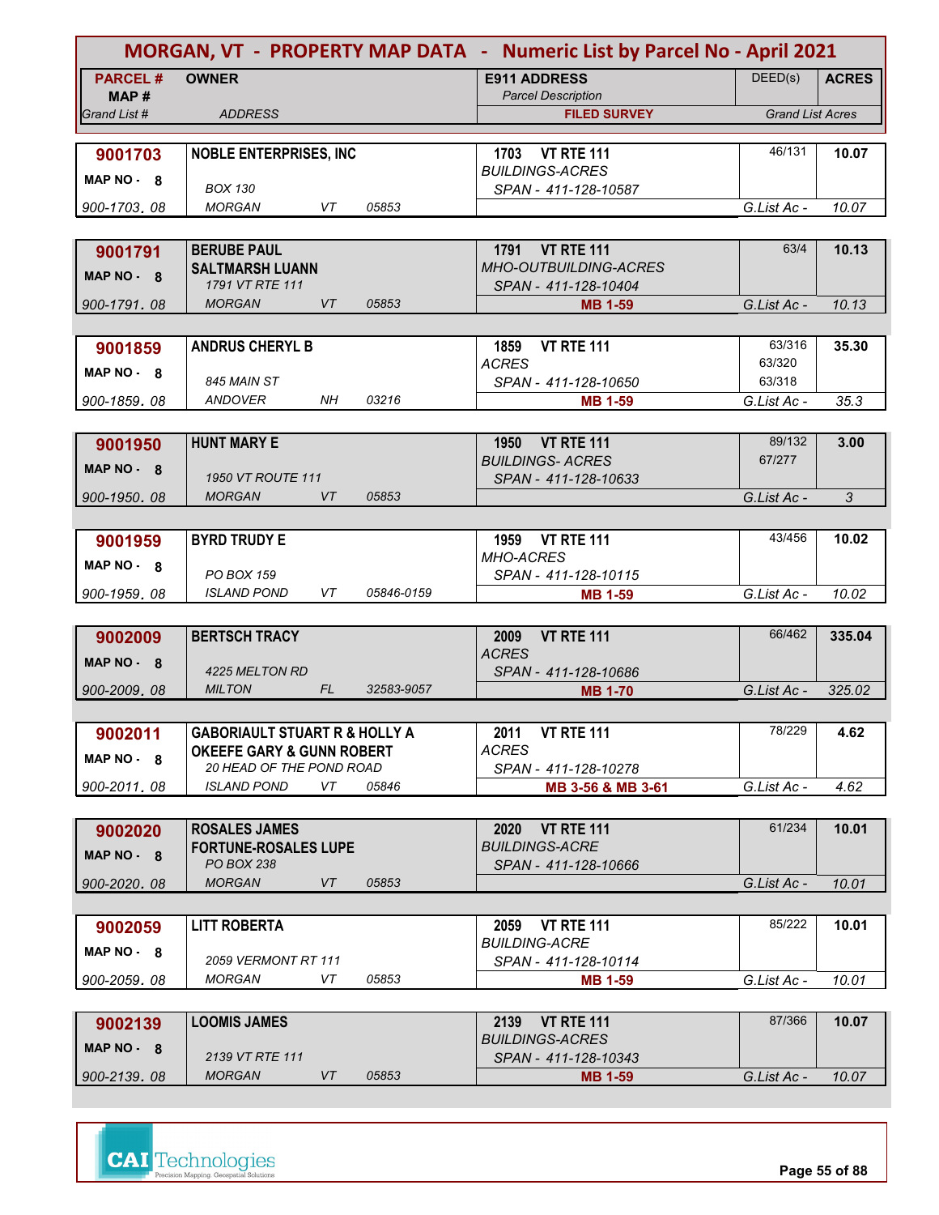# MORGAN, VT - PROPERTY MAP DATA - Numeric List by Parcel No - April 2021

| PARCEL # / MAP # / Grand List # | OWNER / ADDRESS | E911 ADDRESS / Parcel Description / FILED SURVEY | DEED(s) | ACRES / Grand List Acres |
|---|---|---|---|---|
| **9001703** MAP NO - 8 900-1703. 08 | **NOBLE ENTERPRISES, INC** BOX 130 MORGAN VT 05853 | **1703 VT RTE 111** BUILDINGS-ACRES SPAN - 411-128-10587 | 46/131 | **10.07** G.List Ac - 10.07 |
| **9001791** MAP NO - 8 900-1791. 08 | **BERUBE PAUL** **SALTMARSH LUANN** 1791 VT RTE 111 MORGAN VT 05853 | **1791 VT RTE 111** MHO-OUTBUILDING-ACRES SPAN - 411-128-10404 **MB 1-59** | 63/4 | **10.13** G.List Ac - 10.13 |
| **9001859** MAP NO - 8 900-1859. 08 | **ANDRUS CHERYL B** 845 MAIN ST ANDOVER NH 03216 | **1859 VT RTE 111** ACRES SPAN - 411-128-10650 **MB 1-59** | 63/316 63/320 63/318 | **35.30** G.List Ac - 35.3 |
| **9001950** MAP NO - 8 900-1950. 08 | **HUNT MARY E** 1950 VT ROUTE 111 MORGAN VT 05853 | **1950 VT RTE 111** BUILDINGS- ACRES SPAN - 411-128-10633 | 89/132 67/277 | **3.00** G.List Ac - 3 |
| **9001959** MAP NO - 8 900-1959. 08 | **BYRD TRUDY E** PO BOX 159 ISLAND POND VT 05846-0159 | **1959 VT RTE 111** MHO-ACRES SPAN - 411-128-10115 **MB 1-59** | 43/456 | **10.02** G.List Ac - 10.02 |
| **9002009** MAP NO - 8 900-2009. 08 | **BERTSCH TRACY** 4225 MELTON RD MILTON FL 32583-9057 | **2009 VT RTE 111** ACRES SPAN - 411-128-10686 **MB 1-70** | 66/462 | **335.04** G.List Ac - 325.02 |
| **9002011** MAP NO - 8 900-2011. 08 | **GABORIAULT STUART R & HOLLY A** **OKEEFE GARY & GUNN ROBERT** 20 HEAD OF THE POND ROAD ISLAND POND VT 05846 | **2011 VT RTE 111** ACRES SPAN - 411-128-10278 **MB 3-56 & MB 3-61** | 78/229 | **4.62** G.List Ac - 4.62 |
| **9002020** MAP NO - 8 900-2020. 08 | **ROSALES JAMES** **FORTUNE-ROSALES LUPE** PO BOX 238 MORGAN VT 05853 | **2020 VT RTE 111** BUILDINGS-ACRE SPAN - 411-128-10666 | 61/234 | **10.01** G.List Ac - 10.01 |
| **9002059** MAP NO - 8 900-2059. 08 | **LITT ROBERTA** 2059 VERMONT RT 111 MORGAN VT 05853 | **2059 VT RTE 111** BUILDING-ACRE SPAN - 411-128-10114 **MB 1-59** | 85/222 | **10.01** G.List Ac - 10.01 |
| **9002139** MAP NO - 8 900-2139. 08 | **LOOMIS JAMES** 2139 VT RTE 111 MORGAN VT 05853 | **2139 VT RTE 111** BUILDINGS-ACRES SPAN - 411-128-10343 **MB 1-59** | 87/366 | **10.07** G.List Ac - 10.07 |

CAI Technologies — Precision Mapping. Geospatial Solutions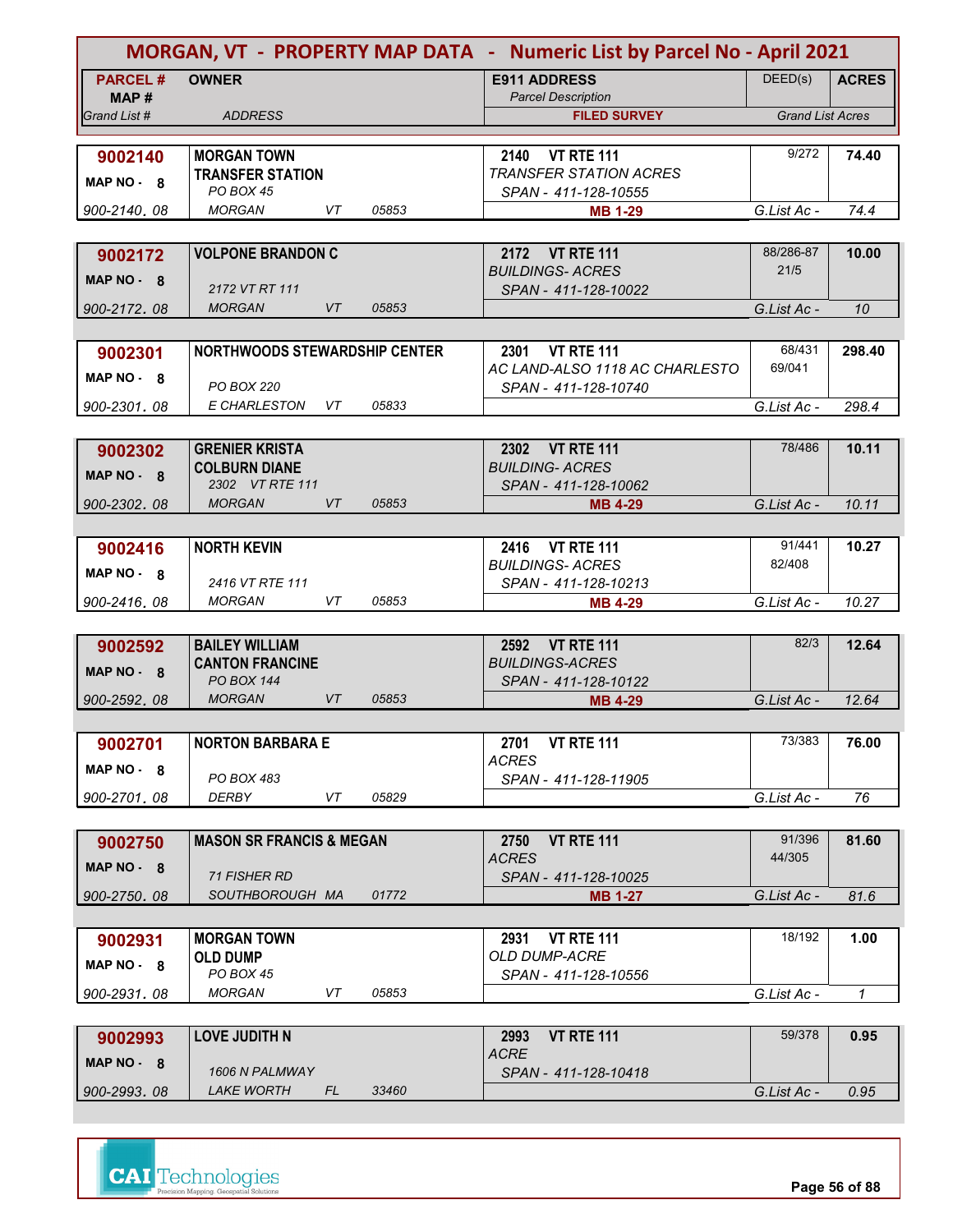# MORGAN, VT - PROPERTY MAP DATA - Numeric List by Parcel No - April 2021

| PARCEL # / MAP # / Grand List # | OWNER / ADDRESS | E911 ADDRESS / Parcel Description / FILED SURVEY | DEED(s) | ACRES / Grand List Acres |
|---|---|---|---|---|
| **9002140** MAP NO - 8 900-2140. 08 | **MORGAN TOWN** **TRANSFER STATION** PO BOX 45 MORGAN VT 05853 | **2140 VT RTE 111** TRANSFER STATION ACRES SPAN - 411-128-10555 **MB 1-29** | 9/272 | **74.40** G.List Ac - 74.4 |
| **9002172** MAP NO - 8 900-2172. 08 | **VOLPONE BRANDON C** 2172 VT RT 111 MORGAN VT 05853 | **2172 VT RTE 111** BUILDINGS- ACRES SPAN - 411-128-10022 | 88/286-87 21/5 | **10.00** G.List Ac - 10 |
| **9002301** MAP NO - 8 900-2301. 08 | **NORTHWOODS STEWARDSHIP CENTER** PO BOX 220 E CHARLESTON VT 05833 | **2301 VT RTE 111** AC LAND-ALSO 1118 AC CHARLESTO SPAN - 411-128-10740 | 68/431 69/041 | **298.40** G.List Ac - 298.4 |
| **9002302** MAP NO - 8 900-2302. 08 | **GRENIER KRISTA** **COLBURN DIANE** 2302 VT RTE 111 MORGAN VT 05853 | **2302 VT RTE 111** BUILDING- ACRES SPAN - 411-128-10062 **MB 4-29** | 78/486 | **10.11** G.List Ac - 10.11 |
| **9002416** MAP NO - 8 900-2416. 08 | **NORTH KEVIN** 2416 VT RTE 111 MORGAN VT 05853 | **2416 VT RTE 111** BUILDINGS- ACRES SPAN - 411-128-10213 **MB 4-29** | 91/441 82/408 | **10.27** G.List Ac - 10.27 |
| **9002592** MAP NO - 8 900-2592. 08 | **BAILEY WILLIAM** **CANTON FRANCINE** PO BOX 144 MORGAN VT 05853 | **2592 VT RTE 111** BUILDINGS-ACRES SPAN - 411-128-10122 **MB 4-29** | 82/3 | **12.64** G.List Ac - 12.64 |
| **9002701** MAP NO - 8 900-2701. 08 | **NORTON BARBARA E** PO BOX 483 DERBY VT 05829 | **2701 VT RTE 111** ACRES SPAN - 411-128-11905 | 73/383 | **76.00** G.List Ac - 76 |
| **9002750** MAP NO - 8 900-2750. 08 | **MASON SR FRANCIS & MEGAN** 71 FISHER RD SOUTHBOROUGH MA 01772 | **2750 VT RTE 111** ACRES SPAN - 411-128-10025 **MB 1-27** | 91/396 44/305 | **81.60** G.List Ac - 81.6 |
| **9002931** MAP NO - 8 900-2931. 08 | **MORGAN TOWN** **OLD DUMP** PO BOX 45 MORGAN VT 05853 | **2931 VT RTE 111** OLD DUMP-ACRE SPAN - 411-128-10556 | 18/192 | **1.00** G.List Ac - 1 |
| **9002993** MAP NO - 8 900-2993. 08 | **LOVE JUDITH N** 1606 N PALMWAY LAKE WORTH FL 33460 | **2993 VT RTE 111** ACRE SPAN - 411-128-10418 | 59/378 | **0.95** G.List Ac - 0.95 |

CAI Technologies
Precision Mapping. Geospatial Solutions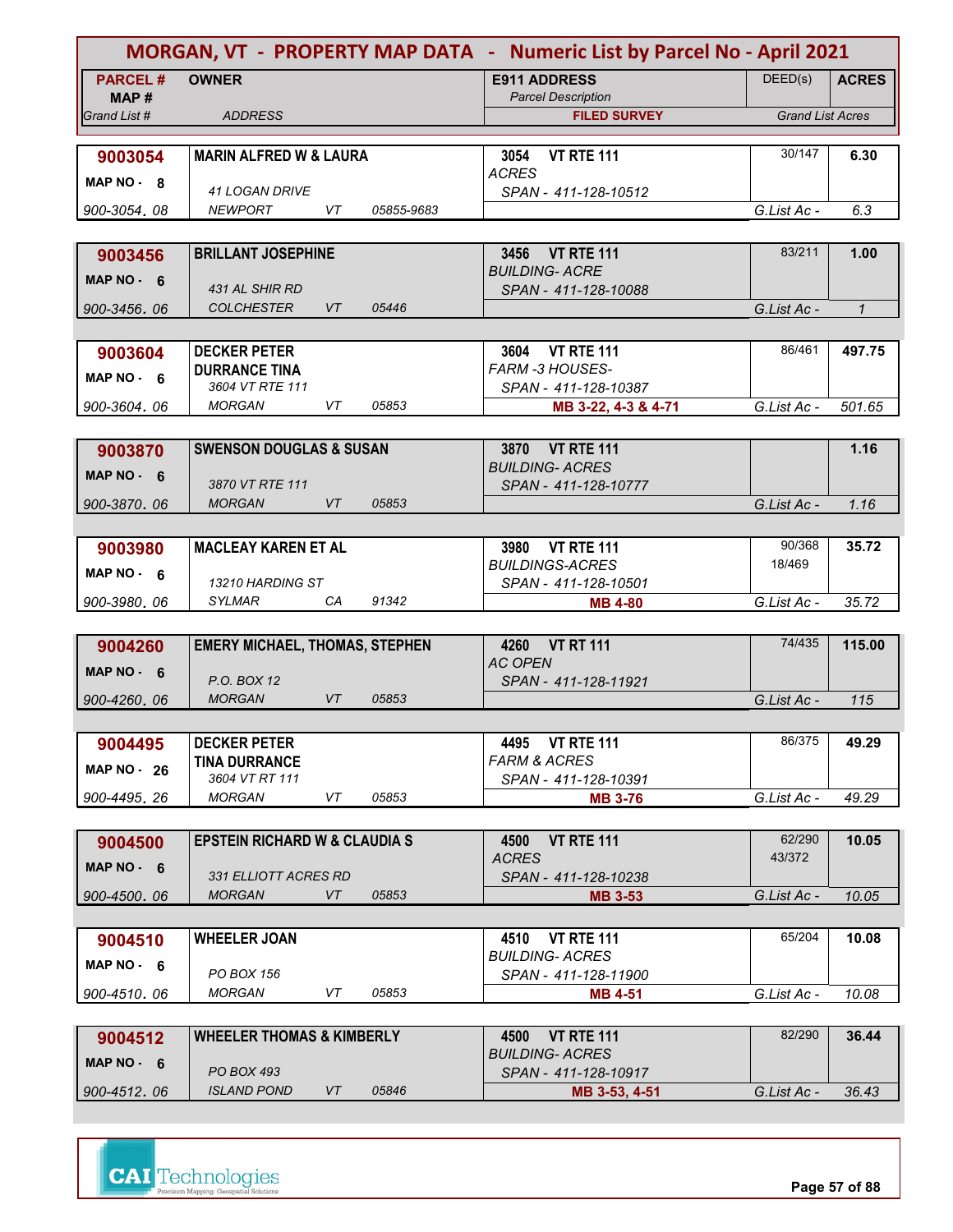# MORGAN, VT - PROPERTY MAP DATA - Numeric List by Parcel No - April 2021

| PARCEL # / MAP # / Grand List # | OWNER / ADDRESS | E911 ADDRESS / Parcel Description / FILED SURVEY | DEED(s) | ACRES / Grand List Acres |
|---|---|---|---|---|
| **9003054** MAP NO - 8 900-3054. 08 | **MARIN ALFRED W & LAURA** 41 LOGAN DRIVE NEWPORT VT 05855-9683 | **3054 VT RTE 111** ACRES SPAN - 411-128-10512 | 30/147 | **6.30** G.List Ac - 6.3 |
| **9003456** MAP NO - 6 900-3456. 06 | **BRILLANT JOSEPHINE** 431 AL SHIR RD COLCHESTER VT 05446 | **3456 VT RTE 111** BUILDING- ACRE SPAN - 411-128-10088 | 83/211 | **1.00** G.List Ac - 1 |
| **9003604** MAP NO - 6 900-3604. 06 | **DECKER PETER** **DURRANCE TINA** 3604 VT RTE 111 MORGAN VT 05853 | **3604 VT RTE 111** FARM -3 HOUSES- SPAN - 411-128-10387 **MB 3-22, 4-3 & 4-71** | 86/461 | **497.75** G.List Ac - 501.65 |
| **9003870** MAP NO - 6 900-3870. 06 | **SWENSON DOUGLAS & SUSAN** 3870 VT RTE 111 MORGAN VT 05853 | **3870 VT RTE 111** BUILDING- ACRES SPAN - 411-128-10777 | | **1.16** G.List Ac - 1.16 |
| **9003980** MAP NO - 6 900-3980. 06 | **MACLEAY KAREN ET AL** 13210 HARDING ST SYLMAR CA 91342 | **3980 VT RTE 111** BUILDINGS-ACRES SPAN - 411-128-10501 **MB 4-80** | 90/368 18/469 | **35.72** G.List Ac - 35.72 |
| **9004260** MAP NO - 6 900-4260. 06 | **EMERY MICHAEL, THOMAS, STEPHEN** P.O. BOX 12 MORGAN VT 05853 | **4260 VT RT 111** AC OPEN SPAN - 411-128-11921 | 74/435 | **115.00** G.List Ac - 115 |
| **9004495** MAP NO - 26 900-4495. 26 | **DECKER PETER** **TINA DURRANCE** 3604 VT RT 111 MORGAN VT 05853 | **4495 VT RTE 111** FARM & ACRES SPAN - 411-128-10391 **MB 3-76** | 86/375 | **49.29** G.List Ac - 49.29 |
| **9004500** MAP NO - 6 900-4500. 06 | **EPSTEIN RICHARD W & CLAUDIA S** 331 ELLIOTT ACRES RD MORGAN VT 05853 | **4500 VT RTE 111** ACRES SPAN - 411-128-10238 **MB 3-53** | 62/290 43/372 | **10.05** G.List Ac - 10.05 |
| **9004510** MAP NO - 6 900-4510. 06 | **WHEELER JOAN** PO BOX 156 MORGAN VT 05853 | **4510 VT RTE 111** BUILDING- ACRES SPAN - 411-128-11900 **MB 4-51** | 65/204 | **10.08** G.List Ac - 10.08 |
| **9004512** MAP NO - 6 900-4512. 06 | **WHEELER THOMAS & KIMBERLY** PO BOX 493 ISLAND POND VT 05846 | **4500 VT RTE 111** BUILDING- ACRES SPAN - 411-128-10917 **MB 3-53, 4-51** | 82/290 | **36.44** G.List Ac - 36.43 |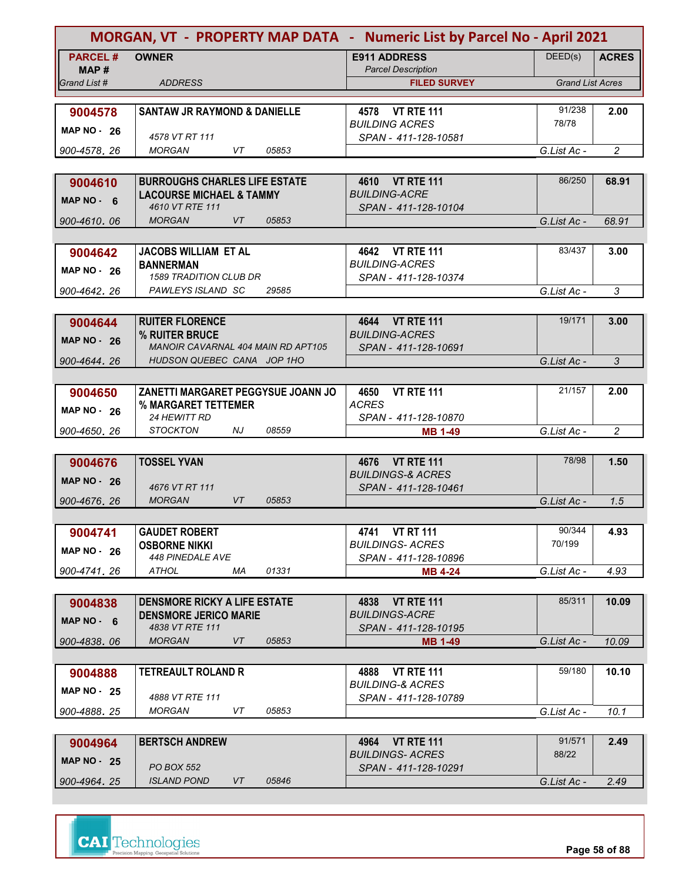# MORGAN, VT - PROPERTY MAP DATA - Numeric List by Parcel No - April 2021

| PARCEL # / MAP # / Grand List # | OWNER / ADDRESS | E911 ADDRESS / Parcel Description / FILED SURVEY | DEED(s) | ACRES / Grand List Acres |
|---|---|---|---|---|
| **9004578** MAP NO - 26 900-4578. 26 | **SANTAW JR RAYMOND & DANIELLE** 4578 VT RT 111 MORGAN VT 05853 | **4578 VT RTE 111** BUILDING ACRES SPAN - 411-128-10581 | 91/238 78/78 | **2.00** G.List Ac - 2 |
| **9004610** MAP NO - 6 900-4610. 06 | **BURROUGHS CHARLES LIFE ESTATE** **LACOURSE MICHAEL & TAMMY** 4610 VT RTE 111 MORGAN VT 05853 | **4610 VT RTE 111** BUILDING-ACRE SPAN - 411-128-10104 | 86/250 | **68.91** G.List Ac - 68.91 |
| **9004642** MAP NO - 26 900-4642. 26 | **JACOBS WILLIAM ET AL** **BANNERMAN** 1589 TRADITION CLUB DR PAWLEYS ISLAND SC 29585 | **4642 VT RTE 111** BUILDING-ACRES SPAN - 411-128-10374 | 83/437 | **3.00** G.List Ac - 3 |
| **9004644** MAP NO - 26 900-4644. 26 | **RUITER FLORENCE** **% RUITER BRUCE** MANOIR CAVARNAL 404 MAIN RD APT105 HUDSON QUEBEC CANA JOP 1HO | **4644 VT RTE 111** BUILDING-ACRES SPAN - 411-128-10691 | 19/171 | **3.00** G.List Ac - 3 |
| **9004650** MAP NO - 26 900-4650. 26 | **ZANETTI MARGARET PEGGYSUE JOANN JO** **% MARGARET TETTEMER** 24 HEWITT RD STOCKTON NJ 08559 | **4650 VT RTE 111** ACRES SPAN - 411-128-10870 **MB 1-49** | 21/157 | **2.00** G.List Ac - 2 |
| **9004676** MAP NO - 26 900-4676. 26 | **TOSSEL YVAN** 4676 VT RT 111 MORGAN VT 05853 | **4676 VT RTE 111** BUILDINGS-& ACRES SPAN - 411-128-10461 | 78/98 | **1.50** G.List Ac - 1.5 |
| **9004741** MAP NO - 26 900-4741. 26 | **GAUDET ROBERT** **OSBORNE NIKKI** 448 PINEDALE AVE ATHOL MA 01331 | **4741 VT RT 111** BUILDINGS- ACRES SPAN - 411-128-10896 **MB 4-24** | 90/344 70/199 | **4.93** G.List Ac - 4.93 |
| **9004838** MAP NO - 6 900-4838. 06 | **DENSMORE RICKY A LIFE ESTATE** **DENSMORE JERICO MARIE** 4838 VT RTE 111 MORGAN VT 05853 | **4838 VT RTE 111** BUILDINGS-ACRE SPAN - 411-128-10195 **MB 1-49** | 85/311 | **10.09** G.List Ac - 10.09 |
| **9004888** MAP NO - 25 900-4888. 25 | **TETREAULT ROLAND R** 4888 VT RTE 111 MORGAN VT 05853 | **4888 VT RTE 111** BUILDING-& ACRES SPAN - 411-128-10789 | 59/180 | **10.10** G.List Ac - 10.1 |
| **9004964** MAP NO - 25 900-4964. 25 | **BERTSCH ANDREW** PO BOX 552 ISLAND POND VT 05846 | **4964 VT RTE 111** BUILDINGS- ACRES SPAN - 411-128-10291 | 91/571 88/22 | **2.49** G.List Ac - 2.49 |

CAI Technologies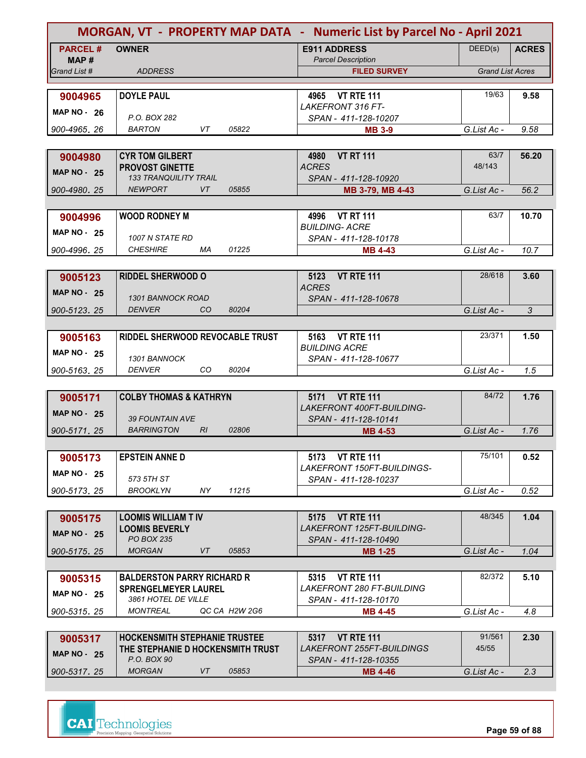# MORGAN, VT - PROPERTY MAP DATA - Numeric List by Parcel No - April 2021

| PARCEL # / MAP # / Grand List # | OWNER / ADDRESS | E911 ADDRESS / Parcel Description / FILED SURVEY | DEED(s) | ACRES / Grand List Acres |
|---|---|---|---|---|
| **9004965**<br>MAP NO - 26<br>900-4965. 26 | **DOYLE PAUL**<br>P.O. BOX 282<br>BARTON VT 05822 | **4965 VT RTE 111**<br>LAKEFRONT 316 FT-<br>SPAN - 411-128-10207<br>MB 3-9 | 19/63 | **9.58**<br>G.List Ac - 9.58 |
| **9004980**<br>MAP NO - 25<br>900-4980. 25 | **CYR TOM GILBERT**<br>**PROVOST GINETTE**<br>133 TRANQUILITY TRAIL<br>NEWPORT VT 05855 | **4980 VT RT 111**<br>ACRES<br>SPAN - 411-128-10920<br>MB 3-79, MB 4-43 | 63/7<br>48/143 | **56.20**<br>G.List Ac - 56.2 |
| **9004996**<br>MAP NO - 25<br>900-4996. 25 | **WOOD RODNEY M**<br>1007 N STATE RD<br>CHESHIRE MA 01225 | **4996 VT RT 111**<br>BUILDING- ACRE<br>SPAN - 411-128-10178<br>MB 4-43 | 63/7 | **10.70**<br>G.List Ac - 10.7 |
| **9005123**<br>MAP NO - 25<br>900-5123. 25 | **RIDDEL SHERWOOD O**<br>1301 BANNOCK ROAD<br>DENVER CO 80204 | **5123 VT RTE 111**<br>ACRES<br>SPAN - 411-128-10678 | 28/618 | **3.60**<br>G.List Ac - 3 |
| **9005163**<br>MAP NO - 25<br>900-5163. 25 | **RIDDEL SHERWOOD REVOCABLE TRUST**<br>1301 BANNOCK<br>DENVER CO 80204 | **5163 VT RTE 111**<br>BUILDING ACRE<br>SPAN - 411-128-10677 | 23/371 | **1.50**<br>G.List Ac - 1.5 |
| **9005171**<br>MAP NO - 25<br>900-5171. 25 | **COLBY THOMAS & KATHRYN**<br>39 FOUNTAIN AVE<br>BARRINGTON RI 02806 | **5171 VT RTE 111**<br>LAKEFRONT 400FT-BUILDING-<br>SPAN - 411-128-10141<br>MB 4-53 | 84/72 | **1.76**<br>G.List Ac - 1.76 |
| **9005173**<br>MAP NO - 25<br>900-5173. 25 | **EPSTEIN ANNE D**<br>573 5TH ST<br>BROOKLYN NY 11215 | **5173 VT RTE 111**<br>LAKEFRONT 150FT-BUILDINGS-<br>SPAN - 411-128-10237 | 75/101 | **0.52**<br>G.List Ac - 0.52 |
| **9005175**<br>MAP NO - 25<br>900-5175. 25 | **LOOMIS WILLIAM T IV**<br>**LOOMIS BEVERLY**<br>PO BOX 235<br>MORGAN VT 05853 | **5175 VT RTE 111**<br>LAKEFRONT 125FT-BUILDING-<br>SPAN - 411-128-10490<br>MB 1-25 | 48/345 | **1.04**<br>G.List Ac - 1.04 |
| **9005315**<br>MAP NO - 25<br>900-5315. 25 | **BALDERSTON PARRY RICHARD R**<br>**SPRENGELMEYER LAUREL**<br>3861 HOTEL DE VILLE<br>MONTREAL QC CA H2W 2G6 | **5315 VT RTE 111**<br>LAKEFRONT 280 FT-BUILDING<br>SPAN - 411-128-10170<br>MB 4-45 | 82/372 | **5.10**<br>G.List Ac - 4.8 |
| **9005317**<br>MAP NO - 25<br>900-5317. 25 | **HOCKENSMITH STEPHANIE TRUSTEE**<br>**THE STEPHANIE D HOCKENSMITH TRUST**<br>P.O. BOX 90<br>MORGAN VT 05853 | **5317 VT RTE 111**<br>LAKEFRONT 255FT-BUILDINGS<br>SPAN - 411-128-10355<br>MB 4-46 | 91/561<br>45/55 | **2.30**<br>G.List Ac - 2.3 |

CAI Technologies
Precision Mapping. Geospatial Solutions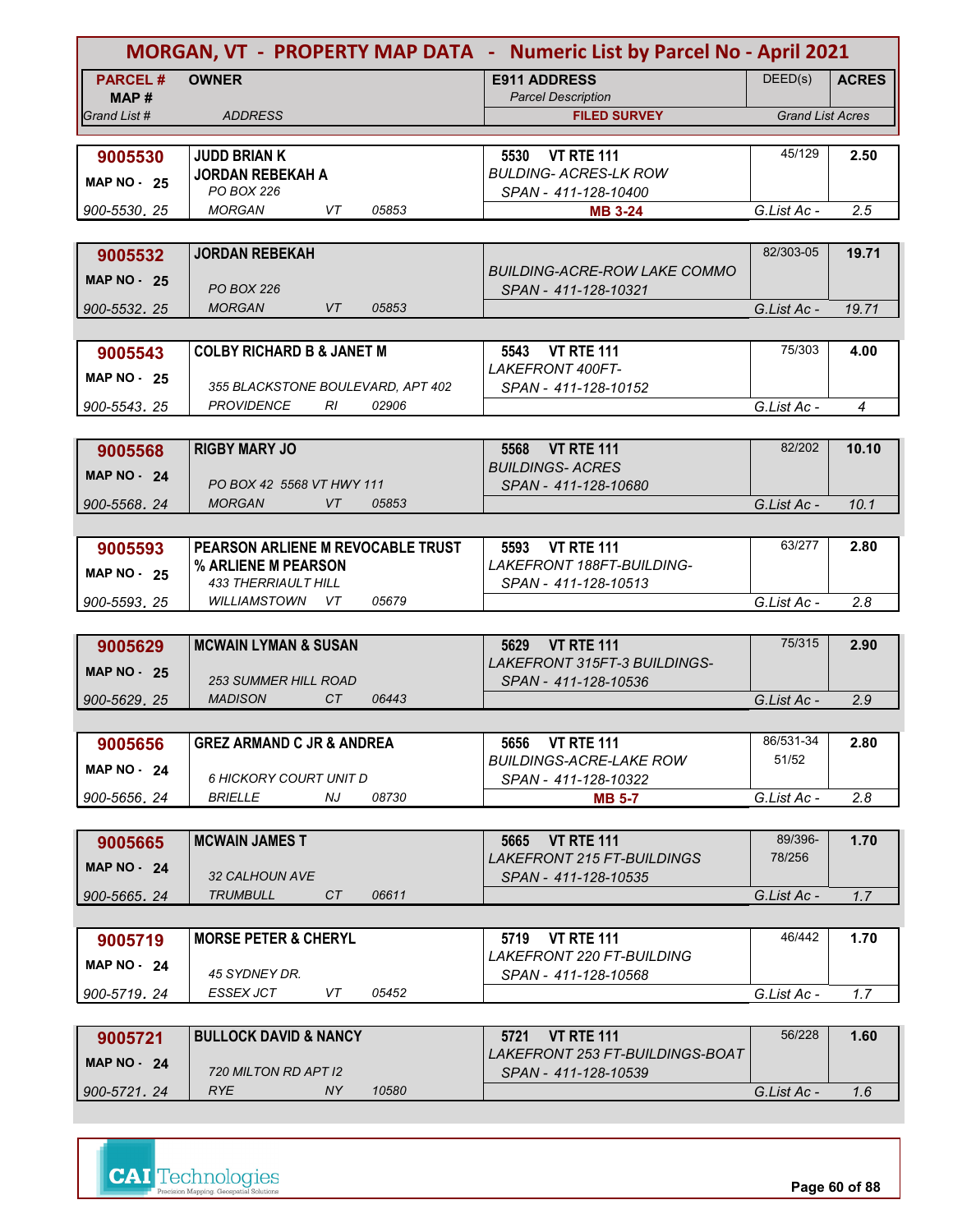# MORGAN, VT - PROPERTY MAP DATA - Numeric List by Parcel No - April 2021

| PARCEL # / MAP # / Grand List # | OWNER / ADDRESS | E911 ADDRESS / Parcel Description / FILED SURVEY | DEED(s) | ACRES / Grand List Acres |
|---|---|---|---|---|
| 9005530 / MAP NO - 25 / 900-5530. 25 | JUDD BRIAN K / JORDAN REBEKAH A / PO BOX 226 / MORGAN VT 05853 | 5530 VT RTE 111 / BULDING- ACRES-LK ROW / SPAN - 411-128-10400 / MB 3-24 | 45/129 | 2.50 / G.List Ac - 2.5 |
| 9005532 / MAP NO - 25 / 900-5532. 25 | JORDAN REBEKAH / PO BOX 226 / MORGAN VT 05853 | BUILDING-ACRE-ROW LAKE COMMO / SPAN - 411-128-10321 | 82/303-05 | 19.71 / G.List Ac - 19.71 |
| 9005543 / MAP NO - 25 / 900-5543. 25 | COLBY RICHARD B & JANET M / 355 BLACKSTONE BOULEVARD, APT 402 / PROVIDENCE RI 02906 | 5543 VT RTE 111 / LAKEFRONT 400FT- / SPAN - 411-128-10152 | 75/303 | 4.00 / G.List Ac - 4 |
| 9005568 / MAP NO - 24 / 900-5568. 24 | RIGBY MARY JO / PO BOX 42 5568 VT HWY 111 / MORGAN VT 05853 | 5568 VT RTE 111 / BUILDINGS- ACRES / SPAN - 411-128-10680 | 82/202 | 10.10 / G.List Ac - 10.1 |
| 9005593 / MAP NO - 25 / 900-5593. 25 | PEARSON ARLIENE M REVOCABLE TRUST / % ARLIENE M PEARSON / 433 THERRIAULT HILL / WILLIAMSTOWN VT 05679 | 5593 VT RTE 111 / LAKEFRONT 188FT-BUILDING- / SPAN - 411-128-10513 | 63/277 | 2.80 / G.List Ac - 2.8 |
| 9005629 / MAP NO - 25 / 900-5629. 25 | MCWAIN LYMAN & SUSAN / 253 SUMMER HILL ROAD / MADISON CT 06443 | 5629 VT RTE 111 / LAKEFRONT 315FT-3 BUILDINGS- / SPAN - 411-128-10536 | 75/315 | 2.90 / G.List Ac - 2.9 |
| 9005656 / MAP NO - 24 / 900-5656. 24 | GREZ ARMAND C JR & ANDREA / 6 HICKORY COURT UNIT D / BRIELLE NJ 08730 | 5656 VT RTE 111 / BUILDINGS-ACRE-LAKE ROW / SPAN - 411-128-10322 / MB 5-7 | 86/531-34 51/52 | 2.80 / G.List Ac - 2.8 |
| 9005665 / MAP NO - 24 / 900-5665. 24 | MCWAIN JAMES T / 32 CALHOUN AVE / TRUMBULL CT 06611 | 5665 VT RTE 111 / LAKEFRONT 215 FT-BUILDINGS / SPAN - 411-128-10535 | 89/396- 78/256 | 1.70 / G.List Ac - 1.7 |
| 9005719 / MAP NO - 24 / 900-5719. 24 | MORSE PETER & CHERYL / 45 SYDNEY DR. / ESSEX JCT VT 05452 | 5719 VT RTE 111 / LAKEFRONT 220 FT-BUILDING / SPAN - 411-128-10568 | 46/442 | 1.70 / G.List Ac - 1.7 |
| 9005721 / MAP NO - 24 / 900-5721. 24 | BULLOCK DAVID & NANCY / 720 MILTON RD APT I2 / RYE NY 10580 | 5721 VT RTE 111 / LAKEFRONT 253 FT-BUILDINGS-BOAT / SPAN - 411-128-10539 | 56/228 | 1.60 / G.List Ac - 1.6 |

CAI Technologies — Precision Mapping. Geospatial Solutions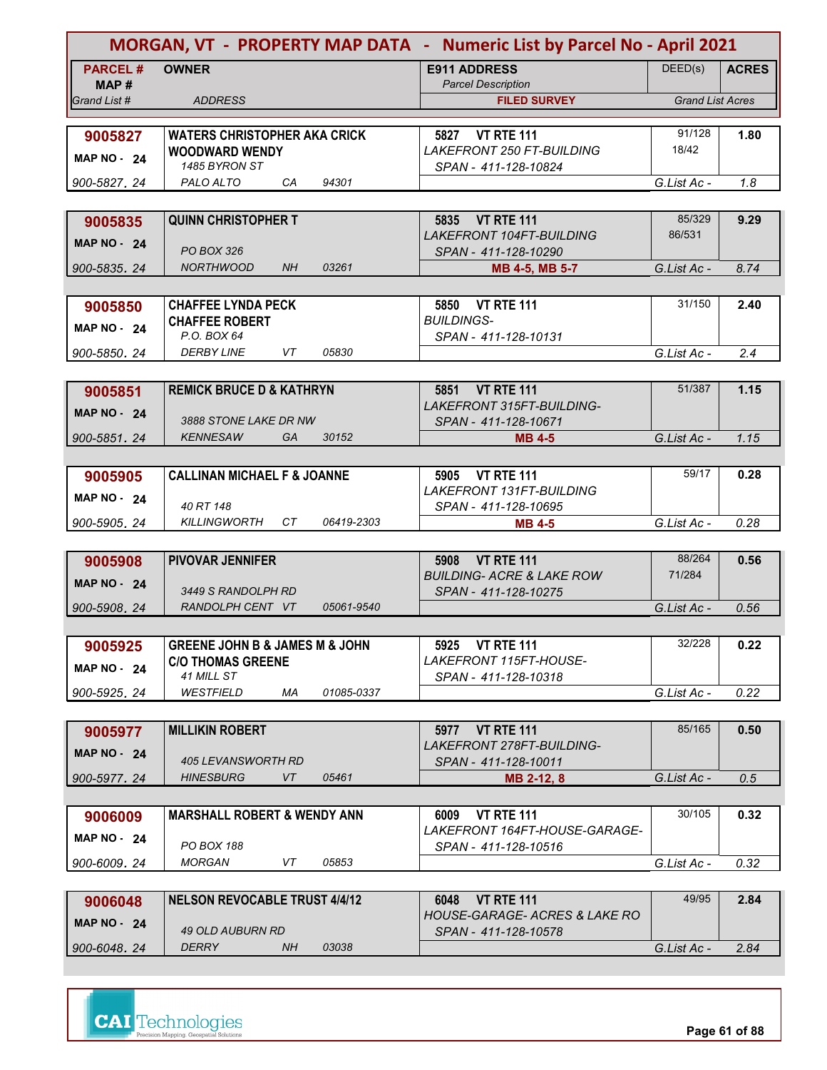# MORGAN, VT - PROPERTY MAP DATA - Numeric List by Parcel No - April 2021

| PARCEL # / MAP # / Grand List # | OWNER / ADDRESS | E911 ADDRESS / Parcel Description / FILED SURVEY | DEED(s) | ACRES / Grand List Acres |
|---|---|---|---|---|
| 9005827 MAP NO - 24 900-5827. 24 | WATERS CHRISTOPHER AKA CRICK WOODWARD WENDY 1485 BYRON ST PALO ALTO CA 94301 | 5827 VT RTE 111 LAKEFRONT 250 FT-BUILDING SPAN - 411-128-10824 | 91/128 18/42 | 1.80 G.List Ac - 1.8 |
| 9005835 MAP NO - 24 900-5835. 24 | QUINN CHRISTOPHER T PO BOX 326 NORTHWOOD NH 03261 | 5835 VT RTE 111 LAKEFRONT 104FT-BUILDING SPAN - 411-128-10290 MB 4-5, MB 5-7 | 85/329 86/531 | 9.29 G.List Ac - 8.74 |
| 9005850 MAP NO - 24 900-5850. 24 | CHAFFEE LYNDA PECK CHAFFEE ROBERT P.O. BOX 64 DERBY LINE VT 05830 | 5850 VT RTE 111 BUILDINGS- SPAN - 411-128-10131 | 31/150 | 2.40 G.List Ac - 2.4 |
| 9005851 MAP NO - 24 900-5851. 24 | REMICK BRUCE D & KATHRYN 3888 STONE LAKE DR NW KENNESAW GA 30152 | 5851 VT RTE 111 LAKEFRONT 315FT-BUILDING- SPAN - 411-128-10671 MB 4-5 | 51/387 | 1.15 G.List Ac - 1.15 |
| 9005905 MAP NO - 24 900-5905. 24 | CALLINAN MICHAEL F & JOANNE 40 RT 148 KILLINGWORTH CT 06419-2303 | 5905 VT RTE 111 LAKEFRONT 131FT-BUILDING SPAN - 411-128-10695 MB 4-5 | 59/17 | 0.28 G.List Ac - 0.28 |
| 9005908 MAP NO - 24 900-5908. 24 | PIVOVAR JENNIFER 3449 S RANDOLPH RD RANDOLPH CENT VT 05061-9540 | 5908 VT RTE 111 BUILDING- ACRE & LAKE ROW SPAN - 411-128-10275 | 88/264 71/284 | 0.56 G.List Ac - 0.56 |
| 9005925 MAP NO - 24 900-5925. 24 | GREENE JOHN B & JAMES M & JOHN C/O THOMAS GREENE 41 MILL ST WESTFIELD MA 01085-0337 | 5925 VT RTE 111 LAKEFRONT 115FT-HOUSE- SPAN - 411-128-10318 | 32/228 | 0.22 G.List Ac - 0.22 |
| 9005977 MAP NO - 24 900-5977. 24 | MILLIKIN ROBERT 405 LEVANSWORTH RD HINESBURG VT 05461 | 5977 VT RTE 111 LAKEFRONT 278FT-BUILDING- SPAN - 411-128-10011 MB 2-12, 8 | 85/165 | 0.50 G.List Ac - 0.5 |
| 9006009 MAP NO - 24 900-6009. 24 | MARSHALL ROBERT & WENDY ANN PO BOX 188 MORGAN VT 05853 | 6009 VT RTE 111 LAKEFRONT 164FT-HOUSE-GARAGE- SPAN - 411-128-10516 | 30/105 | 0.32 G.List Ac - 0.32 |
| 9006048 MAP NO - 24 900-6048. 24 | NELSON REVOCABLE TRUST 4/4/12 49 OLD AUBURN RD DERRY NH 03038 | 6048 VT RTE 111 HOUSE-GARAGE- ACRES & LAKE RO SPAN - 411-128-10578 | 49/95 | 2.84 G.List Ac - 2.84 |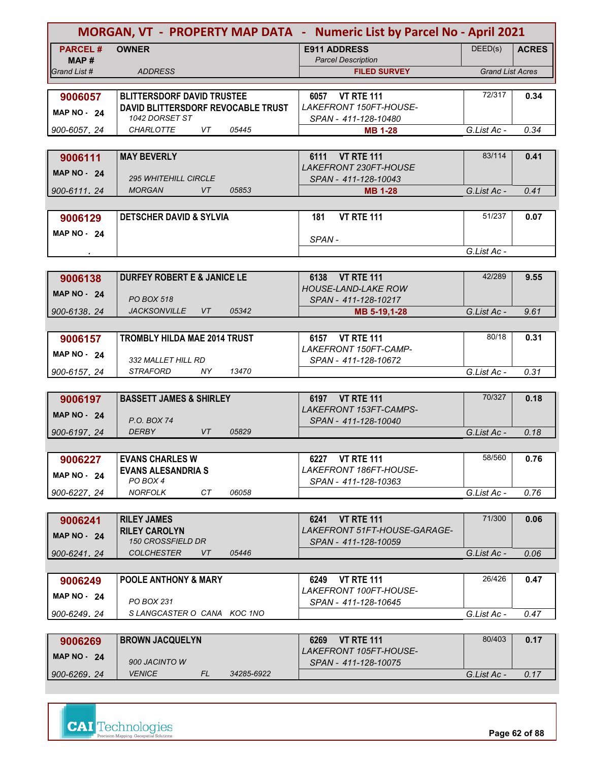# MORGAN, VT - PROPERTY MAP DATA - Numeric List by Parcel No - April 2021

| PARCEL # / MAP # / Grand List # | OWNER / ADDRESS | E911 ADDRESS / Parcel Description / FILED SURVEY | DEED(s) | ACRES / Grand List Acres |
|---|---|---|---|---|
| **9006057** MAP NO - 24 900-6057. 24 | **BLITTERSDORF DAVID TRUSTEE** **DAVID BLITTERSDORF REVOCABLE TRUST** 1042 DORSET ST CHARLOTTE VT 05445 | 6057 VT RTE 111 LAKEFRONT 150FT-HOUSE- SPAN - 411-128-10480 **MB 1-28** | 72/317 | **0.34** G.List Ac - 0.34 |
| **9006111** MAP NO - 24 900-6111. 24 | **MAY BEVERLY** 295 WHITEHILL CIRCLE MORGAN VT 05853 | 6111 VT RTE 111 LAKEFRONT 230FT-HOUSE SPAN - 411-128-10043 **MB 1-28** | 83/114 | **0.41** G.List Ac - 0.41 |
| **9006129** MAP NO - 24 . | **DETSCHER DAVID & SYLVIA** | 181 VT RTE 111 SPAN - | 51/237 | **0.07** G.List Ac - |
| **9006138** MAP NO - 24 900-6138. 24 | **DURFEY ROBERT E & JANICE LE** PO BOX 518 JACKSONVILLE VT 05342 | 6138 VT RTE 111 HOUSE-LAND-LAKE ROW SPAN - 411-128-10217 **MB 5-19,1-28** | 42/289 | **9.55** G.List Ac - 9.61 |
| **9006157** MAP NO - 24 900-6157. 24 | **TROMBLY HILDA MAE 2014 TRUST** 332 MALLET HILL RD STRAFORD NY 13470 | 6157 VT RTE 111 LAKEFRONT 150FT-CAMP- SPAN - 411-128-10672 | 80/18 | **0.31** G.List Ac - 0.31 |
| **9006197** MAP NO - 24 900-6197. 24 | **BASSETT JAMES & SHIRLEY** P.O. BOX 74 DERBY VT 05829 | 6197 VT RTE 111 LAKEFRONT 153FT-CAMPS- SPAN - 411-128-10040 | 70/327 | **0.18** G.List Ac - 0.18 |
| **9006227** MAP NO - 24 900-6227. 24 | **EVANS CHARLES W** **EVANS ALESANDRIA S** PO BOX 4 NORFOLK CT 06058 | 6227 VT RTE 111 LAKEFRONT 186FT-HOUSE- SPAN - 411-128-10363 | 58/560 | **0.76** G.List Ac - 0.76 |
| **9006241** MAP NO - 24 900-6241. 24 | **RILEY JAMES** **RILEY CAROLYN** 150 CROSSFIELD DR COLCHESTER VT 05446 | 6241 VT RTE 111 LAKEFRONT 51FT-HOUSE-GARAGE- SPAN - 411-128-10059 | 71/300 | **0.06** G.List Ac - 0.06 |
| **9006249** MAP NO - 24 900-6249. 24 | **POOLE ANTHONY & MARY** PO BOX 231 S LANGCASTER O CANA KOC 1NO | 6249 VT RTE 111 LAKEFRONT 100FT-HOUSE- SPAN - 411-128-10645 | 26/426 | **0.47** G.List Ac - 0.47 |
| **9006269** MAP NO - 24 900-6269. 24 | **BROWN JACQUELYN** 900 JACINTO W VENICE FL 34285-6922 | 6269 VT RTE 111 LAKEFRONT 105FT-HOUSE- SPAN - 411-128-10075 | 80/403 | **0.17** G.List Ac - 0.17 |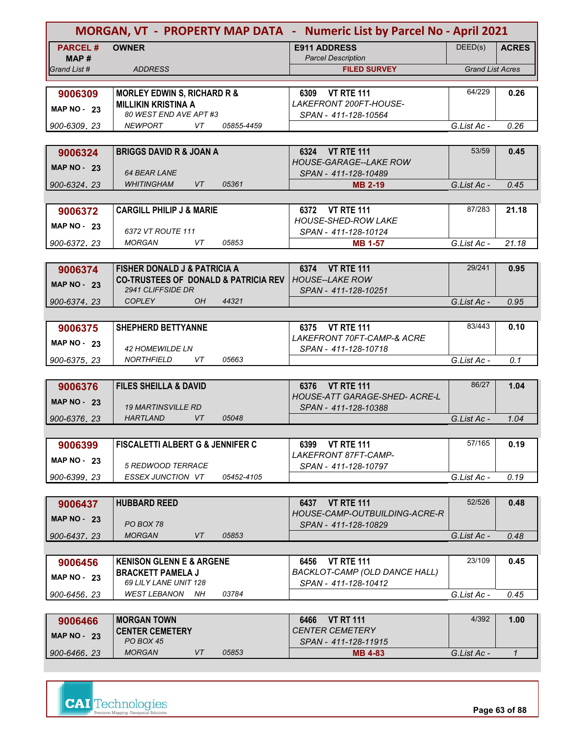# MORGAN, VT - PROPERTY MAP DATA - Numeric List by Parcel No - April 2021

| PARCEL # / MAP # / Grand List # | OWNER / ADDRESS | E911 ADDRESS / Parcel Description / FILED SURVEY | DEED(s) | ACRES / Grand List Acres |
|---|---|---|---|---|
| **9006309** MAP NO - 23 900-6309. 23 | **MORLEY EDWIN S, RICHARD R & MILLIKIN KRISTINA A** 80 WEST END AVE APT #3 NEWPORT VT 05855-4459 | **6309 VT RTE 111** LAKEFRONT 200FT-HOUSE- SPAN - 411-128-10564 | 64/229 | **0.26** G.List Ac - 0.26 |
| **9006324** MAP NO - 23 900-6324. 23 | **BRIGGS DAVID R & JOAN A** 64 BEAR LANE WHITINGHAM VT 05361 | **6324 VT RTE 111** HOUSE-GARAGE--LAKE ROW SPAN - 411-128-10489 **MB 2-19** | 53/59 | **0.45** G.List Ac - 0.45 |
| **9006372** MAP NO - 23 900-6372. 23 | **CARGILL PHILIP J & MARIE** 6372 VT ROUTE 111 MORGAN VT 05853 | **6372 VT RTE 111** HOUSE-SHED-ROW LAKE SPAN - 411-128-10124 **MB 1-57** | 87/283 | **21.18** G.List Ac - 21.18 |
| **9006374** MAP NO - 23 900-6374. 23 | **FISHER DONALD J & PATRICIA A CO-TRUSTEES OF DONALD & PATRICIA REV** 2941 CLIFFSIDE DR COPLEY OH 44321 | **6374 VT RTE 111** HOUSE--LAKE ROW SPAN - 411-128-10251 | 29/241 | **0.95** G.List Ac - 0.95 |
| **9006375** MAP NO - 23 900-6375. 23 | **SHEPHERD BETTYANNE** 42 HOMEWILDE LN NORTHFIELD VT 05663 | **6375 VT RTE 111** LAKEFRONT 70FT-CAMP-& ACRE SPAN - 411-128-10718 | 83/443 | **0.10** G.List Ac - 0.1 |
| **9006376** MAP NO - 23 900-6376. 23 | **FILES SHEILLA & DAVID** 19 MARTINSVILLE RD HARTLAND VT 05048 | **6376 VT RTE 111** HOUSE-ATT GARAGE-SHED- ACRE-L SPAN - 411-128-10388 | 86/27 | **1.04** G.List Ac - 1.04 |
| **9006399** MAP NO - 23 900-6399. 23 | **FISCALETTI ALBERT G & JENNIFER C** 5 REDWOOD TERRACE ESSEX JUNCTION VT 05452-4105 | **6399 VT RTE 111** LAKEFRONT 87FT-CAMP- SPAN - 411-128-10797 | 57/165 | **0.19** G.List Ac - 0.19 |
| **9006437** MAP NO - 23 900-6437. 23 | **HUBBARD REED** PO BOX 78 MORGAN VT 05853 | **6437 VT RTE 111** HOUSE-CAMP-OUTBUILDING-ACRE-R SPAN - 411-128-10829 | 52/526 | **0.48** G.List Ac - 0.48 |
| **9006456** MAP NO - 23 900-6456. 23 | **KENISON GLENN E & ARGENE BRACKETT PAMELA J** 69 LILY LANE UNIT 128 WEST LEBANON NH 03784 | **6456 VT RTE 111** BACKLOT-CAMP (OLD DANCE HALL) SPAN - 411-128-10412 | 23/109 | **0.45** G.List Ac - 0.45 |
| **9006466** MAP NO - 23 900-6466. 23 | **MORGAN TOWN CENTER CEMETERY** PO BOX 45 MORGAN VT 05853 | **6466 VT RT 111** CENTER CEMETERY SPAN - 411-128-11915 **MB 4-83** | 4/392 | **1.00** G.List Ac - 1 |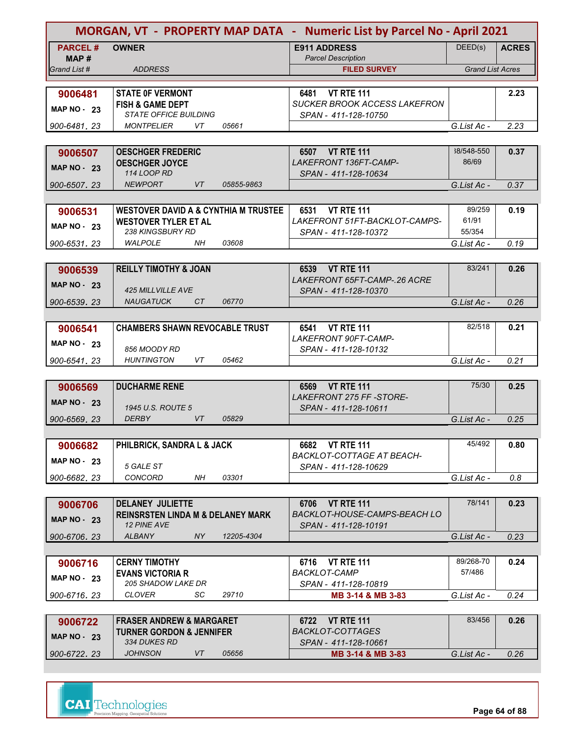# MORGAN, VT - PROPERTY MAP DATA - Numeric List by Parcel No - April 2021

| PARCEL # / MAP # / Grand List # | OWNER / ADDRESS | E911 ADDRESS / Parcel Description / FILED SURVEY | DEED(s) | ACRES / Grand List Acres |
|---|---|---|---|---|
| 9006481 / MAP NO - 23 / 900-6481. 23 | STATE 0F VERMONT / FISH & GAME DEPT / STATE OFFICE BUILDING / MONTPELIER VT 05661 | 6481 VT RTE 111 / SUCKER BROOK ACCESS LAKEFRON / SPAN - 411-128-10750 | | 2.23 / G.List Ac - 2.23 |
| 9006507 / MAP NO - 23 / 900-6507. 23 | OESCHGER FREDERIC / OESCHGER JOYCE / 114 LOOP RD / NEWPORT VT 05855-9863 | 6507 VT RTE 111 / LAKEFRONT 136FT-CAMP- / SPAN - 411-128-10634 | 38/548-550 / 86/69 | 0.37 / G.List Ac - 0.37 |
| 9006531 / MAP NO - 23 / 900-6531. 23 | WESTOVER DAVID A & CYNTHIA M TRUSTEE / WESTOVER TYLER ET AL / 238 KINGSBURY RD / WALPOLE NH 03608 | 6531 VT RTE 111 / LAKEFRONT 51FT-BACKLOT-CAMPS- / SPAN - 411-128-10372 | 89/259 / 61/91 / 55/354 | 0.19 / G.List Ac - 0.19 |
| 9006539 / MAP NO - 23 / 900-6539. 23 | REILLY TIMOTHY & JOAN / 425 MILLVILLE AVE / NAUGATUCK CT 06770 | 6539 VT RTE 111 / LAKEFRONT 65FT-CAMP-.26 ACRE / SPAN - 411-128-10370 | 83/241 | 0.26 / G.List Ac - 0.26 |
| 9006541 / MAP NO - 23 / 900-6541. 23 | CHAMBERS SHAWN REVOCABLE TRUST / 856 MOODY RD / HUNTINGTON VT 05462 | 6541 VT RTE 111 / LAKEFRONT 90FT-CAMP- / SPAN - 411-128-10132 | 82/518 | 0.21 / G.List Ac - 0.21 |
| 9006569 / MAP NO - 23 / 900-6569. 23 | DUCHARME RENE / 1945 U.S. ROUTE 5 / DERBY VT 05829 | 6569 VT RTE 111 / LAKEFRONT 275 FF -STORE- / SPAN - 411-128-10611 | 75/30 | 0.25 / G.List Ac - 0.25 |
| 9006682 / MAP NO - 23 / 900-6682. 23 | PHILBRICK, SANDRA L & JACK / 5 GALE ST / CONCORD NH 03301 | 6682 VT RTE 111 / BACKLOT-COTTAGE AT BEACH- / SPAN - 411-128-10629 | 45/492 | 0.80 / G.List Ac - 0.8 |
| 9006706 / MAP NO - 23 / 900-6706. 23 | DELANEY JULIETTE / REINSRSTEN LINDA M & DELANEY MARK / 12 PINE AVE / ALBANY NY 12205-4304 | 6706 VT RTE 111 / BACKLOT-HOUSE-CAMPS-BEACH LO / SPAN - 411-128-10191 | 78/141 | 0.23 / G.List Ac - 0.23 |
| 9006716 / MAP NO - 23 / 900-6716. 23 | CERNY TIMOTHY / EVANS VICTORIA R / 205 SHADOW LAKE DR / CLOVER SC 29710 | 6716 VT RTE 111 / BACKLOT-CAMP / SPAN - 411-128-10819 / MB 3-14 & MB 3-83 | 89/268-70 / 57/486 | 0.24 / G.List Ac - 0.24 |
| 9006722 / MAP NO - 23 / 900-6722. 23 | FRASER ANDREW & MARGARET / TURNER GORDON & JENNIFER / 334 DUKES RD / JOHNSON VT 05656 | 6722 VT RTE 111 / BACKLOT-COTTAGES / SPAN - 411-128-10661 / MB 3-14 & MB 3-83 | 83/456 | 0.26 / G.List Ac - 0.26 |

CAI Technologies
Precision Mapping. Geospatial Solutions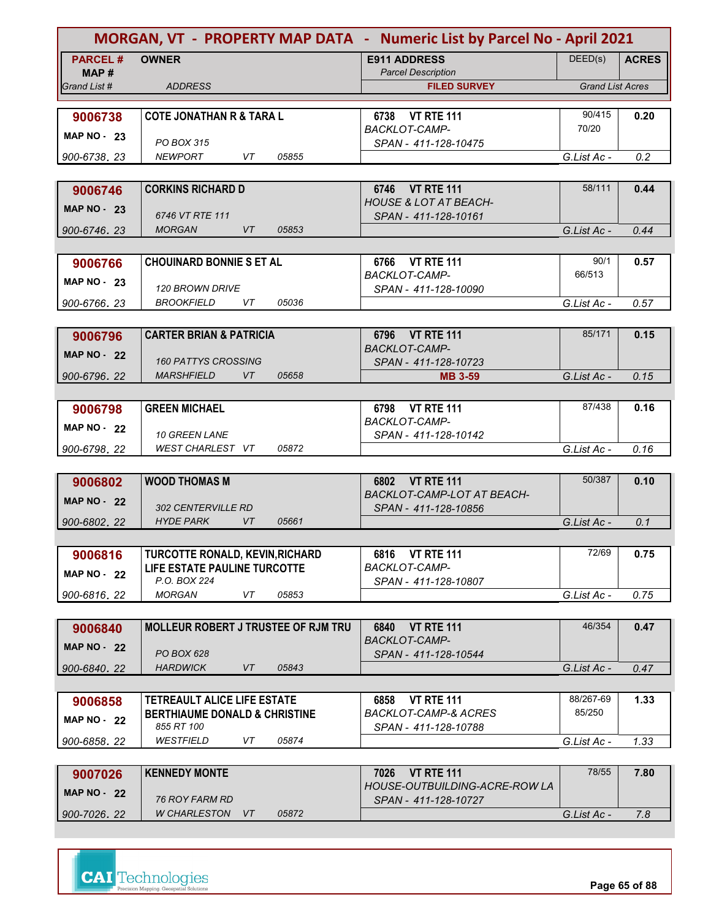# MORGAN, VT - PROPERTY MAP DATA - Numeric List by Parcel No - April 2021

| PARCEL # / MAP # / Grand List # | OWNER / ADDRESS | E911 ADDRESS / Parcel Description / FILED SURVEY | DEED(s) | ACRES / Grand List Acres |
|---|---|---|---|---|
| **9006738** MAP NO - 23 900-6738. 23 | **COTE JONATHAN R & TARA L** PO BOX 315 NEWPORT VT 05855 | **6738 VT RTE 111** BACKLOT-CAMP- SPAN - 411-128-10475 | 90/415 70/20 | **0.20** G.List Ac - 0.2 |
| **9006746** MAP NO - 23 900-6746. 23 | **CORKINS RICHARD D** 6746 VT RTE 111 MORGAN VT 05853 | **6746 VT RTE 111** HOUSE & LOT AT BEACH- SPAN - 411-128-10161 | 58/111 | **0.44** G.List Ac - 0.44 |
| **9006766** MAP NO - 23 900-6766. 23 | **CHOUINARD BONNIE S ET AL** 120 BROWN DRIVE BROOKFIELD VT 05036 | **6766 VT RTE 111** BACKLOT-CAMP- SPAN - 411-128-10090 | 90/1 66/513 | **0.57** G.List Ac - 0.57 |
| **9006796** MAP NO - 22 900-6796. 22 | **CARTER BRIAN & PATRICIA** 160 PATTYS CROSSING MARSHFIELD VT 05658 | **6796 VT RTE 111** BACKLOT-CAMP- SPAN - 411-128-10723 **MB 3-59** | 85/171 | **0.15** G.List Ac - 0.15 |
| **9006798** MAP NO - 22 900-6798. 22 | **GREEN MICHAEL** 10 GREEN LANE WEST CHARLEST VT 05872 | **6798 VT RTE 111** BACKLOT-CAMP- SPAN - 411-128-10142 | 87/438 | **0.16** G.List Ac - 0.16 |
| **9006802** MAP NO - 22 900-6802. 22 | **WOOD THOMAS M** 302 CENTERVILLE RD HYDE PARK VT 05661 | **6802 VT RTE 111** BACKLOT-CAMP-LOT AT BEACH- SPAN - 411-128-10856 | 50/387 | **0.10** G.List Ac - 0.1 |
| **9006816** MAP NO - 22 900-6816. 22 | **TURCOTTE RONALD, KEVIN,RICHARD LIFE ESTATE PAULINE TURCOTTE** P.O. BOX 224 MORGAN VT 05853 | **6816 VT RTE 111** BACKLOT-CAMP- SPAN - 411-128-10807 | 72/69 | **0.75** G.List Ac - 0.75 |
| **9006840** MAP NO - 22 900-6840. 22 | **MOLLEUR ROBERT J TRUSTEE OF RJM TRU** PO BOX 628 HARDWICK VT 05843 | **6840 VT RTE 111** BACKLOT-CAMP- SPAN - 411-128-10544 | 46/354 | **0.47** G.List Ac - 0.47 |
| **9006858** MAP NO - 22 900-6858. 22 | **TETREAULT ALICE LIFE ESTATE BERTHIAUME DONALD & CHRISTINE** 855 RT 100 WESTFIELD VT 05874 | **6858 VT RTE 111** BACKLOT-CAMP-& ACRES SPAN - 411-128-10788 | 88/267-69 85/250 | **1.33** G.List Ac - 1.33 |
| **9007026** MAP NO - 22 900-7026. 22 | **KENNEDY MONTE** 76 ROY FARM RD W CHARLESTON VT 05872 | **7026 VT RTE 111** HOUSE-OUTBUILDING-ACRE-ROW LA SPAN - 411-128-10727 | 78/55 | **7.80** G.List Ac - 7.8 |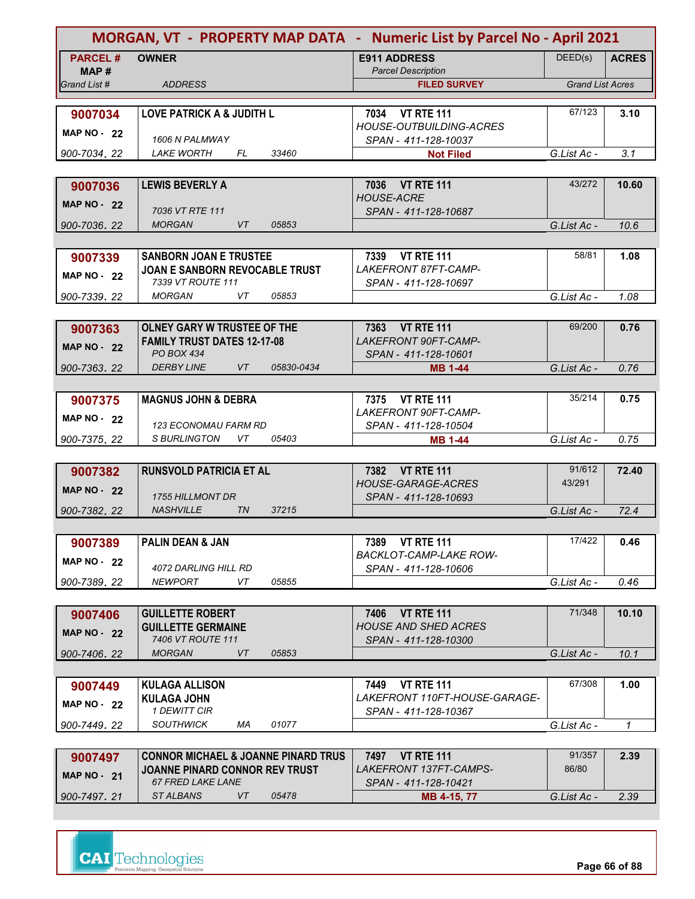# MORGAN, VT - PROPERTY MAP DATA - Numeric List by Parcel No - April 2021

| PARCEL # / MAP # / Grand List # | OWNER / ADDRESS | E911 ADDRESS / Parcel Description / FILED SURVEY | DEED(s) | ACRES / Grand List Acres |
|---|---|---|---|---|
| **9007034** MAP NO - 22 900-7034. 22 | **LOVE PATRICK A & JUDITH L** 1606 N PALMWAY LAKE WORTH FL 33460 | **7034 VT RTE 111** HOUSE-OUTBUILDING-ACRES SPAN - 411-128-10037 **Not Filed** | 67/123 | **3.10** G.List Ac - 3.1 |
| **9007036** MAP NO - 22 900-7036. 22 | **LEWIS BEVERLY A** 7036 VT RTE 111 MORGAN VT 05853 | **7036 VT RTE 111** HOUSE-ACRE SPAN - 411-128-10687 | 43/272 | **10.60** G.List Ac - 10.6 |
| **9007339** MAP NO - 22 900-7339. 22 | **SANBORN JOAN E TRUSTEE** **JOAN E SANBORN REVOCABLE TRUST** 7339 VT ROUTE 111 MORGAN VT 05853 | **7339 VT RTE 111** LAKEFRONT 87FT-CAMP- SPAN - 411-128-10697 | 58/81 | **1.08** G.List Ac - 1.08 |
| **9007363** MAP NO - 22 900-7363. 22 | **OLNEY GARY W TRUSTEE OF THE** **FAMILY TRUST DATES 12-17-08** PO BOX 434 DERBY LINE VT 05830-0434 | **7363 VT RTE 111** LAKEFRONT 90FT-CAMP- SPAN - 411-128-10601 **MB 1-44** | 69/200 | **0.76** G.List Ac - 0.76 |
| **9007375** MAP NO - 22 900-7375. 22 | **MAGNUS JOHN & DEBRA** 123 ECONOMAU FARM RD S BURLINGTON VT 05403 | **7375 VT RTE 111** LAKEFRONT 90FT-CAMP- SPAN - 411-128-10504 **MB 1-44** | 35/214 | **0.75** G.List Ac - 0.75 |
| **9007382** MAP NO - 22 900-7382. 22 | **RUNSVOLD PATRICIA ET AL** 1755 HILLMONT DR NASHVILLE TN 37215 | **7382 VT RTE 111** HOUSE-GARAGE-ACRES SPAN - 411-128-10693 | 91/612 43/291 | **72.40** G.List Ac - 72.4 |
| **9007389** MAP NO - 22 900-7389. 22 | **PALIN DEAN & JAN** 4072 DARLING HILL RD NEWPORT VT 05855 | **7389 VT RTE 111** BACKLOT-CAMP-LAKE ROW- SPAN - 411-128-10606 | 17/422 | **0.46** G.List Ac - 0.46 |
| **9007406** MAP NO - 22 900-7406. 22 | **GUILLETTE ROBERT** **GUILLETTE GERMAINE** 7406 VT ROUTE 111 MORGAN VT 05853 | **7406 VT RTE 111** HOUSE AND SHED ACRES SPAN - 411-128-10300 | 71/348 | **10.10** G.List Ac - 10.1 |
| **9007449** MAP NO - 22 900-7449. 22 | **KULAGA ALLISON** **KULAGA JOHN** 1 DEWITT CIR SOUTHWICK MA 01077 | **7449 VT RTE 111** LAKEFRONT 110FT-HOUSE-GARAGE- SPAN - 411-128-10367 | 67/308 | **1.00** G.List Ac - 1 |
| **9007497** MAP NO - 21 900-7497. 21 | **CONNOR MICHAEL & JOANNE PINARD TRUS** **JOANNE PINARD CONNOR REV TRUST** 67 FRED LAKE LANE ST ALBANS VT 05478 | **7497 VT RTE 111** LAKEFRONT 137FT-CAMPS- SPAN - 411-128-10421 **MB 4-15, 77** | 91/357 86/80 | **2.39** G.List Ac - 2.39 |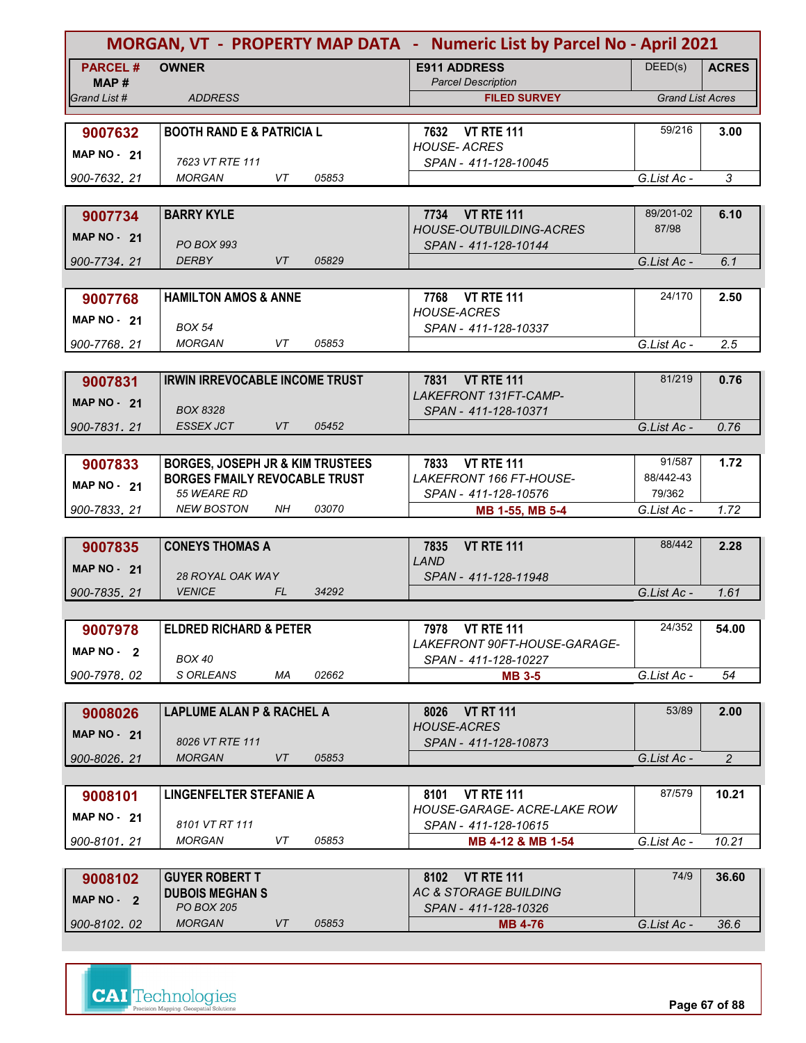# MORGAN, VT - PROPERTY MAP DATA - Numeric List by Parcel No - April 2021

| PARCEL # / MAP # / Grand List # | OWNER / ADDRESS | E911 ADDRESS / Parcel Description / FILED SURVEY | DEED(s) | ACRES / Grand List Acres |
|---|---|---|---|---|
| 9007632 / MAP NO - 21 / 900-7632. 21 | BOOTH RAND E & PATRICIA L / 7623 VT RTE 111 / MORGAN VT 05853 | 7632 VT RTE 111 / HOUSE- ACRES / SPAN - 411-128-10045 | 59/216 | 3.00 / G.List Ac - 3 |
| 9007734 / MAP NO - 21 / 900-7734. 21 | BARRY KYLE / PO BOX 993 / DERBY VT 05829 | 7734 VT RTE 111 / HOUSE-OUTBUILDING-ACRES / SPAN - 411-128-10144 | 89/201-02, 87/98 | 6.10 / G.List Ac - 6.1 |
| 9007768 / MAP NO - 21 / 900-7768. 21 | HAMILTON AMOS & ANNE / BOX 54 / MORGAN VT 05853 | 7768 VT RTE 111 / HOUSE-ACRES / SPAN - 411-128-10337 | 24/170 | 2.50 / G.List Ac - 2.5 |
| 9007831 / MAP NO - 21 / 900-7831. 21 | IRWIN IRREVOCABLE INCOME TRUST / BOX 8328 / ESSEX JCT VT 05452 | 7831 VT RTE 111 / LAKEFRONT 131FT-CAMP- / SPAN - 411-128-10371 | 81/219 | 0.76 / G.List Ac - 0.76 |
| 9007833 / MAP NO - 21 / 900-7833. 21 | BORGES, JOSEPH JR & KIM TRUSTEES / BORGES FMAILY REVOCABLE TRUST / 55 WEARE RD / NEW BOSTON NH 03070 | 7833 VT RTE 111 / LAKEFRONT 166 FT-HOUSE- / SPAN - 411-128-10576 / MB 1-55, MB 5-4 | 91/587, 88/442-43, 79/362 | 1.72 / G.List Ac - 1.72 |
| 9007835 / MAP NO - 21 / 900-7835. 21 | CONEYS THOMAS A / 28 ROYAL OAK WAY / VENICE FL 34292 | 7835 VT RTE 111 / LAND / SPAN - 411-128-11948 | 88/442 | 2.28 / G.List Ac - 1.61 |
| 9007978 / MAP NO - 2 / 900-7978. 02 | ELDRED RICHARD & PETER / BOX 40 / S ORLEANS MA 02662 | 7978 VT RTE 111 / LAKEFRONT 90FT-HOUSE-GARAGE- / SPAN - 411-128-10227 / MB 3-5 | 24/352 | 54.00 / G.List Ac - 54 |
| 9008026 / MAP NO - 21 / 900-8026. 21 | LAPLUME ALAN P & RACHEL A / 8026 VT RTE 111 / MORGAN VT 05853 | 8026 VT RT 111 / HOUSE-ACRES / SPAN - 411-128-10873 | 53/89 | 2.00 / G.List Ac - 2 |
| 9008101 / MAP NO - 21 / 900-8101. 21 | LINGENFELTER STEFANIE A / 8101 VT RT 111 / MORGAN VT 05853 | 8101 VT RTE 111 / HOUSE-GARAGE- ACRE-LAKE ROW / SPAN - 411-128-10615 / MB 4-12 & MB 1-54 | 87/579 | 10.21 / G.List Ac - 10.21 |
| 9008102 / MAP NO - 2 / 900-8102. 02 | GUYER ROBERT T / DUBOIS MEGHAN S / PO BOX 205 / MORGAN VT 05853 | 8102 VT RTE 111 / AC & STORAGE BUILDING / SPAN - 411-128-10326 / MB 4-76 | 74/9 | 36.60 / G.List Ac - 36.6 |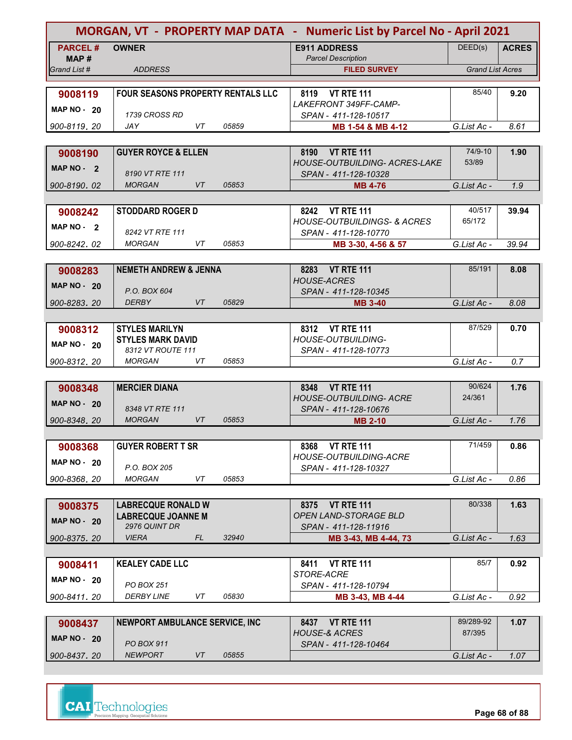# MORGAN, VT - PROPERTY MAP DATA - Numeric List by Parcel No - April 2021

| PARCEL # / MAP # / Grand List # | OWNER / ADDRESS | E911 ADDRESS / Parcel Description / FILED SURVEY | DEED(s) | ACRES / Grand List Acres |
|---|---|---|---|---|
| **9008119** MAP NO - 20 / 900-8119. 20 | **FOUR SEASONS PROPERTY RENTALS LLC** / 1739 CROSS RD / JAY VT 05859 | 8119 VT RTE 111 / LAKEFRONT 349FF-CAMP- / SPAN - 411-128-10517 / **MB 1-54 & MB 4-12** | 85/40 | **9.20** / G.List Ac - 8.61 |
| **9008190** MAP NO - 2 / 900-8190. 02 | **GUYER ROYCE & ELLEN** / 8190 VT RTE 111 / MORGAN VT 05853 | 8190 VT RTE 111 / HOUSE-OUTBUILDING- ACRES-LAKE / SPAN - 411-128-10328 / **MB 4-76** | 74/9-10 53/89 | **1.90** / G.List Ac - 1.9 |
| **9008242** MAP NO - 2 / 900-8242. 02 | **STODDARD ROGER D** / 8242 VT RTE 111 / MORGAN VT 05853 | 8242 VT RTE 111 / HOUSE-OUTBUILDINGS- & ACRES / SPAN - 411-128-10770 / **MB 3-30, 4-56 & 57** | 40/517 65/172 | **39.94** / G.List Ac - 39.94 |
| **9008283** MAP NO - 20 / 900-8283. 20 | **NEMETH ANDREW & JENNA** / P.O. BOX 604 / DERBY VT 05829 | 8283 VT RTE 111 / HOUSE-ACRES / SPAN - 411-128-10345 / **MB 3-40** | 85/191 | **8.08** / G.List Ac - 8.08 |
| **9008312** MAP NO - 20 / 900-8312. 20 | **STYLES MARILYN** / **STYLES MARK DAVID** / 8312 VT ROUTE 111 / MORGAN VT 05853 | 8312 VT RTE 111 / HOUSE-OUTBUILDING- / SPAN - 411-128-10773 | 87/529 | **0.70** / G.List Ac - 0.7 |
| **9008348** MAP NO - 20 / 900-8348. 20 | **MERCIER DIANA** / 8348 VT RTE 111 / MORGAN VT 05853 | 8348 VT RTE 111 / HOUSE-OUTBUILDING- ACRE / SPAN - 411-128-10676 / **MB 2-10** | 90/624 24/361 | **1.76** / G.List Ac - 1.76 |
| **9008368** MAP NO - 20 / 900-8368. 20 | **GUYER ROBERT T SR** / P.O. BOX 205 / MORGAN VT 05853 | 8368 VT RTE 111 / HOUSE-OUTBUILDING-ACRE / SPAN - 411-128-10327 | 71/459 | **0.86** / G.List Ac - 0.86 |
| **9008375** MAP NO - 20 / 900-8375. 20 | **LABRECQUE RONALD W** / **LABRECQUE JOANNE M** / 2976 QUINT DR / VIERA FL 32940 | 8375 VT RTE 111 / OPEN LAND-STORAGE BLD / SPAN - 411-128-11916 / **MB 3-43, MB 4-44, 73** | 80/338 | **1.63** / G.List Ac - 1.63 |
| **9008411** MAP NO - 20 / 900-8411. 20 | **KEALEY CADE LLC** / PO BOX 251 / DERBY LINE VT 05830 | 8411 VT RTE 111 / STORE-ACRE / SPAN - 411-128-10794 / **MB 3-43, MB 4-44** | 85/7 | **0.92** / G.List Ac - 0.92 |
| **9008437** MAP NO - 20 / 900-8437. 20 | **NEWPORT AMBULANCE SERVICE, INC** / PO BOX 911 / NEWPORT VT 05855 | 8437 VT RTE 111 / HOUSE-& ACRES / SPAN - 411-128-10464 | 89/289-92 87/395 | **1.07** / G.List Ac - 1.07 |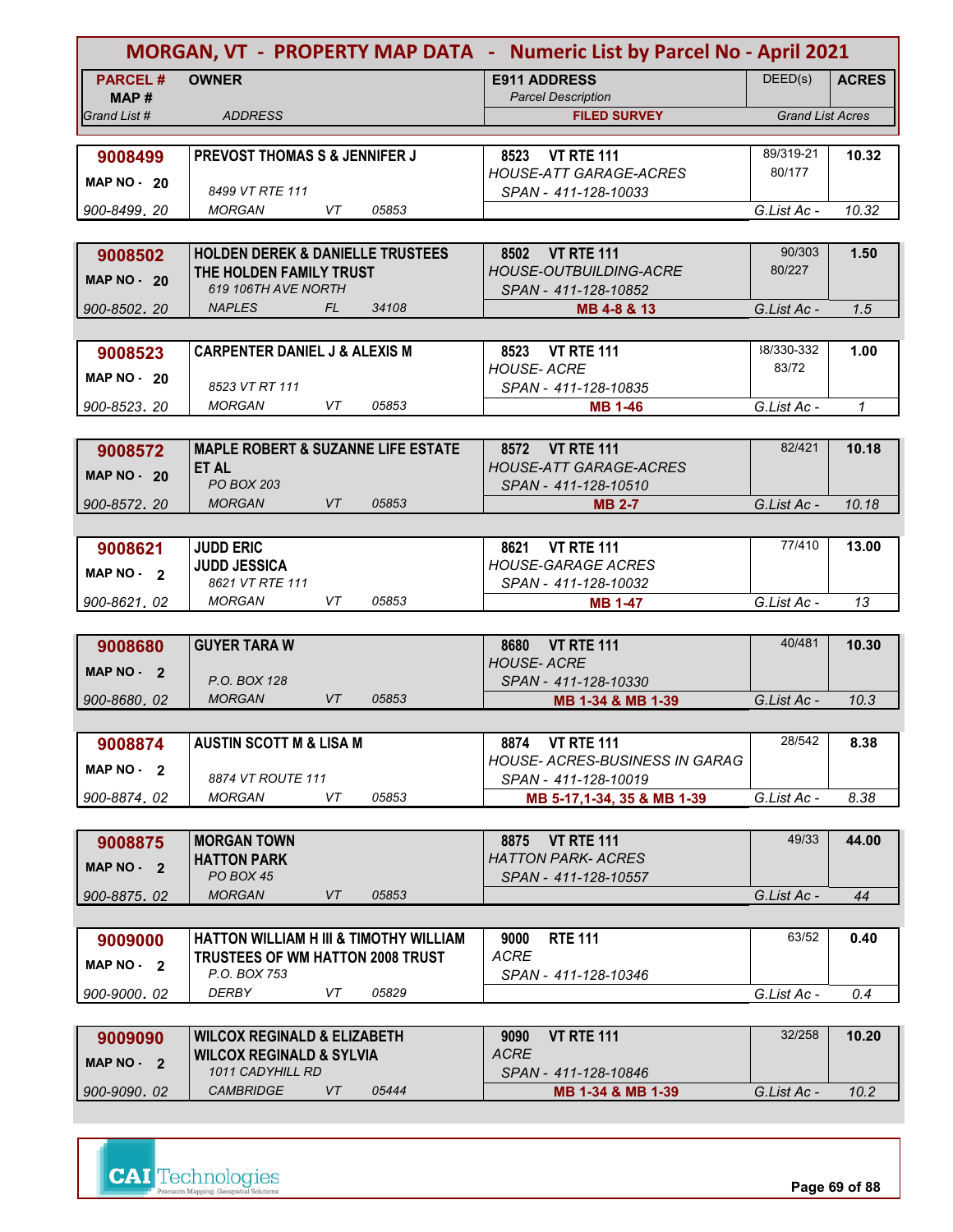# MORGAN, VT - PROPERTY MAP DATA - Numeric List by Parcel No - April 2021

| PARCEL # / MAP # / Grand List # | OWNER / ADDRESS | E911 ADDRESS / Parcel Description / FILED SURVEY | DEED(s) | ACRES / Grand List Acres |
|---|---|---|---|---|
| **9008499** / MAP NO - 20 / 900-8499. 20 | **PREVOST THOMAS S & JENNIFER J** / 8499 VT RTE 111 / MORGAN VT 05853 | **8523 VT RTE 111** / HOUSE-ATT GARAGE-ACRES / SPAN - 411-128-10033 | 89/319-21 80/177 | **10.32** / G.List Ac - 10.32 |
| **9008502** / MAP NO - 20 / 900-8502. 20 | **HOLDEN DEREK & DANIELLE TRUSTEES THE HOLDEN FAMILY TRUST** / 619 106TH AVE NORTH / NAPLES FL 34108 | **8502 VT RTE 111** / HOUSE-OUTBUILDING-ACRE / SPAN - 411-128-10852 / MB 4-8 & 13 | 90/303 80/227 | **1.50** / G.List Ac - 1.5 |
| **9008523** / MAP NO - 20 / 900-8523. 20 | **CARPENTER DANIEL J & ALEXIS M** / 8523 VT RT 111 / MORGAN VT 05853 | **8523 VT RTE 111** / HOUSE- ACRE / SPAN - 411-128-10835 / MB 1-46 | 38/330-332 83/72 | **1.00** / G.List Ac - 1 |
| **9008572** / MAP NO - 20 / 900-8572. 20 | **MAPLE ROBERT & SUZANNE LIFE ESTATE ET AL** / PO BOX 203 / MORGAN VT 05853 | **8572 VT RTE 111** / HOUSE-ATT GARAGE-ACRES / SPAN - 411-128-10510 / MB 2-7 | 82/421 | **10.18** / G.List Ac - 10.18 |
| **9008621** / MAP NO - 2 / 900-8621. 02 | **JUDD ERIC JUDD JESSICA** / 8621 VT RTE 111 / MORGAN VT 05853 | **8621 VT RTE 111** / HOUSE-GARAGE ACRES / SPAN - 411-128-10032 / MB 1-47 | 77/410 | **13.00** / G.List Ac - 13 |
| **9008680** / MAP NO - 2 / 900-8680. 02 | **GUYER TARA W** / P.O. BOX 128 / MORGAN VT 05853 | **8680 VT RTE 111** / HOUSE- ACRE / SPAN - 411-128-10330 / MB 1-34 & MB 1-39 | 40/481 | **10.30** / G.List Ac - 10.3 |
| **9008874** / MAP NO - 2 / 900-8874. 02 | **AUSTIN SCOTT M & LISA M** / 8874 VT ROUTE 111 / MORGAN VT 05853 | **8874 VT RTE 111** / HOUSE- ACRES-BUSINESS IN GARAG / SPAN - 411-128-10019 / MB 5-17,1-34, 35 & MB 1-39 | 28/542 | **8.38** / G.List Ac - 8.38 |
| **9008875** / MAP NO - 2 / 900-8875. 02 | **MORGAN TOWN HATTON PARK** / PO BOX 45 / MORGAN VT 05853 | **8875 VT RTE 111** / HATTON PARK- ACRES / SPAN - 411-128-10557 | 49/33 | **44.00** / G.List Ac - 44 |
| **9009000** / MAP NO - 2 / 900-9000. 02 | **HATTON WILLIAM H III & TIMOTHY WILLIAM TRUSTEES OF WM HATTON 2008 TRUST** / P.O. BOX 753 / DERBY VT 05829 | **9000 RTE 111** / ACRE / SPAN - 411-128-10346 | 63/52 | **0.40** / G.List Ac - 0.4 |
| **9009090** / MAP NO - 2 / 900-9090. 02 | **WILCOX REGINALD & ELIZABETH WILCOX REGINALD & SYLVIA** / 1011 CADYHILL RD / CAMBRIDGE VT 05444 | **9090 VT RTE 111** / ACRE / SPAN - 411-128-10846 / MB 1-34 & MB 1-39 | 32/258 | **10.20** / G.List Ac - 10.2 |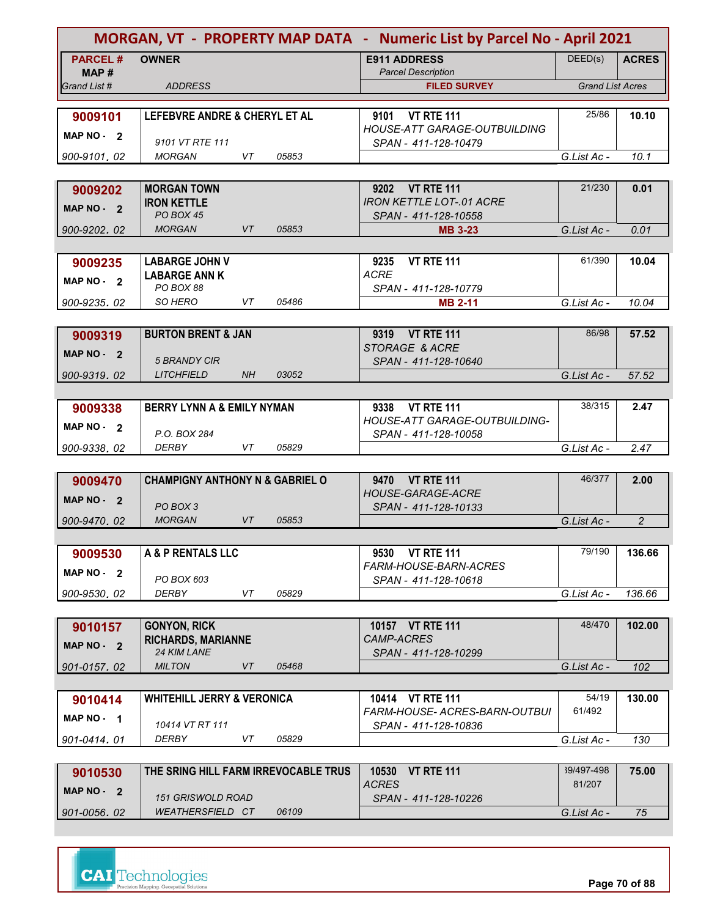# MORGAN, VT - PROPERTY MAP DATA - Numeric List by Parcel No - April 2021

| PARCEL # / MAP # / Grand List # | OWNER / ADDRESS | E911 ADDRESS / Parcel Description / FILED SURVEY | DEED(s) | ACRES / Grand List Acres |
|---|---|---|---|---|
| **9009101** / MAP NO - 2 / 900-9101. 02 | **LEFEBVRE ANDRE & CHERYL ET AL** / 9101 VT RTE 111 / MORGAN VT 05853 | **9101 VT RTE 111** / HOUSE-ATT GARAGE-OUTBUILDING / SPAN - 411-128-10479 | 25/86 | **10.10** / G.List Ac - 10.1 |
| **9009202** / MAP NO - 2 / 900-9202. 02 | **MORGAN TOWN** / **IRON KETTLE** / PO BOX 45 / MORGAN VT 05853 | **9202 VT RTE 111** / IRON KETTLE LOT-.01 ACRE / SPAN - 411-128-10558 / **MB 3-23** | 21/230 | **0.01** / G.List Ac - 0.01 |
| **9009235** / MAP NO - 2 / 900-9235. 02 | **LABARGE JOHN V** / **LABARGE ANN K** / PO BOX 88 / SO HERO VT 05486 | **9235 VT RTE 111** / ACRE / SPAN - 411-128-10779 / **MB 2-11** | 61/390 | **10.04** / G.List Ac - 10.04 |
| **9009319** / MAP NO - 2 / 900-9319. 02 | **BURTON BRENT & JAN** / 5 BRANDY CIR / LITCHFIELD NH 03052 | **9319 VT RTE 111** / STORAGE & ACRE / SPAN - 411-128-10640 | 86/98 | **57.52** / G.List Ac - 57.52 |
| **9009338** / MAP NO - 2 / 900-9338. 02 | **BERRY LYNN A & EMILY NYMAN** / P.O. BOX 284 / DERBY VT 05829 | **9338 VT RTE 111** / HOUSE-ATT GARAGE-OUTBUILDING- / SPAN - 411-128-10058 | 38/315 | **2.47** / G.List Ac - 2.47 |
| **9009470** / MAP NO - 2 / 900-9470. 02 | **CHAMPIGNY ANTHONY N & GABRIEL O** / PO BOX 3 / MORGAN VT 05853 | **9470 VT RTE 111** / HOUSE-GARAGE-ACRE / SPAN - 411-128-10133 | 46/377 | **2.00** / G.List Ac - 2 |
| **9009530** / MAP NO - 2 / 900-9530. 02 | **A & P RENTALS LLC** / PO BOX 603 / DERBY VT 05829 | **9530 VT RTE 111** / FARM-HOUSE-BARN-ACRES / SPAN - 411-128-10618 | 79/190 | **136.66** / G.List Ac - 136.66 |
| **9010157** / MAP NO - 2 / 901-0157. 02 | **GONYON, RICK** / **RICHARDS, MARIANNE** / 24 KIM LANE / MILTON VT 05468 | **10157 VT RTE 111** / CAMP-ACRES / SPAN - 411-128-10299 | 48/470 | **102.00** / G.List Ac - 102 |
| **9010414** / MAP NO - 1 / 901-0414. 01 | **WHITEHILL JERRY & VERONICA** / 10414 VT RT 111 / DERBY VT 05829 | **10414 VT RTE 111** / FARM-HOUSE- ACRES-BARN-OUTBUI / SPAN - 411-128-10836 | 54/19 / 61/492 | **130.00** / G.List Ac - 130 |
| **9010530** / MAP NO - 2 / 901-0056. 02 | **THE SRING HILL FARM IRREVOCABLE TRUS** / 151 GRISWOLD ROAD / WEATHERSFIELD CT 06109 | **10530 VT RTE 111** / ACRES / SPAN - 411-128-10226 | 39/497-498 / 81/207 | **75.00** / G.List Ac - 75 |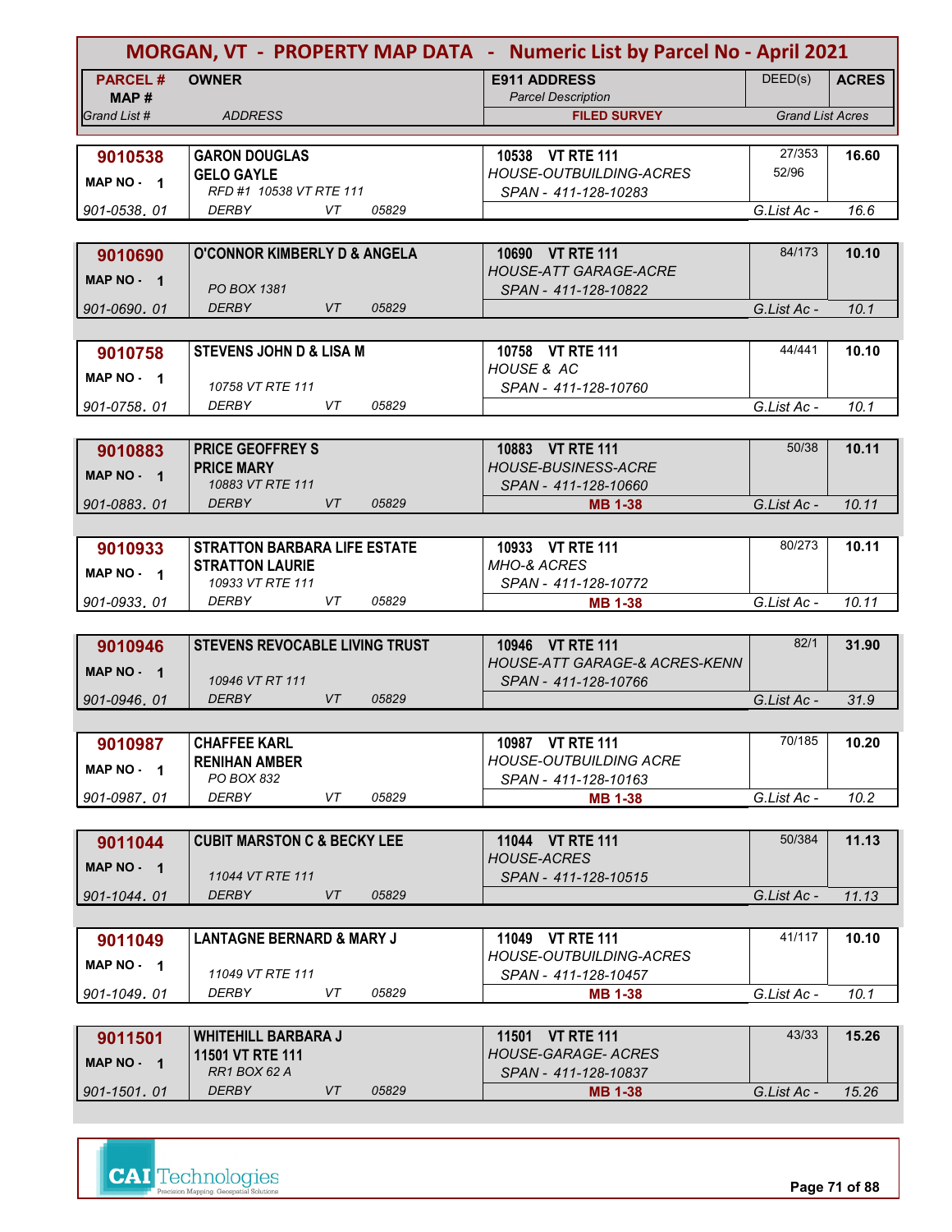# MORGAN, VT - PROPERTY MAP DATA - Numeric List by Parcel No - April 2021

| PARCEL # / MAP # / Grand List # | OWNER / ADDRESS | E911 ADDRESS / Parcel Description / FILED SURVEY | DEED(s) | ACRES / Grand List Acres |
|---|---|---|---|---|
| **9010538**<br>MAP NO - 1<br>901-0538. 01 | **GARON DOUGLAS**<br>**GELO GAYLE**<br>RFD #1 10538 VT RTE 111<br>DERBY VT 05829 | **10538 VT RTE 111**<br>HOUSE-OUTBUILDING-ACRES<br>SPAN - 411-128-10283 | 27/353<br>52/96 | **16.60**<br>G.List Ac - 16.6 |
| **9010690**<br>MAP NO - 1<br>901-0690. 01 | **O'CONNOR KIMBERLY D & ANGELA**<br>PO BOX 1381<br>DERBY VT 05829 | **10690 VT RTE 111**<br>HOUSE-ATT GARAGE-ACRE<br>SPAN - 411-128-10822 | 84/173 | **10.10**<br>G.List Ac - 10.1 |
| **9010758**<br>MAP NO - 1<br>901-0758. 01 | **STEVENS JOHN D & LISA M**<br>10758 VT RTE 111<br>DERBY VT 05829 | **10758 VT RTE 111**<br>HOUSE & AC<br>SPAN - 411-128-10760 | 44/441 | **10.10**<br>G.List Ac - 10.1 |
| **9010883**<br>MAP NO - 1<br>901-0883. 01 | **PRICE GEOFFREY S**<br>**PRICE MARY**<br>10883 VT RTE 111<br>DERBY VT 05829 | **10883 VT RTE 111**<br>HOUSE-BUSINESS-ACRE<br>SPAN - 411-128-10660<br>**MB 1-38** | 50/38 | **10.11**<br>G.List Ac - 10.11 |
| **9010933**<br>MAP NO - 1<br>901-0933. 01 | **STRATTON BARBARA LIFE ESTATE**<br>**STRATTON LAURIE**<br>10933 VT RTE 111<br>DERBY VT 05829 | **10933 VT RTE 111**<br>MHO-& ACRES<br>SPAN - 411-128-10772<br>**MB 1-38** | 80/273 | **10.11**<br>G.List Ac - 10.11 |
| **9010946**<br>MAP NO - 1<br>901-0946. 01 | **STEVENS REVOCABLE LIVING TRUST**<br>10946 VT RT 111<br>DERBY VT 05829 | **10946 VT RTE 111**<br>HOUSE-ATT GARAGE-& ACRES-KENN<br>SPAN - 411-128-10766 | 82/1 | **31.90**<br>G.List Ac - 31.9 |
| **9010987**<br>MAP NO - 1<br>901-0987. 01 | **CHAFFEE KARL**<br>**RENIHAN AMBER**<br>PO BOX 832<br>DERBY VT 05829 | **10987 VT RTE 111**<br>HOUSE-OUTBUILDING ACRE<br>SPAN - 411-128-10163<br>**MB 1-38** | 70/185 | **10.20**<br>G.List Ac - 10.2 |
| **9011044**<br>MAP NO - 1<br>901-1044. 01 | **CUBIT MARSTON C & BECKY LEE**<br>11044 VT RTE 111<br>DERBY VT 05829 | **11044 VT RTE 111**<br>HOUSE-ACRES<br>SPAN - 411-128-10515 | 50/384 | **11.13**<br>G.List Ac - 11.13 |
| **9011049**<br>MAP NO - 1<br>901-1049. 01 | **LANTAGNE BERNARD & MARY J**<br>11049 VT RTE 111<br>DERBY VT 05829 | **11049 VT RTE 111**<br>HOUSE-OUTBUILDING-ACRES<br>SPAN - 411-128-10457<br>**MB 1-38** | 41/117 | **10.10**<br>G.List Ac - 10.1 |
| **9011501**<br>MAP NO - 1<br>901-1501. 01 | **WHITEHILL BARBARA J**<br>**11501 VT RTE 111**<br>RR1 BOX 62 A<br>DERBY VT 05829 | **11501 VT RTE 111**<br>HOUSE-GARAGE- ACRES<br>SPAN - 411-128-10837<br>**MB 1-38** | 43/33 | **15.26**<br>G.List Ac - 15.26 |

CAI Technologies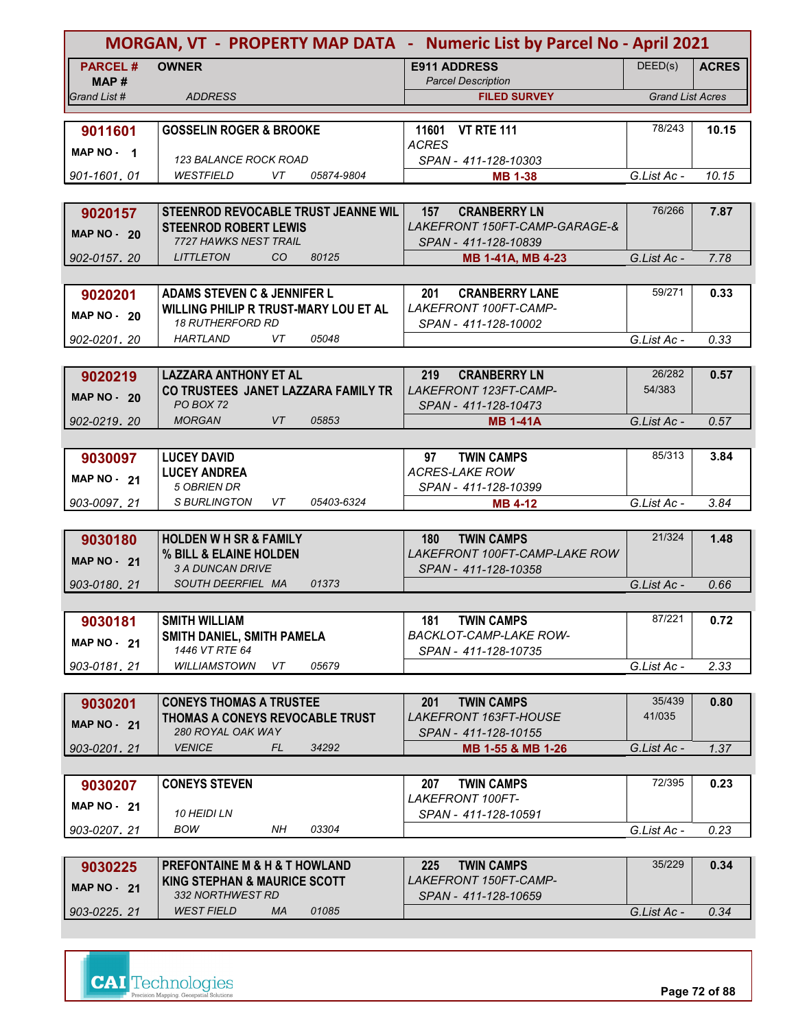# MORGAN, VT - PROPERTY MAP DATA - Numeric List by Parcel No - April 2021

| PARCEL # / MAP # / Grand List # | OWNER / ADDRESS | E911 ADDRESS / Parcel Description / FILED SURVEY | DEED(s) | ACRES / Grand List Acres |
|---|---|---|---|---|
| **9011601** MAP NO - 1 901-1601. 01 | **GOSSELIN ROGER & BROOKE** 123 BALANCE ROCK ROAD WESTFIELD VT 05874-9804 | **11601 VT RTE 111** ACRES SPAN - 411-128-10303 **MB 1-38** | 78/243 | **10.15** G.List Ac - 10.15 |
| **9020157** MAP NO - 20 902-0157. 20 | **STEENROD REVOCABLE TRUST JEANNE WIL** **STEENROD ROBERT LEWIS** 7727 HAWKS NEST TRAIL LITTLETON CO 80125 | **157 CRANBERRY LN** LAKEFRONT 150FT-CAMP-GARAGE-& SPAN - 411-128-10839 **MB 1-41A, MB 4-23** | 76/266 | **7.87** G.List Ac - 7.78 |
| **9020201** MAP NO - 20 902-0201. 20 | **ADAMS STEVEN C & JENNIFER L** **WILLING PHILIP R TRUST-MARY LOU ET AL** 18 RUTHERFORD RD HARTLAND VT 05048 | **201 CRANBERRY LANE** LAKEFRONT 100FT-CAMP- SPAN - 411-128-10002 | 59/271 | **0.33** G.List Ac - 0.33 |
| **9020219** MAP NO - 20 902-0219. 20 | **LAZZARA ANTHONY ET AL** **CO TRUSTEES JANET LAZZARA FAMILY TR** PO BOX 72 MORGAN VT 05853 | **219 CRANBERRY LN** LAKEFRONT 123FT-CAMP- SPAN - 411-128-10473 **MB 1-41A** | 26/282 54/383 | **0.57** G.List Ac - 0.57 |
| **9030097** MAP NO - 21 903-0097. 21 | **LUCEY DAVID** **LUCEY ANDREA** 5 OBRIEN DR S BURLINGTON VT 05403-6324 | **97 TWIN CAMPS** ACRES-LAKE ROW SPAN - 411-128-10399 **MB 4-12** | 85/313 | **3.84** G.List Ac - 3.84 |
| **9030180** MAP NO - 21 903-0180. 21 | **HOLDEN W H SR & FAMILY** **% BILL & ELAINE HOLDEN** 3 A DUNCAN DRIVE SOUTH DEERFIEL MA 01373 | **180 TWIN CAMPS** LAKEFRONT 100FT-CAMP-LAKE ROW SPAN - 411-128-10358 | 21/324 | **1.48** G.List Ac - 0.66 |
| **9030181** MAP NO - 21 903-0181. 21 | **SMITH WILLIAM** **SMITH DANIEL, SMITH PAMELA** 1446 VT RTE 64 WILLIAMSTOWN VT 05679 | **181 TWIN CAMPS** BACKLOT-CAMP-LAKE ROW- SPAN - 411-128-10735 | 87/221 | **0.72** G.List Ac - 2.33 |
| **9030201** MAP NO - 21 903-0201. 21 | **CONEYS THOMAS A TRUSTEE** **THOMAS A CONEYS REVOCABLE TRUST** 280 ROYAL OAK WAY VENICE FL 34292 | **201 TWIN CAMPS** LAKEFRONT 163FT-HOUSE SPAN - 411-128-10155 **MB 1-55 & MB 1-26** | 35/439 41/035 | **0.80** G.List Ac - 1.37 |
| **9030207** MAP NO - 21 903-0207. 21 | **CONEYS STEVEN** 10 HEIDI LN BOW NH 03304 | **207 TWIN CAMPS** LAKEFRONT 100FT- SPAN - 411-128-10591 | 72/395 | **0.23** G.List Ac - 0.23 |
| **9030225** MAP NO - 21 903-0225. 21 | **PREFONTAINE M & H & T HOWLAND** **KING STEPHAN & MAURICE SCOTT** 332 NORTHWEST RD WEST FIELD MA 01085 | **225 TWIN CAMPS** LAKEFRONT 150FT-CAMP- SPAN - 411-128-10659 | 35/229 | **0.34** G.List Ac - 0.34 |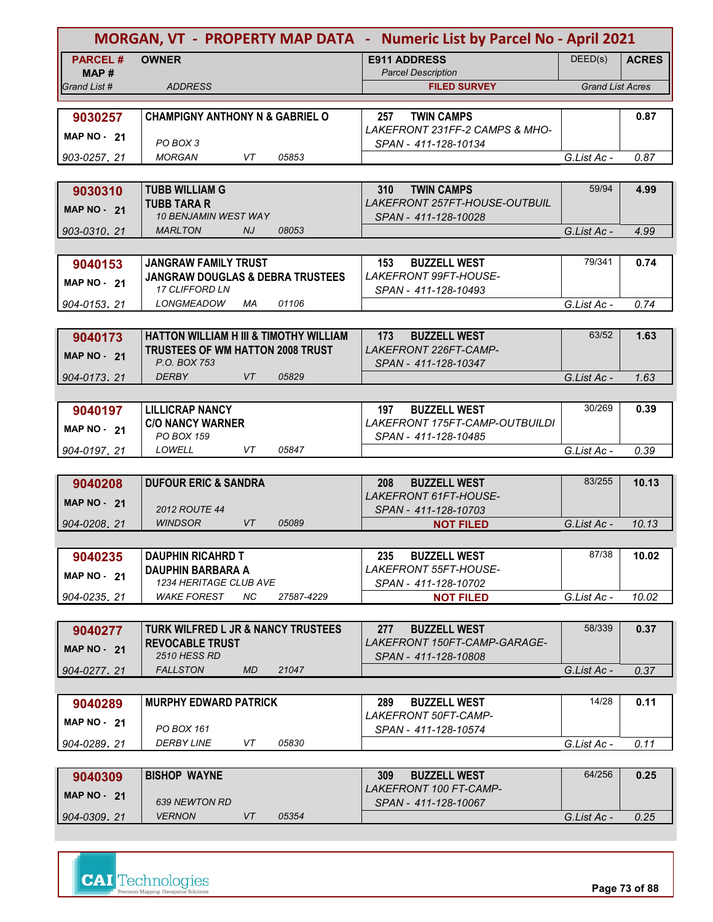# MORGAN, VT - PROPERTY MAP DATA - Numeric List by Parcel No - April 2021

| PARCEL # / MAP # / Grand List # | OWNER / ADDRESS | E911 ADDRESS / Parcel Description / FILED SURVEY | DEED(s) | ACRES / Grand List Acres |
|---|---|---|---|---|
| **9030257** MAP NO - 21 903-0257. 21 | **CHAMPIGNY ANTHONY N & GABRIEL O** PO BOX 3 MORGAN VT 05853 | **257 TWIN CAMPS** LAKEFRONT 231FF-2 CAMPS & MHO- SPAN - 411-128-10134 | | **0.87** G.List Ac - 0.87 |
| **9030310** MAP NO - 21 903-0310. 21 | **TUBB WILLIAM G** **TUBB TARA R** 10 BENJAMIN WEST WAY MARLTON NJ 08053 | **310 TWIN CAMPS** LAKEFRONT 257FT-HOUSE-OUTBUIL SPAN - 411-128-10028 | 59/94 | **4.99** G.List Ac - 4.99 |
| **9040153** MAP NO - 21 904-0153. 21 | **JANGRAW FAMILY TRUST** **JANGRAW DOUGLAS & DEBRA TRUSTEES** 17 CLIFFORD LN LONGMEADOW MA 01106 | **153 BUZZELL WEST** LAKEFRONT 99FT-HOUSE- SPAN - 411-128-10493 | 79/341 | **0.74** G.List Ac - 0.74 |
| **9040173** MAP NO - 21 904-0173. 21 | **HATTON WILLIAM H III & TIMOTHY WILLIAM** **TRUSTEES OF WM HATTON 2008 TRUST** P.O. BOX 753 DERBY VT 05829 | **173 BUZZELL WEST** LAKEFRONT 226FT-CAMP- SPAN - 411-128-10347 | 63/52 | **1.63** G.List Ac - 1.63 |
| **9040197** MAP NO - 21 904-0197. 21 | **LILLICRAP NANCY** **C/O NANCY WARNER** PO BOX 159 LOWELL VT 05847 | **197 BUZZELL WEST** LAKEFRONT 175FT-CAMP-OUTBUILDI SPAN - 411-128-10485 | 30/269 | **0.39** G.List Ac - 0.39 |
| **9040208** MAP NO - 21 904-0208. 21 | **DUFOUR ERIC & SANDRA** 2012 ROUTE 44 WINDSOR VT 05089 | **208 BUZZELL WEST** LAKEFRONT 61FT-HOUSE- SPAN - 411-128-10703 **NOT FILED** | 83/255 | **10.13** G.List Ac - 10.13 |
| **9040235** MAP NO - 21 904-0235. 21 | **DAUPHIN RICAHRD T** **DAUPHIN BARBARA A** 1234 HERITAGE CLUB AVE WAKE FOREST NC 27587-4229 | **235 BUZZELL WEST** LAKEFRONT 55FT-HOUSE- SPAN - 411-128-10702 **NOT FILED** | 87/38 | **10.02** G.List Ac - 10.02 |
| **9040277** MAP NO - 21 904-0277. 21 | **TURK WILFRED L JR & NANCY TRUSTEES** **REVOCABLE TRUST** 2510 HESS RD FALLSTON MD 21047 | **277 BUZZELL WEST** LAKEFRONT 150FT-CAMP-GARAGE- SPAN - 411-128-10808 | 58/339 | **0.37** G.List Ac - 0.37 |
| **9040289** MAP NO - 21 904-0289. 21 | **MURPHY EDWARD PATRICK** PO BOX 161 DERBY LINE VT 05830 | **289 BUZZELL WEST** LAKEFRONT 50FT-CAMP- SPAN - 411-128-10574 | 14/28 | **0.11** G.List Ac - 0.11 |
| **9040309** MAP NO - 21 904-0309. 21 | **BISHOP WAYNE** 639 NEWTON RD VERNON VT 05354 | **309 BUZZELL WEST** LAKEFRONT 100 FT-CAMP- SPAN - 411-128-10067 | 64/256 | **0.25** G.List Ac - 0.25 |

CAI Technologies
Precision Mapping. Geospatial Solutions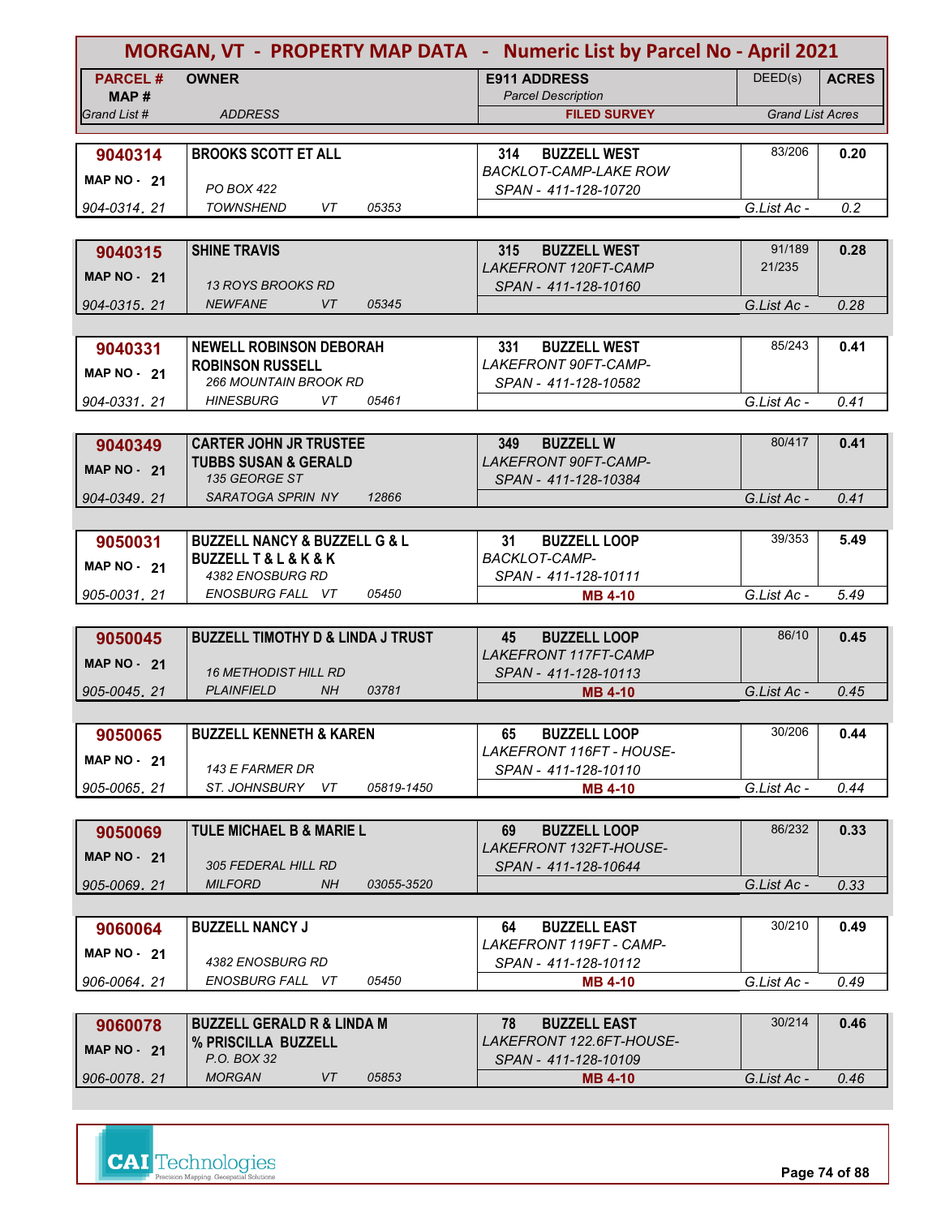# MORGAN, VT - PROPERTY MAP DATA - Numeric List by Parcel No - April 2021

| PARCEL # / MAP # / Grand List # | OWNER / ADDRESS | E911 ADDRESS / Parcel Description / FILED SURVEY | DEED(s) | ACRES / Grand List Acres |
|---|---|---|---|---|
| **9040314** / MAP NO - 21 / 904-0314. 21 | **BROOKS SCOTT ET ALL** / PO BOX 422 / TOWNSHEND VT 05353 | 314 BUZZELL WEST / BACKLOT-CAMP-LAKE ROW / SPAN - 411-128-10720 | 83/206 | 0.20 / G.List Ac - 0.2 |
| **9040315** / MAP NO - 21 / 904-0315. 21 | **SHINE TRAVIS** / 13 ROYS BROOKS RD / NEWFANE VT 05345 | 315 BUZZELL WEST / LAKEFRONT 120FT-CAMP / SPAN - 411-128-10160 | 91/189 21/235 | 0.28 / G.List Ac - 0.28 |
| **9040331** / MAP NO - 21 / 904-0331. 21 | **NEWELL ROBINSON DEBORAH** / **ROBINSON RUSSELL** / 266 MOUNTAIN BROOK RD / HINESBURG VT 05461 | 331 BUZZELL WEST / LAKEFRONT 90FT-CAMP- / SPAN - 411-128-10582 | 85/243 | 0.41 / G.List Ac - 0.41 |
| **9040349** / MAP NO - 21 / 904-0349. 21 | **CARTER JOHN JR TRUSTEE** / **TUBBS SUSAN & GERALD** / 135 GEORGE ST / SARATOGA SPRIN NY 12866 | 349 BUZZELL W / LAKEFRONT 90FT-CAMP- / SPAN - 411-128-10384 | 80/417 | 0.41 / G.List Ac - 0.41 |
| **9050031** / MAP NO - 21 / 905-0031. 21 | **BUZZELL NANCY & BUZZELL G & L** / **BUZZELL T & L & K & K** / 4382 ENOSBURG RD / ENOSBURG FALL VT 05450 | 31 BUZZELL LOOP / BACKLOT-CAMP- / SPAN - 411-128-10111 / MB 4-10 | 39/353 | 5.49 / G.List Ac - 5.49 |
| **9050045** / MAP NO - 21 / 905-0045. 21 | **BUZZELL TIMOTHY D & LINDA J TRUST** / 16 METHODIST HILL RD / PLAINFIELD NH 03781 | 45 BUZZELL LOOP / LAKEFRONT 117FT-CAMP / SPAN - 411-128-10113 / MB 4-10 | 86/10 | 0.45 / G.List Ac - 0.45 |
| **9050065** / MAP NO - 21 / 905-0065. 21 | **BUZZELL KENNETH & KAREN** / 143 E FARMER DR / ST. JOHNSBURY VT 05819-1450 | 65 BUZZELL LOOP / LAKEFRONT 116FT - HOUSE- / SPAN - 411-128-10110 / MB 4-10 | 30/206 | 0.44 / G.List Ac - 0.44 |
| **9050069** / MAP NO - 21 / 905-0069. 21 | **TULE MICHAEL B & MARIE L** / 305 FEDERAL HILL RD / MILFORD NH 03055-3520 | 69 BUZZELL LOOP / LAKEFRONT 132FT-HOUSE- / SPAN - 411-128-10644 | 86/232 | 0.33 / G.List Ac - 0.33 |
| **9060064** / MAP NO - 21 / 906-0064. 21 | **BUZZELL NANCY J** / 4382 ENOSBURG RD / ENOSBURG FALL VT 05450 | 64 BUZZELL EAST / LAKEFRONT 119FT - CAMP- / SPAN - 411-128-10112 / MB 4-10 | 30/210 | 0.49 / G.List Ac - 0.49 |
| **9060078** / MAP NO - 21 / 906-0078. 21 | **BUZZELL GERALD R & LINDA M** / **% PRISCILLA BUZZELL** / P.O. BOX 32 / MORGAN VT 05853 | 78 BUZZELL EAST / LAKEFRONT 122.6FT-HOUSE- / SPAN - 411-128-10109 / MB 4-10 | 30/214 | 0.46 / G.List Ac - 0.46 |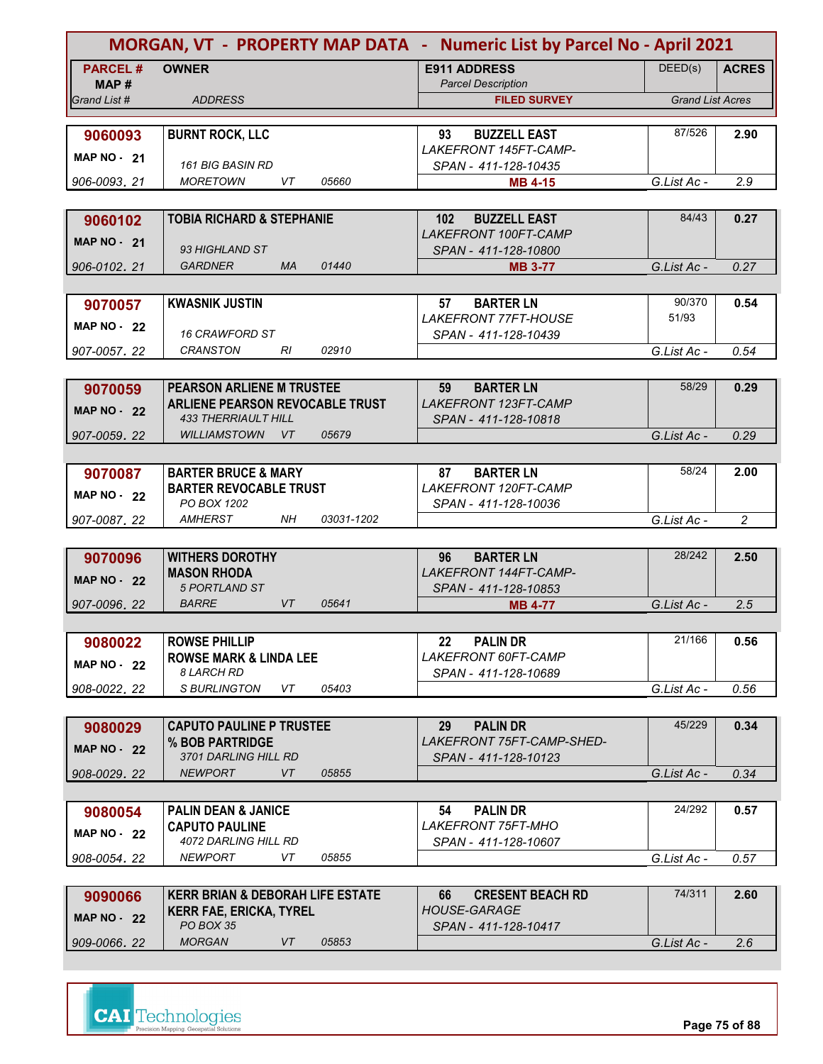# MORGAN, VT - PROPERTY MAP DATA - Numeric List by Parcel No - April 2021

| PARCEL # / MAP # / Grand List # | OWNER / ADDRESS | E911 ADDRESS / Parcel Description / FILED SURVEY | DEED(s) | ACRES / Grand List Acres |
|---|---|---|---|---|
| **9060093** MAP NO - 21 906-0093. 21 | **BURNT ROCK, LLC** 161 BIG BASIN RD MORETOWN VT 05660 | **93 BUZZELL EAST** LAKEFRONT 145FT-CAMP- SPAN - 411-128-10435 **MB 4-15** | 87/526 | **2.90** G.List Ac - 2.9 |
| **9060102** MAP NO - 21 906-0102. 21 | **TOBIA RICHARD & STEPHANIE** 93 HIGHLAND ST GARDNER MA 01440 | **102 BUZZELL EAST** LAKEFRONT 100FT-CAMP SPAN - 411-128-10800 **MB 3-77** | 84/43 | **0.27** G.List Ac - 0.27 |
| **9070057** MAP NO - 22 907-0057. 22 | **KWASNIK JUSTIN** 16 CRAWFORD ST CRANSTON RI 02910 | **57 BARTER LN** LAKEFRONT 77FT-HOUSE SPAN - 411-128-10439 | 90/370 51/93 | **0.54** G.List Ac - 0.54 |
| **9070059** MAP NO - 22 907-0059. 22 | **PEARSON ARLIENE M TRUSTEE ARLIENE PEARSON REVOCABLE TRUST** 433 THERRIAULT HILL WILLIAMSTOWN VT 05679 | **59 BARTER LN** LAKEFRONT 123FT-CAMP SPAN - 411-128-10818 | 58/29 | **0.29** G.List Ac - 0.29 |
| **9070087** MAP NO - 22 907-0087. 22 | **BARTER BRUCE & MARY BARTER REVOCABLE TRUST** PO BOX 1202 AMHERST NH 03031-1202 | **87 BARTER LN** LAKEFRONT 120FT-CAMP SPAN - 411-128-10036 | 58/24 | **2.00** G.List Ac - 2 |
| **9070096** MAP NO - 22 907-0096. 22 | **WITHERS DOROTHY MASON RHODA** 5 PORTLAND ST BARRE VT 05641 | **96 BARTER LN** LAKEFRONT 144FT-CAMP- SPAN - 411-128-10853 **MB 4-77** | 28/242 | **2.50** G.List Ac - 2.5 |
| **9080022** MAP NO - 22 908-0022. 22 | **ROWSE PHILLIP ROWSE MARK & LINDA LEE** 8 LARCH RD S BURLINGTON VT 05403 | **22 PALIN DR** LAKEFRONT 60FT-CAMP SPAN - 411-128-10689 | 21/166 | **0.56** G.List Ac - 0.56 |
| **9080029** MAP NO - 22 908-0029. 22 | **CAPUTO PAULINE P TRUSTEE % BOB PARTRIDGE** 3701 DARLING HILL RD NEWPORT VT 05855 | **29 PALIN DR** LAKEFRONT 75FT-CAMP-SHED- SPAN - 411-128-10123 | 45/229 | **0.34** G.List Ac - 0.34 |
| **9080054** MAP NO - 22 908-0054. 22 | **PALIN DEAN & JANICE CAPUTO PAULINE** 4072 DARLING HILL RD NEWPORT VT 05855 | **54 PALIN DR** LAKEFRONT 75FT-MHO SPAN - 411-128-10607 | 24/292 | **0.57** G.List Ac - 0.57 |
| **9090066** MAP NO - 22 909-0066. 22 | **KERR BRIAN & DEBORAH LIFE ESTATE KERR FAE, ERICKA, TYREL** PO BOX 35 MORGAN VT 05853 | **66 CRESENT BEACH RD** HOUSE-GARAGE SPAN - 411-128-10417 | 74/311 | **2.60** G.List Ac - 2.6 |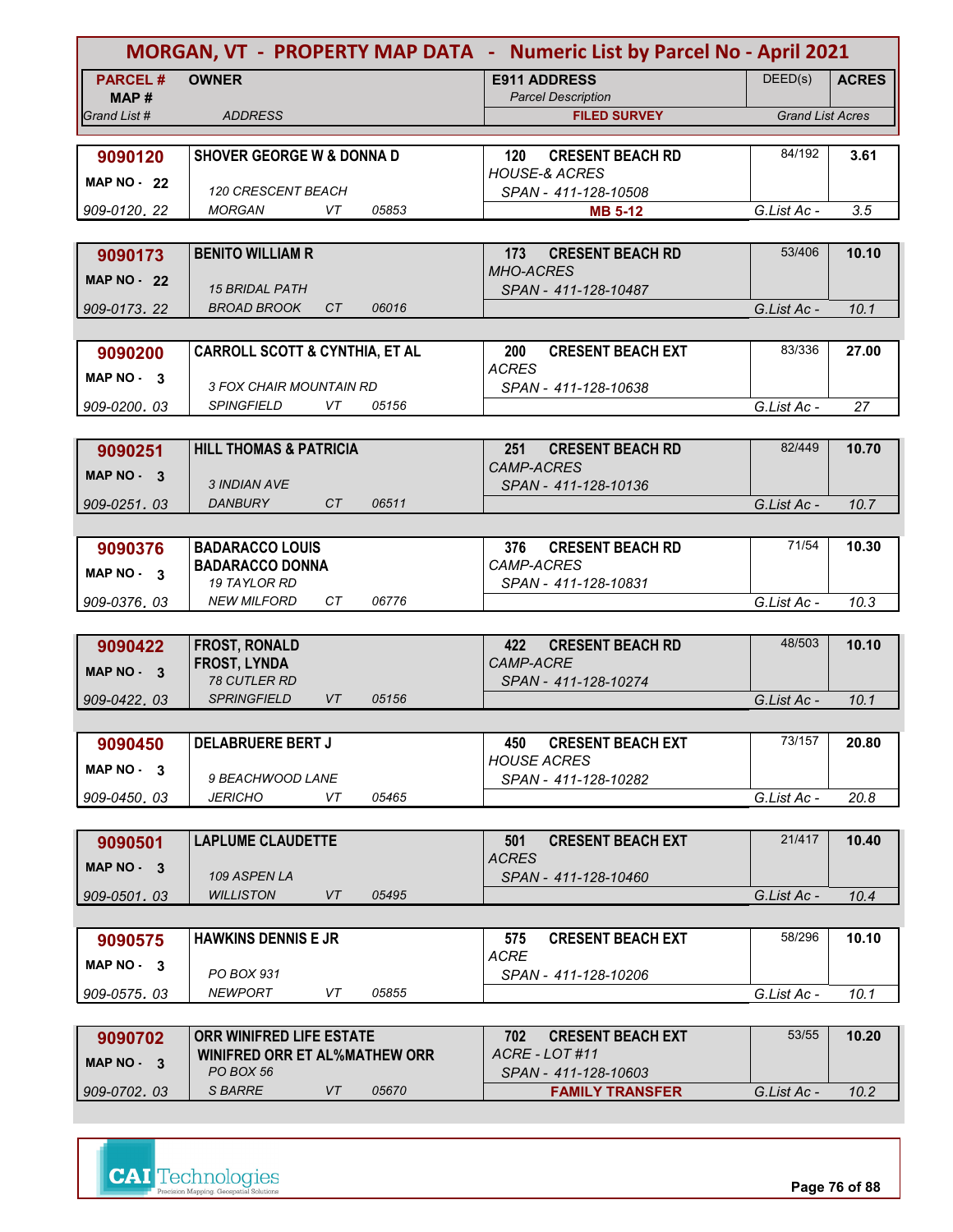# MORGAN, VT - PROPERTY MAP DATA - Numeric List by Parcel No - April 2021

| PARCEL # / MAP # / Grand List # | OWNER / ADDRESS | E911 ADDRESS / Parcel Description / FILED SURVEY | DEED(s) | ACRES / Grand List Acres |
|---|---|---|---|---|
| **9090120** MAP NO - 22 909-0120. 22 | **SHOVER GEORGE W & DONNA D** 120 CRESCENT BEACH MORGAN VT 05853 | **120 CRESENT BEACH RD** HOUSE-& ACRES SPAN - 411-128-10508 **MB 5-12** | 84/192 | **3.61** G.List Ac - 3.5 |
| **9090173** MAP NO - 22 909-0173. 22 | **BENITO WILLIAM R** 15 BRIDAL PATH BROAD BROOK CT 06016 | **173 CRESENT BEACH RD** MHO-ACRES SPAN - 411-128-10487 | 53/406 | **10.10** G.List Ac - 10.1 |
| **9090200** MAP NO - 3 909-0200. 03 | **CARROLL SCOTT & CYNTHIA, ET AL** 3 FOX CHAIR MOUNTAIN RD SPINGFIELD VT 05156 | **200 CRESENT BEACH EXT** ACRES SPAN - 411-128-10638 | 83/336 | **27.00** G.List Ac - 27 |
| **9090251** MAP NO - 3 909-0251. 03 | **HILL THOMAS & PATRICIA** 3 INDIAN AVE DANBURY CT 06511 | **251 CRESENT BEACH RD** CAMP-ACRES SPAN - 411-128-10136 | 82/449 | **10.70** G.List Ac - 10.7 |
| **9090376** MAP NO - 3 909-0376. 03 | **BADARACCO LOUIS** **BADARACCO DONNA** 19 TAYLOR RD NEW MILFORD CT 06776 | **376 CRESENT BEACH RD** CAMP-ACRES SPAN - 411-128-10831 | 71/54 | **10.30** G.List Ac - 10.3 |
| **9090422** MAP NO - 3 909-0422. 03 | **FROST, RONALD** **FROST, LYNDA** 78 CUTLER RD SPRINGFIELD VT 05156 | **422 CRESENT BEACH RD** CAMP-ACRE SPAN - 411-128-10274 | 48/503 | **10.10** G.List Ac - 10.1 |
| **9090450** MAP NO - 3 909-0450. 03 | **DELABRUERE BERT J** 9 BEACHWOOD LANE JERICHO VT 05465 | **450 CRESENT BEACH EXT** HOUSE ACRES SPAN - 411-128-10282 | 73/157 | **20.80** G.List Ac - 20.8 |
| **9090501** MAP NO - 3 909-0501. 03 | **LAPLUME CLAUDETTE** 109 ASPEN LA WILLISTON VT 05495 | **501 CRESENT BEACH EXT** ACRES SPAN - 411-128-10460 | 21/417 | **10.40** G.List Ac - 10.4 |
| **9090575** MAP NO - 3 909-0575. 03 | **HAWKINS DENNIS E JR** PO BOX 931 NEWPORT VT 05855 | **575 CRESENT BEACH EXT** ACRE SPAN - 411-128-10206 | 58/296 | **10.10** G.List Ac - 10.1 |
| **9090702** MAP NO - 3 909-0702. 03 | **ORR WINIFRED LIFE ESTATE** **WINIFRED ORR ET AL%MATHEW ORR** PO BOX 56 S BARRE VT 05670 | **702 CRESENT BEACH EXT** ACRE - LOT #11 SPAN - 411-128-10603 **FAMILY TRANSFER** | 53/55 | **10.20** G.List Ac - 10.2 |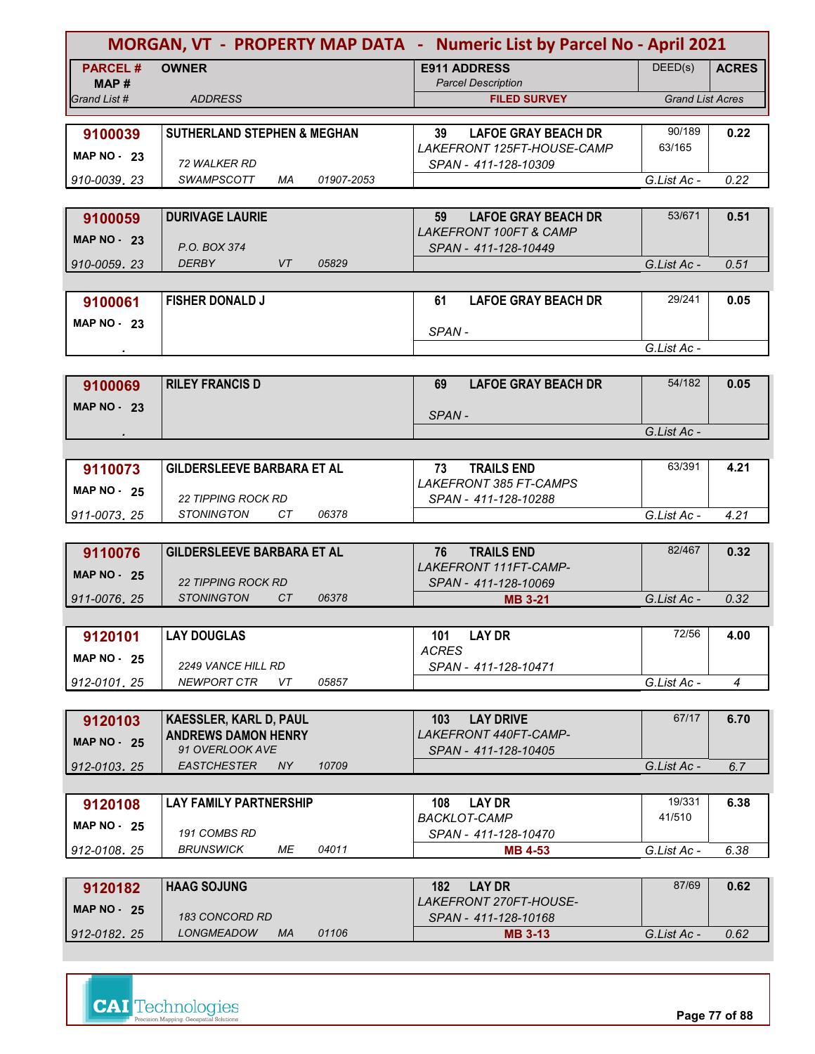# MORGAN, VT - PROPERTY MAP DATA - Numeric List by Parcel No - April 2021

| PARCEL # / MAP # / Grand List # | OWNER / ADDRESS | E911 ADDRESS / Parcel Description / FILED SURVEY | DEED(s) | ACRES / Grand List Acres |
|---|---|---|---|---|
| 9100039 / MAP NO - 23 / 910-0039. 23 | SUTHERLAND STEPHEN & MEGHAN / 72 WALKER RD / SWAMPSCOTT MA 01907-2053 | 39 LAFOE GRAY BEACH DR / LAKEFRONT 125FT-HOUSE-CAMP / SPAN - 411-128-10309 | 90/189 63/165 | 0.22 / G.List Ac - 0.22 |
| 9100059 / MAP NO - 23 / 910-0059. 23 | DURIVAGE LAURIE / P.O. BOX 374 / DERBY VT 05829 | 59 LAFOE GRAY BEACH DR / LAKEFRONT 100FT & CAMP / SPAN - 411-128-10449 | 53/671 | 0.51 / G.List Ac - 0.51 |
| 9100061 / MAP NO - 23 / . | FISHER DONALD J | 61 LAFOE GRAY BEACH DR / SPAN - | 29/241 | 0.05 / G.List Ac - |
| 9100069 / MAP NO - 23 / . | RILEY FRANCIS D | 69 LAFOE GRAY BEACH DR / SPAN - | 54/182 | 0.05 / G.List Ac - |
| 9110073 / MAP NO - 25 / 911-0073. 25 | GILDERSLEEVE BARBARA ET AL / 22 TIPPING ROCK RD / STONINGTON CT 06378 | 73 TRAILS END / LAKEFRONT 385 FT-CAMPS / SPAN - 411-128-10288 | 63/391 | 4.21 / G.List Ac - 4.21 |
| 9110076 / MAP NO - 25 / 911-0076. 25 | GILDERSLEEVE BARBARA ET AL / 22 TIPPING ROCK RD / STONINGTON CT 06378 | 76 TRAILS END / LAKEFRONT 111FT-CAMP- / SPAN - 411-128-10069 / MB 3-21 | 82/467 | 0.32 / G.List Ac - 0.32 |
| 9120101 / MAP NO - 25 / 912-0101. 25 | LAY DOUGLAS / 2249 VANCE HILL RD / NEWPORT CTR VT 05857 | 101 LAY DR / ACRES / SPAN - 411-128-10471 | 72/56 | 4.00 / G.List Ac - 4 |
| 9120103 / MAP NO - 25 / 912-0103. 25 | KAESSLER, KARL D, PAUL / ANDREWS DAMON HENRY / 91 OVERLOOK AVE / EASTCHESTER NY 10709 | 103 LAY DRIVE / LAKEFRONT 440FT-CAMP- / SPAN - 411-128-10405 | 67/17 | 6.70 / G.List Ac - 6.7 |
| 9120108 / MAP NO - 25 / 912-0108. 25 | LAY FAMILY PARTNERSHIP / 191 COMBS RD / BRUNSWICK ME 04011 | 108 LAY DR / BACKLOT-CAMP / SPAN - 411-128-10470 / MB 4-53 | 19/331 41/510 | 6.38 / G.List Ac - 6.38 |
| 9120182 / MAP NO - 25 / 912-0182. 25 | HAAG SOJUNG / 183 CONCORD RD / LONGMEADOW MA 01106 | 182 LAY DR / LAKEFRONT 270FT-HOUSE- / SPAN - 411-128-10168 / MB 3-13 | 87/69 | 0.62 / G.List Ac - 0.62 |

CAI Technologies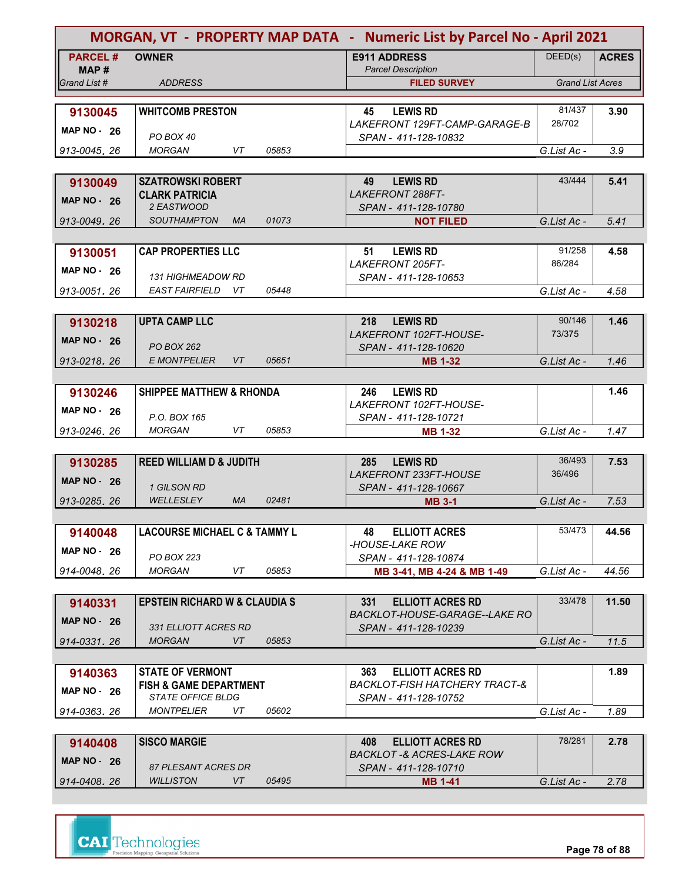# MORGAN, VT - PROPERTY MAP DATA - Numeric List by Parcel No - April 2021

| PARCEL # / MAP # / Grand List # | OWNER / ADDRESS | E911 ADDRESS / Parcel Description / FILED SURVEY | DEED(s) | ACRES / Grand List Acres |
|---|---|---|---|---|
| **9130045** MAP NO - 26 913-0045. 26 | **WHITCOMB PRESTON** PO BOX 40 MORGAN VT 05853 | **45 LEWIS RD** LAKEFRONT 129FT-CAMP-GARAGE-B SPAN - 411-128-10832 | 81/437 28/702 | **3.90** G.List Ac - 3.9 |
| **9130049** MAP NO - 26 913-0049. 26 | **SZATROWSKI ROBERT CLARK PATRICIA** 2 EASTWOOD SOUTHAMPTON MA 01073 | **49 LEWIS RD** LAKEFRONT 288FT- SPAN - 411-128-10780 **NOT FILED** | 43/444 | **5.41** G.List Ac - 5.41 |
| **9130051** MAP NO - 26 913-0051. 26 | **CAP PROPERTIES LLC** 131 HIGHMEADOW RD EAST FAIRFIELD VT 05448 | **51 LEWIS RD** LAKEFRONT 205FT- SPAN - 411-128-10653 | 91/258 86/284 | **4.58** G.List Ac - 4.58 |
| **9130218** MAP NO - 26 913-0218. 26 | **UPTA CAMP LLC** PO BOX 262 E MONTPELIER VT 05651 | **218 LEWIS RD** LAKEFRONT 102FT-HOUSE- SPAN - 411-128-10620 **MB 1-32** | 90/146 73/375 | **1.46** G.List Ac - 1.46 |
| **9130246** MAP NO - 26 913-0246. 26 | **SHIPPEE MATTHEW & RHONDA** P.O. BOX 165 MORGAN VT 05853 | **246 LEWIS RD** LAKEFRONT 102FT-HOUSE- SPAN - 411-128-10721 **MB 1-32** | | **1.46** G.List Ac - 1.47 |
| **9130285** MAP NO - 26 913-0285. 26 | **REED WILLIAM D & JUDITH** 1 GILSON RD WELLESLEY MA 02481 | **285 LEWIS RD** LAKEFRONT 233FT-HOUSE SPAN - 411-128-10667 **MB 3-1** | 36/493 36/496 | **7.53** G.List Ac - 7.53 |
| **9140048** MAP NO - 26 914-0048. 26 | **LACOURSE MICHAEL C & TAMMY L** PO BOX 223 MORGAN VT 05853 | **48 ELLIOTT ACRES** -HOUSE-LAKE ROW SPAN - 411-128-10874 **MB 3-41, MB 4-24 & MB 1-49** | 53/473 | **44.56** G.List Ac - 44.56 |
| **9140331** MAP NO - 26 914-0331. 26 | **EPSTEIN RICHARD W & CLAUDIA S** 331 ELLIOTT ACRES RD MORGAN VT 05853 | **331 ELLIOTT ACRES RD** BACKLOT-HOUSE-GARAGE--LAKE RO SPAN - 411-128-10239 | 33/478 | **11.50** G.List Ac - 11.5 |
| **9140363** MAP NO - 26 914-0363. 26 | **STATE OF VERMONT FISH & GAME DEPARTMENT** STATE OFFICE BLDG MONTPELIER VT 05602 | **363 ELLIOTT ACRES RD** BACKLOT-FISH HATCHERY TRACT-& SPAN - 411-128-10752 | | **1.89** G.List Ac - 1.89 |
| **9140408** MAP NO - 26 914-0408. 26 | **SISCO MARGIE** 87 PLESANT ACRES DR WILLISTON VT 05495 | **408 ELLIOTT ACRES RD** BACKLOT -& ACRES-LAKE ROW SPAN - 411-128-10710 **MB 1-41** | 78/281 | **2.78** G.List Ac - 2.78 |

CAI Technologies — Precision Mapping. Geospatial Solutions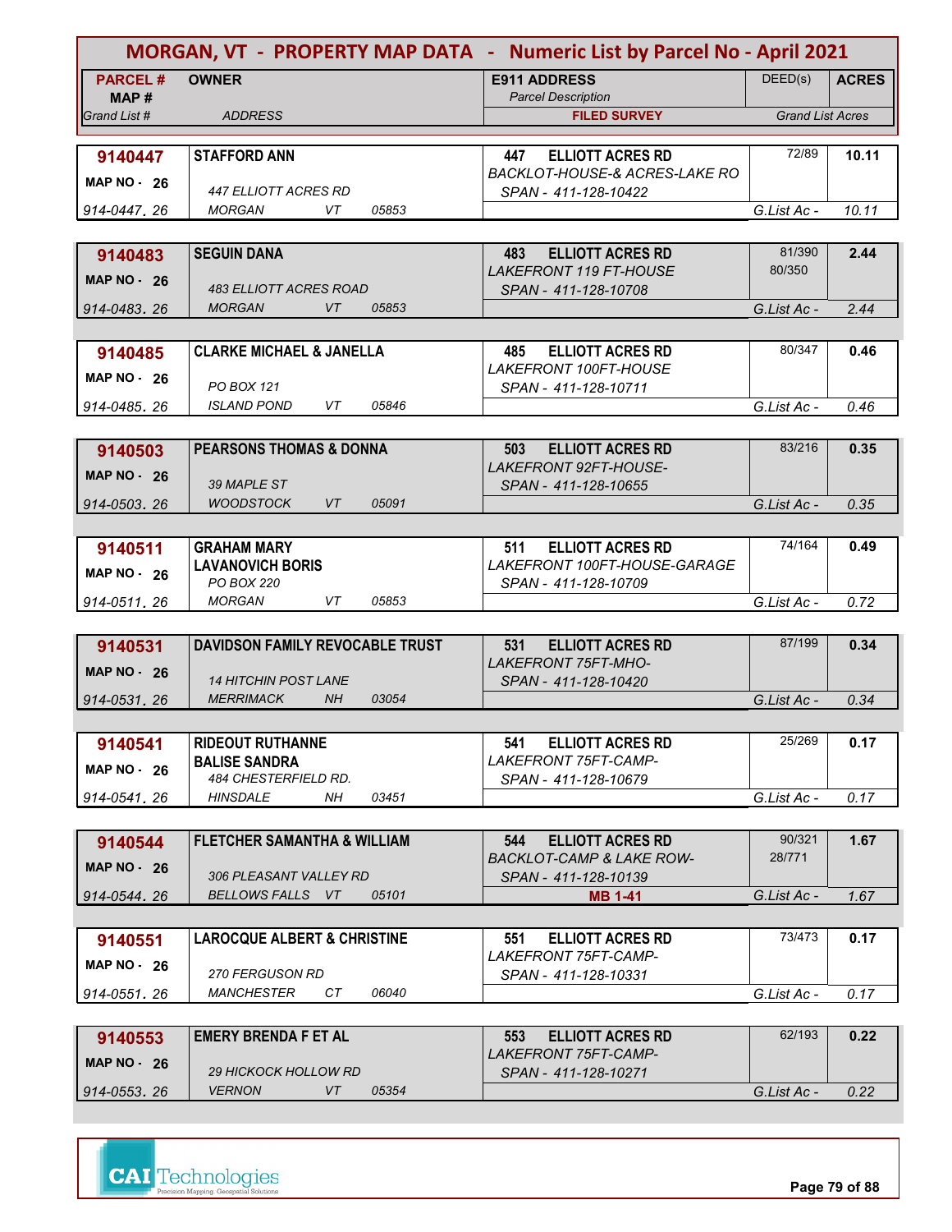# MORGAN, VT - PROPERTY MAP DATA - Numeric List by Parcel No - April 2021

| PARCEL # / MAP # / Grand List # | OWNER / ADDRESS | E911 ADDRESS / Parcel Description / FILED SURVEY | DEED(s) | ACRES / Grand List Acres |
|---|---|---|---|---|
| **9140447** MAP NO - 26 914-0447. 26 | **STAFFORD ANN** 447 ELLIOTT ACRES RD MORGAN VT 05853 | **447 ELLIOTT ACRES RD** BACKLOT-HOUSE-& ACRES-LAKE RO SPAN - 411-128-10422 | 72/89 | **10.11** G.List Ac - 10.11 |
| **9140483** MAP NO - 26 914-0483. 26 | **SEGUIN DANA** 483 ELLIOTT ACRES ROAD MORGAN VT 05853 | **483 ELLIOTT ACRES RD** LAKEFRONT 119 FT-HOUSE SPAN - 411-128-10708 | 81/390 80/350 | **2.44** G.List Ac - 2.44 |
| **9140485** MAP NO - 26 914-0485. 26 | **CLARKE MICHAEL & JANELLA** PO BOX 121 ISLAND POND VT 05846 | **485 ELLIOTT ACRES RD** LAKEFRONT 100FT-HOUSE SPAN - 411-128-10711 | 80/347 | **0.46** G.List Ac - 0.46 |
| **9140503** MAP NO - 26 914-0503. 26 | **PEARSONS THOMAS & DONNA** 39 MAPLE ST WOODSTOCK VT 05091 | **503 ELLIOTT ACRES RD** LAKEFRONT 92FT-HOUSE- SPAN - 411-128-10655 | 83/216 | **0.35** G.List Ac - 0.35 |
| **9140511** MAP NO - 26 914-0511. 26 | **GRAHAM MARY** **LAVANOVICH BORIS** PO BOX 220 MORGAN VT 05853 | **511 ELLIOTT ACRES RD** LAKEFRONT 100FT-HOUSE-GARAGE SPAN - 411-128-10709 | 74/164 | **0.49** G.List Ac - 0.72 |
| **9140531** MAP NO - 26 914-0531. 26 | **DAVIDSON FAMILY REVOCABLE TRUST** 14 HITCHIN POST LANE MERRIMACK NH 03054 | **531 ELLIOTT ACRES RD** LAKEFRONT 75FT-MHO- SPAN - 411-128-10420 | 87/199 | **0.34** G.List Ac - 0.34 |
| **9140541** MAP NO - 26 914-0541. 26 | **RIDEOUT RUTHANNE** **BALISE SANDRA** 484 CHESTERFIELD RD. HINSDALE NH 03451 | **541 ELLIOTT ACRES RD** LAKEFRONT 75FT-CAMP- SPAN - 411-128-10679 | 25/269 | **0.17** G.List Ac - 0.17 |
| **9140544** MAP NO - 26 914-0544. 26 | **FLETCHER SAMANTHA & WILLIAM** 306 PLEASANT VALLEY RD BELLOWS FALLS VT 05101 | **544 ELLIOTT ACRES RD** BACKLOT-CAMP & LAKE ROW- SPAN - 411-128-10139 **MB 1-41** | 90/321 28/771 | **1.67** G.List Ac - 1.67 |
| **9140551** MAP NO - 26 914-0551. 26 | **LAROCQUE ALBERT & CHRISTINE** 270 FERGUSON RD MANCHESTER CT 06040 | **551 ELLIOTT ACRES RD** LAKEFRONT 75FT-CAMP- SPAN - 411-128-10331 | 73/473 | **0.17** G.List Ac - 0.17 |
| **9140553** MAP NO - 26 914-0553. 26 | **EMERY BRENDA F ET AL** 29 HICKOCK HOLLOW RD VERNON VT 05354 | **553 ELLIOTT ACRES RD** LAKEFRONT 75FT-CAMP- SPAN - 411-128-10271 | 62/193 | **0.22** G.List Ac - 0.22 |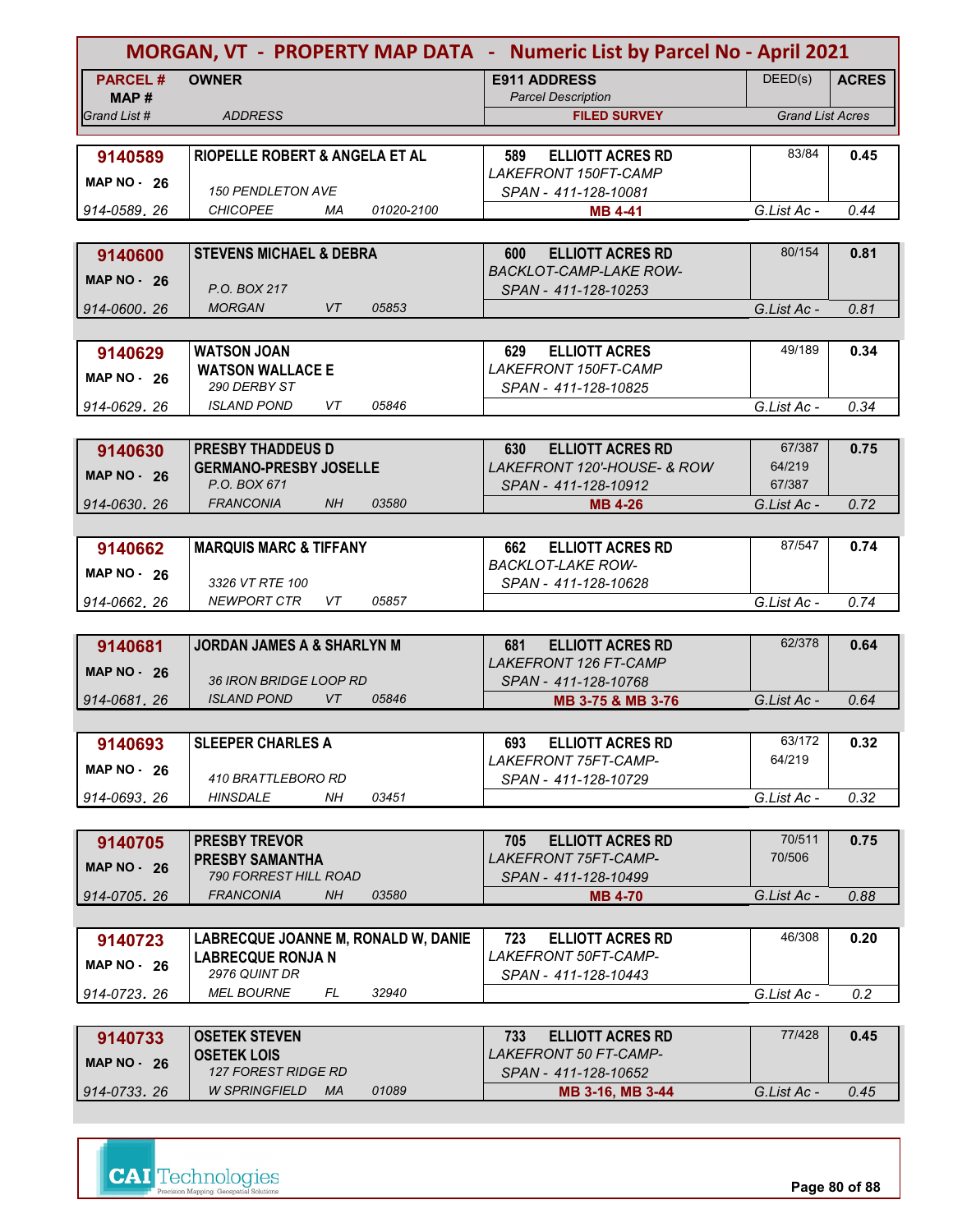# MORGAN, VT - PROPERTY MAP DATA - Numeric List by Parcel No - April 2021

| PARCEL # / MAP # / Grand List # | OWNER / ADDRESS | E911 ADDRESS / Parcel Description / FILED SURVEY | DEED(s) | ACRES / Grand List Acres |
|---|---|---|---|---|
| **9140589** MAP NO - 26 914-0589. 26 | **RIOPELLE ROBERT & ANGELA ET AL** 150 PENDLETON AVE CHICOPEE MA 01020-2100 | 589 ELLIOTT ACRES RD LAKEFRONT 150FT-CAMP SPAN - 411-128-10081 MB 4-41 | 83/84 | 0.45 G.List Ac - 0.44 |
| **9140600** MAP NO - 26 914-0600. 26 | **STEVENS MICHAEL & DEBRA** P.O. BOX 217 MORGAN VT 05853 | 600 ELLIOTT ACRES RD BACKLOT-CAMP-LAKE ROW- SPAN - 411-128-10253 | 80/154 | 0.81 G.List Ac - 0.81 |
| **9140629** MAP NO - 26 914-0629. 26 | **WATSON JOAN** **WATSON WALLACE E** 290 DERBY ST ISLAND POND VT 05846 | 629 ELLIOTT ACRES LAKEFRONT 150FT-CAMP SPAN - 411-128-10825 | 49/189 | 0.34 G.List Ac - 0.34 |
| **9140630** MAP NO - 26 914-0630. 26 | **PRESBY THADDEUS D** **GERMANO-PRESBY JOSELLE** P.O. BOX 671 FRANCONIA NH 03580 | 630 ELLIOTT ACRES RD LAKEFRONT 120'-HOUSE- & ROW SPAN - 411-128-10912 MB 4-26 | 67/387 64/219 67/387 | 0.75 G.List Ac - 0.72 |
| **9140662** MAP NO - 26 914-0662. 26 | **MARQUIS MARC & TIFFANY** 3326 VT RTE 100 NEWPORT CTR VT 05857 | 662 ELLIOTT ACRES RD BACKLOT-LAKE ROW- SPAN - 411-128-10628 | 87/547 | 0.74 G.List Ac - 0.74 |
| **9140681** MAP NO - 26 914-0681. 26 | **JORDAN JAMES A & SHARLYN M** 36 IRON BRIDGE LOOP RD ISLAND POND VT 05846 | 681 ELLIOTT ACRES RD LAKEFRONT 126 FT-CAMP SPAN - 411-128-10768 MB 3-75 & MB 3-76 | 62/378 | 0.64 G.List Ac - 0.64 |
| **9140693** MAP NO - 26 914-0693. 26 | **SLEEPER CHARLES A** 410 BRATTLEBORO RD HINSDALE NH 03451 | 693 ELLIOTT ACRES RD LAKEFRONT 75FT-CAMP- SPAN - 411-128-10729 | 63/172 64/219 | 0.32 G.List Ac - 0.32 |
| **9140705** MAP NO - 26 914-0705. 26 | **PRESBY TREVOR** **PRESBY SAMANTHA** 790 FORREST HILL ROAD FRANCONIA NH 03580 | 705 ELLIOTT ACRES RD LAKEFRONT 75FT-CAMP- SPAN - 411-128-10499 MB 4-70 | 70/511 70/506 | 0.75 G.List Ac - 0.88 |
| **9140723** MAP NO - 26 914-0723. 26 | **LABRECQUE JOANNE M, RONALD W, DANIE** **LABRECQUE RONJA N** 2976 QUINT DR MEL BOURNE FL 32940 | 723 ELLIOTT ACRES RD LAKEFRONT 50FT-CAMP- SPAN - 411-128-10443 | 46/308 | 0.20 G.List Ac - 0.2 |
| **9140733** MAP NO - 26 914-0733. 26 | **OSETEK STEVEN** **OSETEK LOIS** 127 FOREST RIDGE RD W SPRINGFIELD MA 01089 | 733 ELLIOTT ACRES RD LAKEFRONT 50 FT-CAMP- SPAN - 411-128-10652 MB 3-16, MB 3-44 | 77/428 | 0.45 G.List Ac - 0.45 |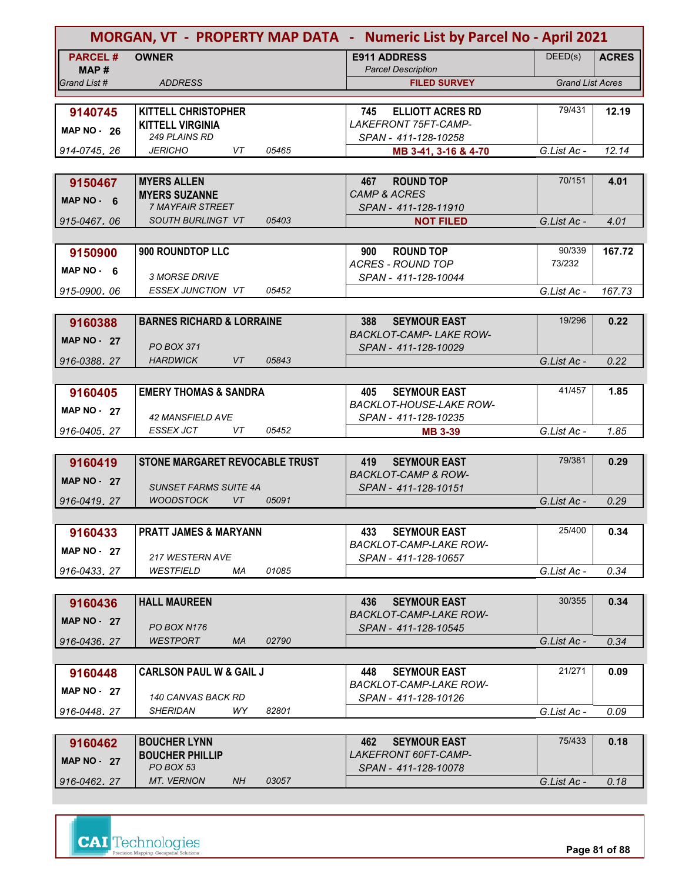# MORGAN, VT - PROPERTY MAP DATA - Numeric List by Parcel No - April 2021

| PARCEL # / MAP # / Grand List # | OWNER / ADDRESS | E911 ADDRESS / Parcel Description / FILED SURVEY | DEED(s) | ACRES / Grand List Acres |
|---|---|---|---|---|
| **9140745** / MAP NO - 26 / 914-0745. 26 | **KITTELL CHRISTOPHER** / **KITTELL VIRGINIA** / 249 PLAINS RD / JERICHO VT 05465 | **745 ELLIOTT ACRES RD** / LAKEFRONT 75FT-CAMP- / SPAN - 411-128-10258 / **MB 3-41, 3-16 & 4-70** | 79/431 | **12.19** / G.List Ac - 12.14 |
| **9150467** / MAP NO - 6 / 915-0467. 06 | **MYERS ALLEN** / **MYERS SUZANNE** / 7 MAYFAIR STREET / SOUTH BURLINGT VT 05403 | **467 ROUND TOP** / CAMP & ACRES / SPAN - 411-128-11910 / **NOT FILED** | 70/151 | **4.01** / G.List Ac - 4.01 |
| **9150900** / MAP NO - 6 / 915-0900. 06 | **900 ROUNDTOP LLC** / 3 MORSE DRIVE / ESSEX JUNCTION VT 05452 | **900 ROUND TOP** / ACRES - ROUND TOP / SPAN - 411-128-10044 | 90/339 73/232 | **167.72** / G.List Ac - 167.73 |
| **9160388** / MAP NO - 27 / 916-0388. 27 | **BARNES RICHARD & LORRAINE** / PO BOX 371 / HARDWICK VT 05843 | **388 SEYMOUR EAST** / BACKLOT-CAMP- LAKE ROW- / SPAN - 411-128-10029 | 19/296 | **0.22** / G.List Ac - 0.22 |
| **9160405** / MAP NO - 27 / 916-0405. 27 | **EMERY THOMAS & SANDRA** / 42 MANSFIELD AVE / ESSEX JCT VT 05452 | **405 SEYMOUR EAST** / BACKLOT-HOUSE-LAKE ROW- / SPAN - 411-128-10235 / **MB 3-39** | 41/457 | **1.85** / G.List Ac - 1.85 |
| **9160419** / MAP NO - 27 / 916-0419. 27 | **STONE MARGARET REVOCABLE TRUST** / SUNSET FARMS SUITE 4A / WOODSTOCK VT 05091 | **419 SEYMOUR EAST** / BACKLOT-CAMP & ROW- / SPAN - 411-128-10151 | 79/381 | **0.29** / G.List Ac - 0.29 |
| **9160433** / MAP NO - 27 / 916-0433. 27 | **PRATT JAMES & MARYANN** / 217 WESTERN AVE / WESTFIELD MA 01085 | **433 SEYMOUR EAST** / BACKLOT-CAMP-LAKE ROW- / SPAN - 411-128-10657 | 25/400 | **0.34** / G.List Ac - 0.34 |
| **9160436** / MAP NO - 27 / 916-0436. 27 | **HALL MAUREEN** / PO BOX N176 / WESTPORT MA 02790 | **436 SEYMOUR EAST** / BACKLOT-CAMP-LAKE ROW- / SPAN - 411-128-10545 | 30/355 | **0.34** / G.List Ac - 0.34 |
| **9160448** / MAP NO - 27 / 916-0448. 27 | **CARLSON PAUL W & GAIL J** / 140 CANVAS BACK RD / SHERIDAN WY 82801 | **448 SEYMOUR EAST** / BACKLOT-CAMP-LAKE ROW- / SPAN - 411-128-10126 | 21/271 | **0.09** / G.List Ac - 0.09 |
| **9160462** / MAP NO - 27 / 916-0462. 27 | **BOUCHER LYNN** / **BOUCHER PHILLIP** / PO BOX 53 / MT. VERNON NH 03057 | **462 SEYMOUR EAST** / LAKEFRONT 60FT-CAMP- / SPAN - 411-128-10078 | 75/433 | **0.18** / G.List Ac - 0.18 |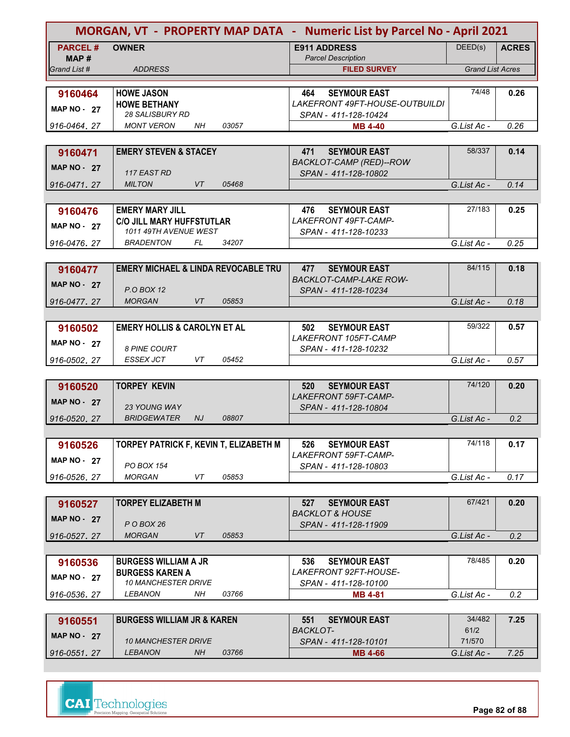# MORGAN, VT - PROPERTY MAP DATA - Numeric List by Parcel No - April 2021

| PARCEL # / MAP # / Grand List # | OWNER / ADDRESS | E911 ADDRESS / Parcel Description / FILED SURVEY | DEED(s) | ACRES / Grand List Acres |
|---|---|---|---|---|
| **9160464** MAP NO - 27 916-0464. 27 | **HOWE JASON** **HOWE BETHANY** 28 SALISBURY RD MONT VERON NH 03057 | 464 SEYMOUR EAST LAKEFRONT 49FT-HOUSE-OUTBUILDI SPAN - 411-128-10424 **MB 4-40** | 74/48 | **0.26** G.List Ac - 0.26 |
| **9160471** MAP NO - 27 916-0471. 27 | **EMERY STEVEN & STACEY** 117 EAST RD MILTON VT 05468 | 471 SEYMOUR EAST BACKLOT-CAMP (RED)--ROW SPAN - 411-128-10802 | 58/337 | **0.14** G.List Ac - 0.14 |
| **9160476** MAP NO - 27 916-0476. 27 | **EMERY MARY JILL** **C/O JILL MARY HUFFSTUTLAR** 1011 49TH AVENUE WEST BRADENTON FL 34207 | 476 SEYMOUR EAST LAKEFRONT 49FT-CAMP- SPAN - 411-128-10233 | 27/183 | **0.25** G.List Ac - 0.25 |
| **9160477** MAP NO - 27 916-0477. 27 | **EMERY MICHAEL & LINDA REVOCABLE TRU** P.O BOX 12 MORGAN VT 05853 | 477 SEYMOUR EAST BACKLOT-CAMP-LAKE ROW- SPAN - 411-128-10234 | 84/115 | **0.18** G.List Ac - 0.18 |
| **9160502** MAP NO - 27 916-0502. 27 | **EMERY HOLLIS & CAROLYN ET AL** 8 PINE COURT ESSEX JCT VT 05452 | 502 SEYMOUR EAST LAKEFRONT 105FT-CAMP SPAN - 411-128-10232 | 59/322 | **0.57** G.List Ac - 0.57 |
| **9160520** MAP NO - 27 916-0520. 27 | **TORPEY KEVIN** 23 YOUNG WAY BRIDGEWATER NJ 08807 | 520 SEYMOUR EAST LAKEFRONT 59FT-CAMP- SPAN - 411-128-10804 | 74/120 | **0.20** G.List Ac - 0.2 |
| **9160526** MAP NO - 27 916-0526. 27 | **TORPEY PATRICK F, KEVIN T, ELIZABETH M** PO BOX 154 MORGAN VT 05853 | 526 SEYMOUR EAST LAKEFRONT 59FT-CAMP- SPAN - 411-128-10803 | 74/118 | **0.17** G.List Ac - 0.17 |
| **9160527** MAP NO - 27 916-0527. 27 | **TORPEY ELIZABETH M** P O BOX 26 MORGAN VT 05853 | 527 SEYMOUR EAST BACKLOT & HOUSE SPAN - 411-128-11909 | 67/421 | **0.20** G.List Ac - 0.2 |
| **9160536** MAP NO - 27 916-0536. 27 | **BURGESS WILLIAM A JR** **BURGESS KAREN A** 10 MANCHESTER DRIVE LEBANON NH 03766 | 536 SEYMOUR EAST LAKEFRONT 92FT-HOUSE- SPAN - 411-128-10100 **MB 4-81** | 78/485 | **0.20** G.List Ac - 0.2 |
| **9160551** MAP NO - 27 916-0551. 27 | **BURGESS WILLIAM JR & KAREN** 10 MANCHESTER DRIVE LEBANON NH 03766 | 551 SEYMOUR EAST BACKLOT- SPAN - 411-128-10101 **MB 4-66** | 34/482 61/2 71/570 | **7.25** G.List Ac - 7.25 |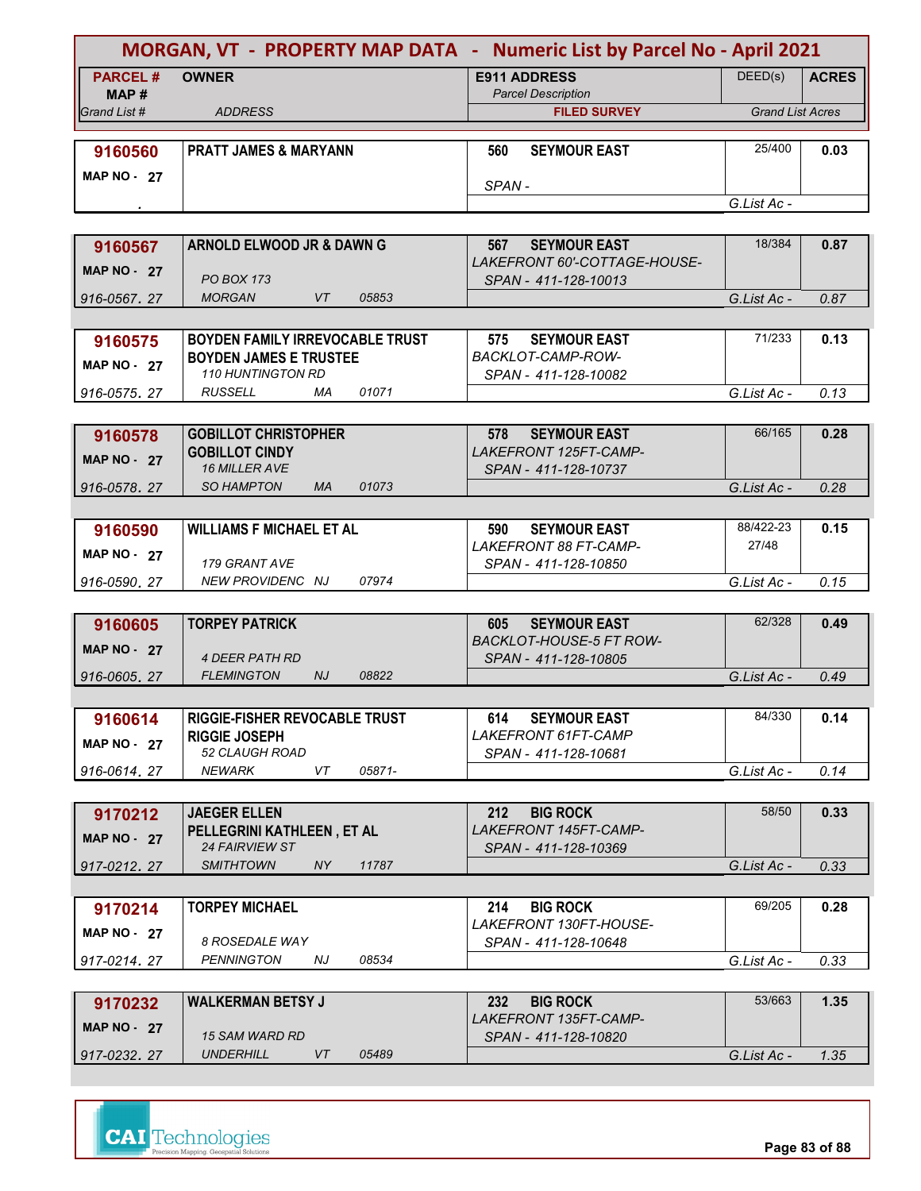# MORGAN, VT - PROPERTY MAP DATA - Numeric List by Parcel No - April 2021

| PARCEL # / MAP # / Grand List # | OWNER / ADDRESS | E911 ADDRESS / Parcel Description / FILED SURVEY | DEED(s) | ACRES / Grand List Acres |
|---|---|---|---|---|
| 9160560 MAP NO - 27 . | PRATT JAMES & MARYANN | 560 SEYMOUR EAST SPAN - | 25/400 | 0.03 G.List Ac - |
| 9160567 MAP NO - 27 916-0567. 27 | ARNOLD ELWOOD JR & DAWN G PO BOX 173 MORGAN VT 05853 | 567 SEYMOUR EAST LAKEFRONT 60'-COTTAGE-HOUSE- SPAN - 411-128-10013 | 18/384 | 0.87 G.List Ac - 0.87 |
| 9160575 MAP NO - 27 916-0575. 27 | BOYDEN FAMILY IRREVOCABLE TRUST BOYDEN JAMES E TRUSTEE 110 HUNTINGTON RD RUSSELL MA 01071 | 575 SEYMOUR EAST BACKLOT-CAMP-ROW- SPAN - 411-128-10082 | 71/233 | 0.13 G.List Ac - 0.13 |
| 9160578 MAP NO - 27 916-0578. 27 | GOBILLOT CHRISTOPHER GOBILLOT CINDY 16 MILLER AVE SO HAMPTON MA 01073 | 578 SEYMOUR EAST LAKEFRONT 125FT-CAMP- SPAN - 411-128-10737 | 66/165 | 0.28 G.List Ac - 0.28 |
| 9160590 MAP NO - 27 916-0590. 27 | WILLIAMS F MICHAEL ET AL 179 GRANT AVE NEW PROVIDENC NJ 07974 | 590 SEYMOUR EAST LAKEFRONT 88 FT-CAMP- SPAN - 411-128-10850 | 88/422-23 27/48 | 0.15 G.List Ac - 0.15 |
| 9160605 MAP NO - 27 916-0605. 27 | TORPEY PATRICK 4 DEER PATH RD FLEMINGTON NJ 08822 | 605 SEYMOUR EAST BACKLOT-HOUSE-5 FT ROW- SPAN - 411-128-10805 | 62/328 | 0.49 G.List Ac - 0.49 |
| 9160614 MAP NO - 27 916-0614. 27 | RIGGIE-FISHER REVOCABLE TRUST RIGGIE JOSEPH 52 CLAUGH ROAD NEWARK VT 05871- | 614 SEYMOUR EAST LAKEFRONT 61FT-CAMP SPAN - 411-128-10681 | 84/330 | 0.14 G.List Ac - 0.14 |
| 9170212 MAP NO - 27 917-0212. 27 | JAEGER ELLEN PELLEGRINI KATHLEEN , ET AL 24 FAIRVIEW ST SMITHTOWN NY 11787 | 212 BIG ROCK LAKEFRONT 145FT-CAMP- SPAN - 411-128-10369 | 58/50 | 0.33 G.List Ac - 0.33 |
| 9170214 MAP NO - 27 917-0214. 27 | TORPEY MICHAEL 8 ROSEDALE WAY PENNINGTON NJ 08534 | 214 BIG ROCK LAKEFRONT 130FT-HOUSE- SPAN - 411-128-10648 | 69/205 | 0.28 G.List Ac - 0.33 |
| 9170232 MAP NO - 27 917-0232. 27 | WALKERMAN BETSY J 15 SAM WARD RD UNDERHILL VT 05489 | 232 BIG ROCK LAKEFRONT 135FT-CAMP- SPAN - 411-128-10820 | 53/663 | 1.35 G.List Ac - 1.35 |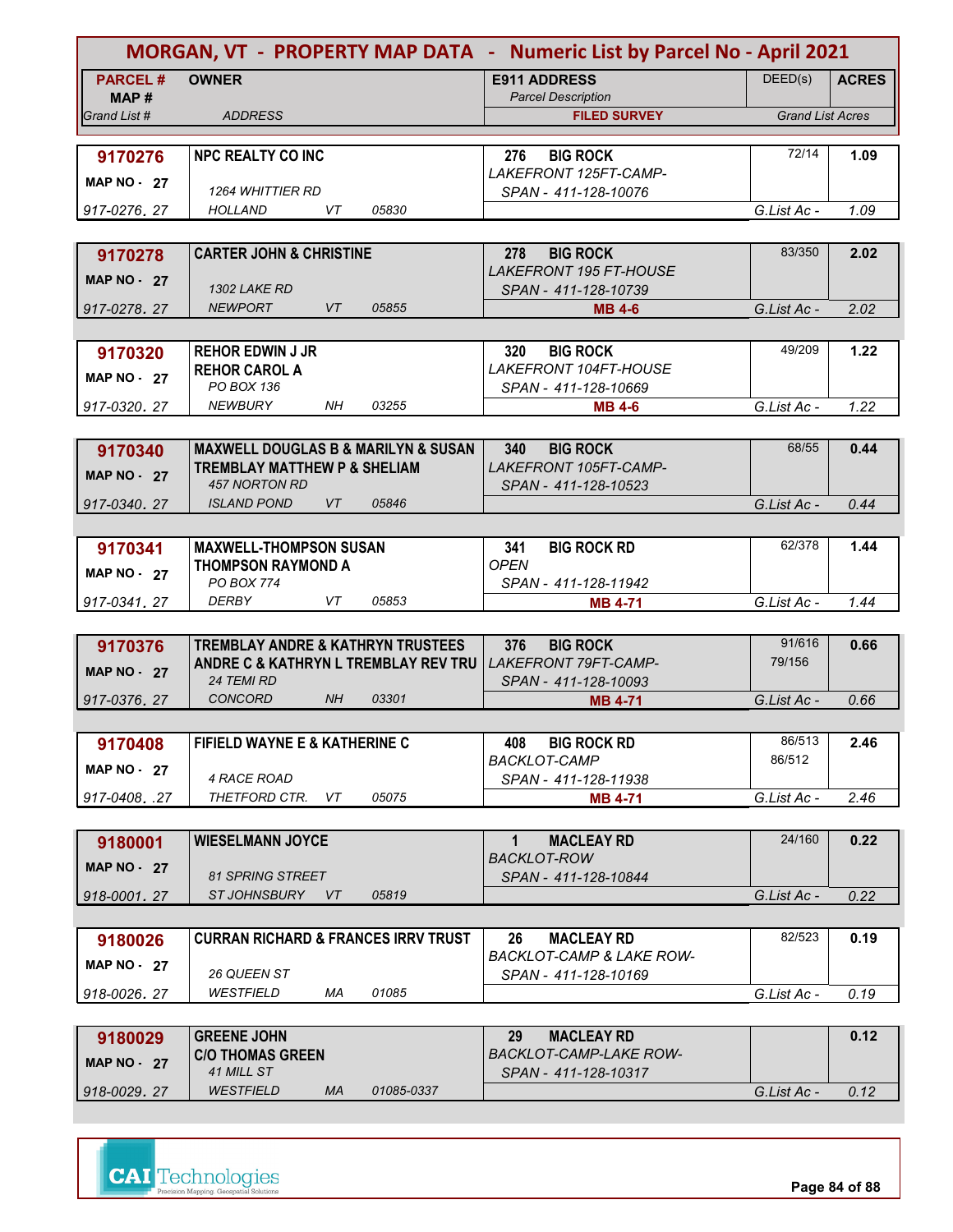# MORGAN, VT - PROPERTY MAP DATA - Numeric List by Parcel No - April 2021

| PARCEL # / MAP # / Grand List # | OWNER / ADDRESS | E911 ADDRESS / Parcel Description / FILED SURVEY | DEED(s) | ACRES / Grand List Acres |
|---|---|---|---|---|
| **9170276** MAP NO - 27 917-0276. 27 | **NPC REALTY CO INC** 1264 WHITTIER RD HOLLAND VT 05830 | **276 BIG ROCK** LAKEFRONT 125FT-CAMP- SPAN - 411-128-10076 | 72/14 | **1.09** G.List Ac - 1.09 |
| **9170278** MAP NO - 27 917-0278. 27 | **CARTER JOHN & CHRISTINE** 1302 LAKE RD NEWPORT VT 05855 | **278 BIG ROCK** LAKEFRONT 195 FT-HOUSE SPAN - 411-128-10739 **MB 4-6** | 83/350 | **2.02** G.List Ac - 2.02 |
| **9170320** MAP NO - 27 917-0320. 27 | **REHOR EDWIN J JR** **REHOR CAROL A** PO BOX 136 NEWBURY NH 03255 | **320 BIG ROCK** LAKEFRONT 104FT-HOUSE SPAN - 411-128-10669 **MB 4-6** | 49/209 | **1.22** G.List Ac - 1.22 |
| **9170340** MAP NO - 27 917-0340. 27 | **MAXWELL DOUGLAS B & MARILYN & SUSAN** **TREMBLAY MATTHEW P & SHELIAM** 457 NORTON RD ISLAND POND VT 05846 | **340 BIG ROCK** LAKEFRONT 105FT-CAMP- SPAN - 411-128-10523 | 68/55 | **0.44** G.List Ac - 0.44 |
| **9170341** MAP NO - 27 917-0341. 27 | **MAXWELL-THOMPSON SUSAN** **THOMPSON RAYMOND A** PO BOX 774 DERBY VT 05853 | **341 BIG ROCK RD** OPEN SPAN - 411-128-11942 **MB 4-71** | 62/378 | **1.44** G.List Ac - 1.44 |
| **9170376** MAP NO - 27 917-0376. 27 | **TREMBLAY ANDRE & KATHRYN TRUSTEES** **ANDRE C & KATHRYN L TREMBLAY REV TRU** 24 TEMI RD CONCORD NH 03301 | **376 BIG ROCK** LAKEFRONT 79FT-CAMP- SPAN - 411-128-10093 **MB 4-71** | 91/616 79/156 | **0.66** G.List Ac - 0.66 |
| **9170408** MAP NO - 27 917-0408. .27 | **FIFIELD WAYNE E & KATHERINE C** 4 RACE ROAD THETFORD CTR. VT 05075 | **408 BIG ROCK RD** BACKLOT-CAMP SPAN - 411-128-11938 **MB 4-71** | 86/513 86/512 | **2.46** G.List Ac - 2.46 |
| **9180001** MAP NO - 27 918-0001. 27 | **WIESELMANN JOYCE** 81 SPRING STREET ST JOHNSBURY VT 05819 | **1 MACLEAY RD** BACKLOT-ROW SPAN - 411-128-10844 | 24/160 | **0.22** G.List Ac - 0.22 |
| **9180026** MAP NO - 27 918-0026. 27 | **CURRAN RICHARD & FRANCES IRRV TRUST** 26 QUEEN ST WESTFIELD MA 01085 | **26 MACLEAY RD** BACKLOT-CAMP & LAKE ROW- SPAN - 411-128-10169 | 82/523 | **0.19** G.List Ac - 0.19 |
| **9180029** MAP NO - 27 918-0029. 27 | **GREENE JOHN** **C/O THOMAS GREEN** 41 MILL ST WESTFIELD MA 01085-0337 | **29 MACLEAY RD** BACKLOT-CAMP-LAKE ROW- SPAN - 411-128-10317 | | **0.12** G.List Ac - 0.12 |

CAI Technologies — Precision Mapping. Geospatial Solutions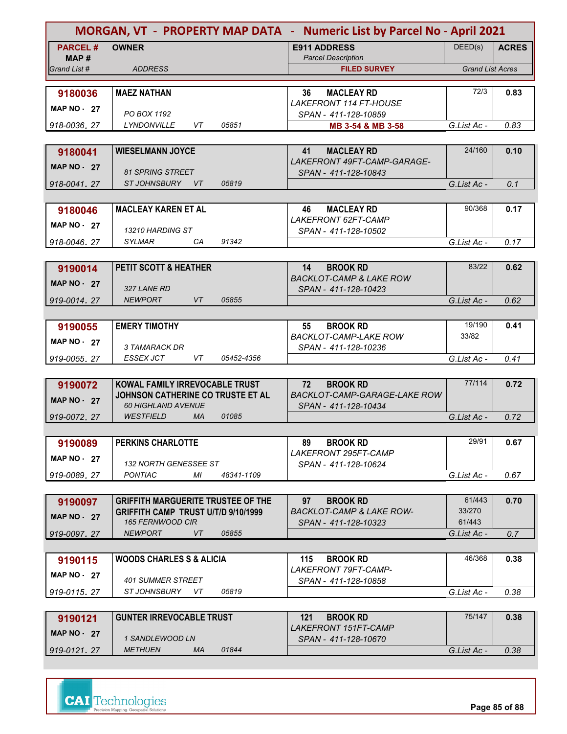# MORGAN, VT - PROPERTY MAP DATA - Numeric List by Parcel No - April 2021

| PARCEL # / MAP # / Grand List # | OWNER / ADDRESS | E911 ADDRESS / Parcel Description / FILED SURVEY | DEED(s) | ACRES / Grand List Acres |
|---|---|---|---|---|
| **9180036** MAP NO - 27 918-0036. 27 | **MAEZ NATHAN** PO BOX 1192 LYNDONVILLE VT 05851 | 36 MACLEAY RD LAKEFRONT 114 FT-HOUSE SPAN - 411-128-10859 **MB 3-54 & MB 3-58** | 72/3 | **0.83** G.List Ac - 0.83 |
| **9180041** MAP NO - 27 918-0041. 27 | **WIESELMANN JOYCE** 81 SPRING STREET ST JOHNSBURY VT 05819 | 41 MACLEAY RD LAKEFRONT 49FT-CAMP-GARAGE- SPAN - 411-128-10843 | 24/160 | **0.10** G.List Ac - 0.1 |
| **9180046** MAP NO - 27 918-0046. 27 | **MACLEAY KAREN ET AL** 13210 HARDING ST SYLMAR CA 91342 | 46 MACLEAY RD LAKEFRONT 62FT-CAMP SPAN - 411-128-10502 | 90/368 | **0.17** G.List Ac - 0.17 |
| **9190014** MAP NO - 27 919-0014. 27 | **PETIT SCOTT & HEATHER** 327 LANE RD NEWPORT VT 05855 | 14 BROOK RD BACKLOT-CAMP & LAKE ROW SPAN - 411-128-10423 | 83/22 | **0.62** G.List Ac - 0.62 |
| **9190055** MAP NO - 27 919-0055. 27 | **EMERY TIMOTHY** 3 TAMARACK DR ESSEX JCT VT 05452-4356 | 55 BROOK RD BACKLOT-CAMP-LAKE ROW SPAN - 411-128-10236 | 19/190 33/82 | **0.41** G.List Ac - 0.41 |
| **9190072** MAP NO - 27 919-0072. 27 | **KOWAL FAMILY IRREVOCABLE TRUST JOHNSON CATHERINE CO TRUSTE ET AL** 60 HIGHLAND AVENUE WESTFIELD MA 01085 | 72 BROOK RD BACKLOT-CAMP-GARAGE-LAKE ROW SPAN - 411-128-10434 | 77/114 | **0.72** G.List Ac - 0.72 |
| **9190089** MAP NO - 27 919-0089. 27 | **PERKINS CHARLOTTE** 132 NORTH GENESSEE ST PONTIAC MI 48341-1109 | 89 BROOK RD LAKEFRONT 295FT-CAMP SPAN - 411-128-10624 | 29/91 | **0.67** G.List Ac - 0.67 |
| **9190097** MAP NO - 27 919-0097. 27 | **GRIFFITH MARGUERITE TRUSTEE OF THE GRIFFITH CAMP TRUST U/T/D 9/10/1999** 165 FERNWOOD CIR NEWPORT VT 05855 | 97 BROOK RD BACKLOT-CAMP & LAKE ROW- SPAN - 411-128-10323 | 61/443 33/270 61/443 | **0.70** G.List Ac - 0.7 |
| **9190115** MAP NO - 27 919-0115. 27 | **WOODS CHARLES S & ALICIA** 401 SUMMER STREET ST JOHNSBURY VT 05819 | 115 BROOK RD LAKEFRONT 79FT-CAMP- SPAN - 411-128-10858 | 46/368 | **0.38** G.List Ac - 0.38 |
| **9190121** MAP NO - 27 919-0121. 27 | **GUNTER IRREVOCABLE TRUST** 1 SANDLEWOOD LN METHUEN MA 01844 | 121 BROOK RD LAKEFRONT 151FT-CAMP SPAN - 411-128-10670 | 75/147 | **0.38** G.List Ac - 0.38 |

CAI Technologies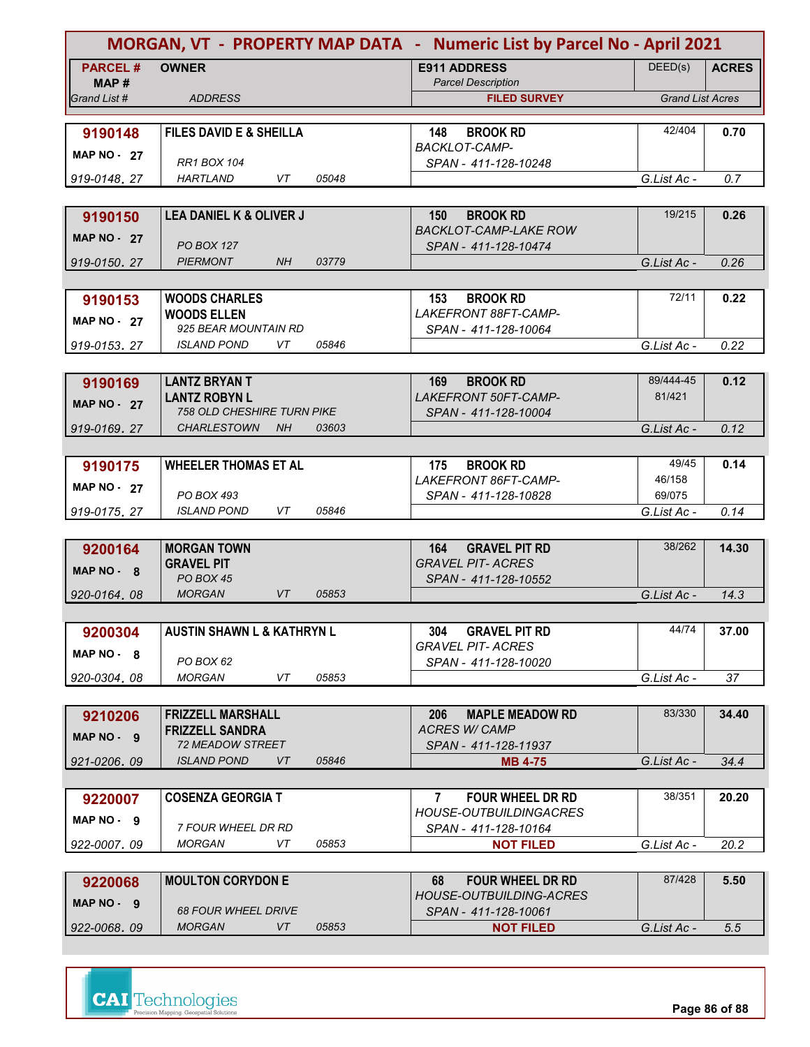# MORGAN, VT - PROPERTY MAP DATA - Numeric List by Parcel No - April 2021

| PARCEL # / MAP # / Grand List # | OWNER / ADDRESS | E911 ADDRESS / Parcel Description / FILED SURVEY | DEED(s) | ACRES / Grand List Acres |
|---|---|---|---|---|
| **9190148** MAP NO - 27 919-0148. 27 | **FILES DAVID E & SHEILLA** RR1 BOX 104 HARTLAND VT 05048 | **148 BROOK RD** BACKLOT-CAMP- SPAN - 411-128-10248 | 42/404 | **0.70** G.List Ac - 0.7 |
| **9190150** MAP NO - 27 919-0150. 27 | **LEA DANIEL K & OLIVER J** PO BOX 127 PIERMONT NH 03779 | **150 BROOK RD** BACKLOT-CAMP-LAKE ROW SPAN - 411-128-10474 | 19/215 | **0.26** G.List Ac - 0.26 |
| **9190153** MAP NO - 27 919-0153. 27 | **WOODS CHARLES** **WOODS ELLEN** 925 BEAR MOUNTAIN RD ISLAND POND VT 05846 | **153 BROOK RD** LAKEFRONT 88FT-CAMP- SPAN - 411-128-10064 | 72/11 | **0.22** G.List Ac - 0.22 |
| **9190169** MAP NO - 27 919-0169. 27 | **LANTZ BRYAN T** **LANTZ ROBYN L** 758 OLD CHESHIRE TURN PIKE CHARLESTOWN NH 03603 | **169 BROOK RD** LAKEFRONT 50FT-CAMP- SPAN - 411-128-10004 | 89/444-45 81/421 | **0.12** G.List Ac - 0.12 |
| **9190175** MAP NO - 27 919-0175. 27 | **WHEELER THOMAS ET AL** PO BOX 493 ISLAND POND VT 05846 | **175 BROOK RD** LAKEFRONT 86FT-CAMP- SPAN - 411-128-10828 | 49/45 46/158 69/075 | **0.14** G.List Ac - 0.14 |
| **9200164** MAP NO - 8 920-0164. 08 | **MORGAN TOWN** **GRAVEL PIT** PO BOX 45 MORGAN VT 05853 | **164 GRAVEL PIT RD** GRAVEL PIT- ACRES SPAN - 411-128-10552 | 38/262 | **14.30** G.List Ac - 14.3 |
| **9200304** MAP NO - 8 920-0304. 08 | **AUSTIN SHAWN L & KATHRYN L** PO BOX 62 MORGAN VT 05853 | **304 GRAVEL PIT RD** GRAVEL PIT- ACRES SPAN - 411-128-10020 | 44/74 | **37.00** G.List Ac - 37 |
| **9210206** MAP NO - 9 921-0206. 09 | **FRIZZELL MARSHALL** **FRIZZELL SANDRA** 72 MEADOW STREET ISLAND POND VT 05846 | **206 MAPLE MEADOW RD** ACRES W/ CAMP SPAN - 411-128-11937 **MB 4-75** | 83/330 | **34.40** G.List Ac - 34.4 |
| **9220007** MAP NO - 9 922-0007. 09 | **COSENZA GEORGIA T** 7 FOUR WHEEL DR RD MORGAN VT 05853 | **7 FOUR WHEEL DR RD** HOUSE-OUTBUILDINGACRES SPAN - 411-128-10164 **NOT FILED** | 38/351 | **20.20** G.List Ac - 20.2 |
| **9220068** MAP NO - 9 922-0068. 09 | **MOULTON CORYDON E** 68 FOUR WHEEL DRIVE MORGAN VT 05853 | **68 FOUR WHEEL DR RD** HOUSE-OUTBUILDING-ACRES SPAN - 411-128-10061 **NOT FILED** | 87/428 | **5.50** G.List Ac - 5.5 |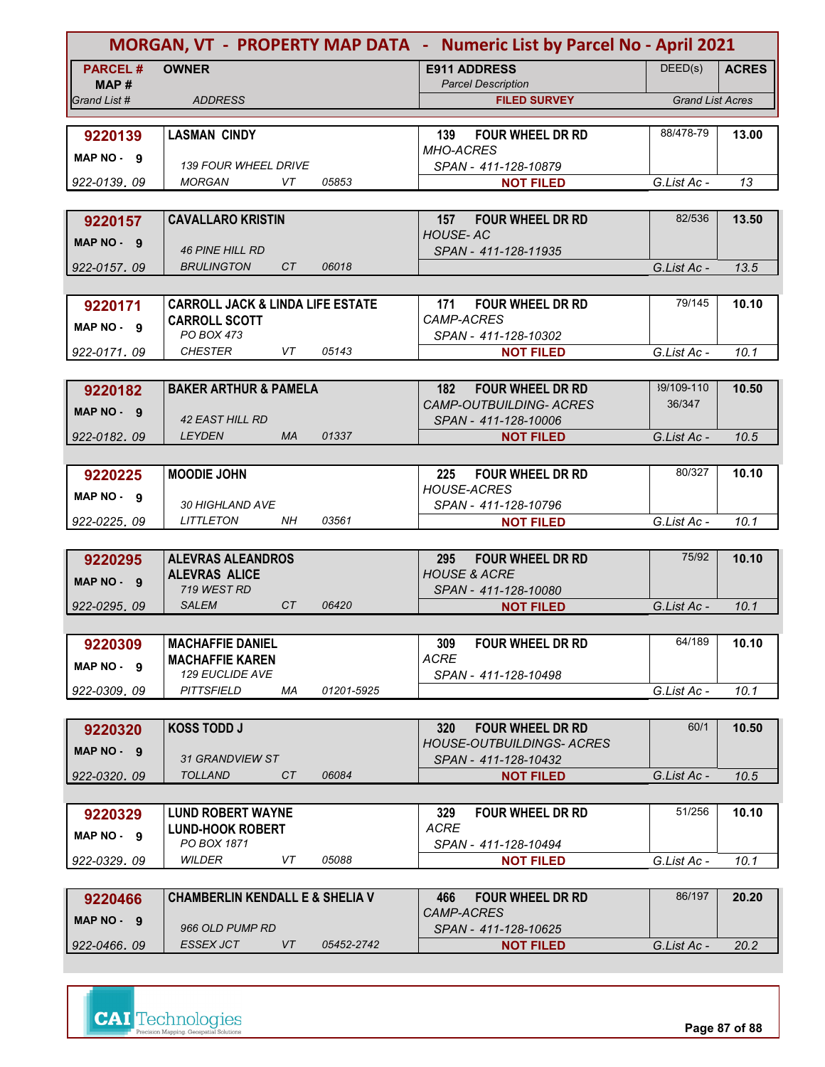# MORGAN, VT - PROPERTY MAP DATA - Numeric List by Parcel No - April 2021

| PARCEL # / MAP # / Grand List # | OWNER / ADDRESS | E911 ADDRESS / Parcel Description / FILED SURVEY | DEED(s) | ACRES / Grand List Acres |
|---|---|---|---|---|
| **9220139** MAP NO - 9 922-0139. 09 | **LASMAN CINDY** 139 FOUR WHEEL DRIVE MORGAN VT 05853 | **139 FOUR WHEEL DR RD** MHO-ACRES SPAN - 411-128-10879 **NOT FILED** | 88/478-79 | **13.00** G.List Ac - 13 |
| **9220157** MAP NO - 9 922-0157. 09 | **CAVALLARO KRISTIN** 46 PINE HILL RD BRULINGTON CT 06018 | **157 FOUR WHEEL DR RD** HOUSE- AC SPAN - 411-128-11935 | 82/536 | **13.50** G.List Ac - 13.5 |
| **9220171** MAP NO - 9 922-0171. 09 | **CARROLL JACK & LINDA LIFE ESTATE** **CARROLL SCOTT** PO BOX 473 CHESTER VT 05143 | **171 FOUR WHEEL DR RD** CAMP-ACRES SPAN - 411-128-10302 **NOT FILED** | 79/145 | **10.10** G.List Ac - 10.1 |
| **9220182** MAP NO - 9 922-0182. 09 | **BAKER ARTHUR & PAMELA** 42 EAST HILL RD LEYDEN MA 01337 | **182 FOUR WHEEL DR RD** CAMP-OUTBUILDING- ACRES SPAN - 411-128-10006 **NOT FILED** | 39/109-110 36/347 | **10.50** G.List Ac - 10.5 |
| **9220225** MAP NO - 9 922-0225. 09 | **MOODIE JOHN** 30 HIGHLAND AVE LITTLETON NH 03561 | **225 FOUR WHEEL DR RD** HOUSE-ACRES SPAN - 411-128-10796 **NOT FILED** | 80/327 | **10.10** G.List Ac - 10.1 |
| **9220295** MAP NO - 9 922-0295. 09 | **ALEVRAS ALEANDROS** **ALEVRAS ALICE** 719 WEST RD SALEM CT 06420 | **295 FOUR WHEEL DR RD** HOUSE & ACRE SPAN - 411-128-10080 **NOT FILED** | 75/92 | **10.10** G.List Ac - 10.1 |
| **9220309** MAP NO - 9 922-0309. 09 | **MACHAFFIE DANIEL** **MACHAFFIE KAREN** 129 EUCLIDE AVE PITTSFIELD MA 01201-5925 | **309 FOUR WHEEL DR RD** ACRE SPAN - 411-128-10498 | 64/189 | **10.10** G.List Ac - 10.1 |
| **9220320** MAP NO - 9 922-0320. 09 | **KOSS TODD J** 31 GRANDVIEW ST TOLLAND CT 06084 | **320 FOUR WHEEL DR RD** HOUSE-OUTBUILDINGS- ACRES SPAN - 411-128-10432 **NOT FILED** | 60/1 | **10.50** G.List Ac - 10.5 |
| **9220329** MAP NO - 9 922-0329. 09 | **LUND ROBERT WAYNE** **LUND-HOOK ROBERT** PO BOX 1871 WILDER VT 05088 | **329 FOUR WHEEL DR RD** ACRE SPAN - 411-128-10494 **NOT FILED** | 51/256 | **10.10** G.List Ac - 10.1 |
| **9220466** MAP NO - 9 922-0466. 09 | **CHAMBERLIN KENDALL E & SHELIA V** 966 OLD PUMP RD ESSEX JCT VT 05452-2742 | **466 FOUR WHEEL DR RD** CAMP-ACRES SPAN - 411-128-10625 **NOT FILED** | 86/197 | **20.20** G.List Ac - 20.2 |

CAI Technologies
Precision Mapping. Geospatial Solutions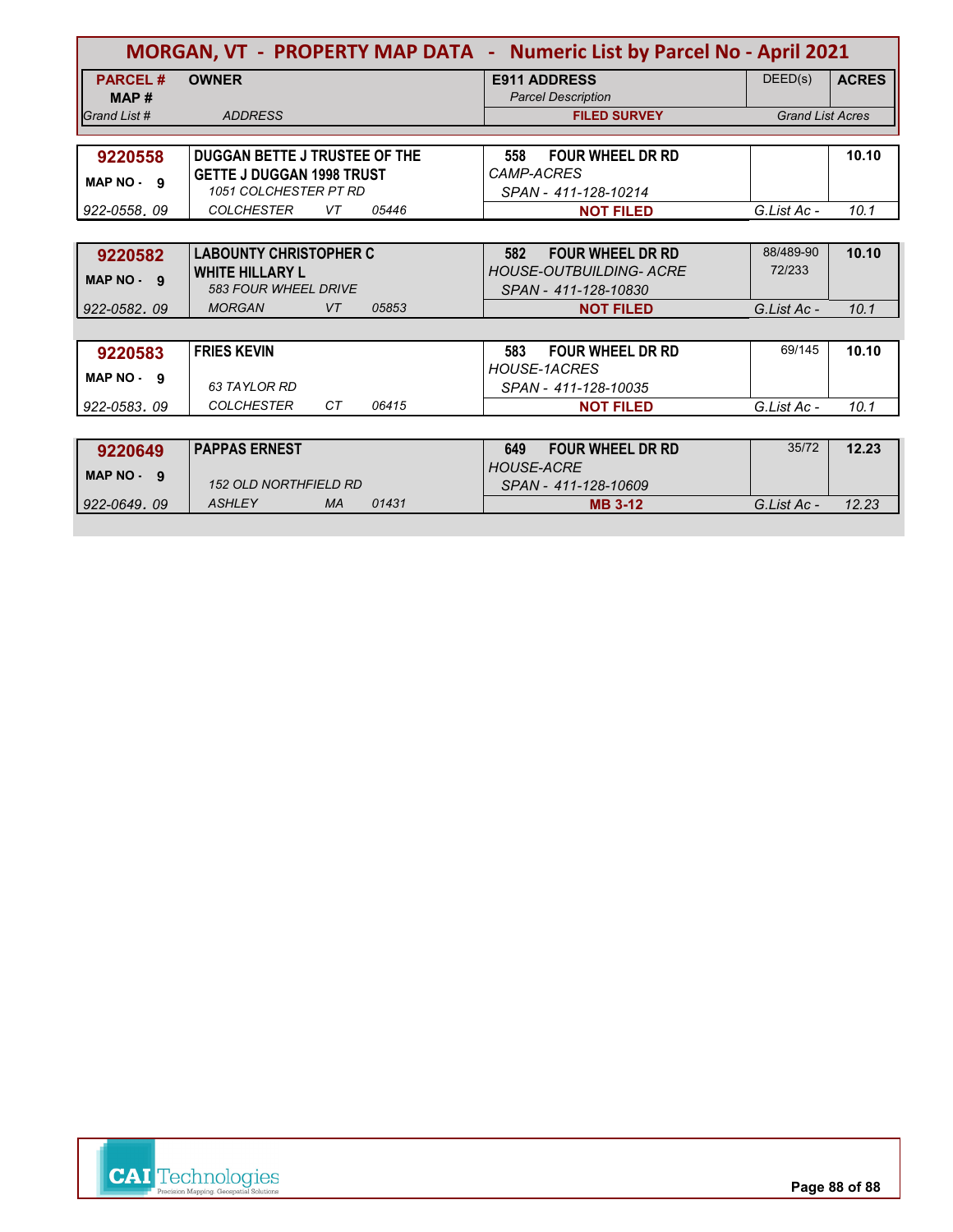# MORGAN, VT - PROPERTY MAP DATA - Numeric List by Parcel No - April 2021

| PARCEL # / MAP # / Grand List # | OWNER / ADDRESS | E911 ADDRESS / Parcel Description / FILED SURVEY | DEED(s) | ACRES / Grand List Acres |
|---|---|---|---|---|
| **9220558** MAP NO - 9 922-0558. 09 | DUGGAN BETTE J TRUSTEE OF THE GETTE J DUGGAN 1998 TRUST 1051 COLCHESTER PT RD COLCHESTER VT 05446 | 558 FOUR WHEEL DR RD CAMP-ACRES SPAN - 411-128-10214 NOT FILED | | 10.10 G.List Ac - 10.1 |
| **9220582** MAP NO - 9 922-0582. 09 | LABOUNTY CHRISTOPHER C WHITE HILLARY L 583 FOUR WHEEL DRIVE MORGAN VT 05853 | 582 FOUR WHEEL DR RD HOUSE-OUTBUILDING- ACRE SPAN - 411-128-10830 NOT FILED | 88/489-90 72/233 | 10.10 G.List Ac - 10.1 |
| **9220583** MAP NO - 9 922-0583. 09 | FRIES KEVIN 63 TAYLOR RD COLCHESTER CT 06415 | 583 FOUR WHEEL DR RD HOUSE-1ACRES SPAN - 411-128-10035 NOT FILED | 69/145 | 10.10 G.List Ac - 10.1 |
| **9220649** MAP NO - 9 922-0649. 09 | PAPPAS ERNEST 152 OLD NORTHFIELD RD ASHLEY MA 01431 | 649 FOUR WHEEL DR RD HOUSE-ACRE SPAN - 411-128-10609 MB 3-12 | 35/72 | 12.23 G.List Ac - 12.23 |